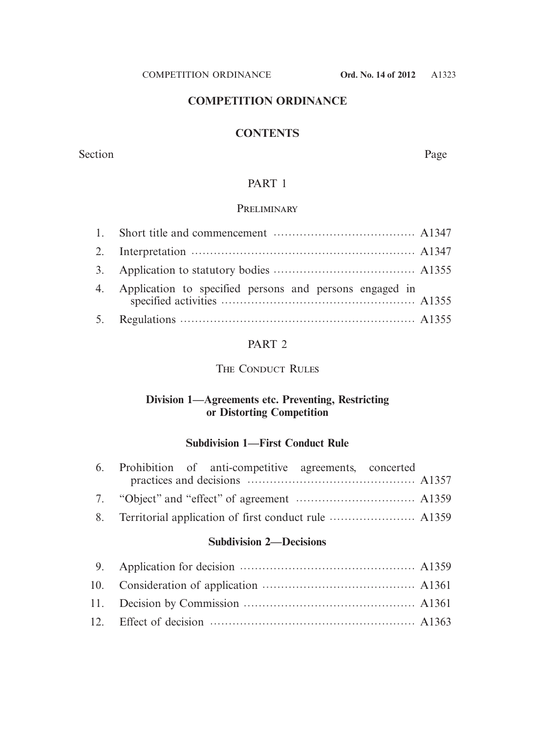# COMPETITION ORDINANCE

## CONTENTS

| Section | | Page |
|---|---|---|
| | **PART 1** | |
| | **PRELIMINARY** | |
| 1. | Short title and commencement | A1347 |
| 2. | Interpretation | A1347 |
| 3. | Application to statutory bodies | A1355 |
| 4. | Application to specified persons and persons engaged in specified activities | A1355 |
| 5. | Regulations | A1355 |
| | **PART 2** | |
| | **THE CONDUCT RULES** | |
| | **Division 1—Agreements etc. Preventing, Restricting or Distorting Competition** | |
| | **Subdivision 1—First Conduct Rule** | |
| 6. | Prohibition of anti-competitive agreements, concerted practices and decisions | A1357 |
| 7. | "Object" and "effect" of agreement | A1359 |
| 8. | Territorial application of first conduct rule | A1359 |
| | **Subdivision 2—Decisions** | |
| 9. | Application for decision | A1359 |
| 10. | Consideration of application | A1361 |
| 11. | Decision by Commission | A1361 |
| 12. | Effect of decision | A1363 |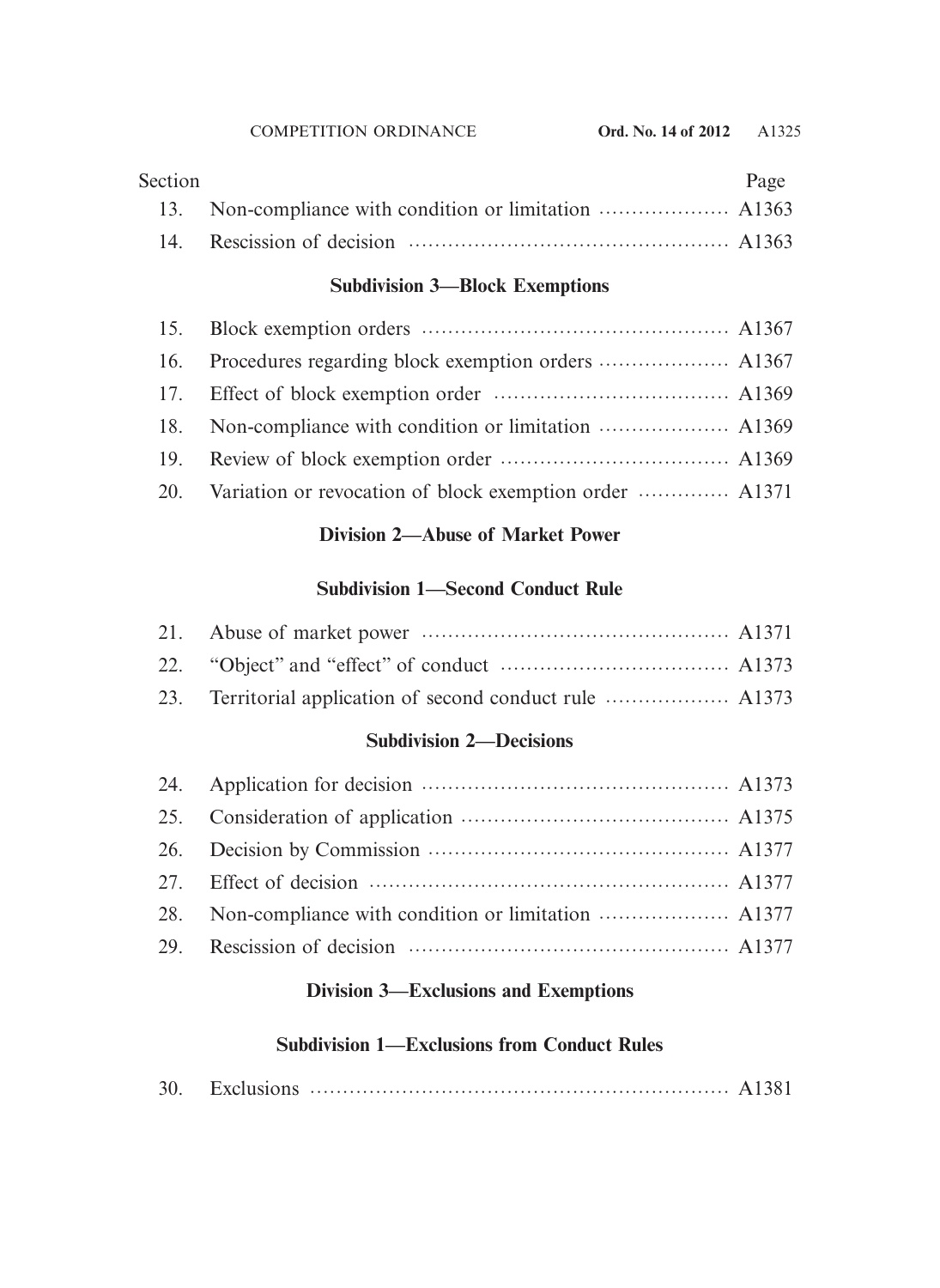| Section | | Page |
|---|---|---|
| 13. | Non-compliance with condition or limitation | A1363 |
| 14. | Rescission of decision | A1363 |

**Subdivision 3—Block Exemptions**

| Section | | Page |
|---|---|---|
| 15. | Block exemption orders | A1367 |
| 16. | Procedures regarding block exemption orders | A1367 |
| 17. | Effect of block exemption order | A1369 |
| 18. | Non-compliance with condition or limitation | A1369 |
| 19. | Review of block exemption order | A1369 |
| 20. | Variation or revocation of block exemption order | A1371 |

**Division 2—Abuse of Market Power**

**Subdivision 1—Second Conduct Rule**

| Section | | Page |
|---|---|---|
| 21. | Abuse of market power | A1371 |
| 22. | "Object" and "effect" of conduct | A1373 |
| 23. | Territorial application of second conduct rule | A1373 |

**Subdivision 2—Decisions**

| Section | | Page |
|---|---|---|
| 24. | Application for decision | A1373 |
| 25. | Consideration of application | A1375 |
| 26. | Decision by Commission | A1377 |
| 27. | Effect of decision | A1377 |
| 28. | Non-compliance with condition or limitation | A1377 |
| 29. | Rescission of decision | A1377 |

**Division 3—Exclusions and Exemptions**

**Subdivision 1—Exclusions from Conduct Rules**

| Section | | Page |
|---|---|---|
| 30. | Exclusions | A1381 |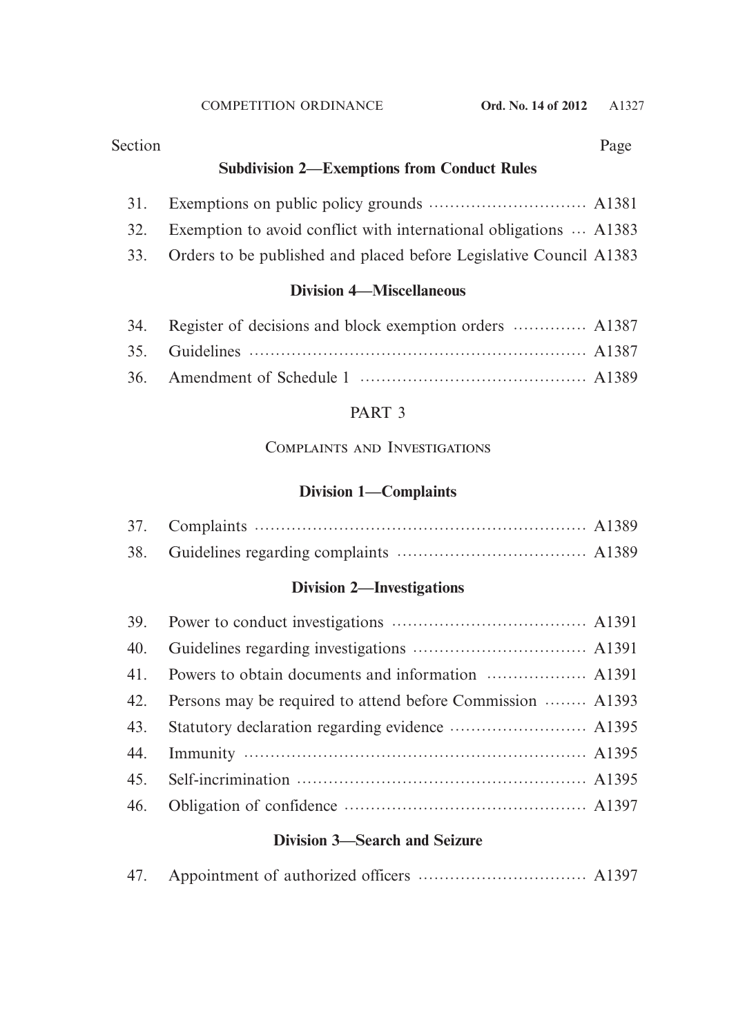| Section | | Page |
|---|---|---|

**Subdivision 2—Exemptions from Conduct Rules**

| | | |
|---|---|---|
| 31. | Exemptions on public policy grounds | A1381 |
| 32. | Exemption to avoid conflict with international obligations | A1383 |
| 33. | Orders to be published and placed before Legislative Council | A1383 |

**Division 4—Miscellaneous**

| | | |
|---|---|---|
| 34. | Register of decisions and block exemption orders | A1387 |
| 35. | Guidelines | A1387 |
| 36. | Amendment of Schedule 1 | A1389 |

PART 3

COMPLAINTS AND INVESTIGATIONS

**Division 1—Complaints**

| | | |
|---|---|---|
| 37. | Complaints | A1389 |
| 38. | Guidelines regarding complaints | A1389 |

**Division 2—Investigations**

| | | |
|---|---|---|
| 39. | Power to conduct investigations | A1391 |
| 40. | Guidelines regarding investigations | A1391 |
| 41. | Powers to obtain documents and information | A1391 |
| 42. | Persons may be required to attend before Commission | A1393 |
| 43. | Statutory declaration regarding evidence | A1395 |
| 44. | Immunity | A1395 |
| 45. | Self-incrimination | A1395 |
| 46. | Obligation of confidence | A1397 |

**Division 3—Search and Seizure**

| | | |
|---|---|---|
| 47. | Appointment of authorized officers | A1397 |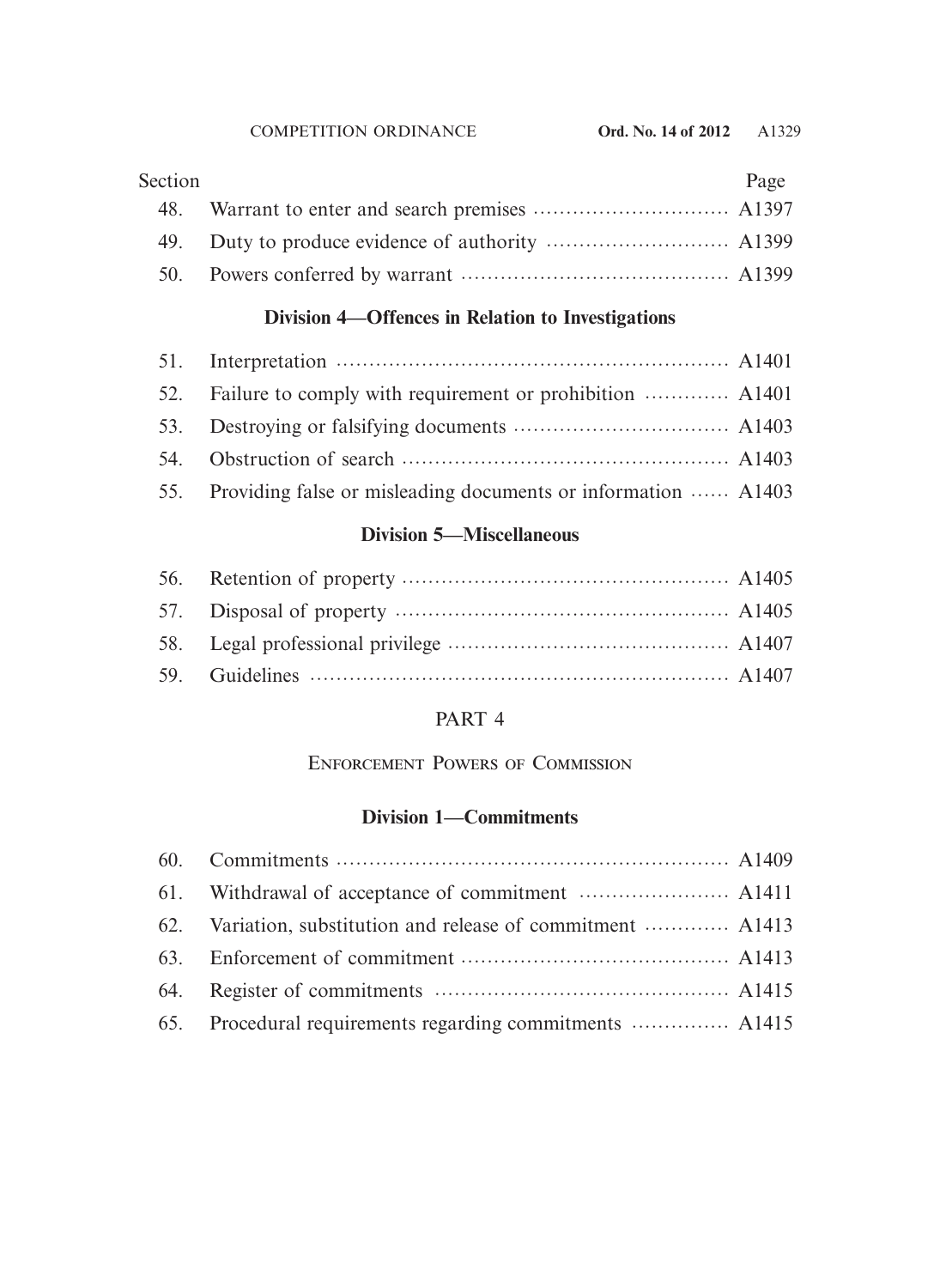| Section | | Page |
|---|---|---|
| 48. | Warrant to enter and search premises | A1397 |
| 49. | Duty to produce evidence of authority | A1399 |
| 50. | Powers conferred by warrant | A1399 |

**Division 4—Offences in Relation to Investigations**

| | | |
|---|---|---|
| 51. | Interpretation | A1401 |
| 52. | Failure to comply with requirement or prohibition | A1401 |
| 53. | Destroying or falsifying documents | A1403 |
| 54. | Obstruction of search | A1403 |
| 55. | Providing false or misleading documents or information | A1403 |

**Division 5—Miscellaneous**

| | | |
|---|---|---|
| 56. | Retention of property | A1405 |
| 57. | Disposal of property | A1405 |
| 58. | Legal professional privilege | A1407 |
| 59. | Guidelines | A1407 |

## PART 4

## Enforcement Powers of Commission

**Division 1—Commitments**

| | | |
|---|---|---|
| 60. | Commitments | A1409 |
| 61. | Withdrawal of acceptance of commitment | A1411 |
| 62. | Variation, substitution and release of commitment | A1413 |
| 63. | Enforcement of commitment | A1413 |
| 64. | Register of commitments | A1415 |
| 65. | Procedural requirements regarding commitments | A1415 |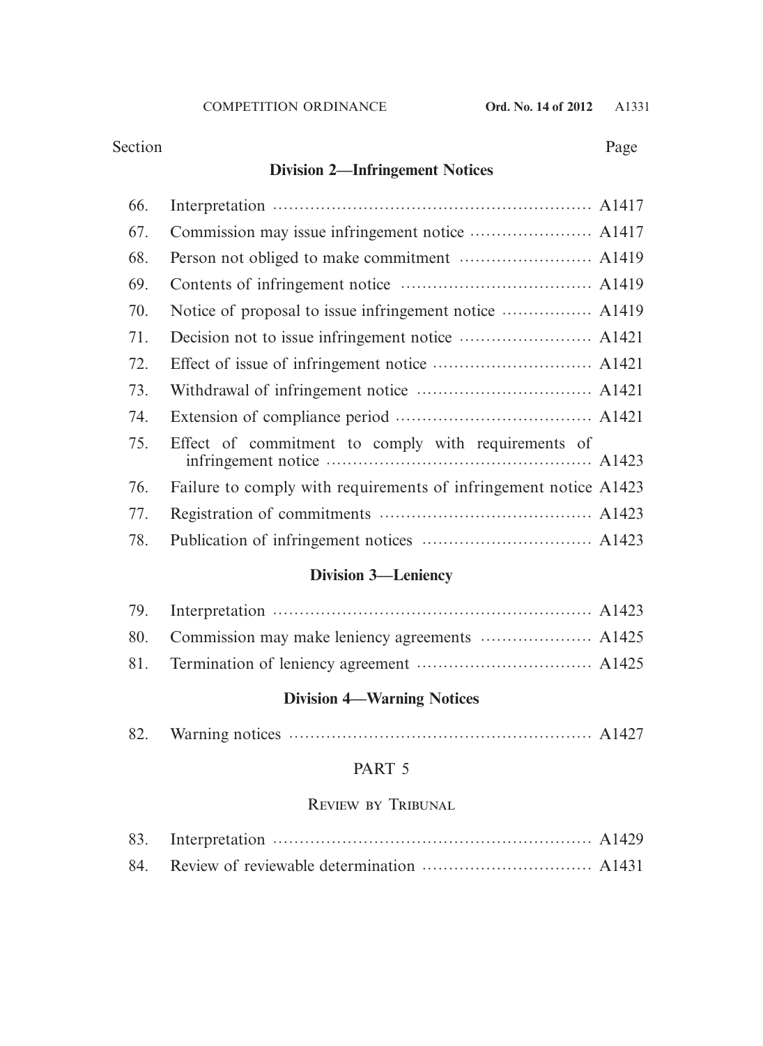| Section | | Page |
|---|---|---|

**Division 2—Infringement Notices**

| | | |
|---|---|---|
| 66. | Interpretation | A1417 |
| 67. | Commission may issue infringement notice | A1417 |
| 68. | Person not obliged to make commitment | A1419 |
| 69. | Contents of infringement notice | A1419 |
| 70. | Notice of proposal to issue infringement notice | A1419 |
| 71. | Decision not to issue infringement notice | A1421 |
| 72. | Effect of issue of infringement notice | A1421 |
| 73. | Withdrawal of infringement notice | A1421 |
| 74. | Extension of compliance period | A1421 |
| 75. | Effect of commitment to comply with requirements of infringement notice | A1423 |
| 76. | Failure to comply with requirements of infringement notice | A1423 |
| 77. | Registration of commitments | A1423 |
| 78. | Publication of infringement notices | A1423 |

**Division 3—Leniency**

| | | |
|---|---|---|
| 79. | Interpretation | A1423 |
| 80. | Commission may make leniency agreements | A1425 |
| 81. | Termination of leniency agreement | A1425 |

**Division 4—Warning Notices**

| | | |
|---|---|---|
| 82. | Warning notices | A1427 |

## PART 5

## Review by Tribunal

| | | |
|---|---|---|
| 83. | Interpretation | A1429 |
| 84. | Review of reviewable determination | A1431 |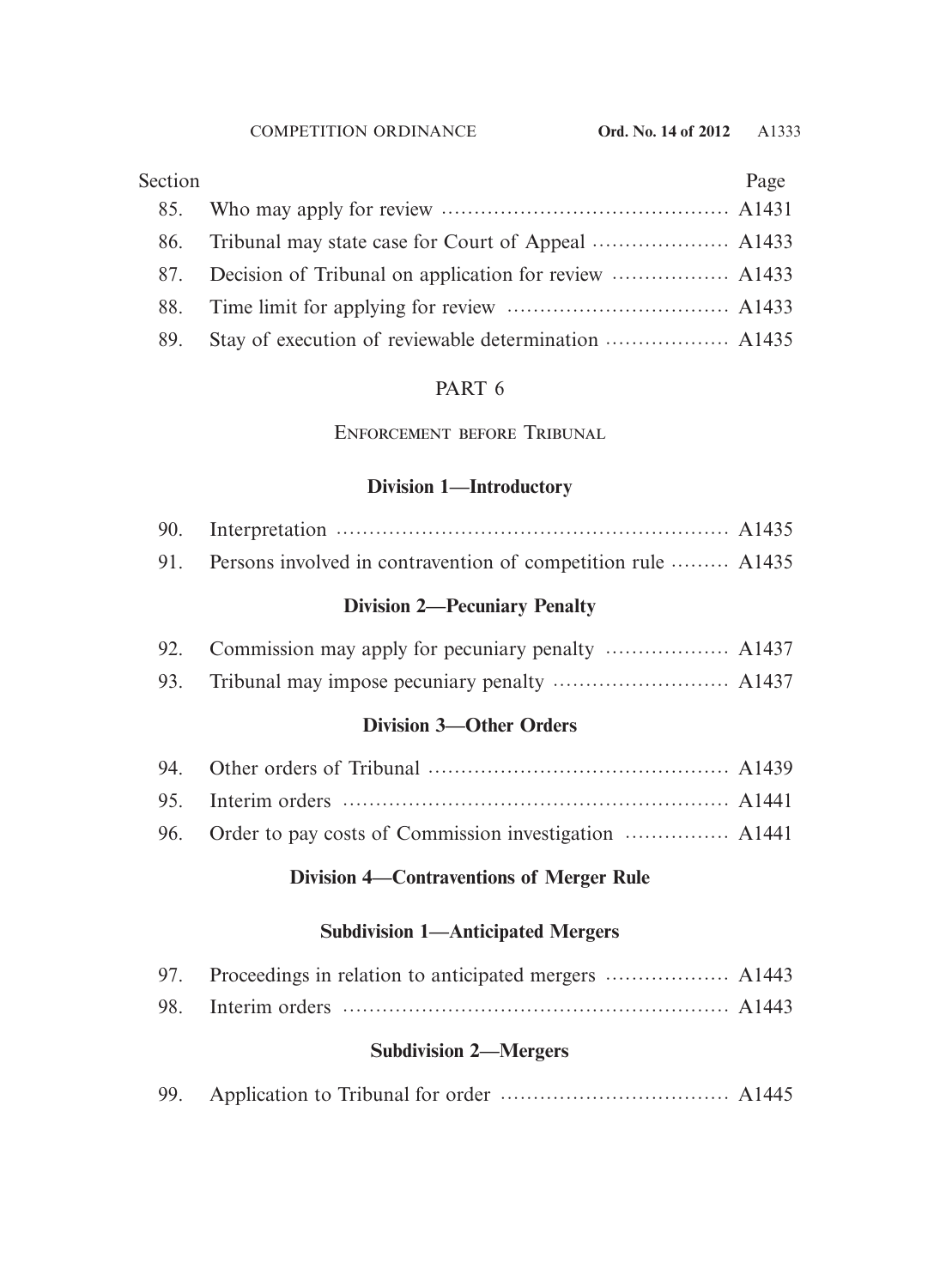| Section | | Page |
|---|---|---|
| 85. | Who may apply for review | A1431 |
| 86. | Tribunal may state case for Court of Appeal | A1433 |
| 87. | Decision of Tribunal on application for review | A1433 |
| 88. | Time limit for applying for review | A1433 |
| 89. | Stay of execution of reviewable determination | A1435 |

## PART 6

## Enforcement before Tribunal

### Division 1—Introductory

| | | |
|---|---|---|
| 90. | Interpretation | A1435 |
| 91. | Persons involved in contravention of competition rule | A1435 |

### Division 2—Pecuniary Penalty

| | | |
|---|---|---|
| 92. | Commission may apply for pecuniary penalty | A1437 |
| 93. | Tribunal may impose pecuniary penalty | A1437 |

### Division 3—Other Orders

| | | |
|---|---|---|
| 94. | Other orders of Tribunal | A1439 |
| 95. | Interim orders | A1441 |
| 96. | Order to pay costs of Commission investigation | A1441 |

### Division 4—Contraventions of Merger Rule

#### Subdivision 1—Anticipated Mergers

| | | |
|---|---|---|
| 97. | Proceedings in relation to anticipated mergers | A1443 |
| 98. | Interim orders | A1443 |

#### Subdivision 2—Mergers

| | | |
|---|---|---|
| 99. | Application to Tribunal for order | A1445 |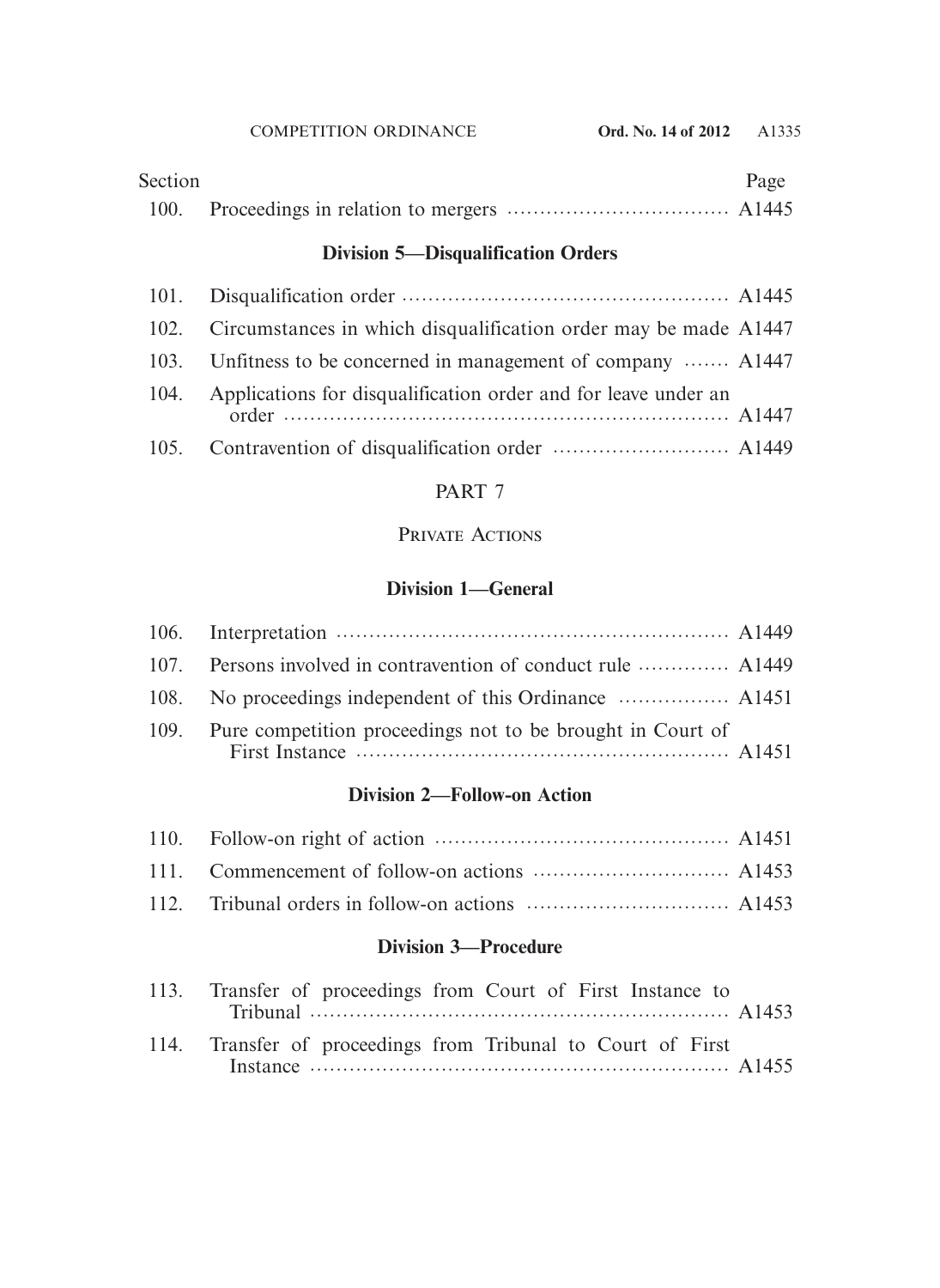| Section | | Page |
|---|---|---|
| 100. | Proceedings in relation to mergers | A1445 |

**Division 5—Disqualification Orders**

| | | |
|---|---|---|
| 101. | Disqualification order | A1445 |
| 102. | Circumstances in which disqualification order may be made | A1447 |
| 103. | Unfitness to be concerned in management of company | A1447 |
| 104. | Applications for disqualification order and for leave under an order | A1447 |
| 105. | Contravention of disqualification order | A1449 |

## PART 7

## PRIVATE ACTIONS

**Division 1—General**

| | | |
|---|---|---|
| 106. | Interpretation | A1449 |
| 107. | Persons involved in contravention of conduct rule | A1449 |
| 108. | No proceedings independent of this Ordinance | A1451 |
| 109. | Pure competition proceedings not to be brought in Court of First Instance | A1451 |

**Division 2—Follow-on Action**

| | | |
|---|---|---|
| 110. | Follow-on right of action | A1451 |
| 111. | Commencement of follow-on actions | A1453 |
| 112. | Tribunal orders in follow-on actions | A1453 |

**Division 3—Procedure**

| | | |
|---|---|---|
| 113. | Transfer of proceedings from Court of First Instance to Tribunal | A1453 |
| 114. | Transfer of proceedings from Tribunal to Court of First Instance | A1455 |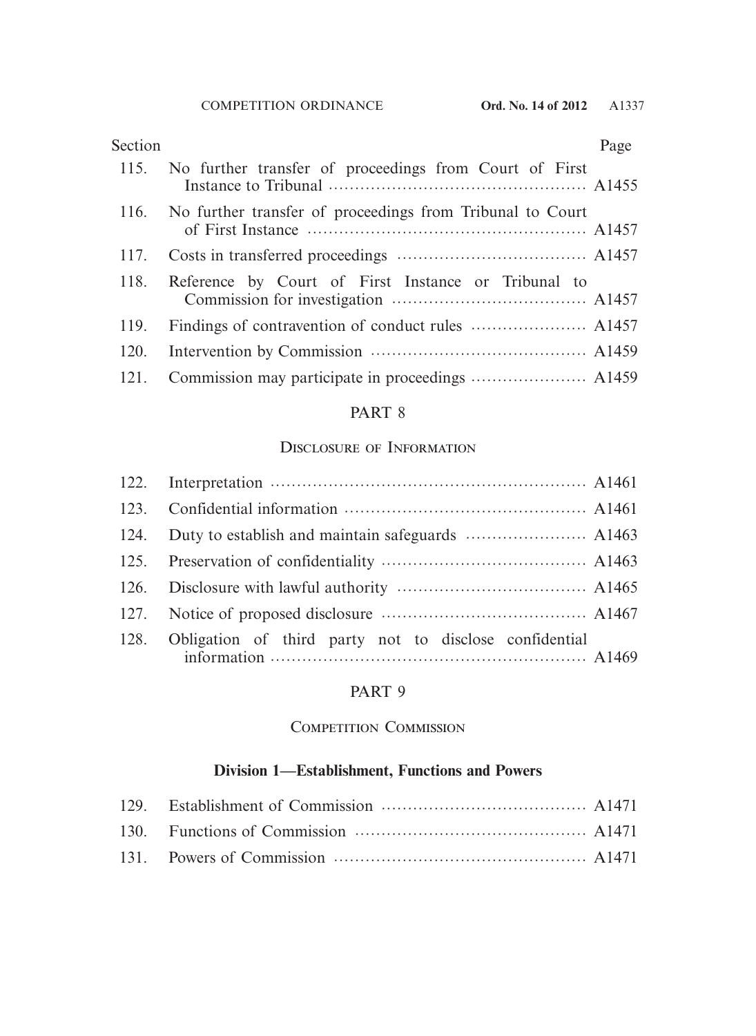| Section | | Page |
|---|---|---|
| 115. | No further transfer of proceedings from Court of First Instance to Tribunal | A1455 |
| 116. | No further transfer of proceedings from Tribunal to Court of First Instance | A1457 |
| 117. | Costs in transferred proceedings | A1457 |
| 118. | Reference by Court of First Instance or Tribunal to Commission for investigation | A1457 |
| 119. | Findings of contravention of conduct rules | A1457 |
| 120. | Intervention by Commission | A1459 |
| 121. | Commission may participate in proceedings | A1459 |

## PART 8

### Disclosure of Information

| | | |
|---|---|---|
| 122. | Interpretation | A1461 |
| 123. | Confidential information | A1461 |
| 124. | Duty to establish and maintain safeguards | A1463 |
| 125. | Preservation of confidentiality | A1463 |
| 126. | Disclosure with lawful authority | A1465 |
| 127. | Notice of proposed disclosure | A1467 |
| 128. | Obligation of third party not to disclose confidential information | A1469 |

## PART 9

### Competition Commission

**Division 1—Establishment, Functions and Powers**

| | | |
|---|---|---|
| 129. | Establishment of Commission | A1471 |
| 130. | Functions of Commission | A1471 |
| 131. | Powers of Commission | A1471 |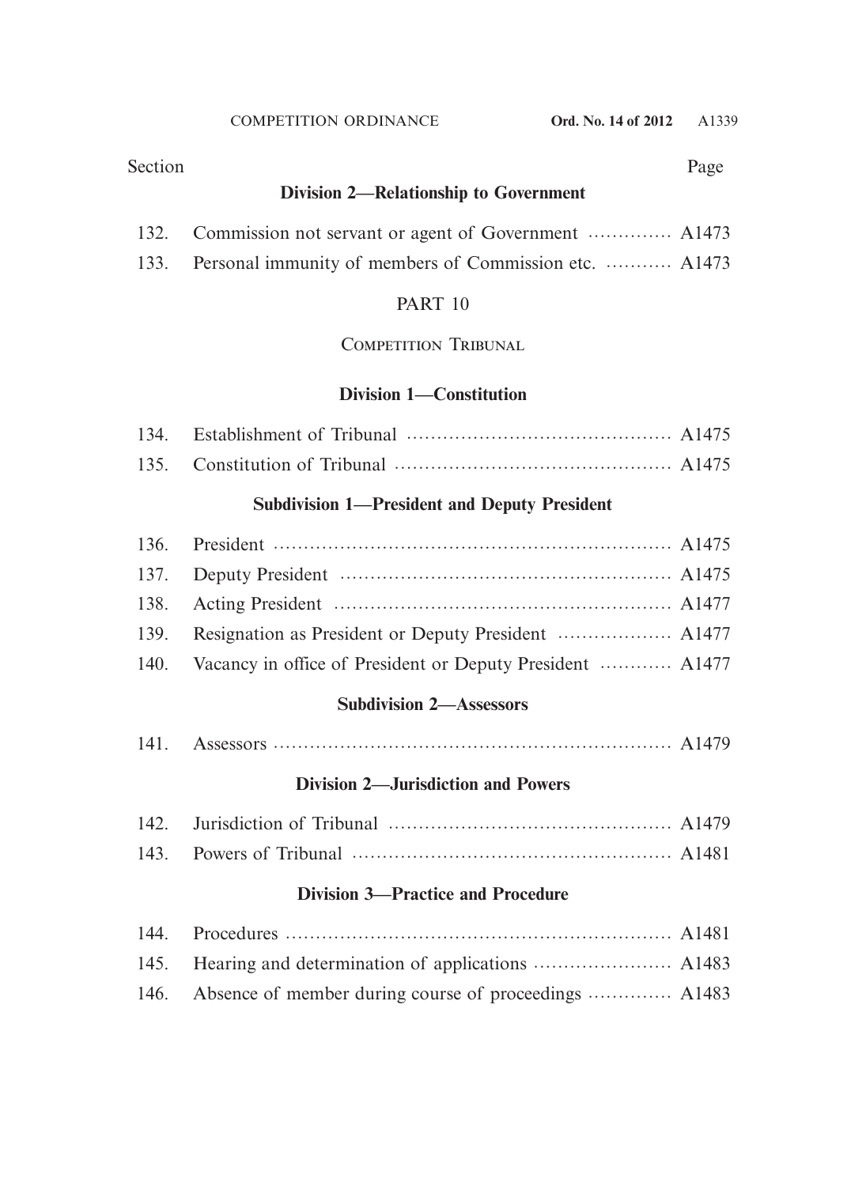| Section | | Page |
|---|---|---|
| | **Division 2—Relationship to Government** | |
| 132. | Commission not servant or agent of Government | A1473 |
| 133. | Personal immunity of members of Commission etc. | A1473 |
| | PART 10 | |
| | COMPETITION TRIBUNAL | |
| | **Division 1—Constitution** | |
| 134. | Establishment of Tribunal | A1475 |
| 135. | Constitution of Tribunal | A1475 |
| | **Subdivision 1—President and Deputy President** | |
| 136. | President | A1475 |
| 137. | Deputy President | A1475 |
| 138. | Acting President | A1477 |
| 139. | Resignation as President or Deputy President | A1477 |
| 140. | Vacancy in office of President or Deputy President | A1477 |
| | **Subdivision 2—Assessors** | |
| 141. | Assessors | A1479 |
| | **Division 2—Jurisdiction and Powers** | |
| 142. | Jurisdiction of Tribunal | A1479 |
| 143. | Powers of Tribunal | A1481 |
| | **Division 3—Practice and Procedure** | |
| 144. | Procedures | A1481 |
| 145. | Hearing and determination of applications | A1483 |
| 146. | Absence of member during course of proceedings | A1483 |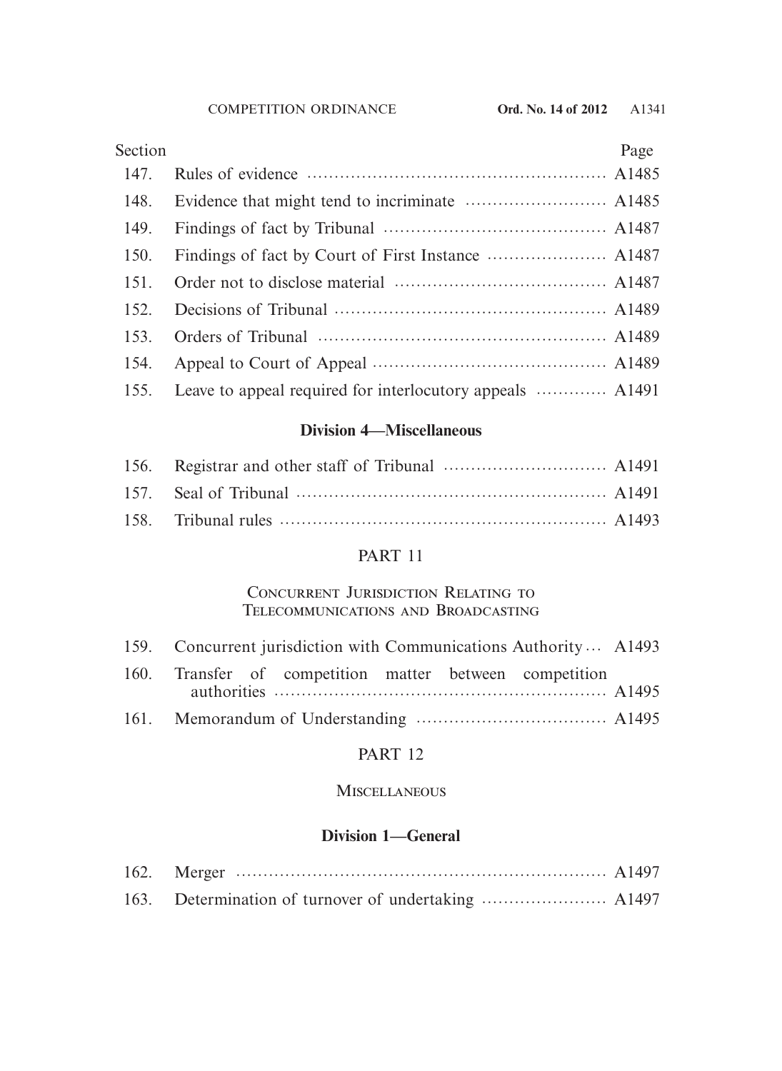| Section | | Page |
|---|---|---|
| 147. | Rules of evidence | A1485 |
| 148. | Evidence that might tend to incriminate | A1485 |
| 149. | Findings of fact by Tribunal | A1487 |
| 150. | Findings of fact by Court of First Instance | A1487 |
| 151. | Order not to disclose material | A1487 |
| 152. | Decisions of Tribunal | A1489 |
| 153. | Orders of Tribunal | A1489 |
| 154. | Appeal to Court of Appeal | A1489 |
| 155. | Leave to appeal required for interlocutory appeals | A1491 |

**Division 4—Miscellaneous**

| | | |
|---|---|---|
| 156. | Registrar and other staff of Tribunal | A1491 |
| 157. | Seal of Tribunal | A1491 |
| 158. | Tribunal rules | A1493 |

## PART 11

### Concurrent Jurisdiction Relating to Telecommunications and Broadcasting

| | | |
|---|---|---|
| 159. | Concurrent jurisdiction with Communications Authority | A1493 |
| 160. | Transfer of competition matter between competition authorities | A1495 |
| 161. | Memorandum of Understanding | A1495 |

## PART 12

### Miscellaneous

**Division 1—General**

| | | |
|---|---|---|
| 162. | Merger | A1497 |
| 163. | Determination of turnover of undertaking | A1497 |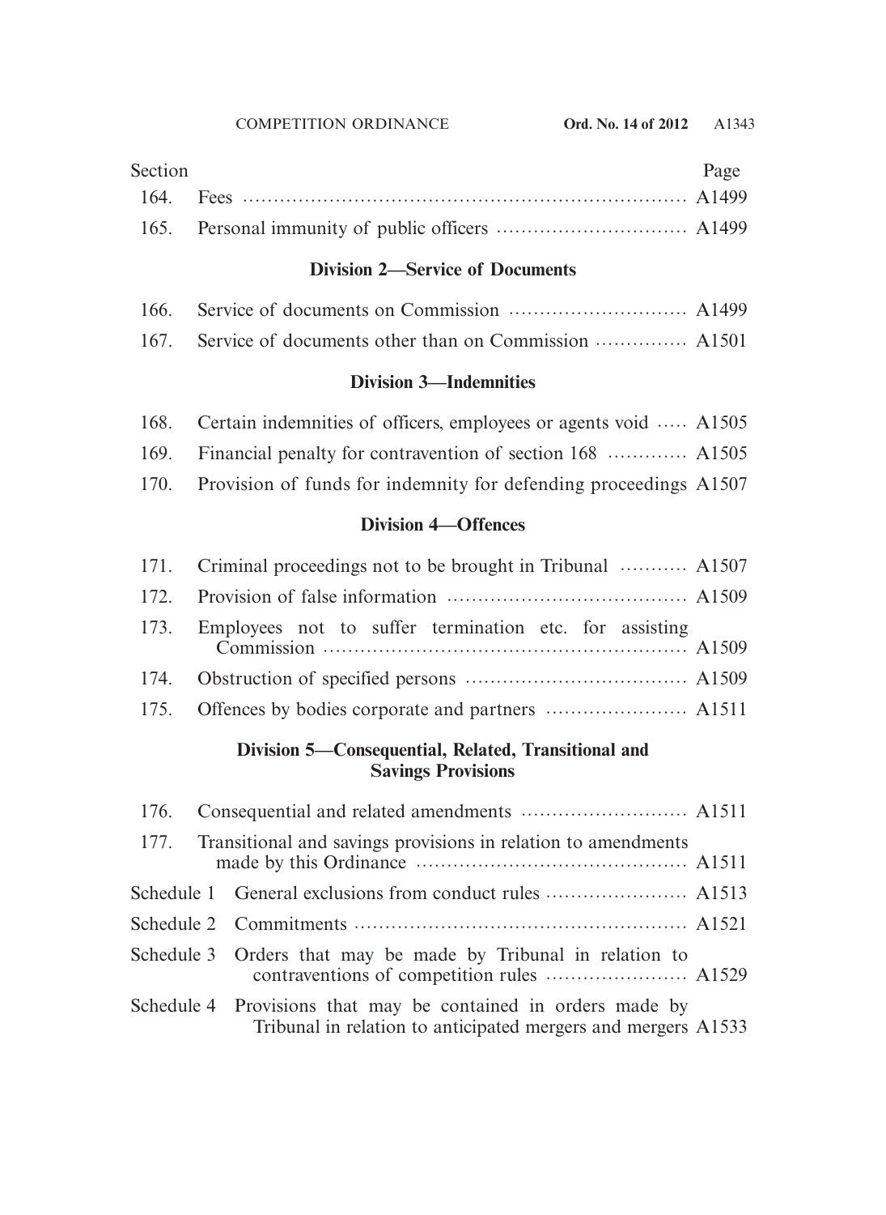| Section | | Page |
|---|---|---|
| 164. | Fees | A1499 |
| 165. | Personal immunity of public officers | A1499 |

**Division 2—Service of Documents**

| Section | | Page |
|---|---|---|
| 166. | Service of documents on Commission | A1499 |
| 167. | Service of documents other than on Commission | A1501 |

**Division 3—Indemnities**

| Section | | Page |
|---|---|---|
| 168. | Certain indemnities of officers, employees or agents void | A1505 |
| 169. | Financial penalty for contravention of section 168 | A1505 |
| 170. | Provision of funds for indemnity for defending proceedings | A1507 |

**Division 4—Offences**

| Section | | Page |
|---|---|---|
| 171. | Criminal proceedings not to be brought in Tribunal | A1507 |
| 172. | Provision of false information | A1509 |
| 173. | Employees not to suffer termination etc. for assisting Commission | A1509 |
| 174. | Obstruction of specified persons | A1509 |
| 175. | Offences by bodies corporate and partners | A1511 |

**Division 5—Consequential, Related, Transitional and Savings Provisions**

| Section | | Page |
|---|---|---|
| 176. | Consequential and related amendments | A1511 |
| 177. | Transitional and savings provisions in relation to amendments made by this Ordinance | A1511 |
| Schedule 1 | General exclusions from conduct rules | A1513 |
| Schedule 2 | Commitments | A1521 |
| Schedule 3 | Orders that may be made by Tribunal in relation to contraventions of competition rules | A1529 |
| Schedule 4 | Provisions that may be contained in orders made by Tribunal in relation to anticipated mergers and mergers | A1533 |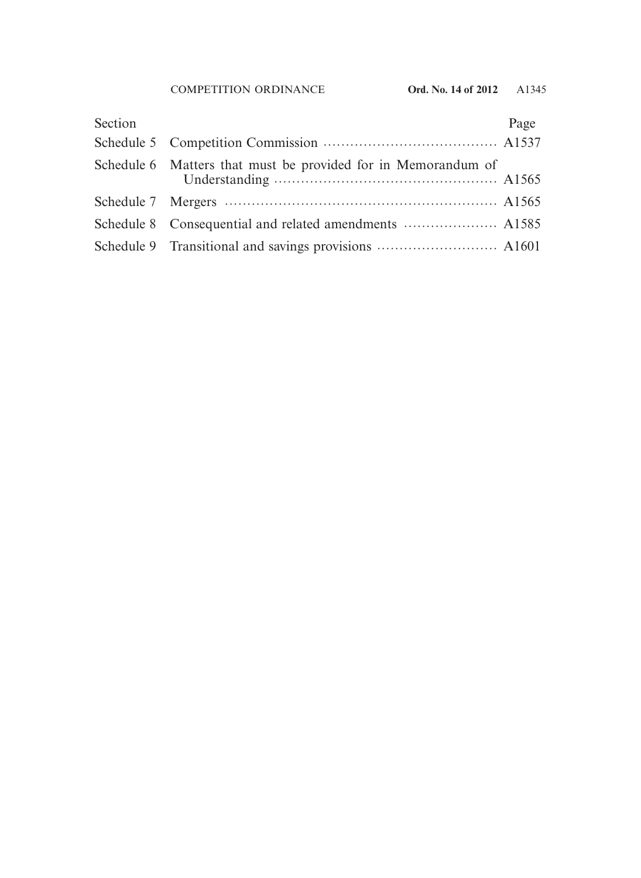| Section | | Page |
|---|---|---|
| Schedule 5 | Competition Commission | A1537 |
| Schedule 6 | Matters that must be provided for in Memorandum of Understanding | A1565 |
| Schedule 7 | Mergers | A1565 |
| Schedule 8 | Consequential and related amendments | A1585 |
| Schedule 9 | Transitional and savings provisions | A1601 |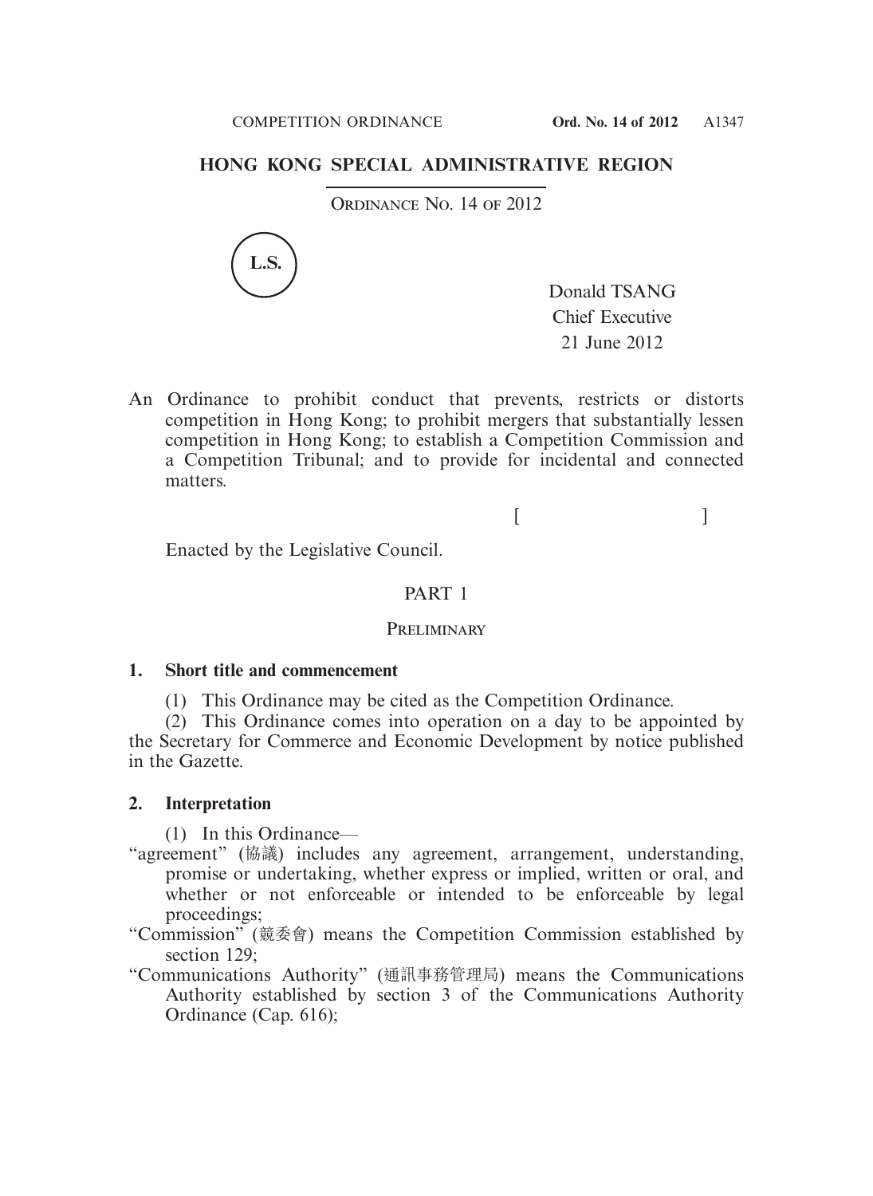## HONG KONG SPECIAL ADMINISTRATIVE REGION

ORDINANCE NO. 14 OF 2012

L.S.

Donald TSANG
Chief Executive
21 June 2012

An Ordinance to prohibit conduct that prevents, restricts or distorts competition in Hong Kong; to prohibit mergers that substantially lessen competition in Hong Kong; to establish a Competition Commission and a Competition Tribunal; and to provide for incidental and connected matters.

[ ]

Enacted by the Legislative Council.

## PART 1

### PRELIMINARY

**1. Short title and commencement**

(1) This Ordinance may be cited as the Competition Ordinance.

(2) This Ordinance comes into operation on a day to be appointed by the Secretary for Commerce and Economic Development by notice published in the Gazette.

**2. Interpretation**

(1) In this Ordinance—

"agreement" (協議) includes any agreement, arrangement, understanding, promise or undertaking, whether express or implied, written or oral, and whether or not enforceable or intended to be enforceable by legal proceedings;

"Commission" (競委會) means the Competition Commission established by section 129;

"Communications Authority" (通訊事務管理局) means the Communications Authority established by section 3 of the Communications Authority Ordinance (Cap. 616);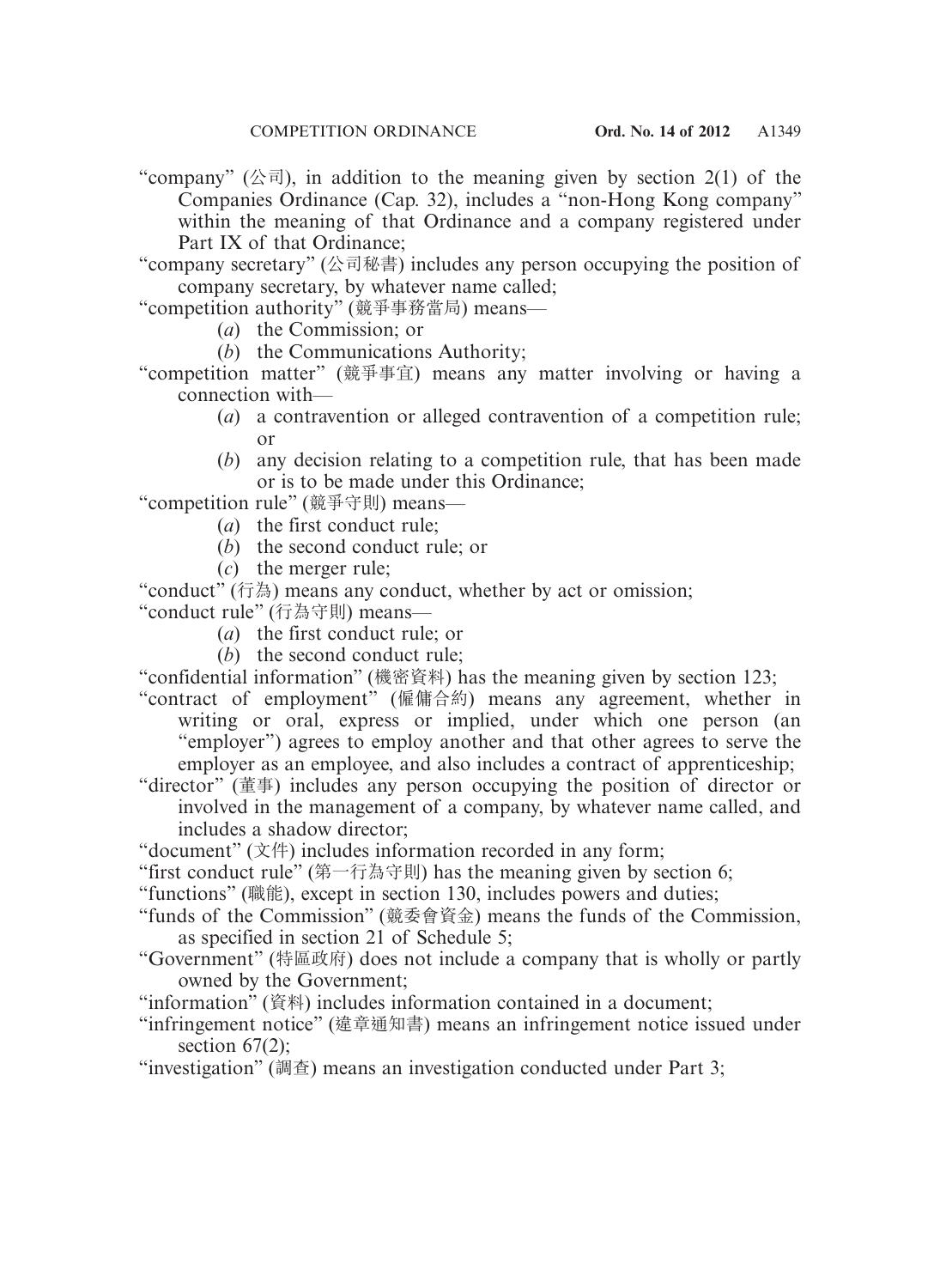"company" (公司), in addition to the meaning given by section 2(1) of the Companies Ordinance (Cap. 32), includes a "non-Hong Kong company" within the meaning of that Ordinance and a company registered under Part IX of that Ordinance;

"company secretary" (公司秘書) includes any person occupying the position of company secretary, by whatever name called;

"competition authority" (競爭事務當局) means—

(*a*) the Commission; or

(*b*) the Communications Authority;

"competition matter" (競爭事宜) means any matter involving or having a connection with—

(*a*) a contravention or alleged contravention of a competition rule; or

(*b*) any decision relating to a competition rule, that has been made or is to be made under this Ordinance;

"competition rule" (競爭守則) means—

(*a*) the first conduct rule;

(*b*) the second conduct rule; or

(*c*) the merger rule;

"conduct" (行為) means any conduct, whether by act or omission;

"conduct rule" (行為守則) means—

(*a*) the first conduct rule; or

(*b*) the second conduct rule;

"confidential information" (機密資料) has the meaning given by section 123;

"contract of employment" (僱傭合約) means any agreement, whether in writing or oral, express or implied, under which one person (an "employer") agrees to employ another and that other agrees to serve the employer as an employee, and also includes a contract of apprenticeship;

"director" (董事) includes any person occupying the position of director or involved in the management of a company, by whatever name called, and includes a shadow director;

"document" (文件) includes information recorded in any form;

"first conduct rule" (第一行為守則) has the meaning given by section 6;

"functions" (職能), except in section 130, includes powers and duties;

"funds of the Commission" (競委會資金) means the funds of the Commission, as specified in section 21 of Schedule 5;

"Government" (特區政府) does not include a company that is wholly or partly owned by the Government;

"information" (資料) includes information contained in a document;

"infringement notice" (違章通知書) means an infringement notice issued under section 67(2);

"investigation" (調查) means an investigation conducted under Part 3;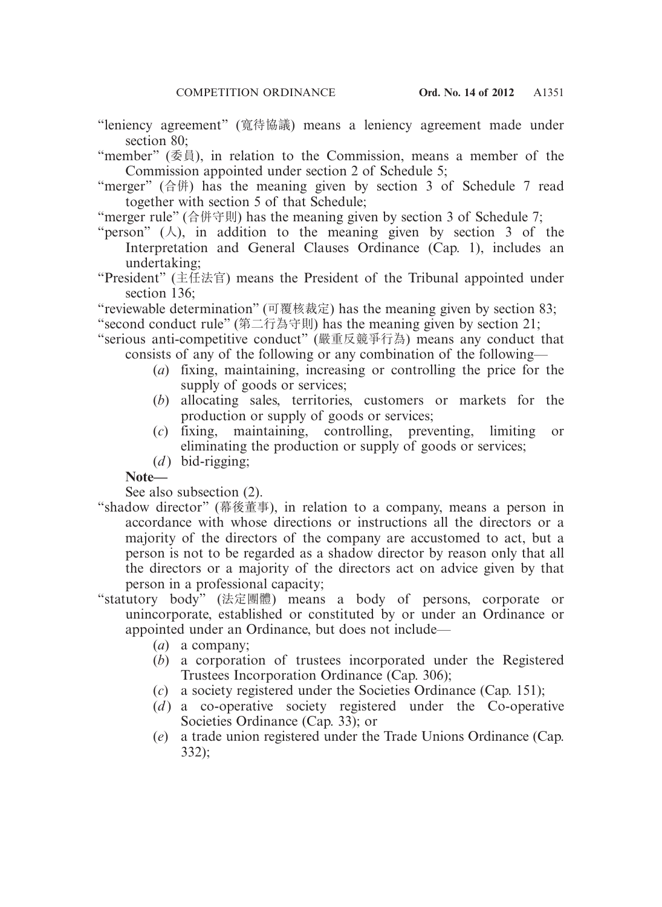"leniency agreement" (寬待協議) means a leniency agreement made under section 80;

"member" (委員), in relation to the Commission, means a member of the Commission appointed under section 2 of Schedule 5;

"merger" (合併) has the meaning given by section 3 of Schedule 7 read together with section 5 of that Schedule;

"merger rule" (合併守則) has the meaning given by section 3 of Schedule 7;

"person" (人), in addition to the meaning given by section 3 of the Interpretation and General Clauses Ordinance (Cap. 1), includes an undertaking;

"President" (主任法官) means the President of the Tribunal appointed under section 136;

"reviewable determination" (可覆核裁定) has the meaning given by section 83;

"second conduct rule" (第二行為守則) has the meaning given by section 21;

"serious anti-competitive conduct" (嚴重反競爭行為) means any conduct that consists of any of the following or any combination of the following—

(*a*) fixing, maintaining, increasing or controlling the price for the supply of goods or services;

(*b*) allocating sales, territories, customers or markets for the production or supply of goods or services;

(*c*) fixing, maintaining, controlling, preventing, limiting or eliminating the production or supply of goods or services;

(*d*) bid-rigging;

**Note—**

See also subsection (2).

"shadow director" (幕後董事), in relation to a company, means a person in accordance with whose directions or instructions all the directors or a majority of the directors of the company are accustomed to act, but a person is not to be regarded as a shadow director by reason only that all the directors or a majority of the directors act on advice given by that person in a professional capacity;

"statutory body" (法定團體) means a body of persons, corporate or unincorporate, established or constituted by or under an Ordinance or appointed under an Ordinance, but does not include—

(*a*) a company;

(*b*) a corporation of trustees incorporated under the Registered Trustees Incorporation Ordinance (Cap. 306);

(*c*) a society registered under the Societies Ordinance (Cap. 151);

(*d*) a co-operative society registered under the Co-operative Societies Ordinance (Cap. 33); or

(*e*) a trade union registered under the Trade Unions Ordinance (Cap. 332);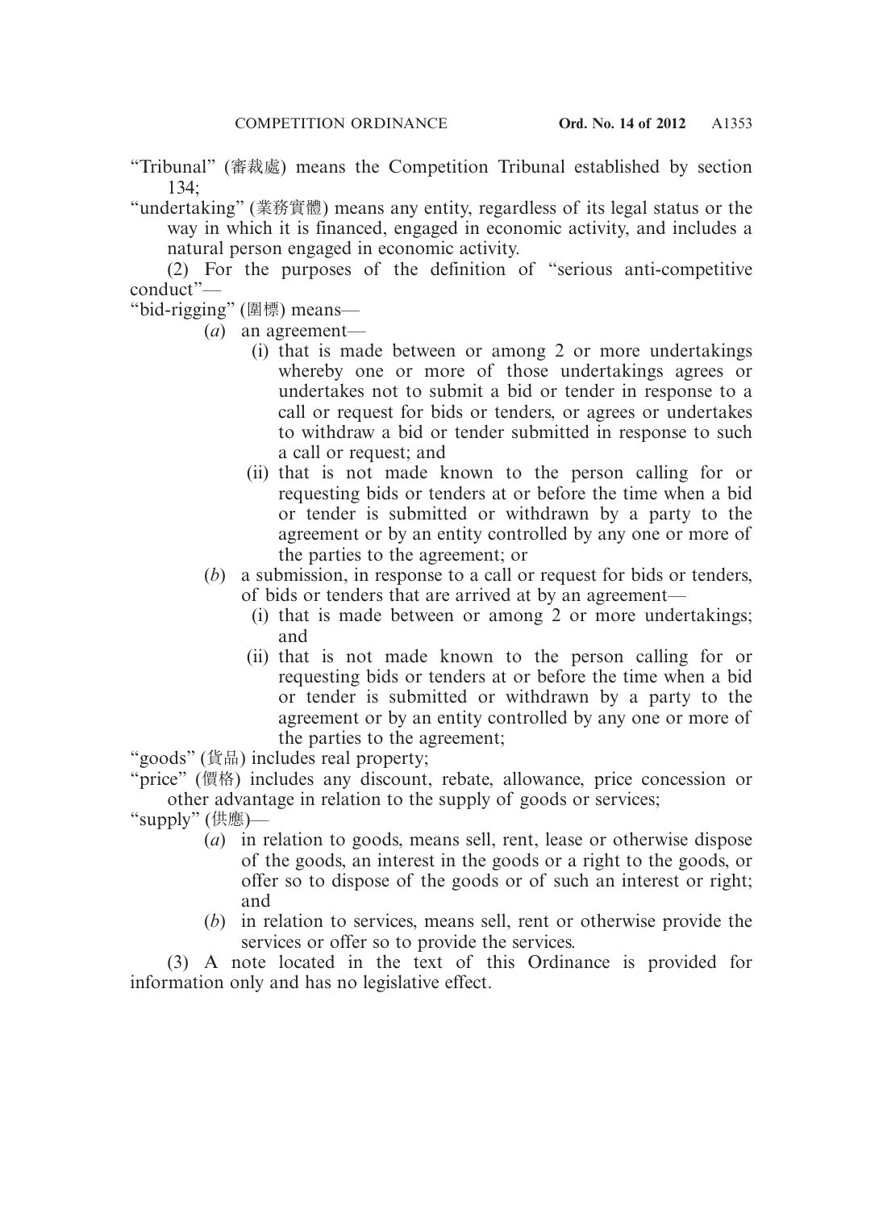"Tribunal" (審裁處) means the Competition Tribunal established by section 134;

"undertaking" (業務實體) means any entity, regardless of its legal status or the way in which it is financed, engaged in economic activity, and includes a natural person engaged in economic activity.

(2) For the purposes of the definition of "serious anti-competitive conduct"—

"bid-rigging" (圍標) means—

- (*a*) an agreement—
  - (i) that is made between or among 2 or more undertakings whereby one or more of those undertakings agrees or undertakes not to submit a bid or tender in response to a call or request for bids or tenders, or agrees or undertakes to withdraw a bid or tender submitted in response to such a call or request; and
  - (ii) that is not made known to the person calling for or requesting bids or tenders at or before the time when a bid or tender is submitted or withdrawn by a party to the agreement or by an entity controlled by any one or more of the parties to the agreement; or
- (*b*) a submission, in response to a call or request for bids or tenders, of bids or tenders that are arrived at by an agreement—
  - (i) that is made between or among 2 or more undertakings; and
  - (ii) that is not made known to the person calling for or requesting bids or tenders at or before the time when a bid or tender is submitted or withdrawn by a party to the agreement or by an entity controlled by any one or more of the parties to the agreement;

"goods" (貨品) includes real property;

"price" (價格) includes any discount, rebate, allowance, price concession or other advantage in relation to the supply of goods or services;

"supply" (供應)—

- (*a*) in relation to goods, means sell, rent, lease or otherwise dispose of the goods, an interest in the goods or a right to the goods, or offer so to dispose of the goods or of such an interest or right; and
- (*b*) in relation to services, means sell, rent or otherwise provide the services or offer so to provide the services.

(3) A note located in the text of this Ordinance is provided for information only and has no legislative effect.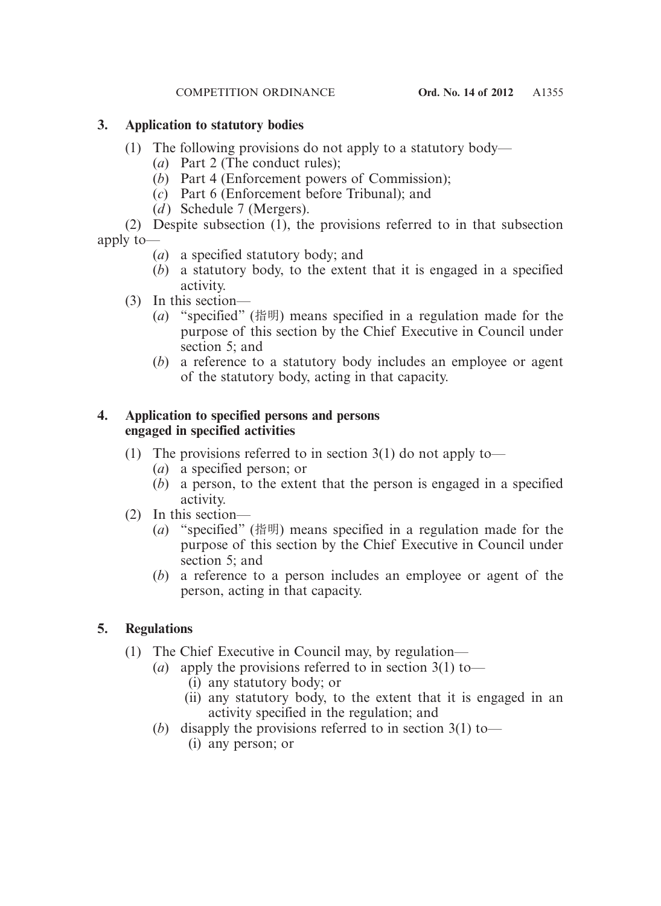### 3. Application to statutory bodies

(1) The following provisions do not apply to a statutory body—

(*a*) Part 2 (The conduct rules);

(*b*) Part 4 (Enforcement powers of Commission);

(*c*) Part 6 (Enforcement before Tribunal); and

(*d*) Schedule 7 (Mergers).

(2) Despite subsection (1), the provisions referred to in that subsection apply to—

(*a*) a specified statutory body; and

(*b*) a statutory body, to the extent that it is engaged in a specified activity.

(3) In this section—

(*a*) "specified" (指明) means specified in a regulation made for the purpose of this section by the Chief Executive in Council under section 5; and

(*b*) a reference to a statutory body includes an employee or agent of the statutory body, acting in that capacity.

### 4. Application to specified persons and persons engaged in specified activities

(1) The provisions referred to in section 3(1) do not apply to—

(*a*) a specified person; or

(*b*) a person, to the extent that the person is engaged in a specified activity.

(2) In this section—

(*a*) "specified" (指明) means specified in a regulation made for the purpose of this section by the Chief Executive in Council under section 5; and

(*b*) a reference to a person includes an employee or agent of the person, acting in that capacity.

### 5. Regulations

(1) The Chief Executive in Council may, by regulation—

(*a*) apply the provisions referred to in section 3(1) to—

(i) any statutory body; or

(ii) any statutory body, to the extent that it is engaged in an activity specified in the regulation; and

(*b*) disapply the provisions referred to in section 3(1) to—

(i) any person; or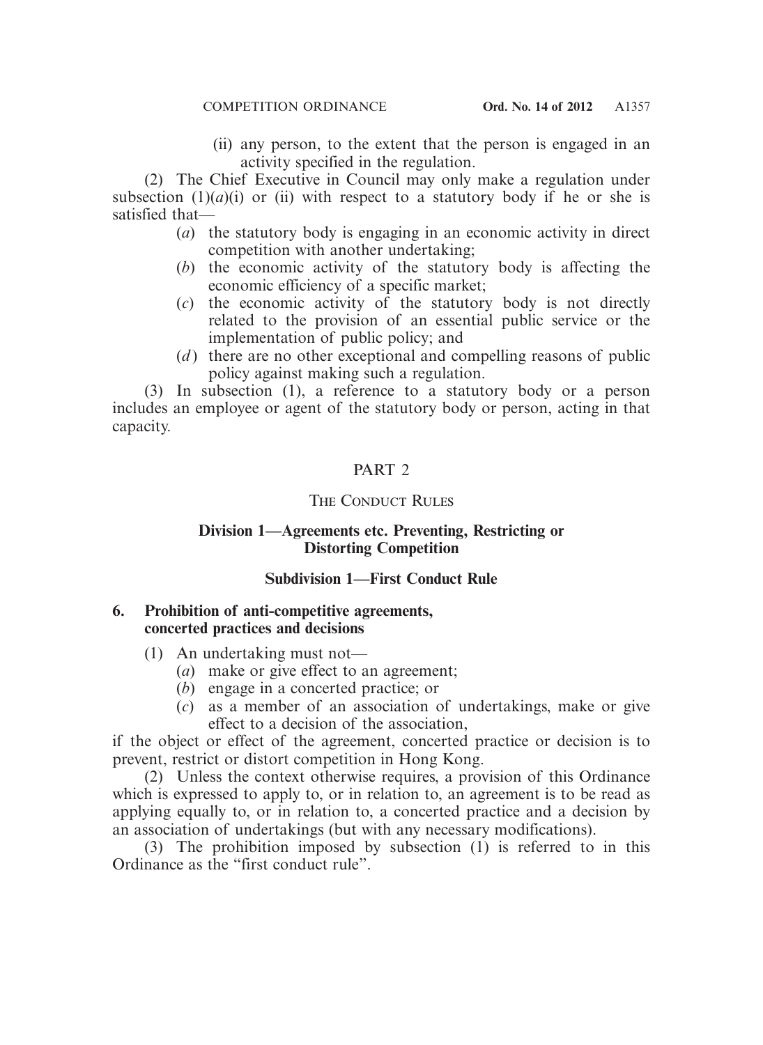(ii) any person, to the extent that the person is engaged in an activity specified in the regulation.

(2) The Chief Executive in Council may only make a regulation under subsection (1)(*a*)(i) or (ii) with respect to a statutory body if he or she is satisfied that—

(*a*) the statutory body is engaging in an economic activity in direct competition with another undertaking;

(*b*) the economic activity of the statutory body is affecting the economic efficiency of a specific market;

(*c*) the economic activity of the statutory body is not directly related to the provision of an essential public service or the implementation of public policy; and

(*d*) there are no other exceptional and compelling reasons of public policy against making such a regulation.

(3) In subsection (1), a reference to a statutory body or a person includes an employee or agent of the statutory body or person, acting in that capacity.

# PART 2

## THE CONDUCT RULES

### Division 1—Agreements etc. Preventing, Restricting or Distorting Competition

#### Subdivision 1—First Conduct Rule

**6. Prohibition of anti-competitive agreements, concerted practices and decisions**

(1) An undertaking must not—

(*a*) make or give effect to an agreement;

(*b*) engage in a concerted practice; or

(*c*) as a member of an association of undertakings, make or give effect to a decision of the association,

if the object or effect of the agreement, concerted practice or decision is to prevent, restrict or distort competition in Hong Kong.

(2) Unless the context otherwise requires, a provision of this Ordinance which is expressed to apply to, or in relation to, an agreement is to be read as applying equally to, or in relation to, a concerted practice and a decision by an association of undertakings (but with any necessary modifications).

(3) The prohibition imposed by subsection (1) is referred to in this Ordinance as the "first conduct rule".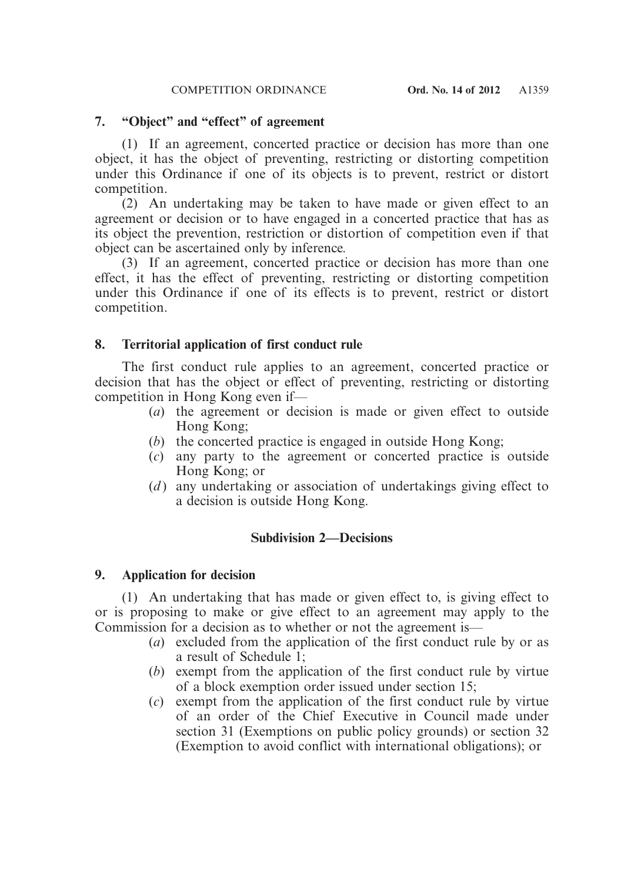### 7. "Object" and "effect" of agreement

(1) If an agreement, concerted practice or decision has more than one object, it has the object of preventing, restricting or distorting competition under this Ordinance if one of its objects is to prevent, restrict or distort competition.

(2) An undertaking may be taken to have made or given effect to an agreement or decision or to have engaged in a concerted practice that has as its object the prevention, restriction or distortion of competition even if that object can be ascertained only by inference.

(3) If an agreement, concerted practice or decision has more than one effect, it has the effect of preventing, restricting or distorting competition under this Ordinance if one of its effects is to prevent, restrict or distort competition.

### 8. Territorial application of first conduct rule

The first conduct rule applies to an agreement, concerted practice or decision that has the object or effect of preventing, restricting or distorting competition in Hong Kong even if—

- (*a*) the agreement or decision is made or given effect to outside Hong Kong;
- (*b*) the concerted practice is engaged in outside Hong Kong;
- (*c*) any party to the agreement or concerted practice is outside Hong Kong; or
- (*d*) any undertaking or association of undertakings giving effect to a decision is outside Hong Kong.

## Subdivision 2—Decisions

### 9. Application for decision

(1) An undertaking that has made or given effect to, is giving effect to or is proposing to make or give effect to an agreement may apply to the Commission for a decision as to whether or not the agreement is—

- (*a*) excluded from the application of the first conduct rule by or as a result of Schedule 1;
- (*b*) exempt from the application of the first conduct rule by virtue of a block exemption order issued under section 15;
- (*c*) exempt from the application of the first conduct rule by virtue of an order of the Chief Executive in Council made under section 31 (Exemptions on public policy grounds) or section 32 (Exemption to avoid conflict with international obligations); or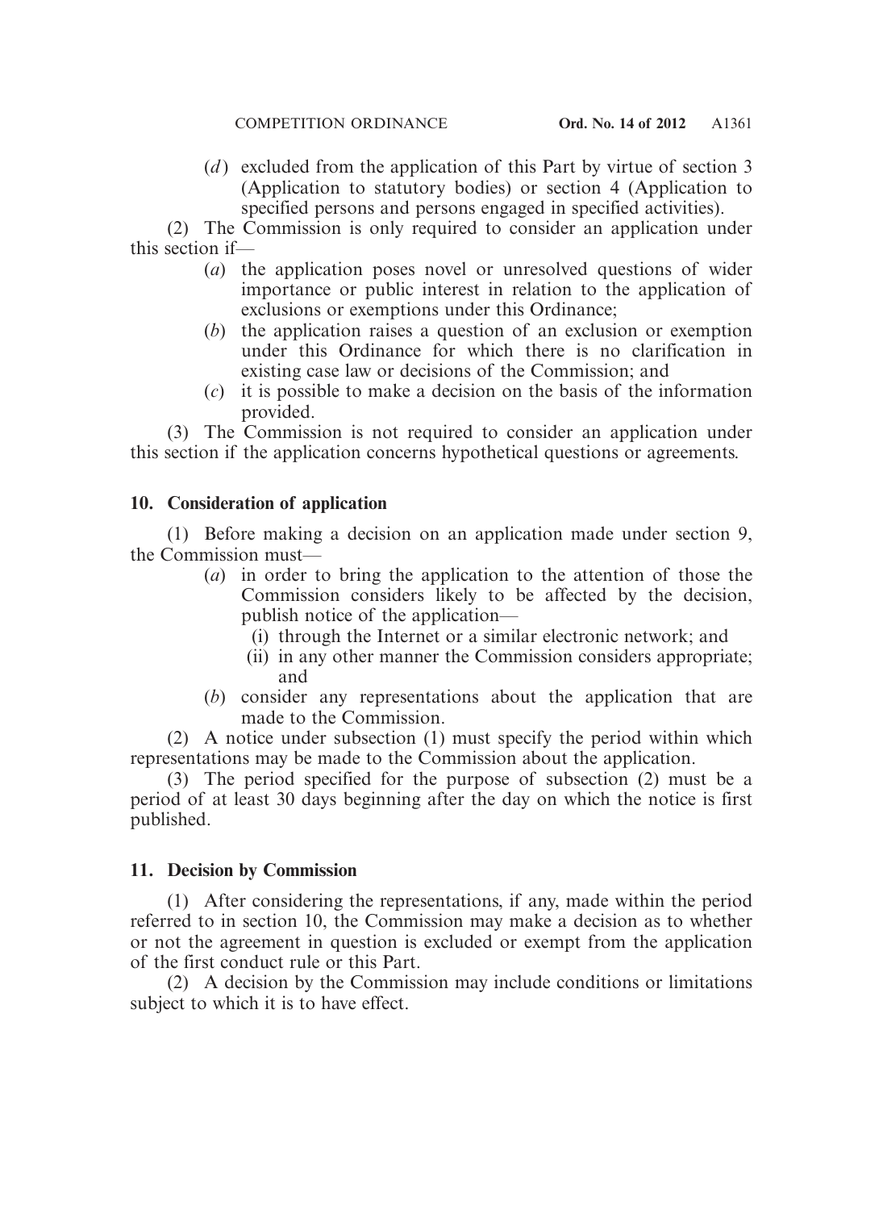(*d*) excluded from the application of this Part by virtue of section 3 (Application to statutory bodies) or section 4 (Application to specified persons and persons engaged in specified activities).

(2) The Commission is only required to consider an application under this section if—

(*a*) the application poses novel or unresolved questions of wider importance or public interest in relation to the application of exclusions or exemptions under this Ordinance;

(*b*) the application raises a question of an exclusion or exemption under this Ordinance for which there is no clarification in existing case law or decisions of the Commission; and

(*c*) it is possible to make a decision on the basis of the information provided.

(3) The Commission is not required to consider an application under this section if the application concerns hypothetical questions or agreements.

**10. Consideration of application**

(1) Before making a decision on an application made under section 9, the Commission must—

(*a*) in order to bring the application to the attention of those the Commission considers likely to be affected by the decision, publish notice of the application—

(i) through the Internet or a similar electronic network; and

(ii) in any other manner the Commission considers appropriate; and

(*b*) consider any representations about the application that are made to the Commission.

(2) A notice under subsection (1) must specify the period within which representations may be made to the Commission about the application.

(3) The period specified for the purpose of subsection (2) must be a period of at least 30 days beginning after the day on which the notice is first published.

**11. Decision by Commission**

(1) After considering the representations, if any, made within the period referred to in section 10, the Commission may make a decision as to whether or not the agreement in question is excluded or exempt from the application of the first conduct rule or this Part.

(2) A decision by the Commission may include conditions or limitations subject to which it is to have effect.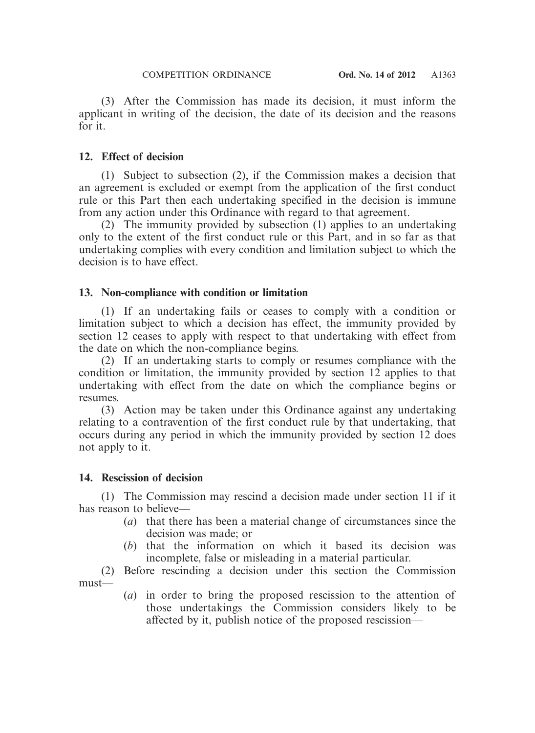(3) After the Commission has made its decision, it must inform the applicant in writing of the decision, the date of its decision and the reasons for it.

## 12. Effect of decision

(1) Subject to subsection (2), if the Commission makes a decision that an agreement is excluded or exempt from the application of the first conduct rule or this Part then each undertaking specified in the decision is immune from any action under this Ordinance with regard to that agreement.

(2) The immunity provided by subsection (1) applies to an undertaking only to the extent of the first conduct rule or this Part, and in so far as that undertaking complies with every condition and limitation subject to which the decision is to have effect.

## 13. Non-compliance with condition or limitation

(1) If an undertaking fails or ceases to comply with a condition or limitation subject to which a decision has effect, the immunity provided by section 12 ceases to apply with respect to that undertaking with effect from the date on which the non-compliance begins.

(2) If an undertaking starts to comply or resumes compliance with the condition or limitation, the immunity provided by section 12 applies to that undertaking with effect from the date on which the compliance begins or resumes.

(3) Action may be taken under this Ordinance against any undertaking relating to a contravention of the first conduct rule by that undertaking, that occurs during any period in which the immunity provided by section 12 does not apply to it.

## 14. Rescission of decision

(1) The Commission may rescind a decision made under section 11 if it has reason to believe—

- (*a*) that there has been a material change of circumstances since the decision was made; or
- (*b*) that the information on which it based its decision was incomplete, false or misleading in a material particular.

(2) Before rescinding a decision under this section the Commission must—

- (*a*) in order to bring the proposed rescission to the attention of those undertakings the Commission considers likely to be affected by it, publish notice of the proposed rescission—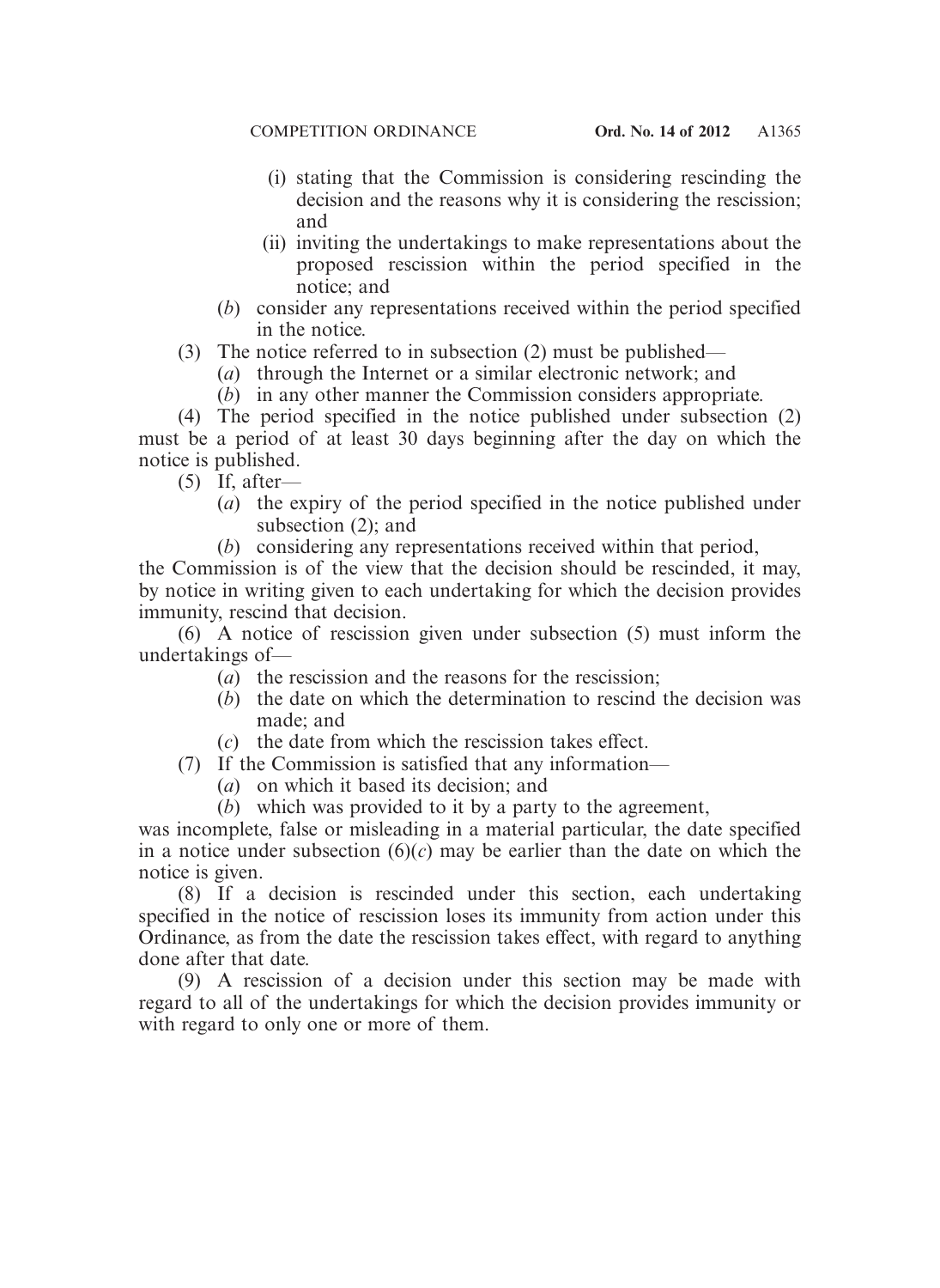(i) stating that the Commission is considering rescinding the decision and the reasons why it is considering the rescission; and

(ii) inviting the undertakings to make representations about the proposed rescission within the period specified in the notice; and

(*b*) consider any representations received within the period specified in the notice.

(3) The notice referred to in subsection (2) must be published—

(*a*) through the Internet or a similar electronic network; and

(*b*) in any other manner the Commission considers appropriate.

(4) The period specified in the notice published under subsection (2) must be a period of at least 30 days beginning after the day on which the notice is published.

(5) If, after—

(*a*) the expiry of the period specified in the notice published under subsection (2); and

(*b*) considering any representations received within that period,

the Commission is of the view that the decision should be rescinded, it may, by notice in writing given to each undertaking for which the decision provides immunity, rescind that decision.

(6) A notice of rescission given under subsection (5) must inform the undertakings of—

(*a*) the rescission and the reasons for the rescission;

(*b*) the date on which the determination to rescind the decision was made; and

(*c*) the date from which the rescission takes effect.

(7) If the Commission is satisfied that any information—

(*a*) on which it based its decision; and

(*b*) which was provided to it by a party to the agreement,

was incomplete, false or misleading in a material particular, the date specified in a notice under subsection (6)(*c*) may be earlier than the date on which the notice is given.

(8) If a decision is rescinded under this section, each undertaking specified in the notice of rescission loses its immunity from action under this Ordinance, as from the date the rescission takes effect, with regard to anything done after that date.

(9) A rescission of a decision under this section may be made with regard to all of the undertakings for which the decision provides immunity or with regard to only one or more of them.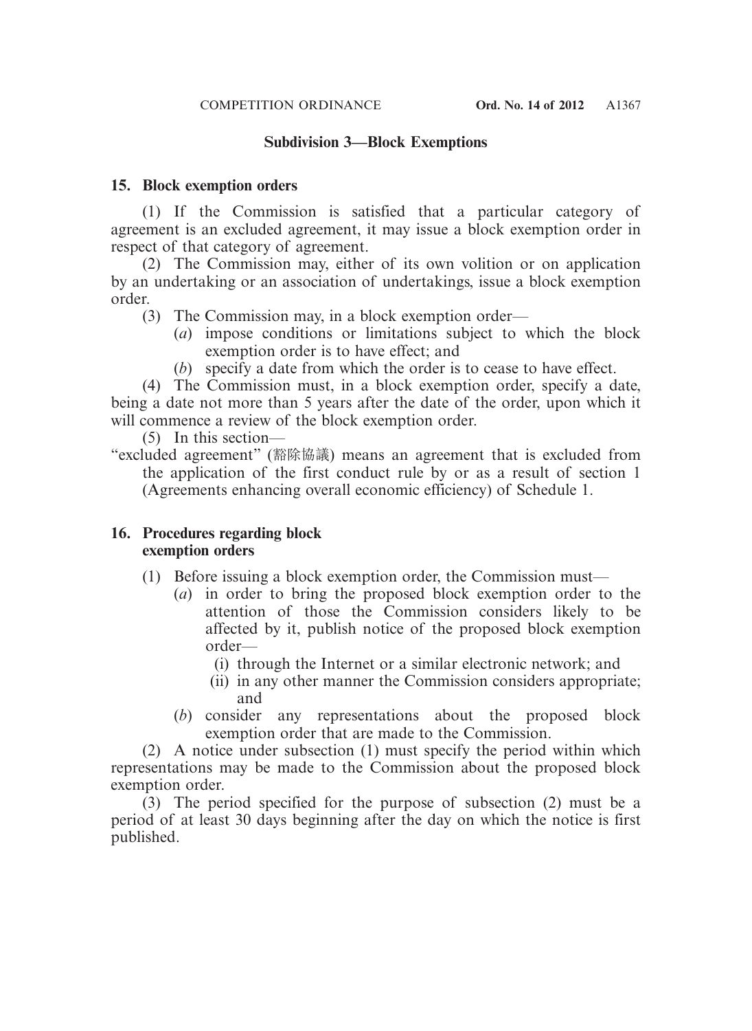### Subdivision 3—Block Exemptions

**15. Block exemption orders**

(1) If the Commission is satisfied that a particular category of agreement is an excluded agreement, it may issue a block exemption order in respect of that category of agreement.

(2) The Commission may, either of its own volition or on application by an undertaking or an association of undertakings, issue a block exemption order.

(3) The Commission may, in a block exemption order—

(*a*) impose conditions or limitations subject to which the block exemption order is to have effect; and

(*b*) specify a date from which the order is to cease to have effect.

(4) The Commission must, in a block exemption order, specify a date, being a date not more than 5 years after the date of the order, upon which it will commence a review of the block exemption order.

(5) In this section—

"excluded agreement" (豁除協議) means an agreement that is excluded from the application of the first conduct rule by or as a result of section 1 (Agreements enhancing overall economic efficiency) of Schedule 1.

**16. Procedures regarding block exemption orders**

(1) Before issuing a block exemption order, the Commission must—

(*a*) in order to bring the proposed block exemption order to the attention of those the Commission considers likely to be affected by it, publish notice of the proposed block exemption order—

(i) through the Internet or a similar electronic network; and

(ii) in any other manner the Commission considers appropriate; and

(*b*) consider any representations about the proposed block exemption order that are made to the Commission.

(2) A notice under subsection (1) must specify the period within which representations may be made to the Commission about the proposed block exemption order.

(3) The period specified for the purpose of subsection (2) must be a period of at least 30 days beginning after the day on which the notice is first published.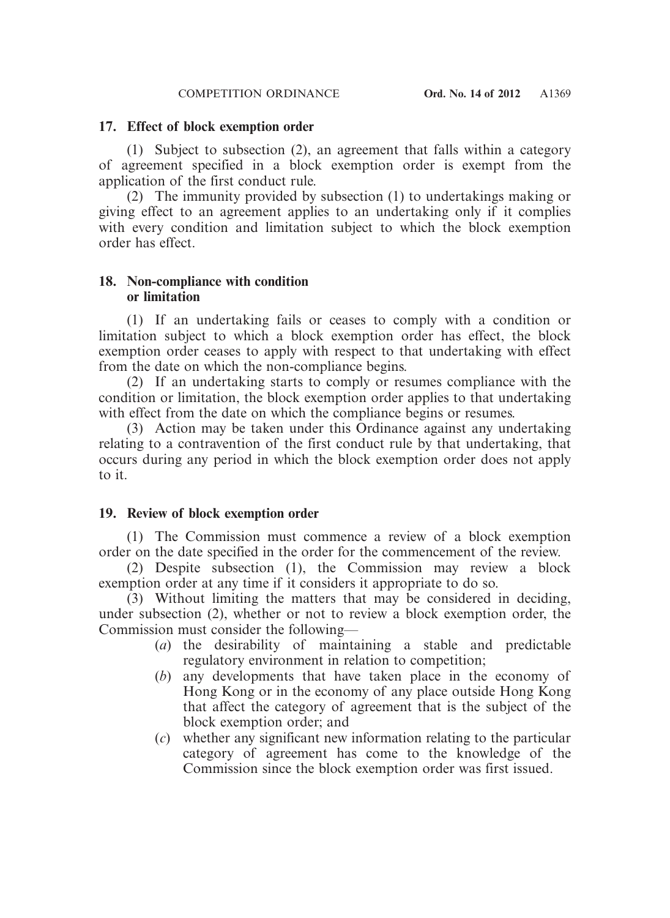### 17. Effect of block exemption order

(1) Subject to subsection (2), an agreement that falls within a category of agreement specified in a block exemption order is exempt from the application of the first conduct rule.

(2) The immunity provided by subsection (1) to undertakings making or giving effect to an agreement applies to an undertaking only if it complies with every condition and limitation subject to which the block exemption order has effect.

### 18. Non-compliance with condition or limitation

(1) If an undertaking fails or ceases to comply with a condition or limitation subject to which a block exemption order has effect, the block exemption order ceases to apply with respect to that undertaking with effect from the date on which the non-compliance begins.

(2) If an undertaking starts to comply or resumes compliance with the condition or limitation, the block exemption order applies to that undertaking with effect from the date on which the compliance begins or resumes.

(3) Action may be taken under this Ordinance against any undertaking relating to a contravention of the first conduct rule by that undertaking, that occurs during any period in which the block exemption order does not apply to it.

### 19. Review of block exemption order

(1) The Commission must commence a review of a block exemption order on the date specified in the order for the commencement of the review.

(2) Despite subsection (1), the Commission may review a block exemption order at any time if it considers it appropriate to do so.

(3) Without limiting the matters that may be considered in deciding, under subsection (2), whether or not to review a block exemption order, the Commission must consider the following—

- (*a*) the desirability of maintaining a stable and predictable regulatory environment in relation to competition;
- (*b*) any developments that have taken place in the economy of Hong Kong or in the economy of any place outside Hong Kong that affect the category of agreement that is the subject of the block exemption order; and
- (*c*) whether any significant new information relating to the particular category of agreement has come to the knowledge of the Commission since the block exemption order was first issued.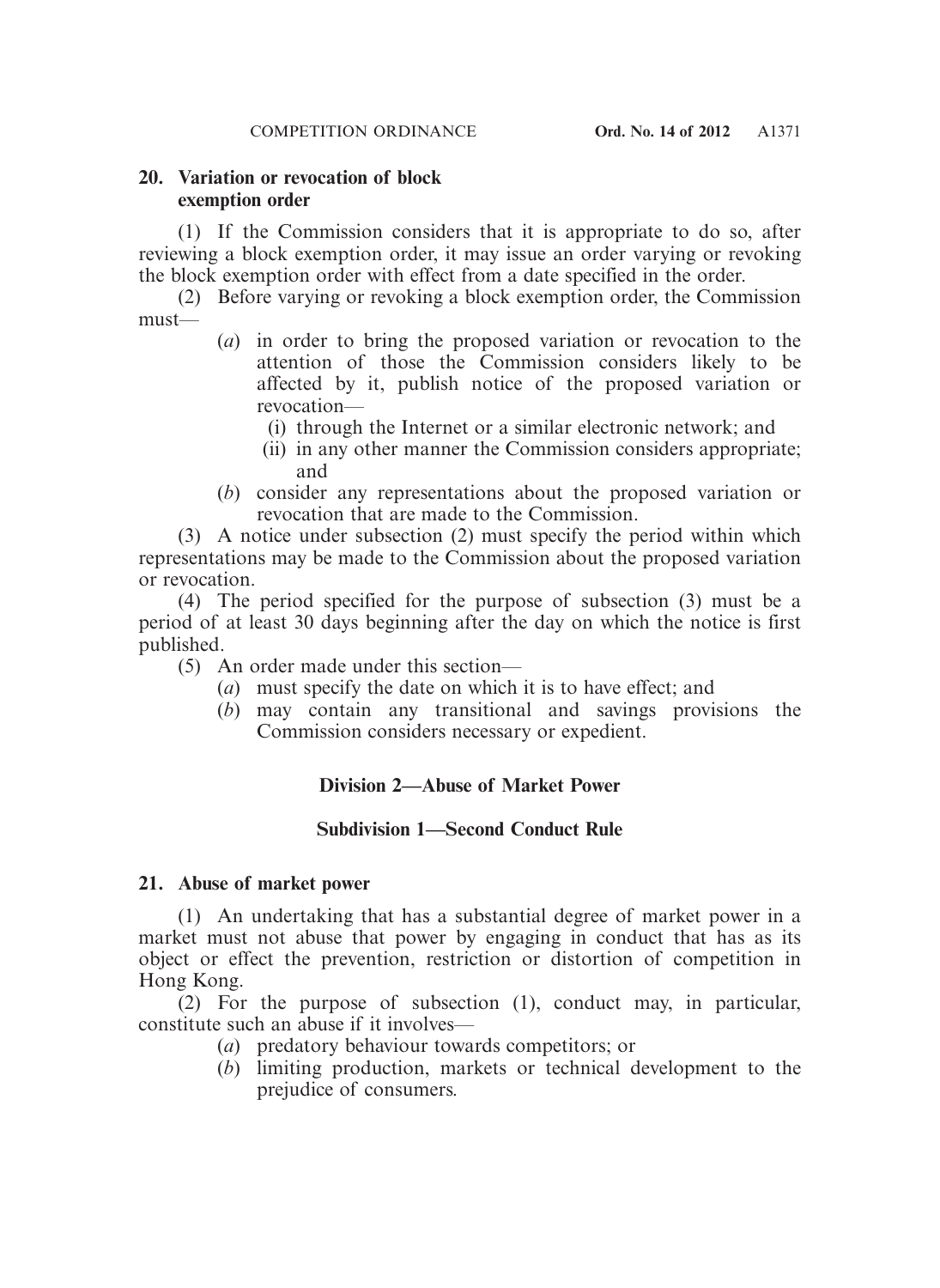**20. Variation or revocation of block exemption order**

(1) If the Commission considers that it is appropriate to do so, after reviewing a block exemption order, it may issue an order varying or revoking the block exemption order with effect from a date specified in the order.

(2) Before varying or revoking a block exemption order, the Commission must—

(*a*) in order to bring the proposed variation or revocation to the attention of those the Commission considers likely to be affected by it, publish notice of the proposed variation or revocation—

(i) through the Internet or a similar electronic network; and

(ii) in any other manner the Commission considers appropriate; and

(*b*) consider any representations about the proposed variation or revocation that are made to the Commission.

(3) A notice under subsection (2) must specify the period within which representations may be made to the Commission about the proposed variation or revocation.

(4) The period specified for the purpose of subsection (3) must be a period of at least 30 days beginning after the day on which the notice is first published.

(5) An order made under this section—

(*a*) must specify the date on which it is to have effect; and

(*b*) may contain any transitional and savings provisions the Commission considers necessary or expedient.

## Division 2—Abuse of Market Power

### Subdivision 1—Second Conduct Rule

**21. Abuse of market power**

(1) An undertaking that has a substantial degree of market power in a market must not abuse that power by engaging in conduct that has as its object or effect the prevention, restriction or distortion of competition in Hong Kong.

(2) For the purpose of subsection (1), conduct may, in particular, constitute such an abuse if it involves—

(*a*) predatory behaviour towards competitors; or

(*b*) limiting production, markets or technical development to the prejudice of consumers.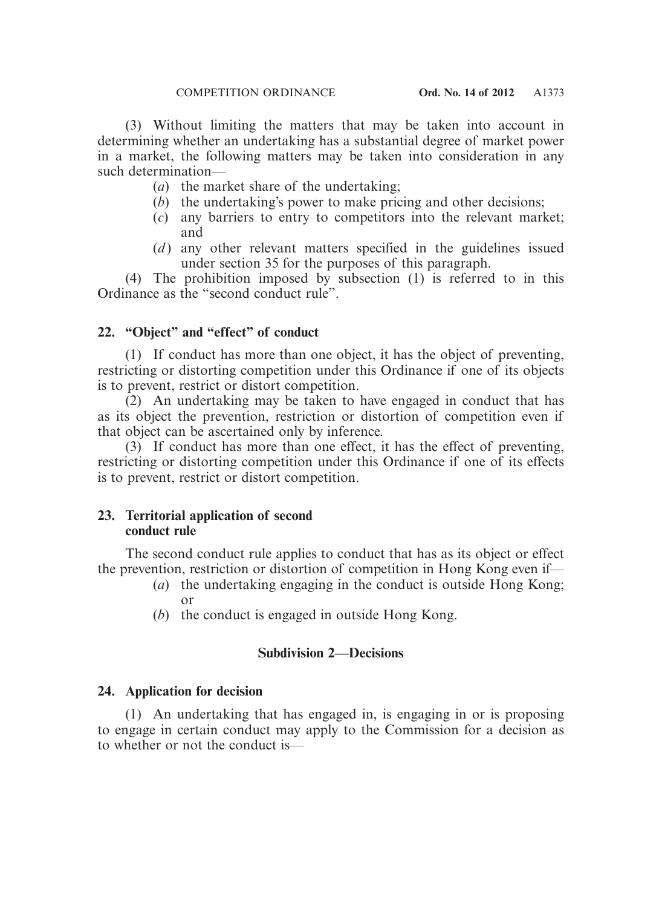(3) Without limiting the matters that may be taken into account in determining whether an undertaking has a substantial degree of market power in a market, the following matters may be taken into consideration in any such determination—

- (*a*) the market share of the undertaking;
- (*b*) the undertaking's power to make pricing and other decisions;
- (*c*) any barriers to entry to competitors into the relevant market; and
- (*d*) any other relevant matters specified in the guidelines issued under section 35 for the purposes of this paragraph.

(4) The prohibition imposed by subsection (1) is referred to in this Ordinance as the "second conduct rule".

### 22. "Object" and "effect" of conduct

(1) If conduct has more than one object, it has the object of preventing, restricting or distorting competition under this Ordinance if one of its objects is to prevent, restrict or distort competition.

(2) An undertaking may be taken to have engaged in conduct that has as its object the prevention, restriction or distortion of competition even if that object can be ascertained only by inference.

(3) If conduct has more than one effect, it has the effect of preventing, restricting or distorting competition under this Ordinance if one of its effects is to prevent, restrict or distort competition.

### 23. Territorial application of second conduct rule

The second conduct rule applies to conduct that has as its object or effect the prevention, restriction or distortion of competition in Hong Kong even if—

- (*a*) the undertaking engaging in the conduct is outside Hong Kong; or
- (*b*) the conduct is engaged in outside Hong Kong.

## Subdivision 2—Decisions

### 24. Application for decision

(1) An undertaking that has engaged in, is engaging in or is proposing to engage in certain conduct may apply to the Commission for a decision as to whether or not the conduct is—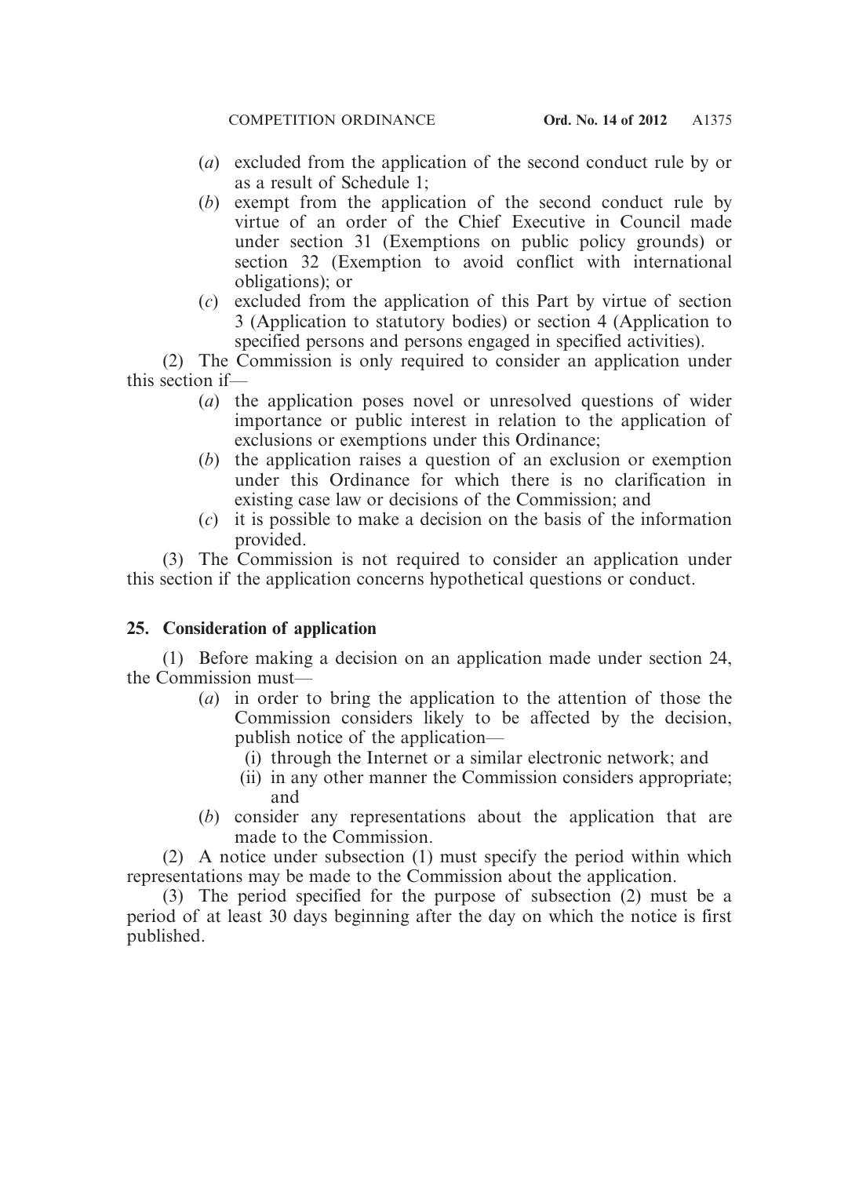(*a*) excluded from the application of the second conduct rule by or as a result of Schedule 1;

(*b*) exempt from the application of the second conduct rule by virtue of an order of the Chief Executive in Council made under section 31 (Exemptions on public policy grounds) or section 32 (Exemption to avoid conflict with international obligations); or

(*c*) excluded from the application of this Part by virtue of section 3 (Application to statutory bodies) or section 4 (Application to specified persons and persons engaged in specified activities).

(2) The Commission is only required to consider an application under this section if—

(*a*) the application poses novel or unresolved questions of wider importance or public interest in relation to the application of exclusions or exemptions under this Ordinance;

(*b*) the application raises a question of an exclusion or exemption under this Ordinance for which there is no clarification in existing case law or decisions of the Commission; and

(*c*) it is possible to make a decision on the basis of the information provided.

(3) The Commission is not required to consider an application under this section if the application concerns hypothetical questions or conduct.

**25. Consideration of application**

(1) Before making a decision on an application made under section 24, the Commission must—

(*a*) in order to bring the application to the attention of those the Commission considers likely to be affected by the decision, publish notice of the application—

(i) through the Internet or a similar electronic network; and

(ii) in any other manner the Commission considers appropriate; and

(*b*) consider any representations about the application that are made to the Commission.

(2) A notice under subsection (1) must specify the period within which representations may be made to the Commission about the application.

(3) The period specified for the purpose of subsection (2) must be a period of at least 30 days beginning after the day on which the notice is first published.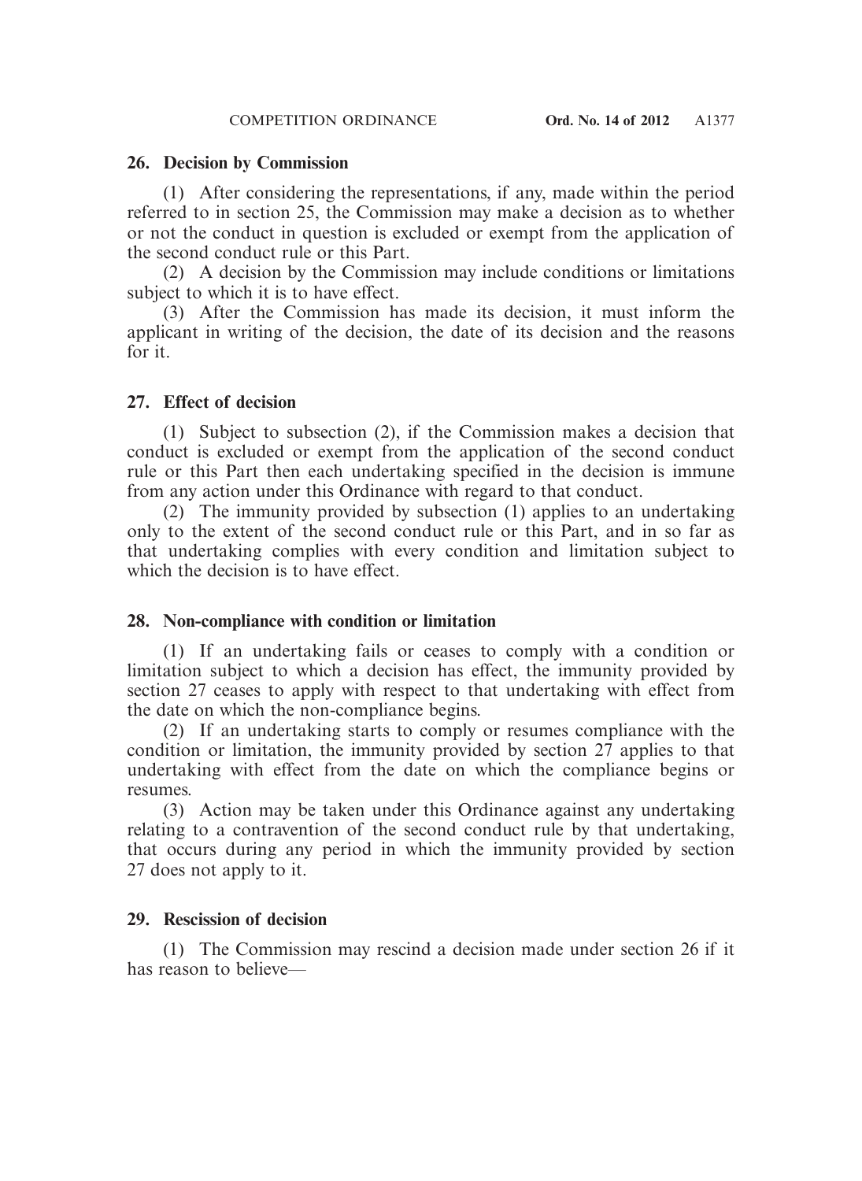### 26. Decision by Commission

(1) After considering the representations, if any, made within the period referred to in section 25, the Commission may make a decision as to whether or not the conduct in question is excluded or exempt from the application of the second conduct rule or this Part.

(2) A decision by the Commission may include conditions or limitations subject to which it is to have effect.

(3) After the Commission has made its decision, it must inform the applicant in writing of the decision, the date of its decision and the reasons for it.

### 27. Effect of decision

(1) Subject to subsection (2), if the Commission makes a decision that conduct is excluded or exempt from the application of the second conduct rule or this Part then each undertaking specified in the decision is immune from any action under this Ordinance with regard to that conduct.

(2) The immunity provided by subsection (1) applies to an undertaking only to the extent of the second conduct rule or this Part, and in so far as that undertaking complies with every condition and limitation subject to which the decision is to have effect.

### 28. Non-compliance with condition or limitation

(1) If an undertaking fails or ceases to comply with a condition or limitation subject to which a decision has effect, the immunity provided by section 27 ceases to apply with respect to that undertaking with effect from the date on which the non-compliance begins.

(2) If an undertaking starts to comply or resumes compliance with the condition or limitation, the immunity provided by section 27 applies to that undertaking with effect from the date on which the compliance begins or resumes.

(3) Action may be taken under this Ordinance against any undertaking relating to a contravention of the second conduct rule by that undertaking, that occurs during any period in which the immunity provided by section 27 does not apply to it.

### 29. Rescission of decision

(1) The Commission may rescind a decision made under section 26 if it has reason to believe—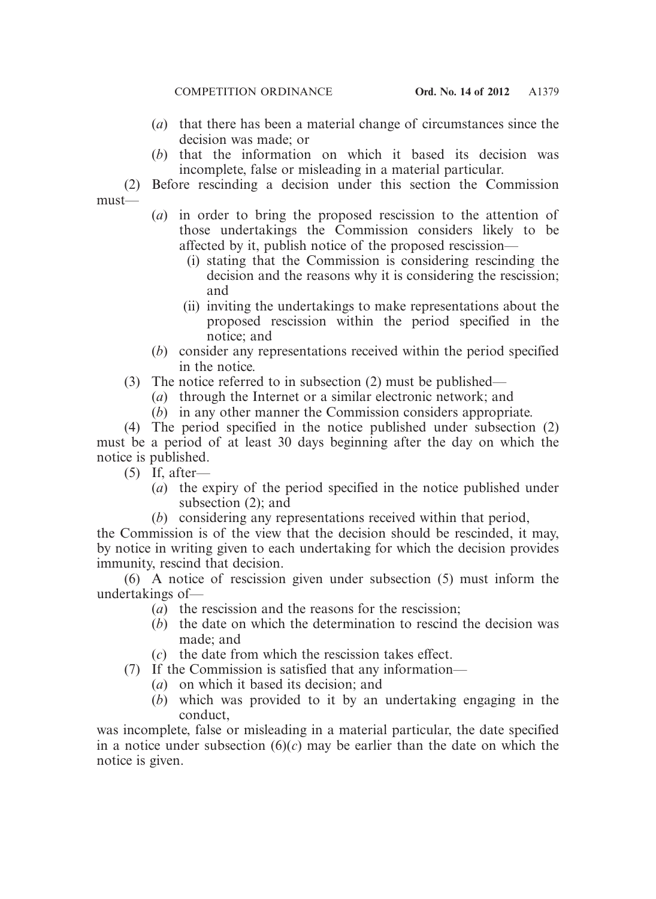(*a*) that there has been a material change of circumstances since the decision was made; or

(*b*) that the information on which it based its decision was incomplete, false or misleading in a material particular.

(2) Before rescinding a decision under this section the Commission must—

(*a*) in order to bring the proposed rescission to the attention of those undertakings the Commission considers likely to be affected by it, publish notice of the proposed rescission—

(i) stating that the Commission is considering rescinding the decision and the reasons why it is considering the rescission; and

(ii) inviting the undertakings to make representations about the proposed rescission within the period specified in the notice; and

(*b*) consider any representations received within the period specified in the notice.

(3) The notice referred to in subsection (2) must be published—

(*a*) through the Internet or a similar electronic network; and

(*b*) in any other manner the Commission considers appropriate.

(4) The period specified in the notice published under subsection (2) must be a period of at least 30 days beginning after the day on which the notice is published.

(5) If, after—

(*a*) the expiry of the period specified in the notice published under subsection (2); and

(*b*) considering any representations received within that period,

the Commission is of the view that the decision should be rescinded, it may, by notice in writing given to each undertaking for which the decision provides immunity, rescind that decision.

(6) A notice of rescission given under subsection (5) must inform the undertakings of—

(*a*) the rescission and the reasons for the rescission;

(*b*) the date on which the determination to rescind the decision was made; and

(*c*) the date from which the rescission takes effect.

(7) If the Commission is satisfied that any information—

(*a*) on which it based its decision; and

(*b*) which was provided to it by an undertaking engaging in the conduct,

was incomplete, false or misleading in a material particular, the date specified in a notice under subsection (6)(*c*) may be earlier than the date on which the notice is given.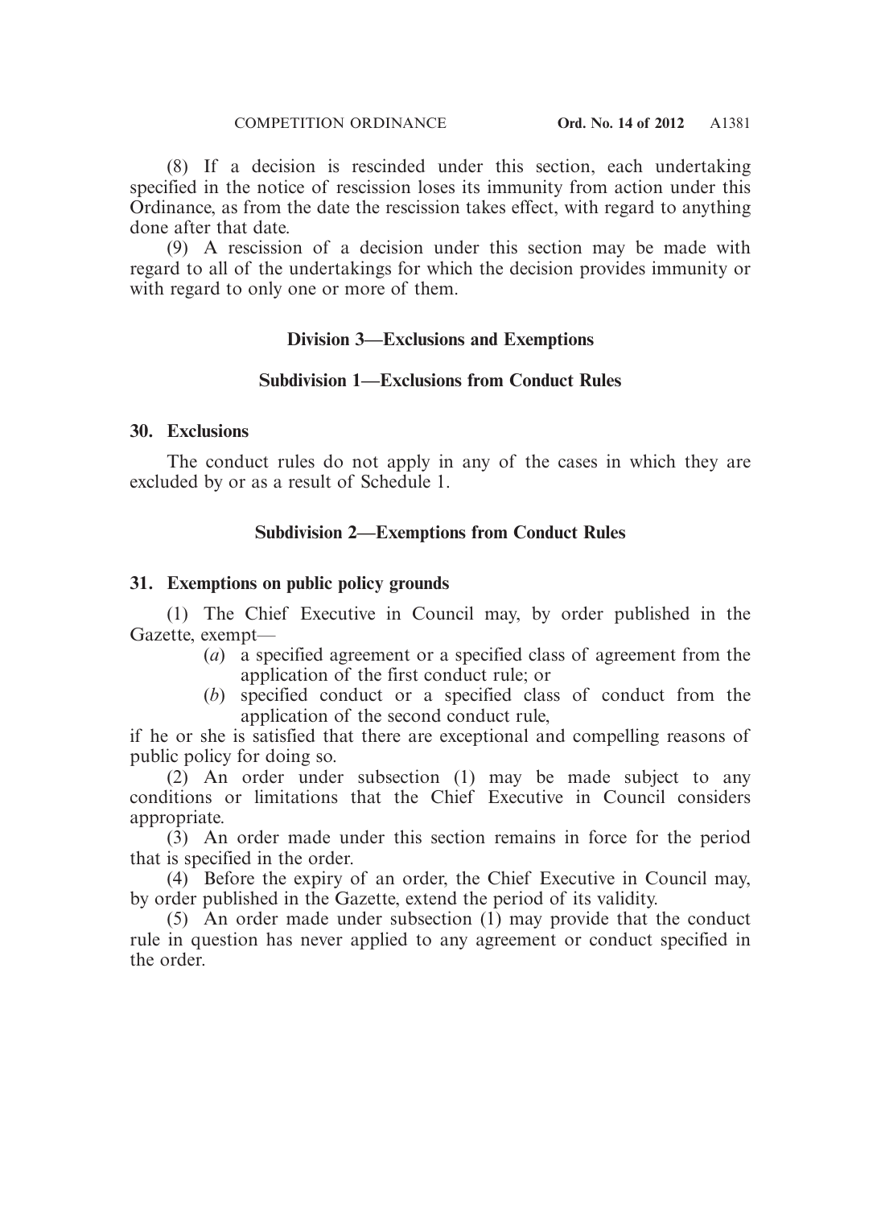(8) If a decision is rescinded under this section, each undertaking specified in the notice of rescission loses its immunity from action under this Ordinance, as from the date the rescission takes effect, with regard to anything done after that date.

(9) A rescission of a decision under this section may be made with regard to all of the undertakings for which the decision provides immunity or with regard to only one or more of them.

## Division 3—Exclusions and Exemptions

### Subdivision 1—Exclusions from Conduct Rules

#### 30. Exclusions

The conduct rules do not apply in any of the cases in which they are excluded by or as a result of Schedule 1.

### Subdivision 2—Exemptions from Conduct Rules

#### 31. Exemptions on public policy grounds

(1) The Chief Executive in Council may, by order published in the Gazette, exempt—

(*a*) a specified agreement or a specified class of agreement from the application of the first conduct rule; or

(*b*) specified conduct or a specified class of conduct from the application of the second conduct rule,

if he or she is satisfied that there are exceptional and compelling reasons of public policy for doing so.

(2) An order under subsection (1) may be made subject to any conditions or limitations that the Chief Executive in Council considers appropriate.

(3) An order made under this section remains in force for the period that is specified in the order.

(4) Before the expiry of an order, the Chief Executive in Council may, by order published in the Gazette, extend the period of its validity.

(5) An order made under subsection (1) may provide that the conduct rule in question has never applied to any agreement or conduct specified in the order.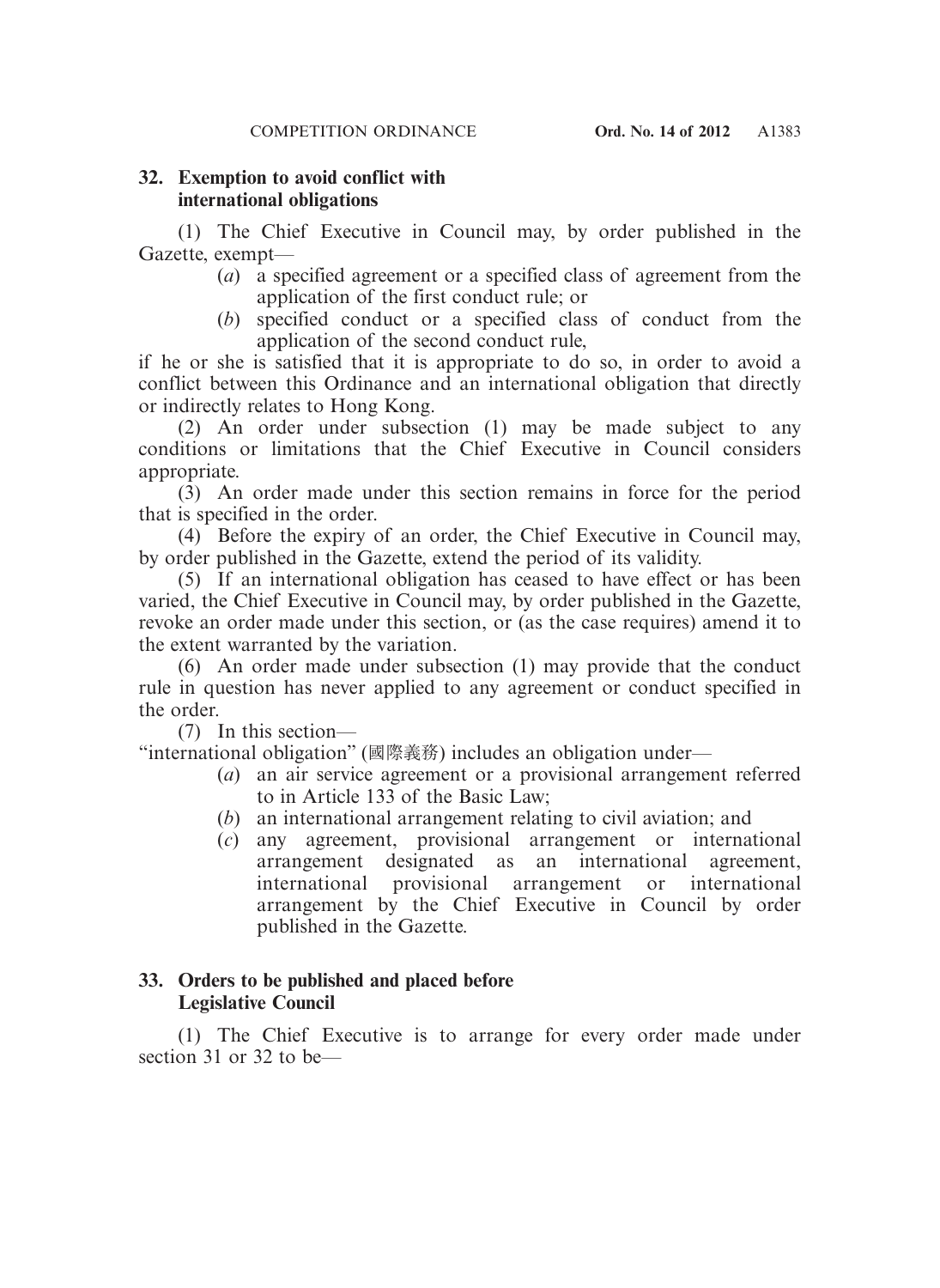### 32. Exemption to avoid conflict with international obligations

(1) The Chief Executive in Council may, by order published in the Gazette, exempt—

- (*a*) a specified agreement or a specified class of agreement from the application of the first conduct rule; or
- (*b*) specified conduct or a specified class of conduct from the application of the second conduct rule,

if he or she is satisfied that it is appropriate to do so, in order to avoid a conflict between this Ordinance and an international obligation that directly or indirectly relates to Hong Kong.

(2) An order under subsection (1) may be made subject to any conditions or limitations that the Chief Executive in Council considers appropriate.

(3) An order made under this section remains in force for the period that is specified in the order.

(4) Before the expiry of an order, the Chief Executive in Council may, by order published in the Gazette, extend the period of its validity.

(5) If an international obligation has ceased to have effect or has been varied, the Chief Executive in Council may, by order published in the Gazette, revoke an order made under this section, or (as the case requires) amend it to the extent warranted by the variation.

(6) An order made under subsection (1) may provide that the conduct rule in question has never applied to any agreement or conduct specified in the order.

(7) In this section—

"international obligation" (國際義務) includes an obligation under—

- (*a*) an air service agreement or a provisional arrangement referred to in Article 133 of the Basic Law;
- (*b*) an international arrangement relating to civil aviation; and
- (*c*) any agreement, provisional arrangement or international arrangement designated as an international agreement, international provisional arrangement or international arrangement by the Chief Executive in Council by order published in the Gazette.

### 33. Orders to be published and placed before Legislative Council

(1) The Chief Executive is to arrange for every order made under section 31 or 32 to be—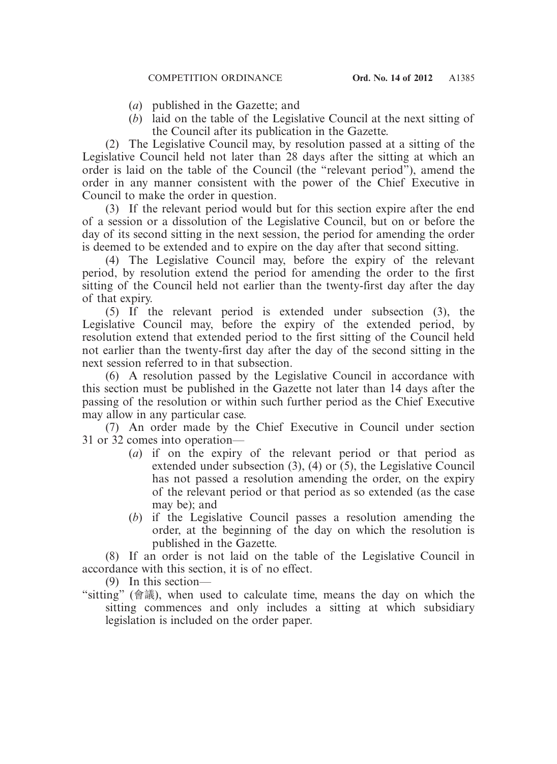(*a*) published in the Gazette; and

(*b*) laid on the table of the Legislative Council at the next sitting of the Council after its publication in the Gazette.

(2) The Legislative Council may, by resolution passed at a sitting of the Legislative Council held not later than 28 days after the sitting at which an order is laid on the table of the Council (the "relevant period"), amend the order in any manner consistent with the power of the Chief Executive in Council to make the order in question.

(3) If the relevant period would but for this section expire after the end of a session or a dissolution of the Legislative Council, but on or before the day of its second sitting in the next session, the period for amending the order is deemed to be extended and to expire on the day after that second sitting.

(4) The Legislative Council may, before the expiry of the relevant period, by resolution extend the period for amending the order to the first sitting of the Council held not earlier than the twenty-first day after the day of that expiry.

(5) If the relevant period is extended under subsection (3), the Legislative Council may, before the expiry of the extended period, by resolution extend that extended period to the first sitting of the Council held not earlier than the twenty-first day after the day of the second sitting in the next session referred to in that subsection.

(6) A resolution passed by the Legislative Council in accordance with this section must be published in the Gazette not later than 14 days after the passing of the resolution or within such further period as the Chief Executive may allow in any particular case.

(7) An order made by the Chief Executive in Council under section 31 or 32 comes into operation—

(*a*) if on the expiry of the relevant period or that period as extended under subsection (3), (4) or (5), the Legislative Council has not passed a resolution amending the order, on the expiry of the relevant period or that period as so extended (as the case may be); and

(*b*) if the Legislative Council passes a resolution amending the order, at the beginning of the day on which the resolution is published in the Gazette.

(8) If an order is not laid on the table of the Legislative Council in accordance with this section, it is of no effect.

(9) In this section—

"sitting" (會議), when used to calculate time, means the day on which the sitting commences and only includes a sitting at which subsidiary legislation is included on the order paper.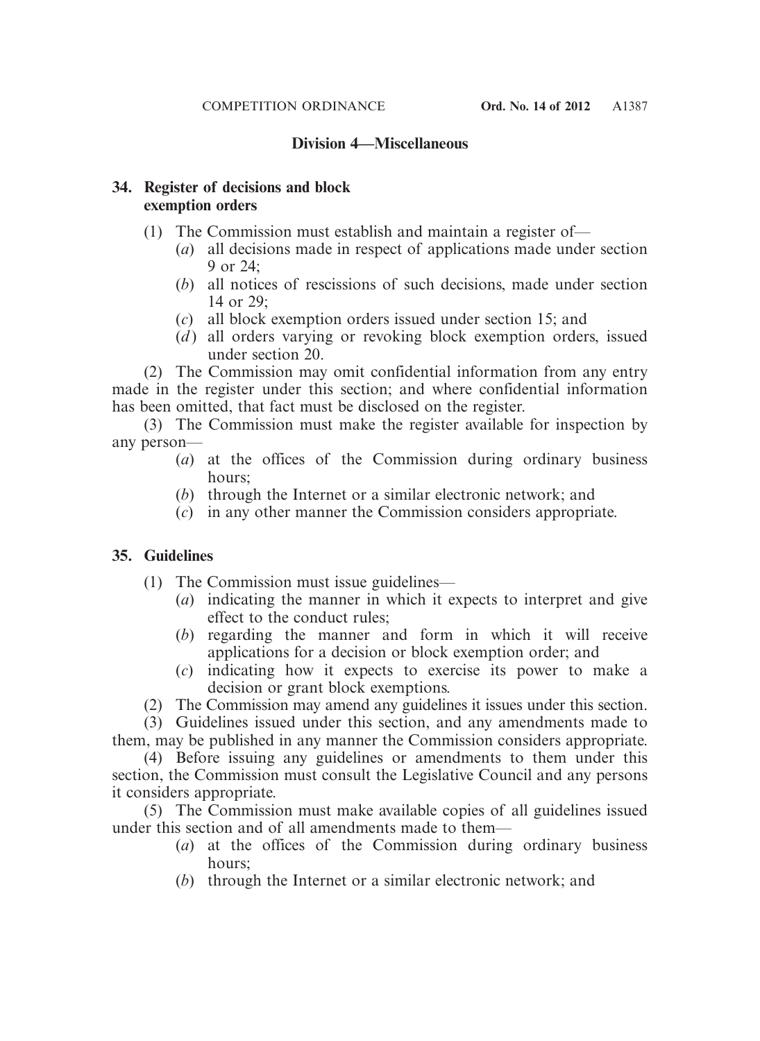## Division 4—Miscellaneous

### 34. Register of decisions and block exemption orders

(1) The Commission must establish and maintain a register of—

- (*a*) all decisions made in respect of applications made under section 9 or 24;
- (*b*) all notices of rescissions of such decisions, made under section 14 or 29;
- (*c*) all block exemption orders issued under section 15; and
- (*d*) all orders varying or revoking block exemption orders, issued under section 20.

(2) The Commission may omit confidential information from any entry made in the register under this section; and where confidential information has been omitted, that fact must be disclosed on the register.

(3) The Commission must make the register available for inspection by any person—

- (*a*) at the offices of the Commission during ordinary business hours;
- (*b*) through the Internet or a similar electronic network; and
- (*c*) in any other manner the Commission considers appropriate.

### 35. Guidelines

(1) The Commission must issue guidelines—

- (*a*) indicating the manner in which it expects to interpret and give effect to the conduct rules;
- (*b*) regarding the manner and form in which it will receive applications for a decision or block exemption order; and
- (*c*) indicating how it expects to exercise its power to make a decision or grant block exemptions.

(2) The Commission may amend any guidelines it issues under this section.

(3) Guidelines issued under this section, and any amendments made to them, may be published in any manner the Commission considers appropriate.

(4) Before issuing any guidelines or amendments to them under this section, the Commission must consult the Legislative Council and any persons it considers appropriate.

(5) The Commission must make available copies of all guidelines issued under this section and of all amendments made to them—

- (*a*) at the offices of the Commission during ordinary business hours;
- (*b*) through the Internet or a similar electronic network; and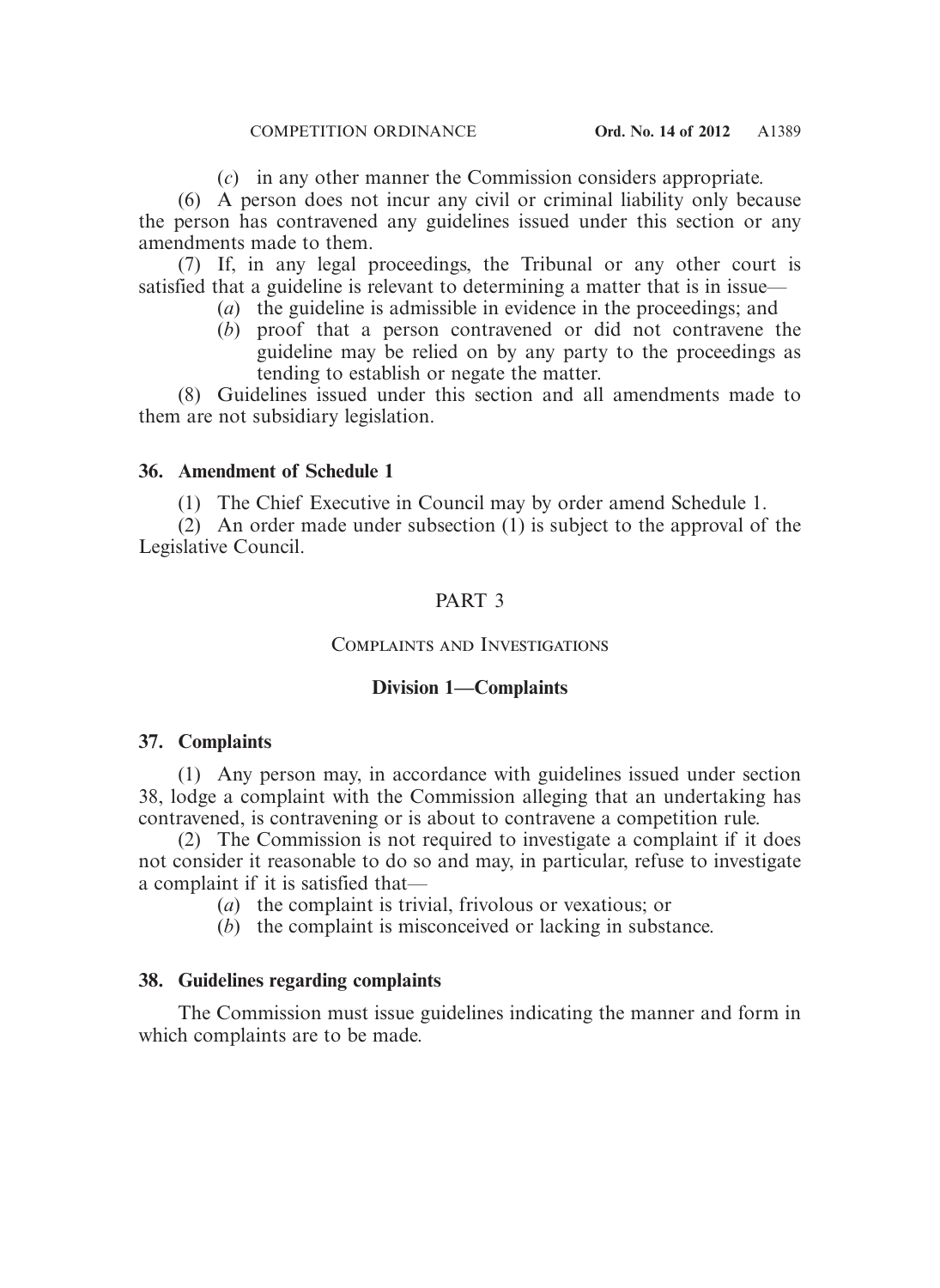(*c*) in any other manner the Commission considers appropriate.

(6) A person does not incur any civil or criminal liability only because the person has contravened any guidelines issued under this section or any amendments made to them.

(7) If, in any legal proceedings, the Tribunal or any other court is satisfied that a guideline is relevant to determining a matter that is in issue—

(*a*) the guideline is admissible in evidence in the proceedings; and

(*b*) proof that a person contravened or did not contravene the guideline may be relied on by any party to the proceedings as tending to establish or negate the matter.

(8) Guidelines issued under this section and all amendments made to them are not subsidiary legislation.

**36. Amendment of Schedule 1**

(1) The Chief Executive in Council may by order amend Schedule 1.

(2) An order made under subsection (1) is subject to the approval of the Legislative Council.

## PART 3

## COMPLAINTS AND INVESTIGATIONS

### Division 1—Complaints

**37. Complaints**

(1) Any person may, in accordance with guidelines issued under section 38, lodge a complaint with the Commission alleging that an undertaking has contravened, is contravening or is about to contravene a competition rule.

(2) The Commission is not required to investigate a complaint if it does not consider it reasonable to do so and may, in particular, refuse to investigate a complaint if it is satisfied that—

(*a*) the complaint is trivial, frivolous or vexatious; or

(*b*) the complaint is misconceived or lacking in substance.

**38. Guidelines regarding complaints**

The Commission must issue guidelines indicating the manner and form in which complaints are to be made.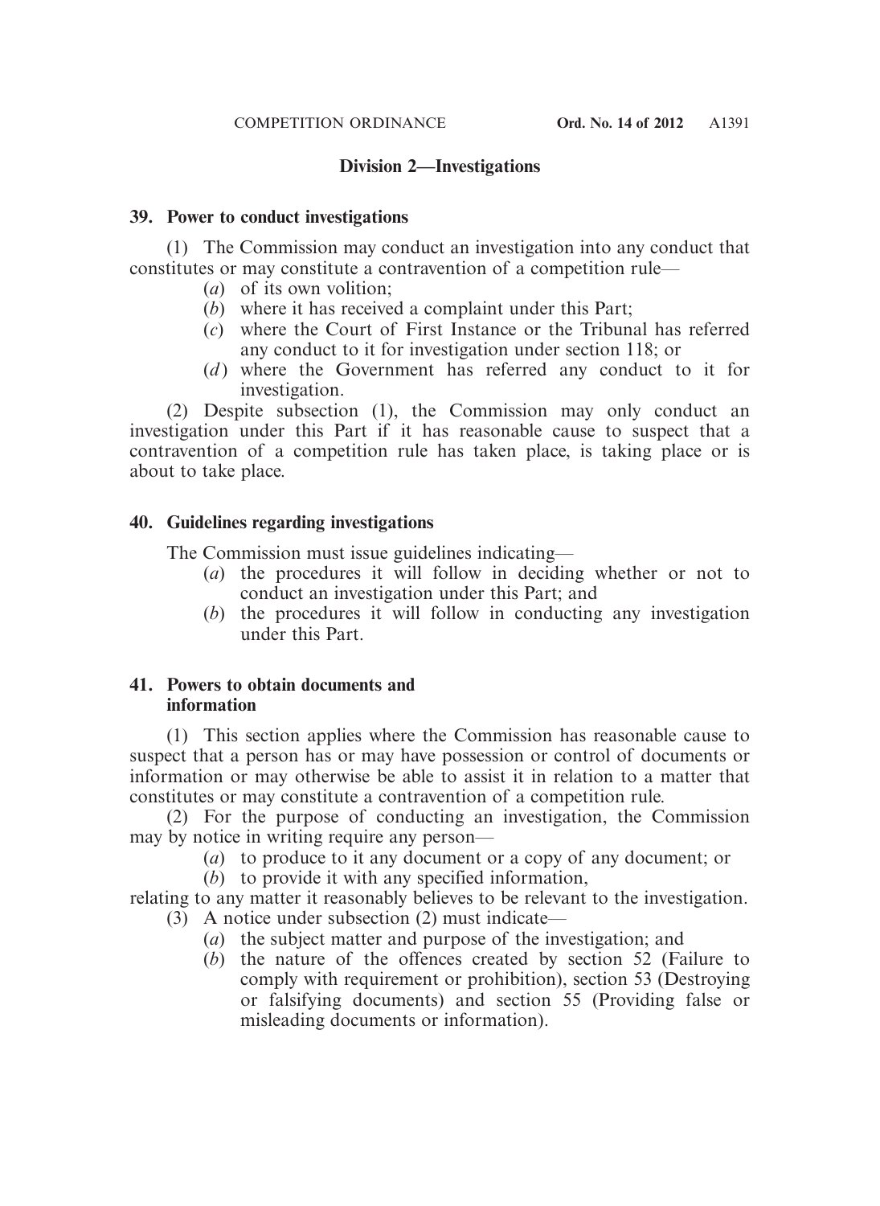## Division 2—Investigations

### 39. Power to conduct investigations

(1) The Commission may conduct an investigation into any conduct that constitutes or may constitute a contravention of a competition rule—

- (*a*) of its own volition;
- (*b*) where it has received a complaint under this Part;
- (*c*) where the Court of First Instance or the Tribunal has referred any conduct to it for investigation under section 118; or
- (*d*) where the Government has referred any conduct to it for investigation.

(2) Despite subsection (1), the Commission may only conduct an investigation under this Part if it has reasonable cause to suspect that a contravention of a competition rule has taken place, is taking place or is about to take place.

### 40. Guidelines regarding investigations

The Commission must issue guidelines indicating—

- (*a*) the procedures it will follow in deciding whether or not to conduct an investigation under this Part; and
- (*b*) the procedures it will follow in conducting any investigation under this Part.

### 41. Powers to obtain documents and information

(1) This section applies where the Commission has reasonable cause to suspect that a person has or may have possession or control of documents or information or may otherwise be able to assist it in relation to a matter that constitutes or may constitute a contravention of a competition rule.

(2) For the purpose of conducting an investigation, the Commission may by notice in writing require any person—

- (*a*) to produce to it any document or a copy of any document; or
- (*b*) to provide it with any specified information,

relating to any matter it reasonably believes to be relevant to the investigation.

(3) A notice under subsection (2) must indicate—

- (*a*) the subject matter and purpose of the investigation; and
- (*b*) the nature of the offences created by section 52 (Failure to comply with requirement or prohibition), section 53 (Destroying or falsifying documents) and section 55 (Providing false or misleading documents or information).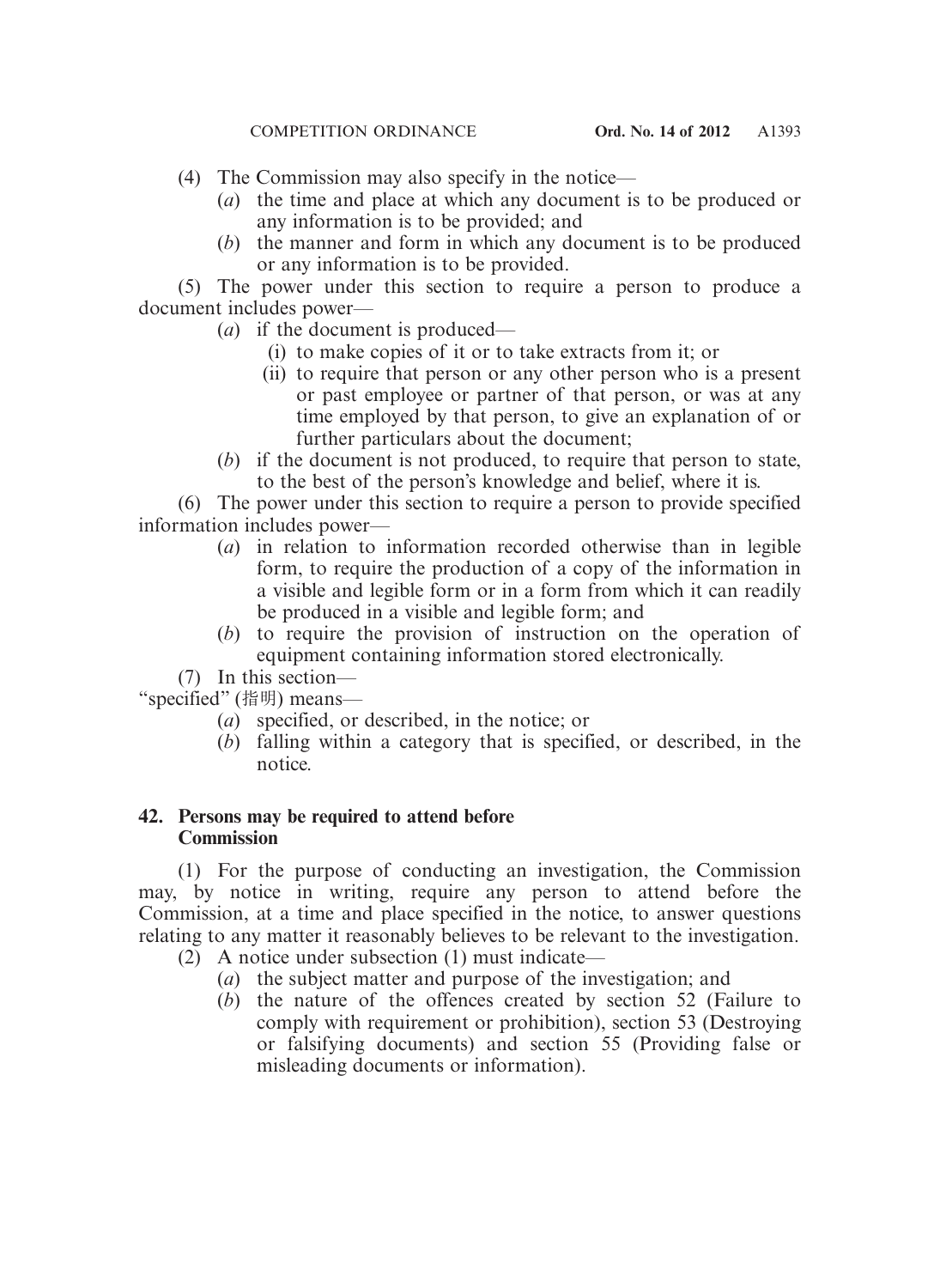(4) The Commission may also specify in the notice—

- (*a*) the time and place at which any document is to be produced or any information is to be provided; and
- (*b*) the manner and form in which any document is to be produced or any information is to be provided.

(5) The power under this section to require a person to produce a document includes power—

- (*a*) if the document is produced—
  - (i) to make copies of it or to take extracts from it; or
  - (ii) to require that person or any other person who is a present or past employee or partner of that person, or was at any time employed by that person, to give an explanation of or further particulars about the document;
- (*b*) if the document is not produced, to require that person to state, to the best of the person's knowledge and belief, where it is.

(6) The power under this section to require a person to provide specified information includes power—

- (*a*) in relation to information recorded otherwise than in legible form, to require the production of a copy of the information in a visible and legible form or in a form from which it can readily be produced in a visible and legible form; and
- (*b*) to require the provision of instruction on the operation of equipment containing information stored electronically.

(7) In this section—

"specified" (指明) means—

- (*a*) specified, or described, in the notice; or
- (*b*) falling within a category that is specified, or described, in the notice.

**42. Persons may be required to attend before Commission**

(1) For the purpose of conducting an investigation, the Commission may, by notice in writing, require any person to attend before the Commission, at a time and place specified in the notice, to answer questions relating to any matter it reasonably believes to be relevant to the investigation.

(2) A notice under subsection (1) must indicate—

- (*a*) the subject matter and purpose of the investigation; and
- (*b*) the nature of the offences created by section 52 (Failure to comply with requirement or prohibition), section 53 (Destroying or falsifying documents) and section 55 (Providing false or misleading documents or information).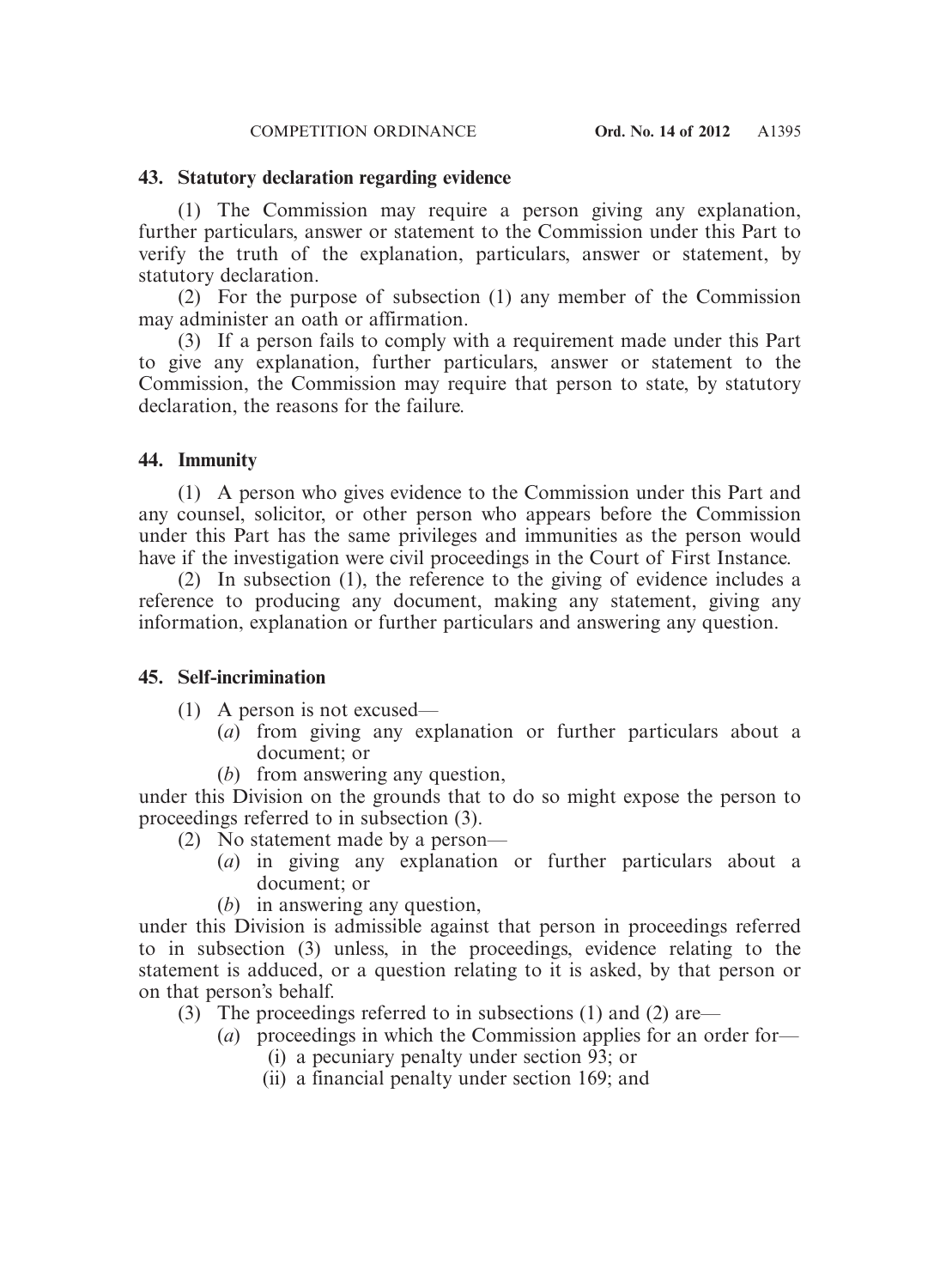**43. Statutory declaration regarding evidence**

(1) The Commission may require a person giving any explanation, further particulars, answer or statement to the Commission under this Part to verify the truth of the explanation, particulars, answer or statement, by statutory declaration.

(2) For the purpose of subsection (1) any member of the Commission may administer an oath or affirmation.

(3) If a person fails to comply with a requirement made under this Part to give any explanation, further particulars, answer or statement to the Commission, the Commission may require that person to state, by statutory declaration, the reasons for the failure.

**44. Immunity**

(1) A person who gives evidence to the Commission under this Part and any counsel, solicitor, or other person who appears before the Commission under this Part has the same privileges and immunities as the person would have if the investigation were civil proceedings in the Court of First Instance.

(2) In subsection (1), the reference to the giving of evidence includes a reference to producing any document, making any statement, giving any information, explanation or further particulars and answering any question.

**45. Self-incrimination**

(1) A person is not excused—

- (*a*) from giving any explanation or further particulars about a document; or
- (*b*) from answering any question,

under this Division on the grounds that to do so might expose the person to proceedings referred to in subsection (3).

(2) No statement made by a person—

- (*a*) in giving any explanation or further particulars about a document; or
- (*b*) in answering any question,

under this Division is admissible against that person in proceedings referred to in subsection (3) unless, in the proceedings, evidence relating to the statement is adduced, or a question relating to it is asked, by that person or on that person's behalf.

(3) The proceedings referred to in subsections (1) and (2) are—

- (*a*) proceedings in which the Commission applies for an order for—
  - (i) a pecuniary penalty under section 93; or
  - (ii) a financial penalty under section 169; and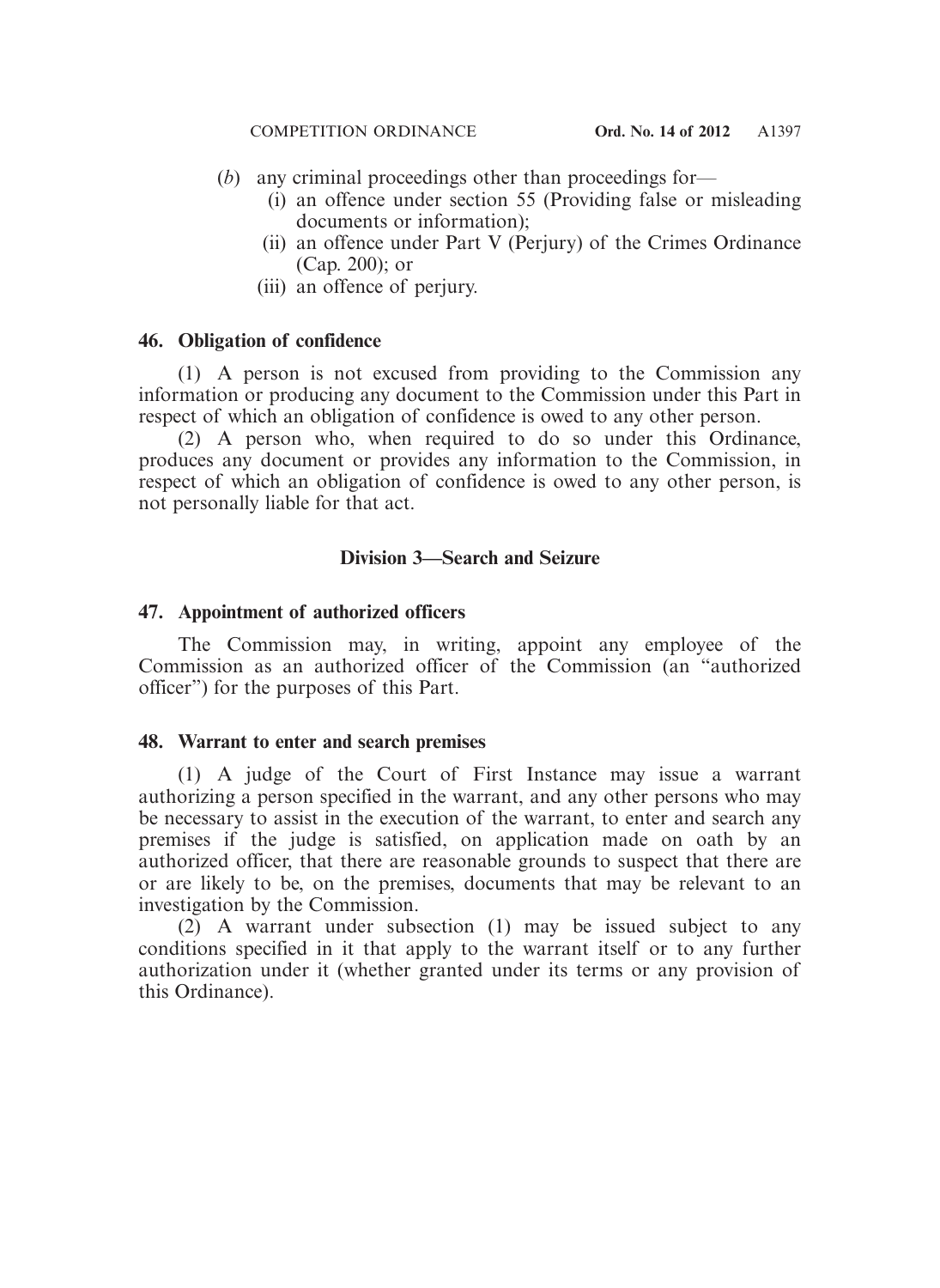(*b*) any criminal proceedings other than proceedings for—

(i) an offence under section 55 (Providing false or misleading documents or information);

(ii) an offence under Part V (Perjury) of the Crimes Ordinance (Cap. 200); or

(iii) an offence of perjury.

**46. Obligation of confidence**

(1) A person is not excused from providing to the Commission any information or producing any document to the Commission under this Part in respect of which an obligation of confidence is owed to any other person.

(2) A person who, when required to do so under this Ordinance, produces any document or provides any information to the Commission, in respect of which an obligation of confidence is owed to any other person, is not personally liable for that act.

## Division 3—Search and Seizure

**47. Appointment of authorized officers**

The Commission may, in writing, appoint any employee of the Commission as an authorized officer of the Commission (an "authorized officer") for the purposes of this Part.

**48. Warrant to enter and search premises**

(1) A judge of the Court of First Instance may issue a warrant authorizing a person specified in the warrant, and any other persons who may be necessary to assist in the execution of the warrant, to enter and search any premises if the judge is satisfied, on application made on oath by an authorized officer, that there are reasonable grounds to suspect that there are or are likely to be, on the premises, documents that may be relevant to an investigation by the Commission.

(2) A warrant under subsection (1) may be issued subject to any conditions specified in it that apply to the warrant itself or to any further authorization under it (whether granted under its terms or any provision of this Ordinance).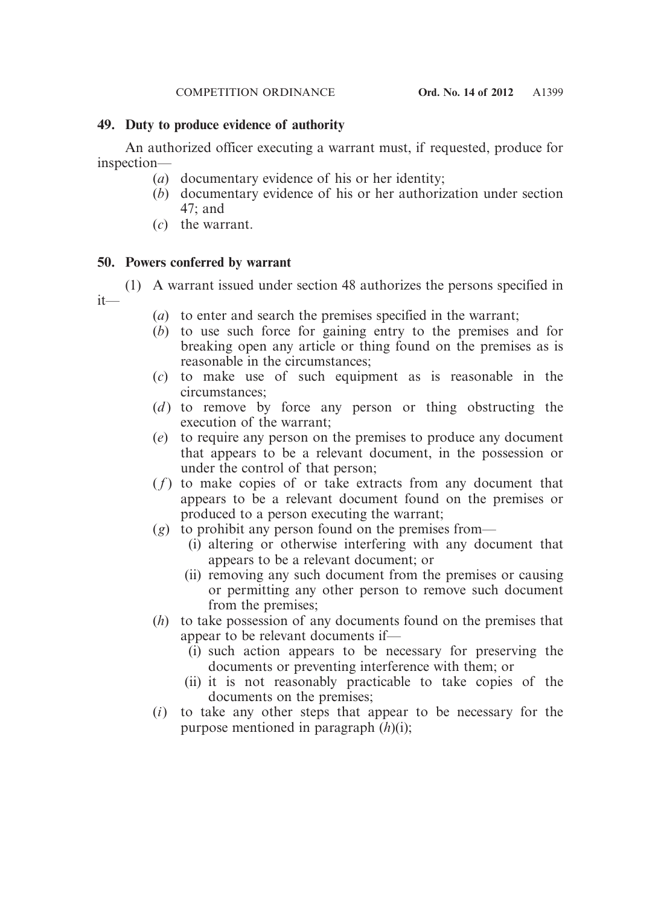### 49. Duty to produce evidence of authority

An authorized officer executing a warrant must, if requested, produce for inspection—

- (*a*) documentary evidence of his or her identity;
- (*b*) documentary evidence of his or her authorization under section 47; and
- (*c*) the warrant.

### 50. Powers conferred by warrant

(1) A warrant issued under section 48 authorizes the persons specified in it—

- (*a*) to enter and search the premises specified in the warrant;
- (*b*) to use such force for gaining entry to the premises and for breaking open any article or thing found on the premises as is reasonable in the circumstances;
- (*c*) to make use of such equipment as is reasonable in the circumstances;
- (*d*) to remove by force any person or thing obstructing the execution of the warrant;
- (*e*) to require any person on the premises to produce any document that appears to be a relevant document, in the possession or under the control of that person;
- (*f*) to make copies of or take extracts from any document that appears to be a relevant document found on the premises or produced to a person executing the warrant;
- (*g*) to prohibit any person found on the premises from—
  - (i) altering or otherwise interfering with any document that appears to be a relevant document; or
  - (ii) removing any such document from the premises or causing or permitting any other person to remove such document from the premises;
- (*h*) to take possession of any documents found on the premises that appear to be relevant documents if—
  - (i) such action appears to be necessary for preserving the documents or preventing interference with them; or
  - (ii) it is not reasonably practicable to take copies of the documents on the premises;
- (*i*) to take any other steps that appear to be necessary for the purpose mentioned in paragraph (*h*)(i);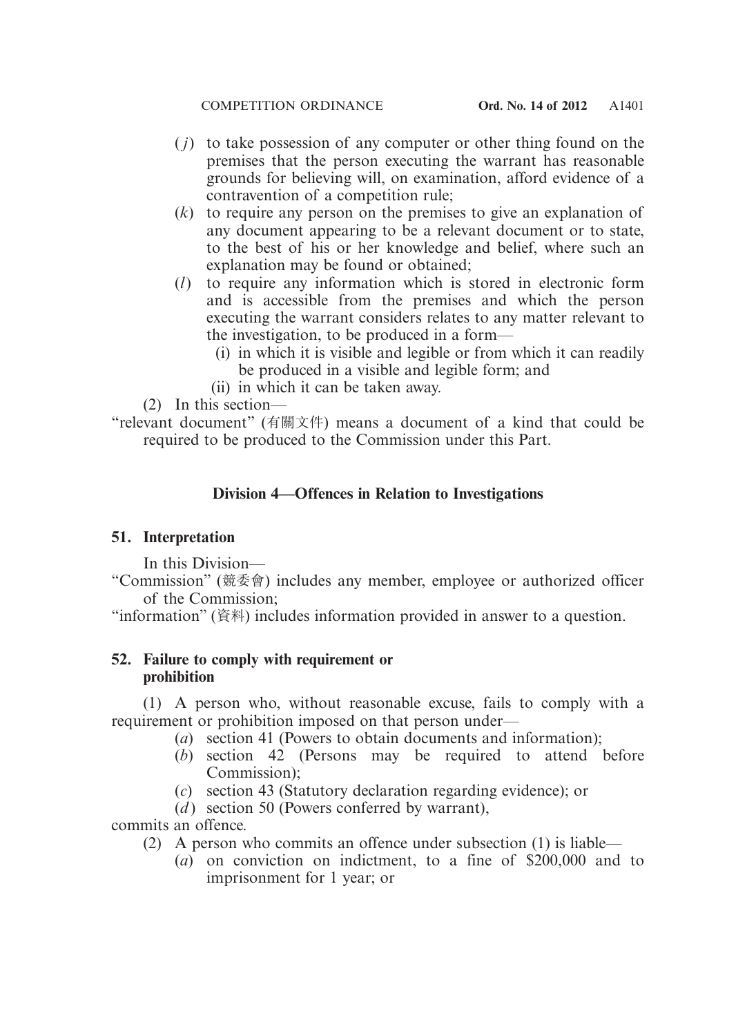(*j*) to take possession of any computer or other thing found on the premises that the person executing the warrant has reasonable grounds for believing will, on examination, afford evidence of a contravention of a competition rule;

(*k*) to require any person on the premises to give an explanation of any document appearing to be a relevant document or to state, to the best of his or her knowledge and belief, where such an explanation may be found or obtained;

(*l*) to require any information which is stored in electronic form and is accessible from the premises and which the person executing the warrant considers relates to any matter relevant to the investigation, to be produced in a form—

(i) in which it is visible and legible or from which it can readily be produced in a visible and legible form; and

(ii) in which it can be taken away.

(2) In this section—

"relevant document" (有關文件) means a document of a kind that could be required to be produced to the Commission under this Part.

## Division 4—Offences in Relation to Investigations

### 51. Interpretation

In this Division—

"Commission" (競委會) includes any member, employee or authorized officer of the Commission;

"information" (資料) includes information provided in answer to a question.

### 52. Failure to comply with requirement or prohibition

(1) A person who, without reasonable excuse, fails to comply with a requirement or prohibition imposed on that person under—

(*a*) section 41 (Powers to obtain documents and information);

(*b*) section 42 (Persons may be required to attend before Commission);

(*c*) section 43 (Statutory declaration regarding evidence); or

(*d*) section 50 (Powers conferred by warrant),

commits an offence.

(2) A person who commits an offence under subsection (1) is liable—

(*a*) on conviction on indictment, to a fine of $200,000 and to imprisonment for 1 year; or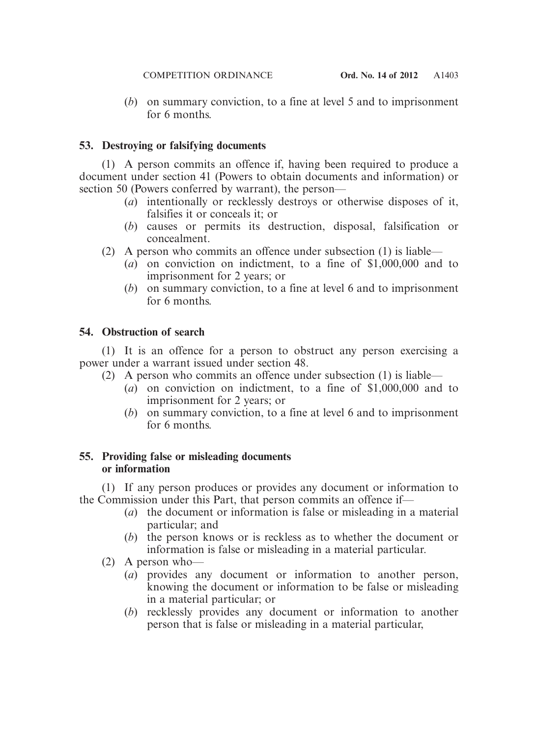(*b*) on summary conviction, to a fine at level 5 and to imprisonment for 6 months.

**53. Destroying or falsifying documents**

(1) A person commits an offence if, having been required to produce a document under section 41 (Powers to obtain documents and information) or section 50 (Powers conferred by warrant), the person—

(*a*) intentionally or recklessly destroys or otherwise disposes of it, falsifies it or conceals it; or

(*b*) causes or permits its destruction, disposal, falsification or concealment.

(2) A person who commits an offence under subsection (1) is liable—

(*a*) on conviction on indictment, to a fine of $1,000,000 and to imprisonment for 2 years; or

(*b*) on summary conviction, to a fine at level 6 and to imprisonment for 6 months.

**54. Obstruction of search**

(1) It is an offence for a person to obstruct any person exercising a power under a warrant issued under section 48.

(2) A person who commits an offence under subsection (1) is liable—

(*a*) on conviction on indictment, to a fine of $1,000,000 and to imprisonment for 2 years; or

(*b*) on summary conviction, to a fine at level 6 and to imprisonment for 6 months.

**55. Providing false or misleading documents or information**

(1) If any person produces or provides any document or information to the Commission under this Part, that person commits an offence if—

(*a*) the document or information is false or misleading in a material particular; and

(*b*) the person knows or is reckless as to whether the document or information is false or misleading in a material particular.

(2) A person who—

(*a*) provides any document or information to another person, knowing the document or information to be false or misleading in a material particular; or

(*b*) recklessly provides any document or information to another person that is false or misleading in a material particular,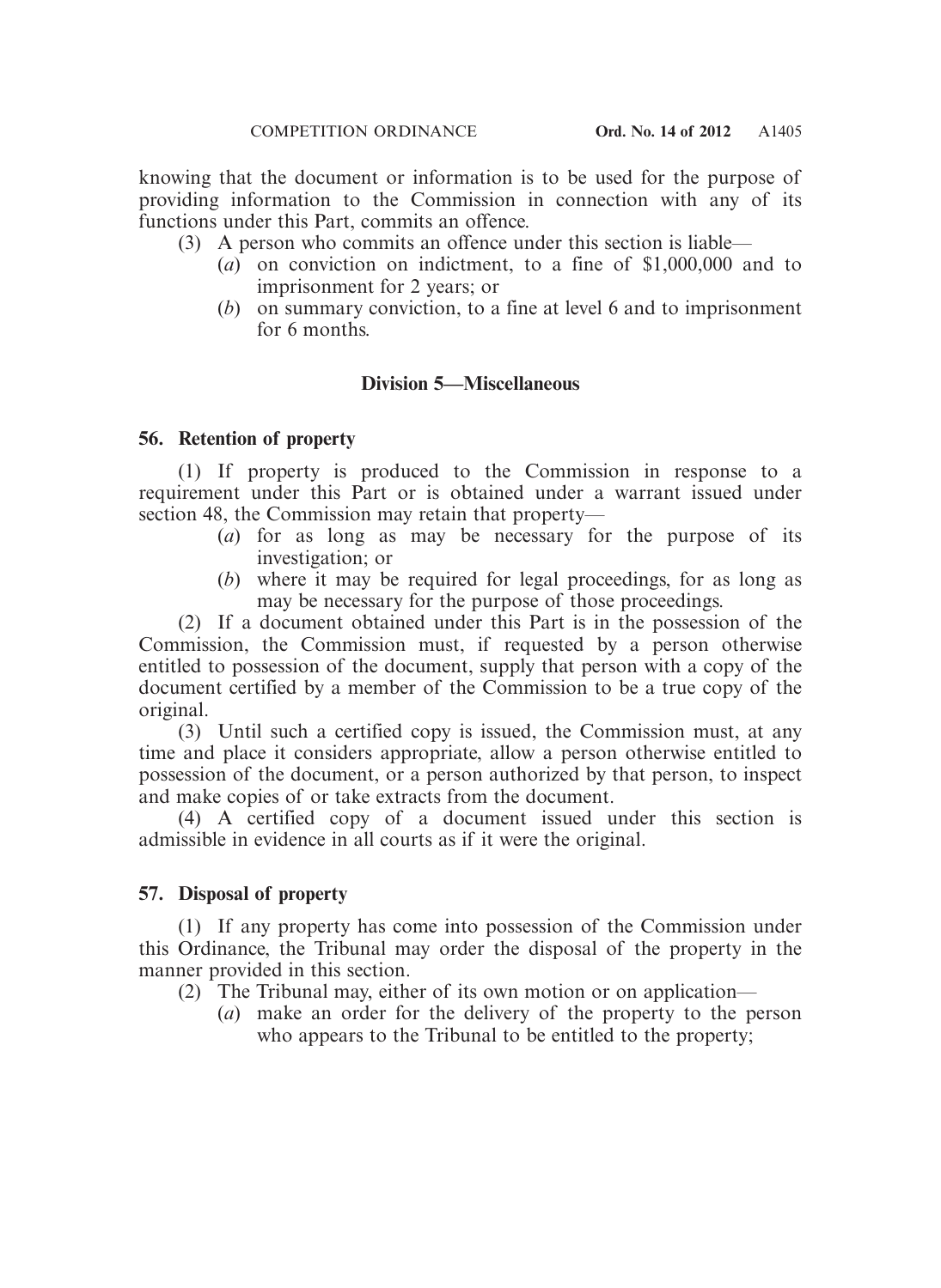knowing that the document or information is to be used for the purpose of providing information to the Commission in connection with any of its functions under this Part, commits an offence.

(3) A person who commits an offence under this section is liable—

(*a*) on conviction on indictment, to a fine of $1,000,000 and to imprisonment for 2 years; or

(*b*) on summary conviction, to a fine at level 6 and to imprisonment for 6 months.

## Division 5—Miscellaneous

### 56. Retention of property

(1) If property is produced to the Commission in response to a requirement under this Part or is obtained under a warrant issued under section 48, the Commission may retain that property—

(*a*) for as long as may be necessary for the purpose of its investigation; or

(*b*) where it may be required for legal proceedings, for as long as may be necessary for the purpose of those proceedings.

(2) If a document obtained under this Part is in the possession of the Commission, the Commission must, if requested by a person otherwise entitled to possession of the document, supply that person with a copy of the document certified by a member of the Commission to be a true copy of the original.

(3) Until such a certified copy is issued, the Commission must, at any time and place it considers appropriate, allow a person otherwise entitled to possession of the document, or a person authorized by that person, to inspect and make copies of or take extracts from the document.

(4) A certified copy of a document issued under this section is admissible in evidence in all courts as if it were the original.

### 57. Disposal of property

(1) If any property has come into possession of the Commission under this Ordinance, the Tribunal may order the disposal of the property in the manner provided in this section.

(2) The Tribunal may, either of its own motion or on application—

(*a*) make an order for the delivery of the property to the person who appears to the Tribunal to be entitled to the property;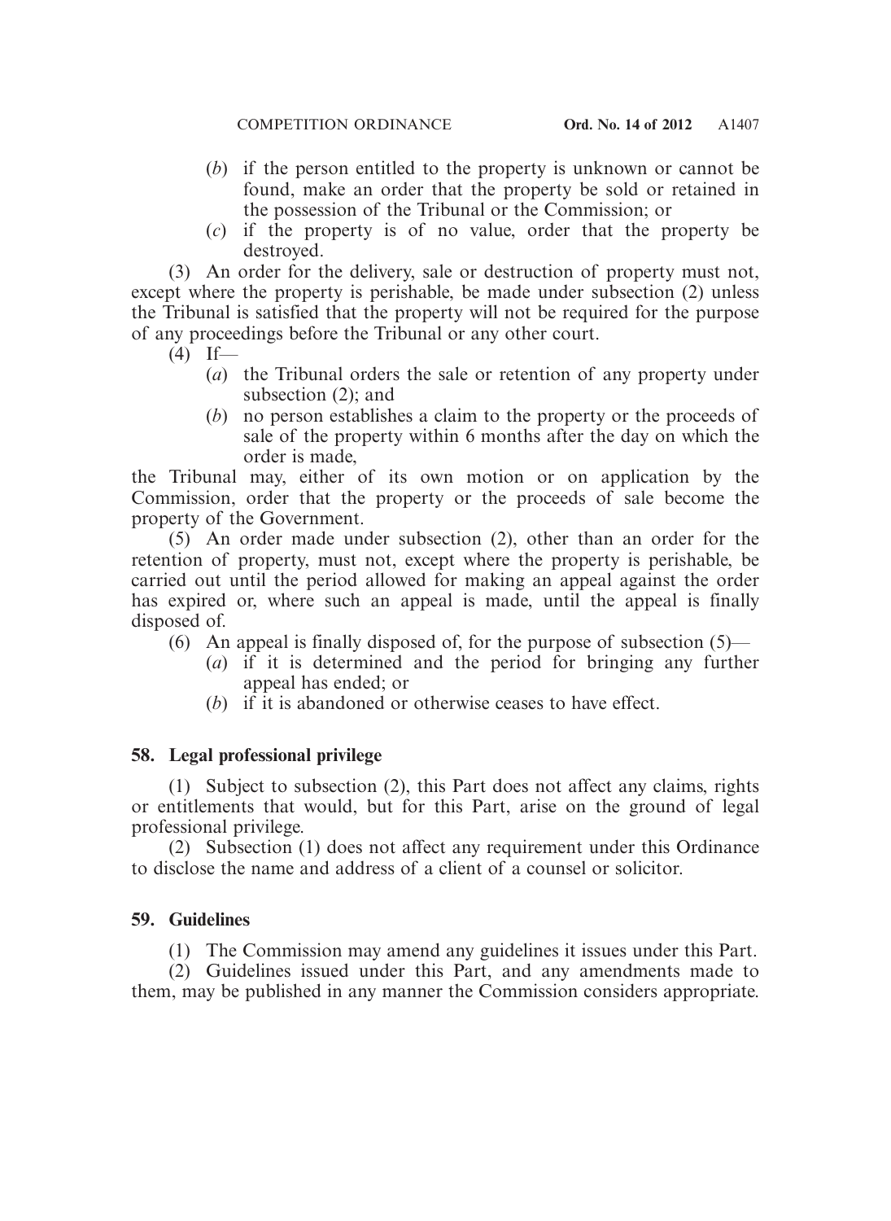(*b*) if the person entitled to the property is unknown or cannot be found, make an order that the property be sold or retained in the possession of the Tribunal or the Commission; or

(*c*) if the property is of no value, order that the property be destroyed.

(3) An order for the delivery, sale or destruction of property must not, except where the property is perishable, be made under subsection (2) unless the Tribunal is satisfied that the property will not be required for the purpose of any proceedings before the Tribunal or any other court.

(4) If—

(*a*) the Tribunal orders the sale or retention of any property under subsection (2); and

(*b*) no person establishes a claim to the property or the proceeds of sale of the property within 6 months after the day on which the order is made,

the Tribunal may, either of its own motion or on application by the Commission, order that the property or the proceeds of sale become the property of the Government.

(5) An order made under subsection (2), other than an order for the retention of property, must not, except where the property is perishable, be carried out until the period allowed for making an appeal against the order has expired or, where such an appeal is made, until the appeal is finally disposed of.

(6) An appeal is finally disposed of, for the purpose of subsection (5)—

(*a*) if it is determined and the period for bringing any further appeal has ended; or

(*b*) if it is abandoned or otherwise ceases to have effect.

**58. Legal professional privilege**

(1) Subject to subsection (2), this Part does not affect any claims, rights or entitlements that would, but for this Part, arise on the ground of legal professional privilege.

(2) Subsection (1) does not affect any requirement under this Ordinance to disclose the name and address of a client of a counsel or solicitor.

**59. Guidelines**

(1) The Commission may amend any guidelines it issues under this Part.

(2) Guidelines issued under this Part, and any amendments made to them, may be published in any manner the Commission considers appropriate.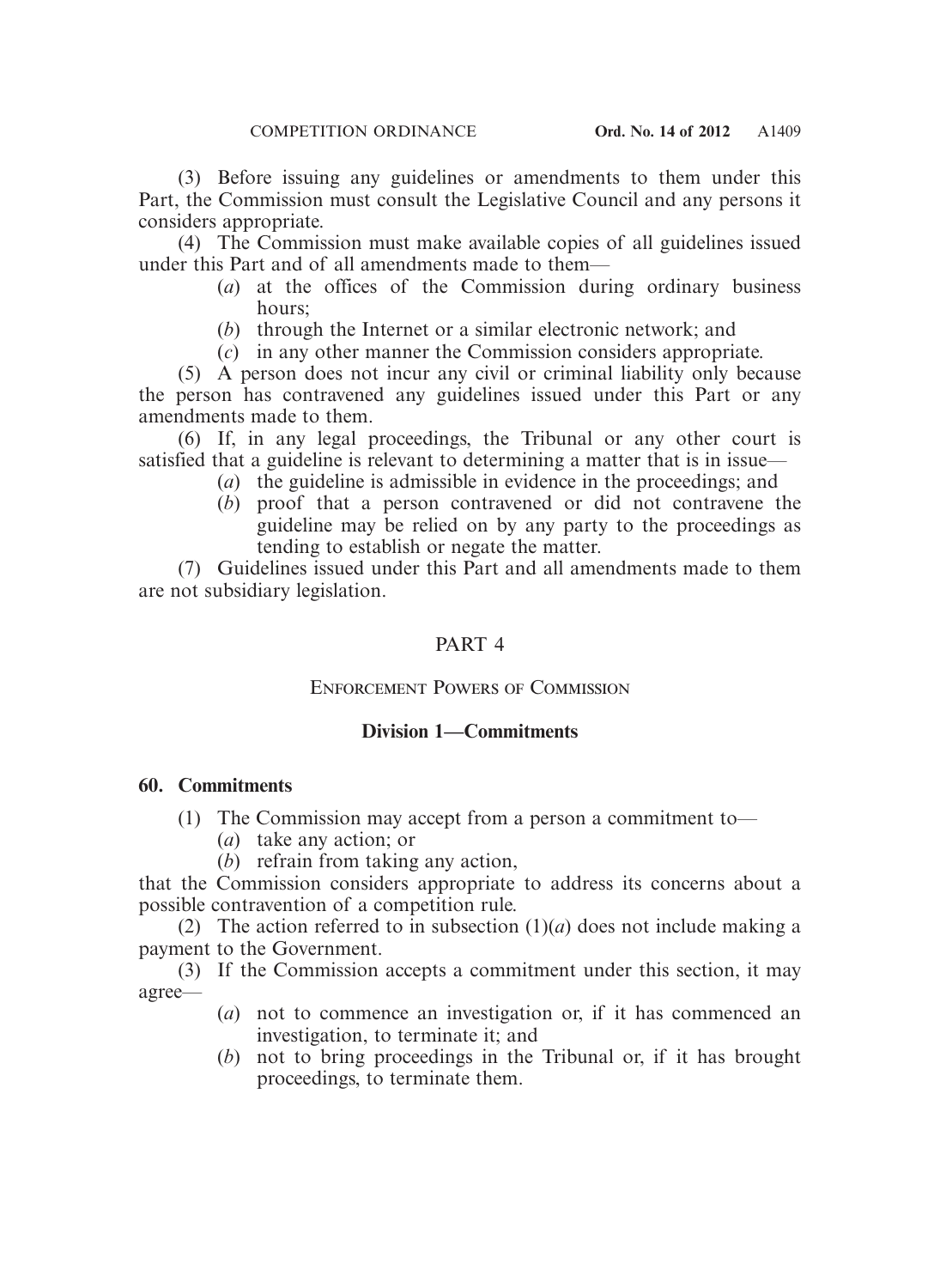(3) Before issuing any guidelines or amendments to them under this Part, the Commission must consult the Legislative Council and any persons it considers appropriate.

(4) The Commission must make available copies of all guidelines issued under this Part and of all amendments made to them—

- (*a*) at the offices of the Commission during ordinary business hours;
- (*b*) through the Internet or a similar electronic network; and
- (*c*) in any other manner the Commission considers appropriate.

(5) A person does not incur any civil or criminal liability only because the person has contravened any guidelines issued under this Part or any amendments made to them.

(6) If, in any legal proceedings, the Tribunal or any other court is satisfied that a guideline is relevant to determining a matter that is in issue—

- (*a*) the guideline is admissible in evidence in the proceedings; and
- (*b*) proof that a person contravened or did not contravene the guideline may be relied on by any party to the proceedings as tending to establish or negate the matter.

(7) Guidelines issued under this Part and all amendments made to them are not subsidiary legislation.

## PART 4

## ENFORCEMENT POWERS OF COMMISSION

### Division 1—Commitments

#### 60. Commitments

(1) The Commission may accept from a person a commitment to—

- (*a*) take any action; or
- (*b*) refrain from taking any action,

that the Commission considers appropriate to address its concerns about a possible contravention of a competition rule.

(2) The action referred to in subsection (1)(*a*) does not include making a payment to the Government.

(3) If the Commission accepts a commitment under this section, it may agree—

- (*a*) not to commence an investigation or, if it has commenced an investigation, to terminate it; and
- (*b*) not to bring proceedings in the Tribunal or, if it has brought proceedings, to terminate them.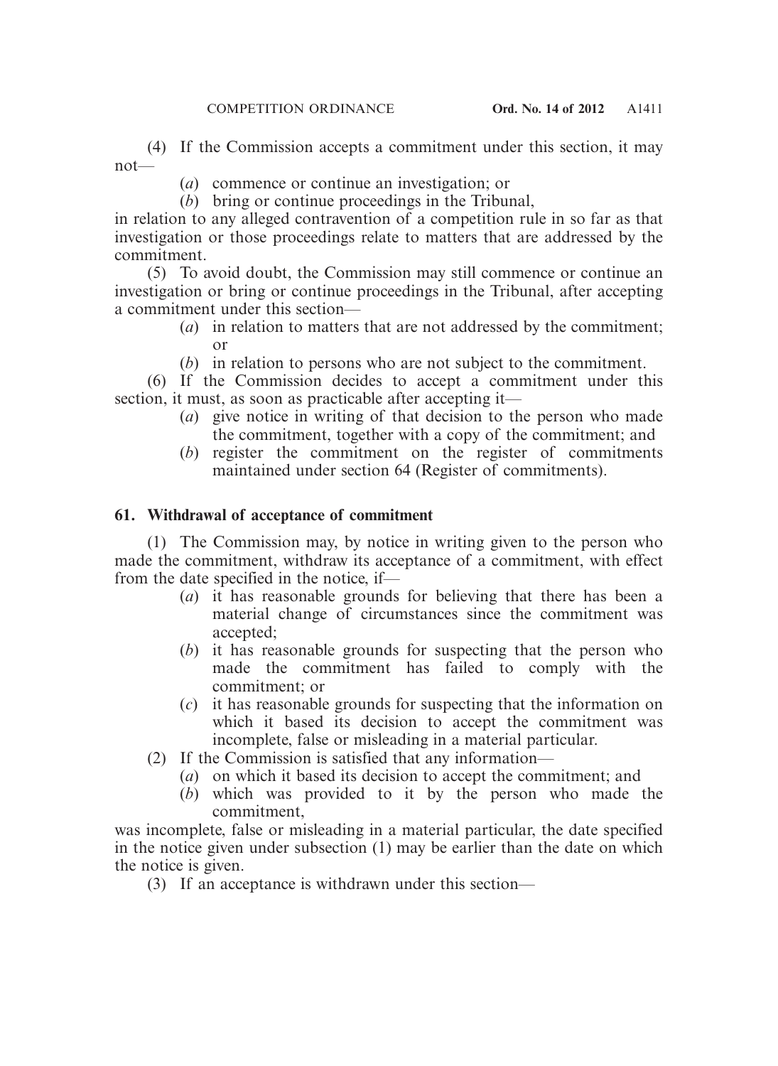(4) If the Commission accepts a commitment under this section, it may not—

(*a*) commence or continue an investigation; or

(*b*) bring or continue proceedings in the Tribunal,

in relation to any alleged contravention of a competition rule in so far as that investigation or those proceedings relate to matters that are addressed by the commitment.

(5) To avoid doubt, the Commission may still commence or continue an investigation or bring or continue proceedings in the Tribunal, after accepting a commitment under this section—

(*a*) in relation to matters that are not addressed by the commitment; or

(*b*) in relation to persons who are not subject to the commitment.

(6) If the Commission decides to accept a commitment under this section, it must, as soon as practicable after accepting it—

(*a*) give notice in writing of that decision to the person who made the commitment, together with a copy of the commitment; and

(*b*) register the commitment on the register of commitments maintained under section 64 (Register of commitments).

### 61. Withdrawal of acceptance of commitment

(1) The Commission may, by notice in writing given to the person who made the commitment, withdraw its acceptance of a commitment, with effect from the date specified in the notice, if—

(*a*) it has reasonable grounds for believing that there has been a material change of circumstances since the commitment was accepted;

(*b*) it has reasonable grounds for suspecting that the person who made the commitment has failed to comply with the commitment; or

(*c*) it has reasonable grounds for suspecting that the information on which it based its decision to accept the commitment was incomplete, false or misleading in a material particular.

(2) If the Commission is satisfied that any information—

(*a*) on which it based its decision to accept the commitment; and

(*b*) which was provided to it by the person who made the commitment,

was incomplete, false or misleading in a material particular, the date specified in the notice given under subsection (1) may be earlier than the date on which the notice is given.

(3) If an acceptance is withdrawn under this section—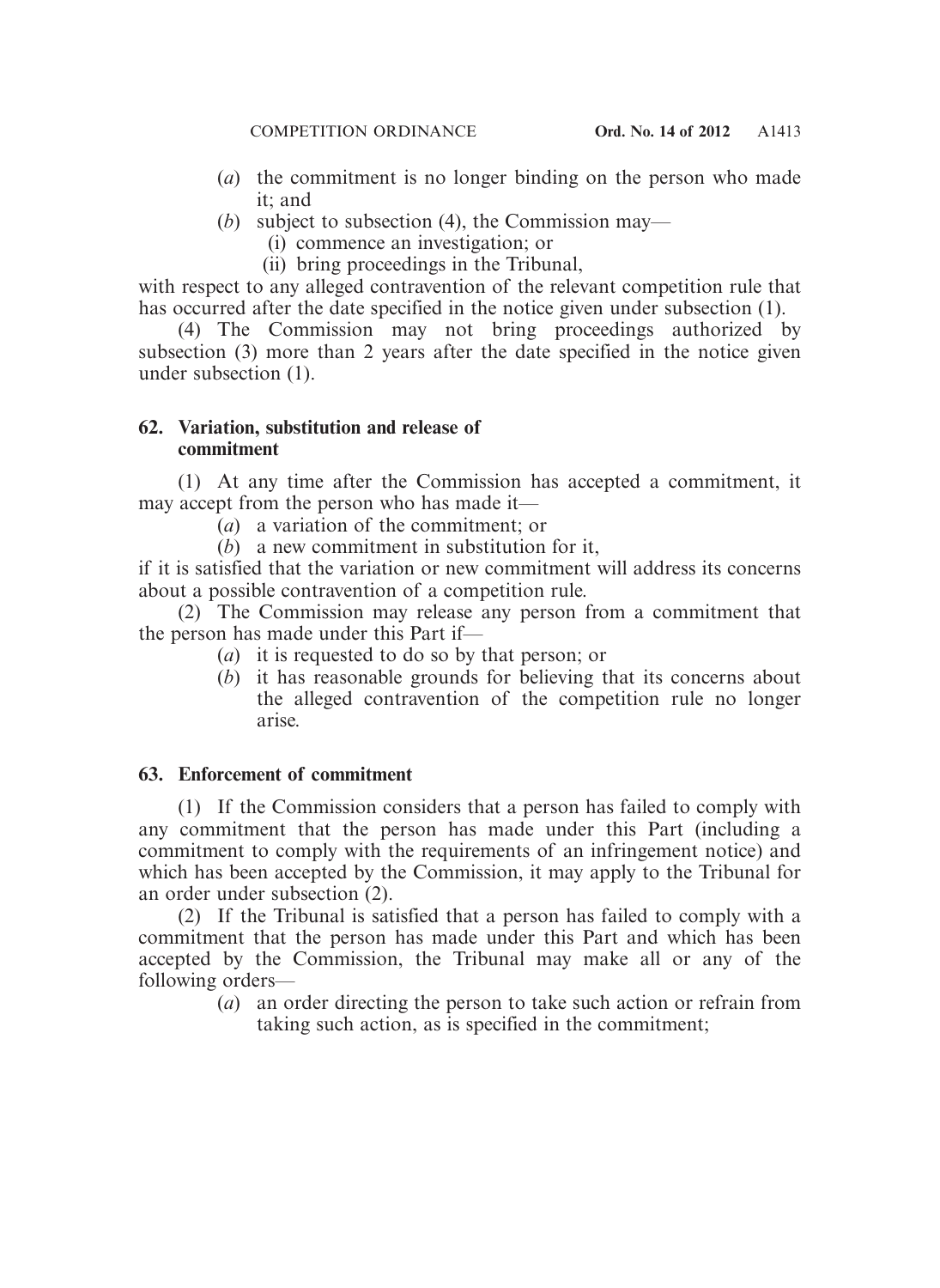(*a*) the commitment is no longer binding on the person who made it; and

(*b*) subject to subsection (4), the Commission may—

   (i) commence an investigation; or

   (ii) bring proceedings in the Tribunal,

with respect to any alleged contravention of the relevant competition rule that has occurred after the date specified in the notice given under subsection (1).

(4) The Commission may not bring proceedings authorized by subsection (3) more than 2 years after the date specified in the notice given under subsection (1).

**62. Variation, substitution and release of commitment**

(1) At any time after the Commission has accepted a commitment, it may accept from the person who has made it—

(*a*) a variation of the commitment; or

(*b*) a new commitment in substitution for it,

if it is satisfied that the variation or new commitment will address its concerns about a possible contravention of a competition rule.

(2) The Commission may release any person from a commitment that the person has made under this Part if—

(*a*) it is requested to do so by that person; or

(*b*) it has reasonable grounds for believing that its concerns about the alleged contravention of the competition rule no longer arise.

**63. Enforcement of commitment**

(1) If the Commission considers that a person has failed to comply with any commitment that the person has made under this Part (including a commitment to comply with the requirements of an infringement notice) and which has been accepted by the Commission, it may apply to the Tribunal for an order under subsection (2).

(2) If the Tribunal is satisfied that a person has failed to comply with a commitment that the person has made under this Part and which has been accepted by the Commission, the Tribunal may make all or any of the following orders—

(*a*) an order directing the person to take such action or refrain from taking such action, as is specified in the commitment;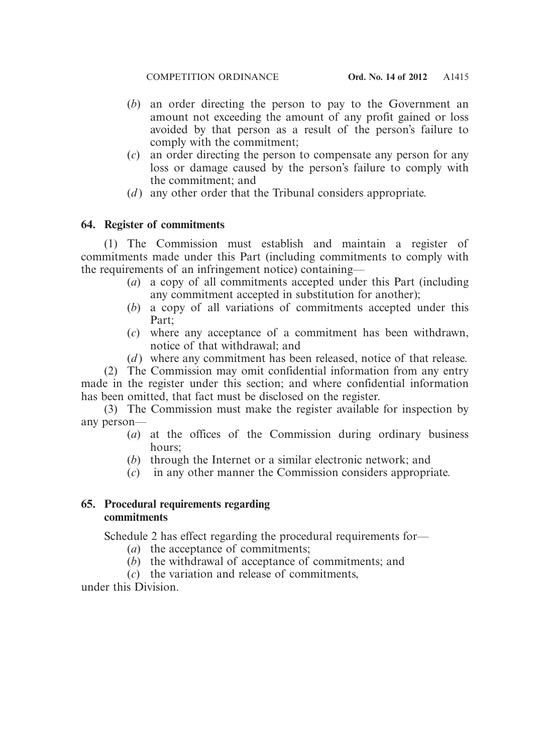(*b*) an order directing the person to pay to the Government an amount not exceeding the amount of any profit gained or loss avoided by that person as a result of the person's failure to comply with the commitment;

(*c*) an order directing the person to compensate any person for any loss or damage caused by the person's failure to comply with the commitment; and

(*d*) any other order that the Tribunal considers appropriate.

**64. Register of commitments**

(1) The Commission must establish and maintain a register of commitments made under this Part (including commitments to comply with the requirements of an infringement notice) containing—

(*a*) a copy of all commitments accepted under this Part (including any commitment accepted in substitution for another);

(*b*) a copy of all variations of commitments accepted under this Part;

(*c*) where any acceptance of a commitment has been withdrawn, notice of that withdrawal; and

(*d*) where any commitment has been released, notice of that release.

(2) The Commission may omit confidential information from any entry made in the register under this section; and where confidential information has been omitted, that fact must be disclosed on the register.

(3) The Commission must make the register available for inspection by any person—

(*a*) at the offices of the Commission during ordinary business hours;

(*b*) through the Internet or a similar electronic network; and

(*c*) in any other manner the Commission considers appropriate.

**65. Procedural requirements regarding commitments**

Schedule 2 has effect regarding the procedural requirements for—

(*a*) the acceptance of commitments;

(*b*) the withdrawal of acceptance of commitments; and

(*c*) the variation and release of commitments,

under this Division.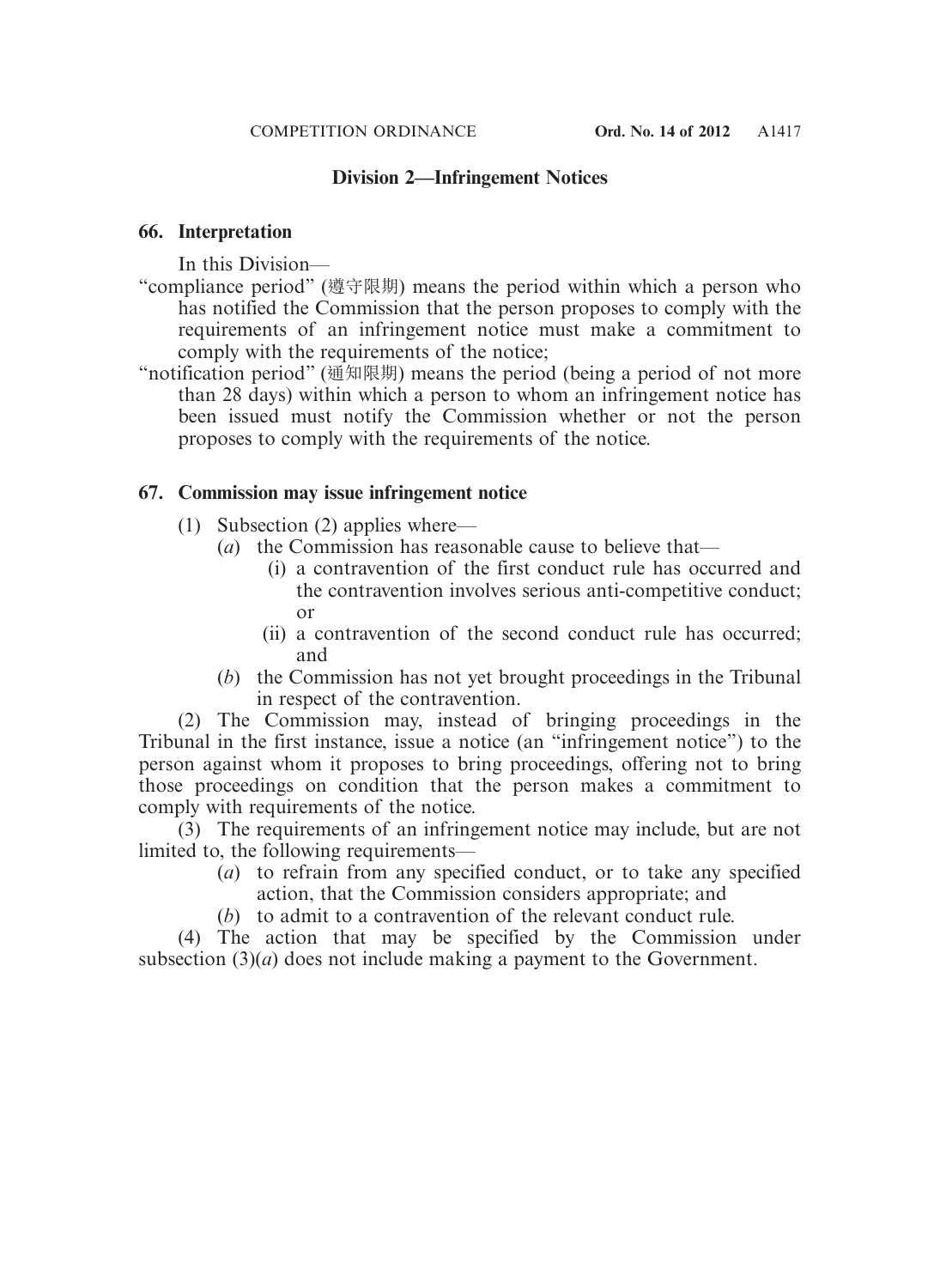## Division 2—Infringement Notices

### 66. Interpretation

In this Division—

"compliance period" (遵守限期) means the period within which a person who has notified the Commission that the person proposes to comply with the requirements of an infringement notice must make a commitment to comply with the requirements of the notice;

"notification period" (通知限期) means the period (being a period of not more than 28 days) within which a person to whom an infringement notice has been issued must notify the Commission whether or not the person proposes to comply with the requirements of the notice.

### 67. Commission may issue infringement notice

(1) Subsection (2) applies where—

- (*a*) the Commission has reasonable cause to believe that—
  - (i) a contravention of the first conduct rule has occurred and the contravention involves serious anti-competitive conduct; or
  - (ii) a contravention of the second conduct rule has occurred; and
- (*b*) the Commission has not yet brought proceedings in the Tribunal in respect of the contravention.

(2) The Commission may, instead of bringing proceedings in the Tribunal in the first instance, issue a notice (an "infringement notice") to the person against whom it proposes to bring proceedings, offering not to bring those proceedings on condition that the person makes a commitment to comply with requirements of the notice.

(3) The requirements of an infringement notice may include, but are not limited to, the following requirements—

- (*a*) to refrain from any specified conduct, or to take any specified action, that the Commission considers appropriate; and
- (*b*) to admit to a contravention of the relevant conduct rule.

(4) The action that may be specified by the Commission under subsection (3)(*a*) does not include making a payment to the Government.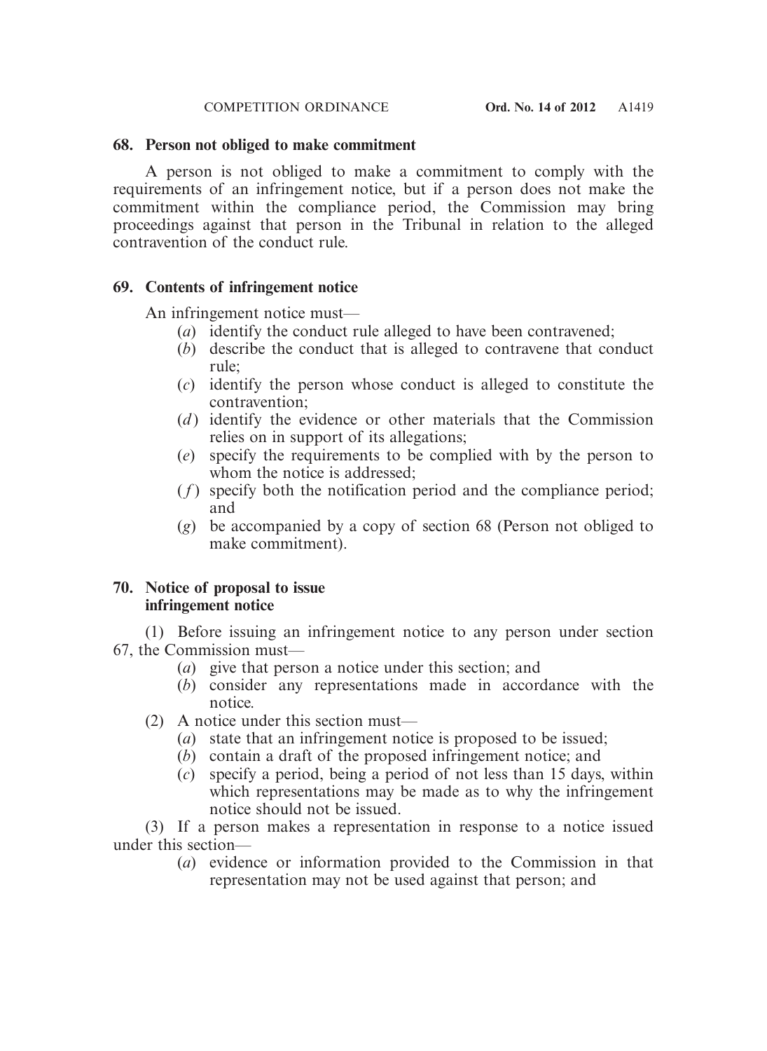### 68. Person not obliged to make commitment

A person is not obliged to make a commitment to comply with the requirements of an infringement notice, but if a person does not make the commitment within the compliance period, the Commission may bring proceedings against that person in the Tribunal in relation to the alleged contravention of the conduct rule.

### 69. Contents of infringement notice

An infringement notice must—

- (*a*) identify the conduct rule alleged to have been contravened;
- (*b*) describe the conduct that is alleged to contravene that conduct rule;
- (*c*) identify the person whose conduct is alleged to constitute the contravention;
- (*d*) identify the evidence or other materials that the Commission relies on in support of its allegations;
- (*e*) specify the requirements to be complied with by the person to whom the notice is addressed;
- (*f*) specify both the notification period and the compliance period; and
- (*g*) be accompanied by a copy of section 68 (Person not obliged to make commitment).

### 70. Notice of proposal to issue infringement notice

(1) Before issuing an infringement notice to any person under section 67, the Commission must—

- (*a*) give that person a notice under this section; and
- (*b*) consider any representations made in accordance with the notice.

(2) A notice under this section must—

- (*a*) state that an infringement notice is proposed to be issued;
- (*b*) contain a draft of the proposed infringement notice; and
- (*c*) specify a period, being a period of not less than 15 days, within which representations may be made as to why the infringement notice should not be issued.

(3) If a person makes a representation in response to a notice issued under this section—

- (*a*) evidence or information provided to the Commission in that representation may not be used against that person; and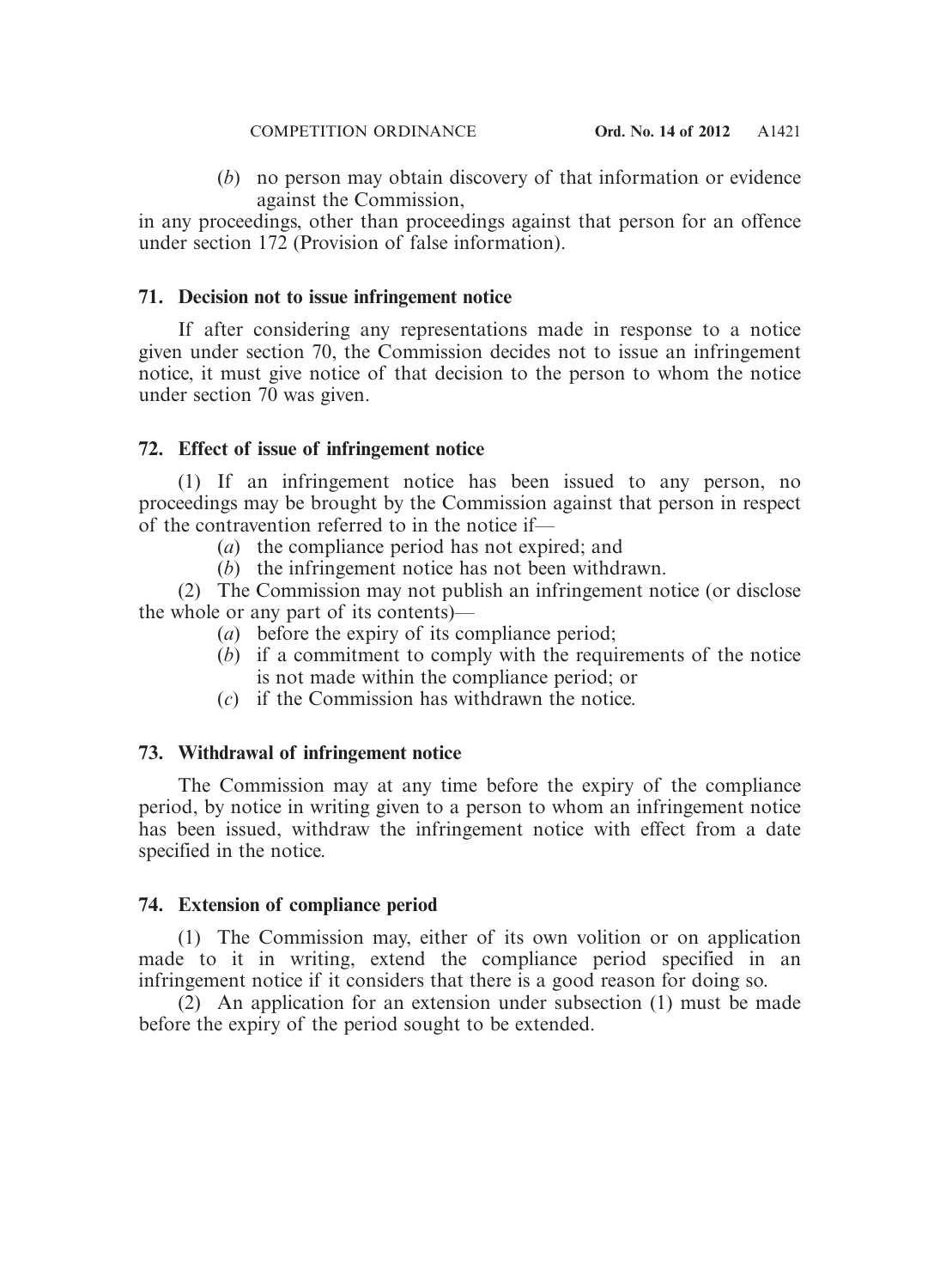(*b*) no person may obtain discovery of that information or evidence against the Commission,

in any proceedings, other than proceedings against that person for an offence under section 172 (Provision of false information).

### 71. Decision not to issue infringement notice

If after considering any representations made in response to a notice given under section 70, the Commission decides not to issue an infringement notice, it must give notice of that decision to the person to whom the notice under section 70 was given.

### 72. Effect of issue of infringement notice

(1) If an infringement notice has been issued to any person, no proceedings may be brought by the Commission against that person in respect of the contravention referred to in the notice if—

(*a*) the compliance period has not expired; and

(*b*) the infringement notice has not been withdrawn.

(2) The Commission may not publish an infringement notice (or disclose the whole or any part of its contents)—

(*a*) before the expiry of its compliance period;

(*b*) if a commitment to comply with the requirements of the notice is not made within the compliance period; or

(*c*) if the Commission has withdrawn the notice.

### 73. Withdrawal of infringement notice

The Commission may at any time before the expiry of the compliance period, by notice in writing given to a person to whom an infringement notice has been issued, withdraw the infringement notice with effect from a date specified in the notice.

### 74. Extension of compliance period

(1) The Commission may, either of its own volition or on application made to it in writing, extend the compliance period specified in an infringement notice if it considers that there is a good reason for doing so.

(2) An application for an extension under subsection (1) must be made before the expiry of the period sought to be extended.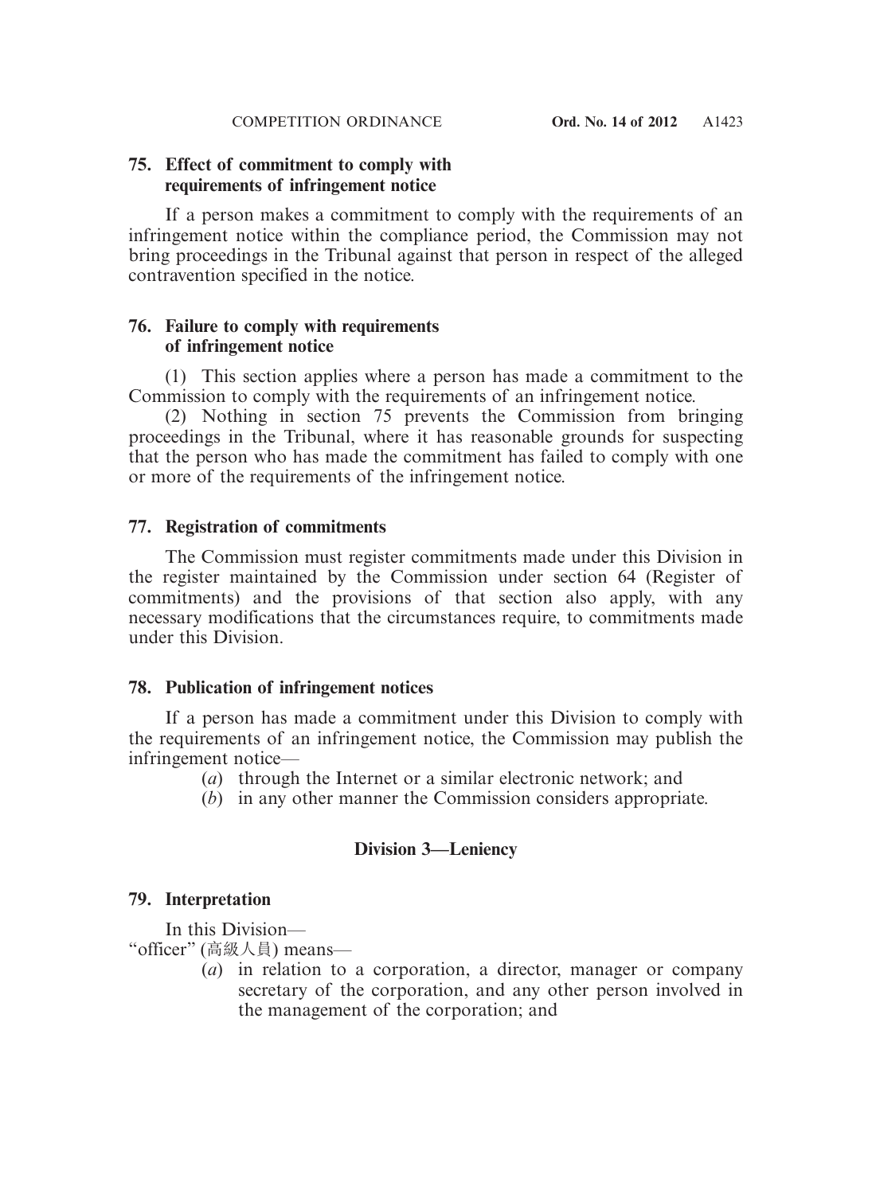### 75. Effect of commitment to comply with requirements of infringement notice

If a person makes a commitment to comply with the requirements of an infringement notice within the compliance period, the Commission may not bring proceedings in the Tribunal against that person in respect of the alleged contravention specified in the notice.

### 76. Failure to comply with requirements of infringement notice

(1) This section applies where a person has made a commitment to the Commission to comply with the requirements of an infringement notice.

(2) Nothing in section 75 prevents the Commission from bringing proceedings in the Tribunal, where it has reasonable grounds for suspecting that the person who has made the commitment has failed to comply with one or more of the requirements of the infringement notice.

### 77. Registration of commitments

The Commission must register commitments made under this Division in the register maintained by the Commission under section 64 (Register of commitments) and the provisions of that section also apply, with any necessary modifications that the circumstances require, to commitments made under this Division.

### 78. Publication of infringement notices

If a person has made a commitment under this Division to comply with the requirements of an infringement notice, the Commission may publish the infringement notice—

(*a*) through the Internet or a similar electronic network; and

(*b*) in any other manner the Commission considers appropriate.

## Division 3—Leniency

### 79. Interpretation

In this Division—

"officer" (高級人員) means—

(*a*) in relation to a corporation, a director, manager or company secretary of the corporation, and any other person involved in the management of the corporation; and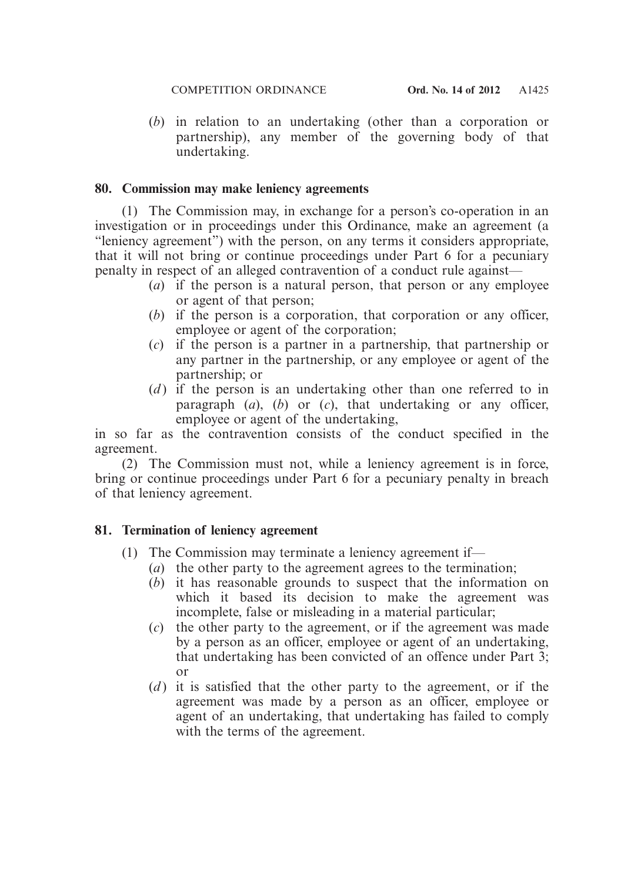(*b*) in relation to an undertaking (other than a corporation or partnership), any member of the governing body of that undertaking.

**80. Commission may make leniency agreements**

(1) The Commission may, in exchange for a person's co-operation in an investigation or in proceedings under this Ordinance, make an agreement (a "leniency agreement") with the person, on any terms it considers appropriate, that it will not bring or continue proceedings under Part 6 for a pecuniary penalty in respect of an alleged contravention of a conduct rule against—

(*a*) if the person is a natural person, that person or any employee or agent of that person;

(*b*) if the person is a corporation, that corporation or any officer, employee or agent of the corporation;

(*c*) if the person is a partner in a partnership, that partnership or any partner in the partnership, or any employee or agent of the partnership; or

(*d*) if the person is an undertaking other than one referred to in paragraph (*a*), (*b*) or (*c*), that undertaking or any officer, employee or agent of the undertaking,

in so far as the contravention consists of the conduct specified in the agreement.

(2) The Commission must not, while a leniency agreement is in force, bring or continue proceedings under Part 6 for a pecuniary penalty in breach of that leniency agreement.

**81. Termination of leniency agreement**

(1) The Commission may terminate a leniency agreement if—

(*a*) the other party to the agreement agrees to the termination;

(*b*) it has reasonable grounds to suspect that the information on which it based its decision to make the agreement was incomplete, false or misleading in a material particular;

(*c*) the other party to the agreement, or if the agreement was made by a person as an officer, employee or agent of an undertaking, that undertaking has been convicted of an offence under Part 3; or

(*d*) it is satisfied that the other party to the agreement, or if the agreement was made by a person as an officer, employee or agent of an undertaking, that undertaking has failed to comply with the terms of the agreement.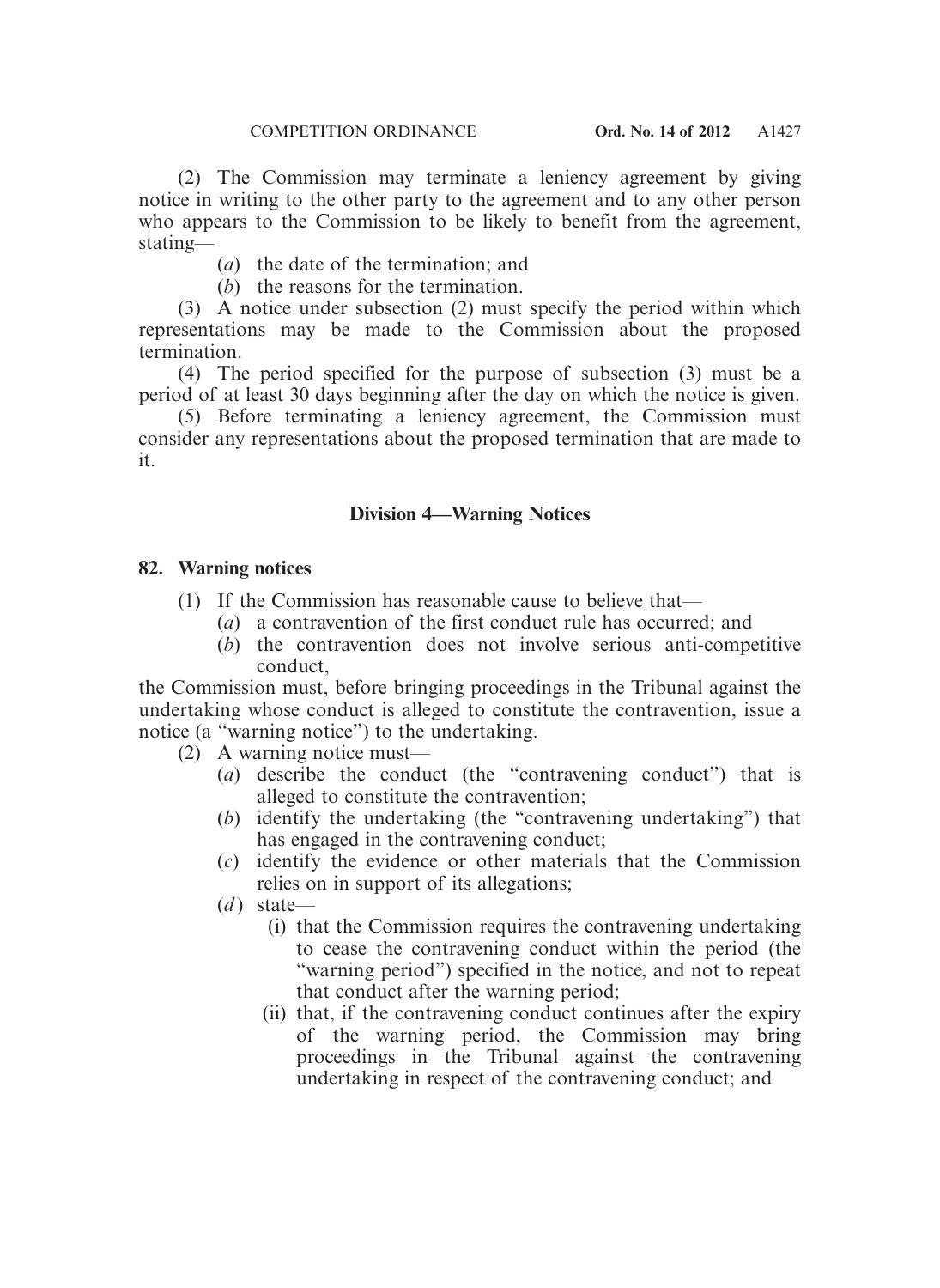(2) The Commission may terminate a leniency agreement by giving notice in writing to the other party to the agreement and to any other person who appears to the Commission to be likely to benefit from the agreement, stating—

(*a*) the date of the termination; and

(*b*) the reasons for the termination.

(3) A notice under subsection (2) must specify the period within which representations may be made to the Commission about the proposed termination.

(4) The period specified for the purpose of subsection (3) must be a period of at least 30 days beginning after the day on which the notice is given.

(5) Before terminating a leniency agreement, the Commission must consider any representations about the proposed termination that are made to it.

## Division 4—Warning Notices

### 82. Warning notices

(1) If the Commission has reasonable cause to believe that—

(*a*) a contravention of the first conduct rule has occurred; and

(*b*) the contravention does not involve serious anti-competitive conduct,

the Commission must, before bringing proceedings in the Tribunal against the undertaking whose conduct is alleged to constitute the contravention, issue a notice (a "warning notice") to the undertaking.

(2) A warning notice must—

(*a*) describe the conduct (the "contravening conduct") that is alleged to constitute the contravention;

(*b*) identify the undertaking (the "contravening undertaking") that has engaged in the contravening conduct;

(*c*) identify the evidence or other materials that the Commission relies on in support of its allegations;

(*d*) state—

(i) that the Commission requires the contravening undertaking to cease the contravening conduct within the period (the "warning period") specified in the notice, and not to repeat that conduct after the warning period;

(ii) that, if the contravening conduct continues after the expiry of the warning period, the Commission may bring proceedings in the Tribunal against the contravening undertaking in respect of the contravening conduct; and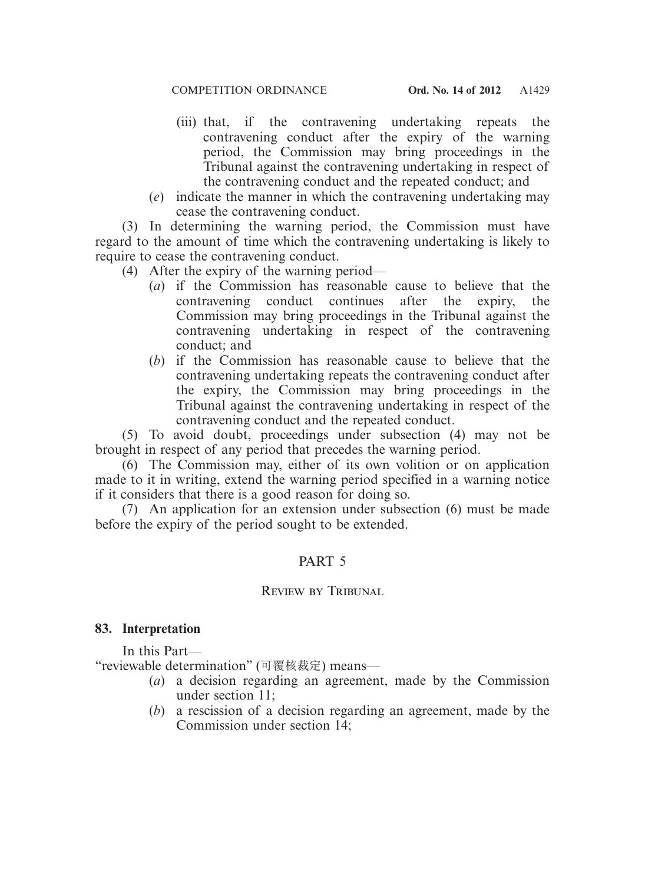(iii) that, if the contravening undertaking repeats the contravening conduct after the expiry of the warning period, the Commission may bring proceedings in the Tribunal against the contravening undertaking in respect of the contravening conduct and the repeated conduct; and

(*e*) indicate the manner in which the contravening undertaking may cease the contravening conduct.

(3) In determining the warning period, the Commission must have regard to the amount of time which the contravening undertaking is likely to require to cease the contravening conduct.

(4) After the expiry of the warning period—

(*a*) if the Commission has reasonable cause to believe that the contravening conduct continues after the expiry, the Commission may bring proceedings in the Tribunal against the contravening undertaking in respect of the contravening conduct; and

(*b*) if the Commission has reasonable cause to believe that the contravening undertaking repeats the contravening conduct after the expiry, the Commission may bring proceedings in the Tribunal against the contravening undertaking in respect of the contravening conduct and the repeated conduct.

(5) To avoid doubt, proceedings under subsection (4) may not be brought in respect of any period that precedes the warning period.

(6) The Commission may, either of its own volition or on application made to it in writing, extend the warning period specified in a warning notice if it considers that there is a good reason for doing so.

(7) An application for an extension under subsection (6) must be made before the expiry of the period sought to be extended.

## PART 5

## Review by Tribunal

### 83. Interpretation

In this Part—

"reviewable determination" (可覆核裁定) means—

(*a*) a decision regarding an agreement, made by the Commission under section 11;

(*b*) a rescission of a decision regarding an agreement, made by the Commission under section 14;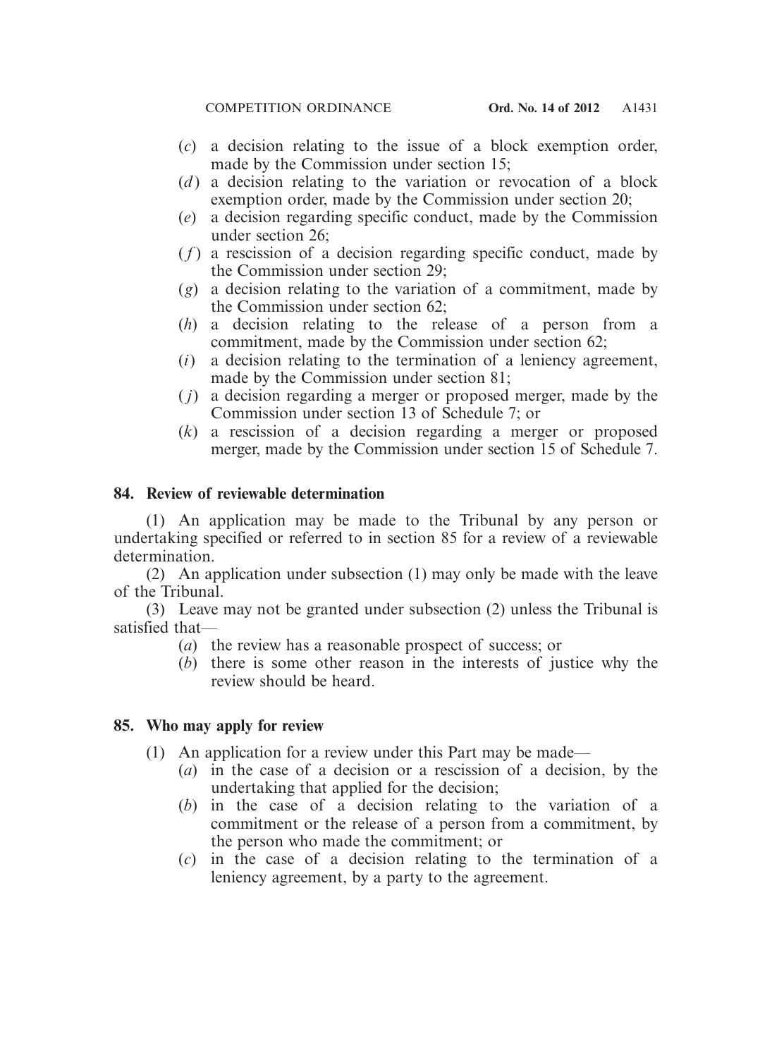(*c*) a decision relating to the issue of a block exemption order, made by the Commission under section 15;

(*d*) a decision relating to the variation or revocation of a block exemption order, made by the Commission under section 20;

(*e*) a decision regarding specific conduct, made by the Commission under section 26;

(*f*) a rescission of a decision regarding specific conduct, made by the Commission under section 29;

(*g*) a decision relating to the variation of a commitment, made by the Commission under section 62;

(*h*) a decision relating to the release of a person from a commitment, made by the Commission under section 62;

(*i*) a decision relating to the termination of a leniency agreement, made by the Commission under section 81;

(*j*) a decision regarding a merger or proposed merger, made by the Commission under section 13 of Schedule 7; or

(*k*) a rescission of a decision regarding a merger or proposed merger, made by the Commission under section 15 of Schedule 7.

**84. Review of reviewable determination**

(1) An application may be made to the Tribunal by any person or undertaking specified or referred to in section 85 for a review of a reviewable determination.

(2) An application under subsection (1) may only be made with the leave of the Tribunal.

(3) Leave may not be granted under subsection (2) unless the Tribunal is satisfied that—

(*a*) the review has a reasonable prospect of success; or

(*b*) there is some other reason in the interests of justice why the review should be heard.

**85. Who may apply for review**

(1) An application for a review under this Part may be made—

(*a*) in the case of a decision or a rescission of a decision, by the undertaking that applied for the decision;

(*b*) in the case of a decision relating to the variation of a commitment or the release of a person from a commitment, by the person who made the commitment; or

(*c*) in the case of a decision relating to the termination of a leniency agreement, by a party to the agreement.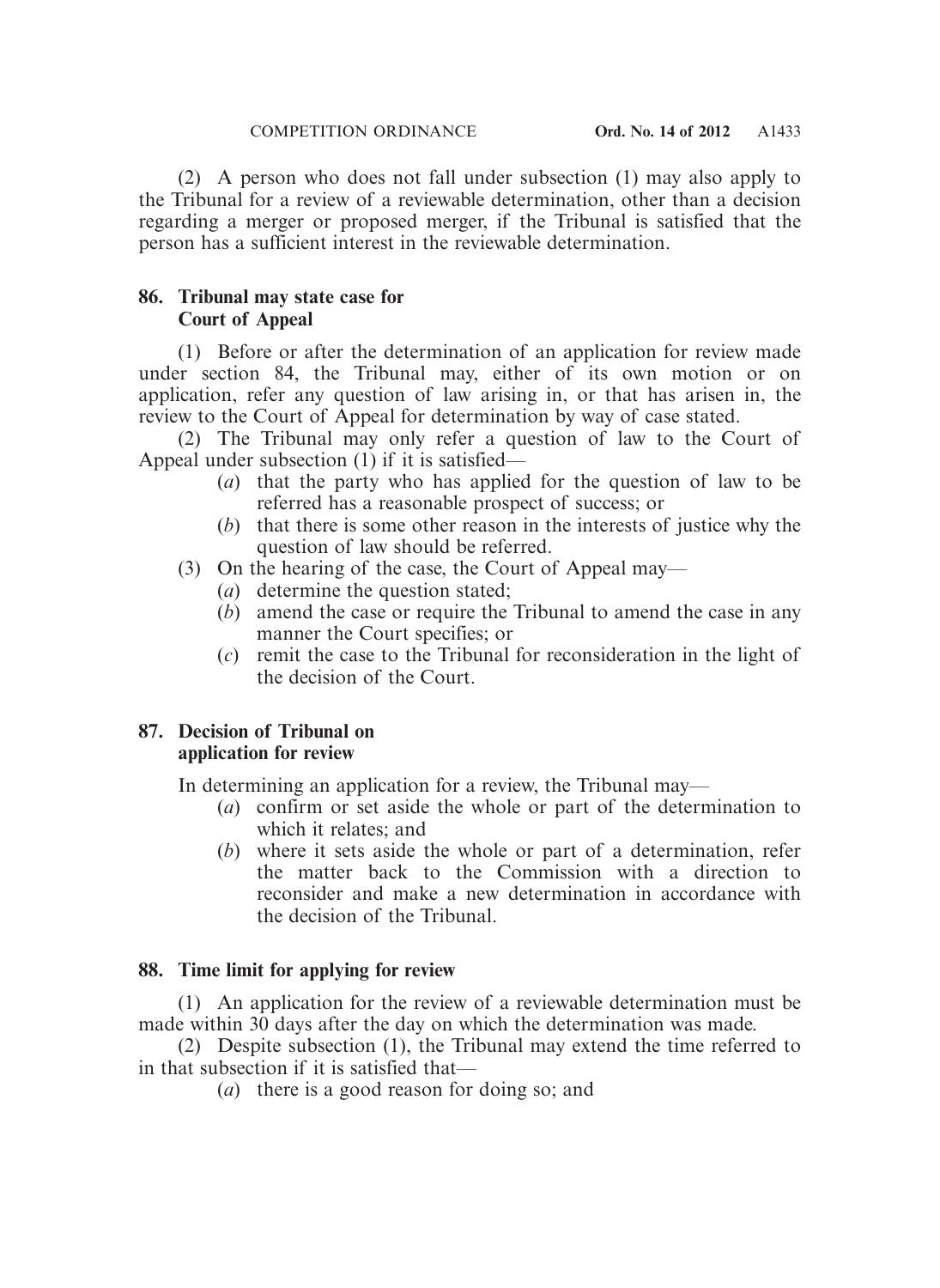(2) A person who does not fall under subsection (1) may also apply to the Tribunal for a review of a reviewable determination, other than a decision regarding a merger or proposed merger, if the Tribunal is satisfied that the person has a sufficient interest in the reviewable determination.

### 86. Tribunal may state case for Court of Appeal

(1) Before or after the determination of an application for review made under section 84, the Tribunal may, either of its own motion or on application, refer any question of law arising in, or that has arisen in, the review to the Court of Appeal for determination by way of case stated.

(2) The Tribunal may only refer a question of law to the Court of Appeal under subsection (1) if it is satisfied—

- (*a*) that the party who has applied for the question of law to be referred has a reasonable prospect of success; or
- (*b*) that there is some other reason in the interests of justice why the question of law should be referred.

(3) On the hearing of the case, the Court of Appeal may—

- (*a*) determine the question stated;
- (*b*) amend the case or require the Tribunal to amend the case in any manner the Court specifies; or
- (*c*) remit the case to the Tribunal for reconsideration in the light of the decision of the Court.

### 87. Decision of Tribunal on application for review

In determining an application for a review, the Tribunal may—

- (*a*) confirm or set aside the whole or part of the determination to which it relates; and
- (*b*) where it sets aside the whole or part of a determination, refer the matter back to the Commission with a direction to reconsider and make a new determination in accordance with the decision of the Tribunal.

### 88. Time limit for applying for review

(1) An application for the review of a reviewable determination must be made within 30 days after the day on which the determination was made.

(2) Despite subsection (1), the Tribunal may extend the time referred to in that subsection if it is satisfied that—

- (*a*) there is a good reason for doing so; and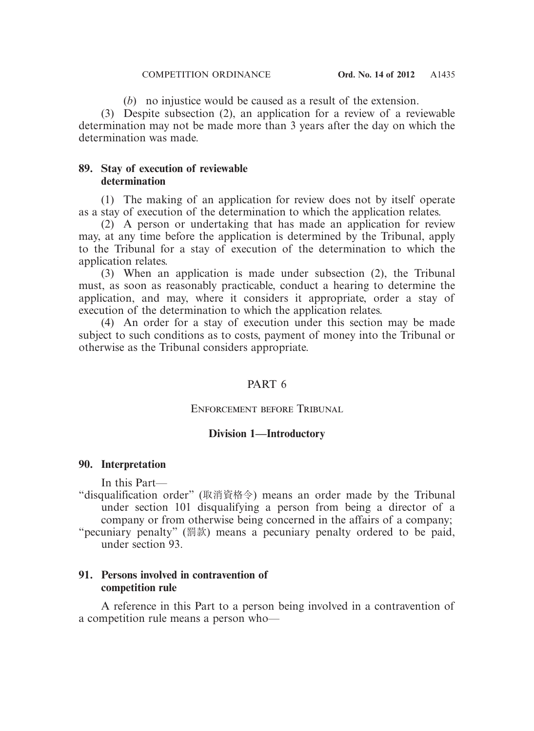(*b*) no injustice would be caused as a result of the extension.

(3) Despite subsection (2), an application for a review of a reviewable determination may not be made more than 3 years after the day on which the determination was made.

**89. Stay of execution of reviewable determination**

(1) The making of an application for review does not by itself operate as a stay of execution of the determination to which the application relates.

(2) A person or undertaking that has made an application for review may, at any time before the application is determined by the Tribunal, apply to the Tribunal for a stay of execution of the determination to which the application relates.

(3) When an application is made under subsection (2), the Tribunal must, as soon as reasonably practicable, conduct a hearing to determine the application, and may, where it considers it appropriate, order a stay of execution of the determination to which the application relates.

(4) An order for a stay of execution under this section may be made subject to such conditions as to costs, payment of money into the Tribunal or otherwise as the Tribunal considers appropriate.

# PART 6

## ENFORCEMENT BEFORE TRIBUNAL

### Division 1—Introductory

**90. Interpretation**

In this Part—

"disqualification order" (取消資格令) means an order made by the Tribunal under section 101 disqualifying a person from being a director of a company or from otherwise being concerned in the affairs of a company;

"pecuniary penalty" (罰款) means a pecuniary penalty ordered to be paid, under section 93.

**91. Persons involved in contravention of competition rule**

A reference in this Part to a person being involved in a contravention of a competition rule means a person who—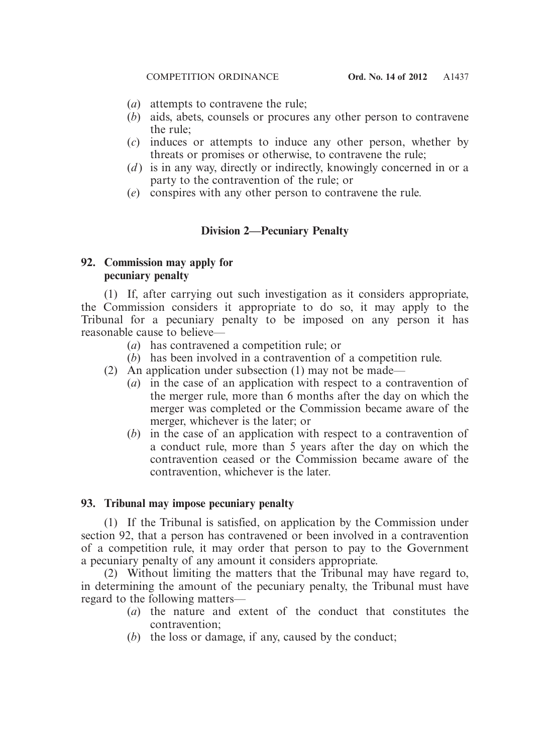(*a*) attempts to contravene the rule;

(*b*) aids, abets, counsels or procures any other person to contravene the rule;

(*c*) induces or attempts to induce any other person, whether by threats or promises or otherwise, to contravene the rule;

(*d*) is in any way, directly or indirectly, knowingly concerned in or a party to the contravention of the rule; or

(*e*) conspires with any other person to contravene the rule.

## Division 2—Pecuniary Penalty

### 92. Commission may apply for pecuniary penalty

(1) If, after carrying out such investigation as it considers appropriate, the Commission considers it appropriate to do so, it may apply to the Tribunal for a pecuniary penalty to be imposed on any person it has reasonable cause to believe—

(*a*) has contravened a competition rule; or

(*b*) has been involved in a contravention of a competition rule.

(2) An application under subsection (1) may not be made—

(*a*) in the case of an application with respect to a contravention of the merger rule, more than 6 months after the day on which the merger was completed or the Commission became aware of the merger, whichever is the later; or

(*b*) in the case of an application with respect to a contravention of a conduct rule, more than 5 years after the day on which the contravention ceased or the Commission became aware of the contravention, whichever is the later.

### 93. Tribunal may impose pecuniary penalty

(1) If the Tribunal is satisfied, on application by the Commission under section 92, that a person has contravened or been involved in a contravention of a competition rule, it may order that person to pay to the Government a pecuniary penalty of any amount it considers appropriate.

(2) Without limiting the matters that the Tribunal may have regard to, in determining the amount of the pecuniary penalty, the Tribunal must have regard to the following matters—

(*a*) the nature and extent of the conduct that constitutes the contravention;

(*b*) the loss or damage, if any, caused by the conduct;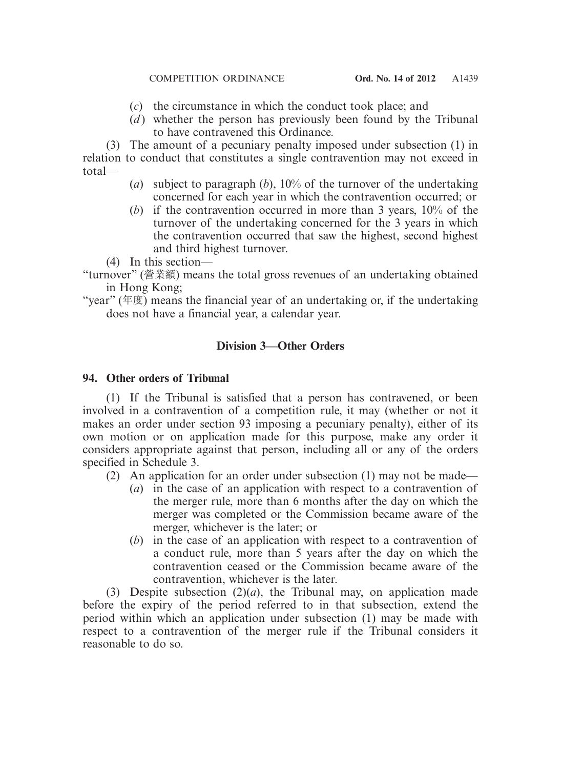(*c*) the circumstance in which the conduct took place; and

(*d*) whether the person has previously been found by the Tribunal to have contravened this Ordinance.

(3) The amount of a pecuniary penalty imposed under subsection (1) in relation to conduct that constitutes a single contravention may not exceed in total—

(*a*) subject to paragraph (*b*), 10% of the turnover of the undertaking concerned for each year in which the contravention occurred; or

(*b*) if the contravention occurred in more than 3 years, 10% of the turnover of the undertaking concerned for the 3 years in which the contravention occurred that saw the highest, second highest and third highest turnover.

(4) In this section—

"turnover" (營業額) means the total gross revenues of an undertaking obtained in Hong Kong;

"year" (年度) means the financial year of an undertaking or, if the undertaking does not have a financial year, a calendar year.

## Division 3—Other Orders

### 94. Other orders of Tribunal

(1) If the Tribunal is satisfied that a person has contravened, or been involved in a contravention of a competition rule, it may (whether or not it makes an order under section 93 imposing a pecuniary penalty), either of its own motion or on application made for this purpose, make any order it considers appropriate against that person, including all or any of the orders specified in Schedule 3.

(2) An application for an order under subsection (1) may not be made—

(*a*) in the case of an application with respect to a contravention of the merger rule, more than 6 months after the day on which the merger was completed or the Commission became aware of the merger, whichever is the later; or

(*b*) in the case of an application with respect to a contravention of a conduct rule, more than 5 years after the day on which the contravention ceased or the Commission became aware of the contravention, whichever is the later.

(3) Despite subsection (2)(*a*), the Tribunal may, on application made before the expiry of the period referred to in that subsection, extend the period within which an application under subsection (1) may be made with respect to a contravention of the merger rule if the Tribunal considers it reasonable to do so.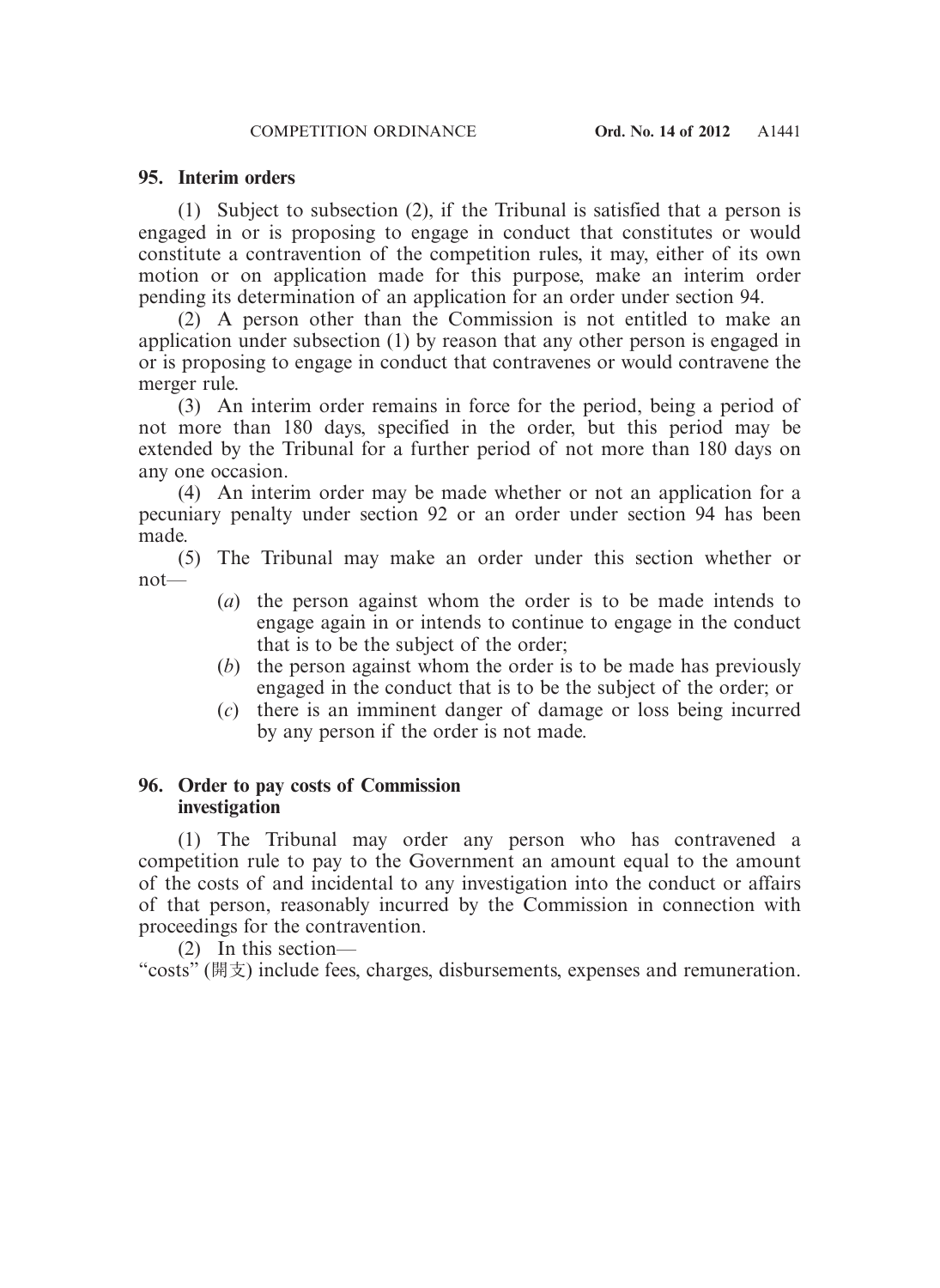**95. Interim orders**

(1) Subject to subsection (2), if the Tribunal is satisfied that a person is engaged in or is proposing to engage in conduct that constitutes or would constitute a contravention of the competition rules, it may, either of its own motion or on application made for this purpose, make an interim order pending its determination of an application for an order under section 94.

(2) A person other than the Commission is not entitled to make an application under subsection (1) by reason that any other person is engaged in or is proposing to engage in conduct that contravenes or would contravene the merger rule.

(3) An interim order remains in force for the period, being a period of not more than 180 days, specified in the order, but this period may be extended by the Tribunal for a further period of not more than 180 days on any one occasion.

(4) An interim order may be made whether or not an application for a pecuniary penalty under section 92 or an order under section 94 has been made.

(5) The Tribunal may make an order under this section whether or not—

(*a*) the person against whom the order is to be made intends to engage again in or intends to continue to engage in the conduct that is to be the subject of the order;

(*b*) the person against whom the order is to be made has previously engaged in the conduct that is to be the subject of the order; or

(*c*) there is an imminent danger of damage or loss being incurred by any person if the order is not made.

**96. Order to pay costs of Commission investigation**

(1) The Tribunal may order any person who has contravened a competition rule to pay to the Government an amount equal to the amount of the costs of and incidental to any investigation into the conduct or affairs of that person, reasonably incurred by the Commission in connection with proceedings for the contravention.

(2) In this section—

"costs" (開支) include fees, charges, disbursements, expenses and remuneration.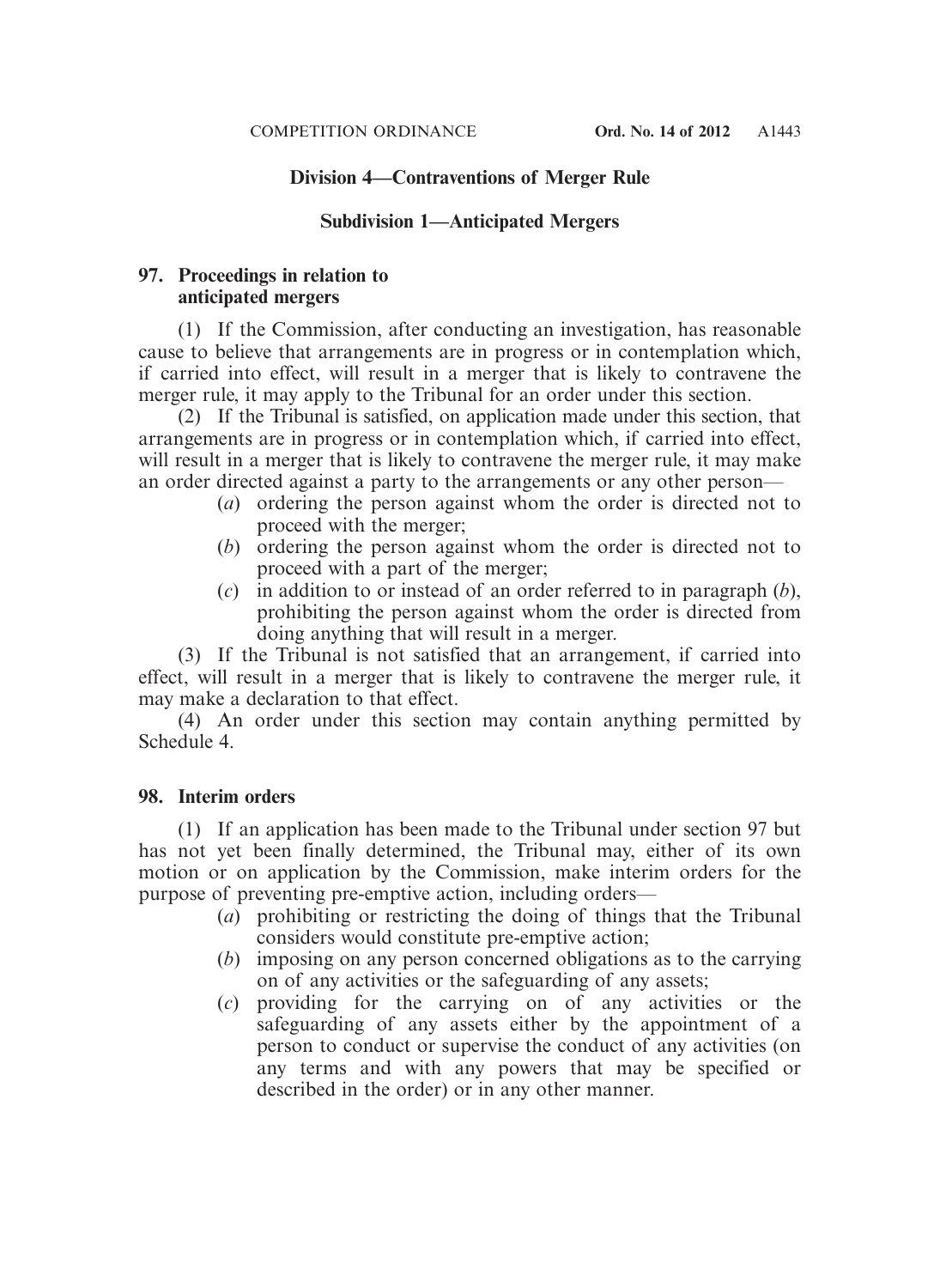## Division 4—Contraventions of Merger Rule

### Subdivision 1—Anticipated Mergers

**97. Proceedings in relation to anticipated mergers**

(1) If the Commission, after conducting an investigation, has reasonable cause to believe that arrangements are in progress or in contemplation which, if carried into effect, will result in a merger that is likely to contravene the merger rule, it may apply to the Tribunal for an order under this section.

(2) If the Tribunal is satisfied, on application made under this section, that arrangements are in progress or in contemplation which, if carried into effect, will result in a merger that is likely to contravene the merger rule, it may make an order directed against a party to the arrangements or any other person—

(*a*) ordering the person against whom the order is directed not to proceed with the merger;

(*b*) ordering the person against whom the order is directed not to proceed with a part of the merger;

(*c*) in addition to or instead of an order referred to in paragraph (*b*), prohibiting the person against whom the order is directed from doing anything that will result in a merger.

(3) If the Tribunal is not satisfied that an arrangement, if carried into effect, will result in a merger that is likely to contravene the merger rule, it may make a declaration to that effect.

(4) An order under this section may contain anything permitted by Schedule 4.

**98. Interim orders**

(1) If an application has been made to the Tribunal under section 97 but has not yet been finally determined, the Tribunal may, either of its own motion or on application by the Commission, make interim orders for the purpose of preventing pre-emptive action, including orders—

(*a*) prohibiting or restricting the doing of things that the Tribunal considers would constitute pre-emptive action;

(*b*) imposing on any person concerned obligations as to the carrying on of any activities or the safeguarding of any assets;

(*c*) providing for the carrying on of any activities or the safeguarding of any assets either by the appointment of a person to conduct or supervise the conduct of any activities (on any terms and with any powers that may be specified or described in the order) or in any other manner.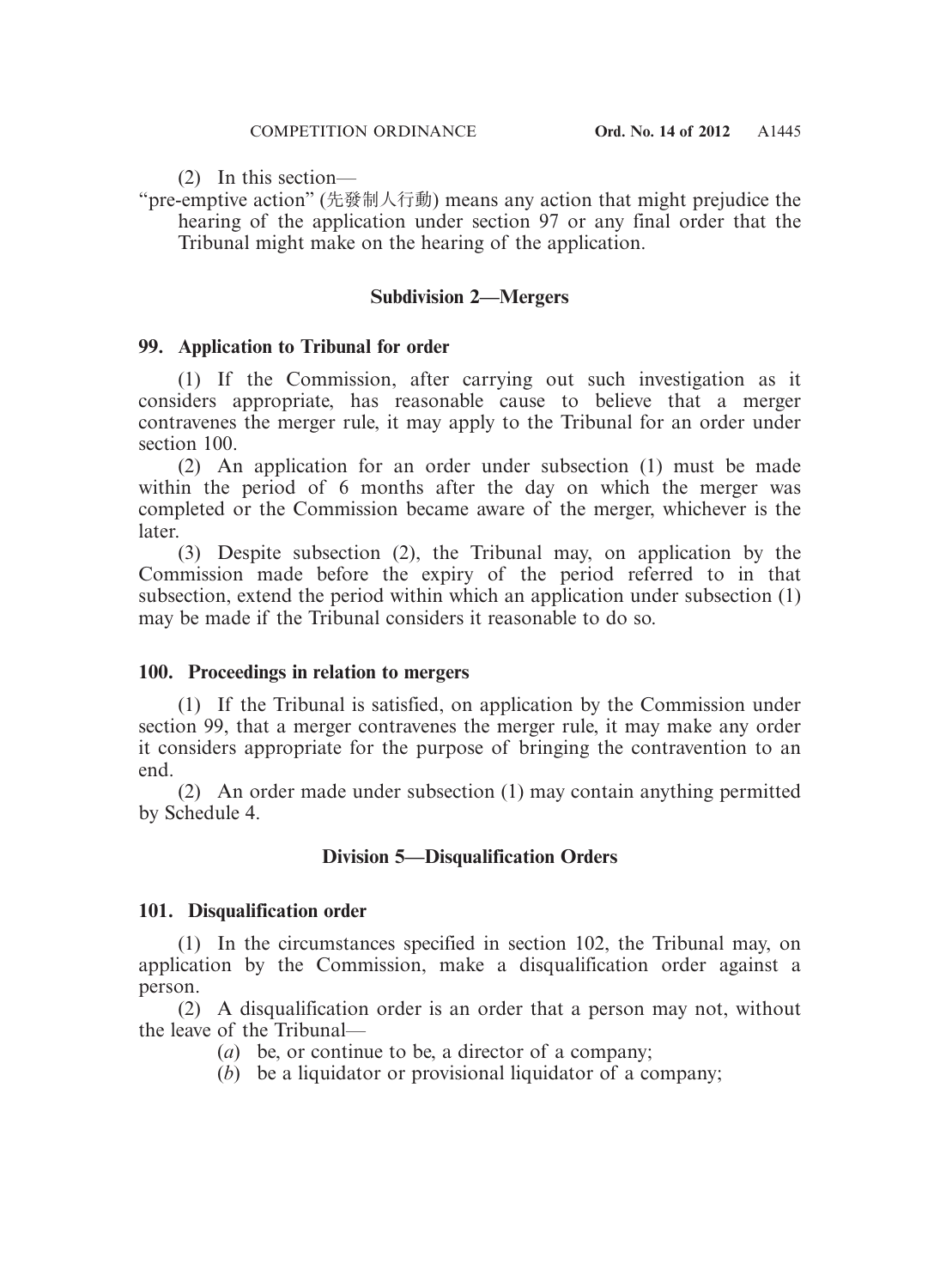(2) In this section—

"pre-emptive action" (先發制人行動) means any action that might prejudice the hearing of the application under section 97 or any final order that the Tribunal might make on the hearing of the application.

### Subdivision 2—Mergers

#### 99. Application to Tribunal for order

(1) If the Commission, after carrying out such investigation as it considers appropriate, has reasonable cause to believe that a merger contravenes the merger rule, it may apply to the Tribunal for an order under section 100.

(2) An application for an order under subsection (1) must be made within the period of 6 months after the day on which the merger was completed or the Commission became aware of the merger, whichever is the later.

(3) Despite subsection (2), the Tribunal may, on application by the Commission made before the expiry of the period referred to in that subsection, extend the period within which an application under subsection (1) may be made if the Tribunal considers it reasonable to do so.

#### 100. Proceedings in relation to mergers

(1) If the Tribunal is satisfied, on application by the Commission under section 99, that a merger contravenes the merger rule, it may make any order it considers appropriate for the purpose of bringing the contravention to an end.

(2) An order made under subsection (1) may contain anything permitted by Schedule 4.

### Division 5—Disqualification Orders

#### 101. Disqualification order

(1) In the circumstances specified in section 102, the Tribunal may, on application by the Commission, make a disqualification order against a person.

(2) A disqualification order is an order that a person may not, without the leave of the Tribunal—

(*a*) be, or continue to be, a director of a company;

(*b*) be a liquidator or provisional liquidator of a company;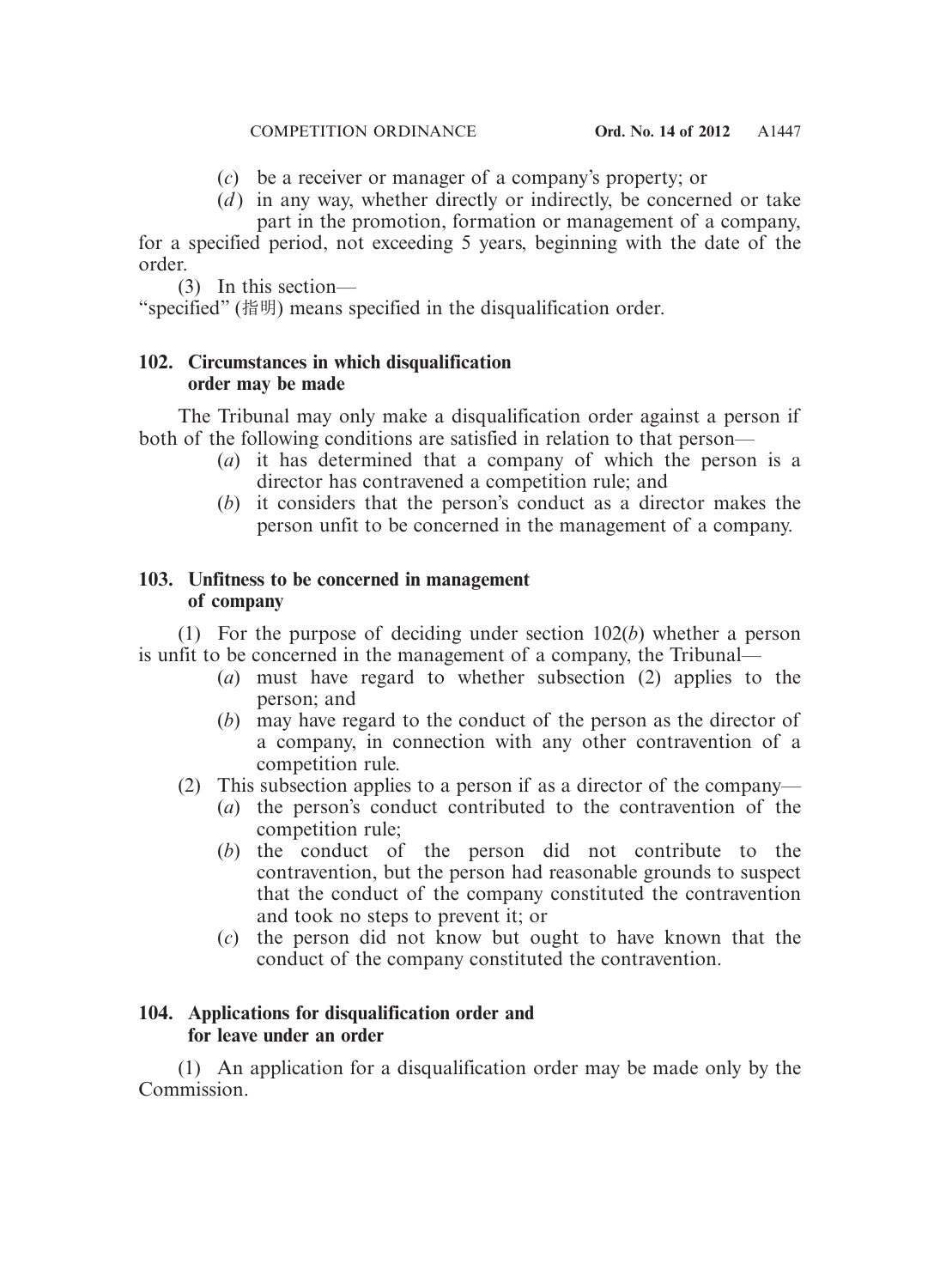(*c*) be a receiver or manager of a company's property; or

(*d*) in any way, whether directly or indirectly, be concerned or take part in the promotion, formation or management of a company,

for a specified period, not exceeding 5 years, beginning with the date of the order.

(3) In this section—

"specified" (指明) means specified in the disqualification order.

**102. Circumstances in which disqualification order may be made**

The Tribunal may only make a disqualification order against a person if both of the following conditions are satisfied in relation to that person—

(*a*) it has determined that a company of which the person is a director has contravened a competition rule; and

(*b*) it considers that the person's conduct as a director makes the person unfit to be concerned in the management of a company.

**103. Unfitness to be concerned in management of company**

(1) For the purpose of deciding under section 102(*b*) whether a person is unfit to be concerned in the management of a company, the Tribunal—

(*a*) must have regard to whether subsection (2) applies to the person; and

(*b*) may have regard to the conduct of the person as the director of a company, in connection with any other contravention of a competition rule.

(2) This subsection applies to a person if as a director of the company—

(*a*) the person's conduct contributed to the contravention of the competition rule;

(*b*) the conduct of the person did not contribute to the contravention, but the person had reasonable grounds to suspect that the conduct of the company constituted the contravention and took no steps to prevent it; or

(*c*) the person did not know but ought to have known that the conduct of the company constituted the contravention.

**104. Applications for disqualification order and for leave under an order**

(1) An application for a disqualification order may be made only by the Commission.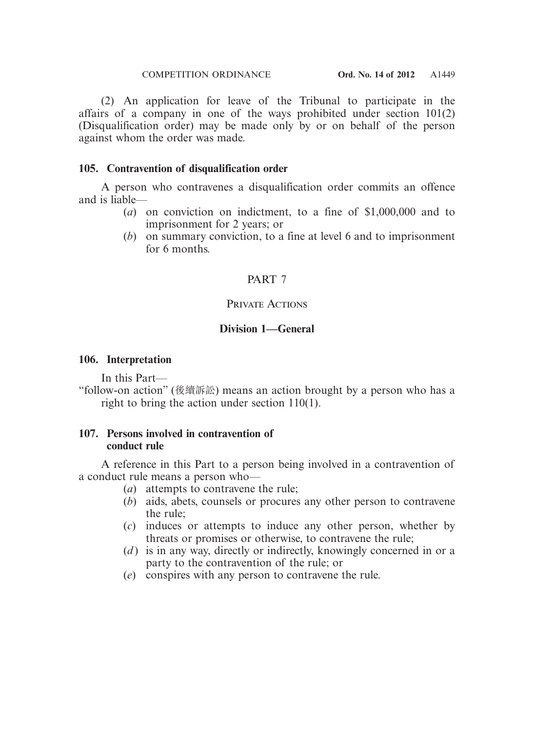(2) An application for leave of the Tribunal to participate in the affairs of a company in one of the ways prohibited under section 101(2) (Disqualification order) may be made only by or on behalf of the person against whom the order was made.

### 105. Contravention of disqualification order

A person who contravenes a disqualification order commits an offence and is liable—

(*a*) on conviction on indictment, to a fine of $1,000,000 and to imprisonment for 2 years; or

(*b*) on summary conviction, to a fine at level 6 and to imprisonment for 6 months.

## PART 7

## PRIVATE ACTIONS

### Division 1—General

### 106. Interpretation

In this Part—

"follow-on action" (後續訴訟) means an action brought by a person who has a right to bring the action under section 110(1).

### 107. Persons involved in contravention of conduct rule

A reference in this Part to a person being involved in a contravention of a conduct rule means a person who—

(*a*) attempts to contravene the rule;

(*b*) aids, abets, counsels or procures any other person to contravene the rule;

(*c*) induces or attempts to induce any other person, whether by threats or promises or otherwise, to contravene the rule;

(*d*) is in any way, directly or indirectly, knowingly concerned in or a party to the contravention of the rule; or

(*e*) conspires with any person to contravene the rule.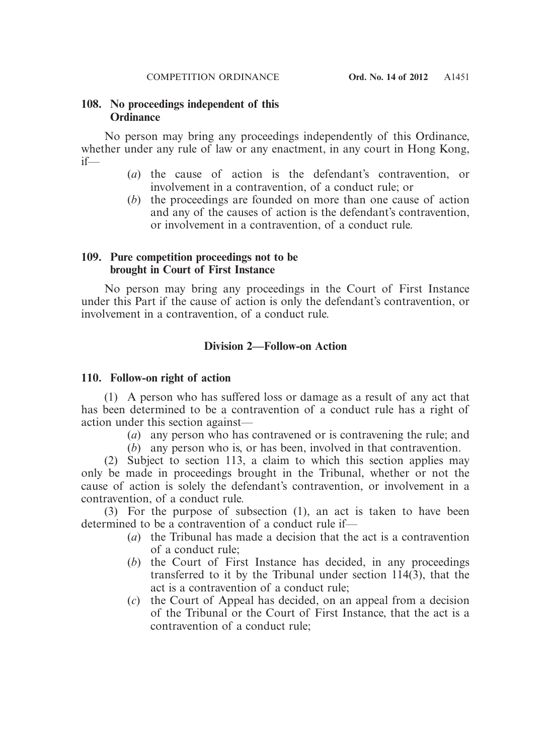**108. No proceedings independent of this Ordinance**

No person may bring any proceedings independently of this Ordinance, whether under any rule of law or any enactment, in any court in Hong Kong, if—

(*a*) the cause of action is the defendant's contravention, or involvement in a contravention, of a conduct rule; or

(*b*) the proceedings are founded on more than one cause of action and any of the causes of action is the defendant's contravention, or involvement in a contravention, of a conduct rule.

**109. Pure competition proceedings not to be brought in Court of First Instance**

No person may bring any proceedings in the Court of First Instance under this Part if the cause of action is only the defendant's contravention, or involvement in a contravention, of a conduct rule.

## Division 2—Follow-on Action

**110. Follow-on right of action**

(1) A person who has suffered loss or damage as a result of any act that has been determined to be a contravention of a conduct rule has a right of action under this section against—

(*a*) any person who has contravened or is contravening the rule; and

(*b*) any person who is, or has been, involved in that contravention.

(2) Subject to section 113, a claim to which this section applies may only be made in proceedings brought in the Tribunal, whether or not the cause of action is solely the defendant's contravention, or involvement in a contravention, of a conduct rule.

(3) For the purpose of subsection (1), an act is taken to have been determined to be a contravention of a conduct rule if—

(*a*) the Tribunal has made a decision that the act is a contravention of a conduct rule;

(*b*) the Court of First Instance has decided, in any proceedings transferred to it by the Tribunal under section 114(3), that the act is a contravention of a conduct rule;

(*c*) the Court of Appeal has decided, on an appeal from a decision of the Tribunal or the Court of First Instance, that the act is a contravention of a conduct rule;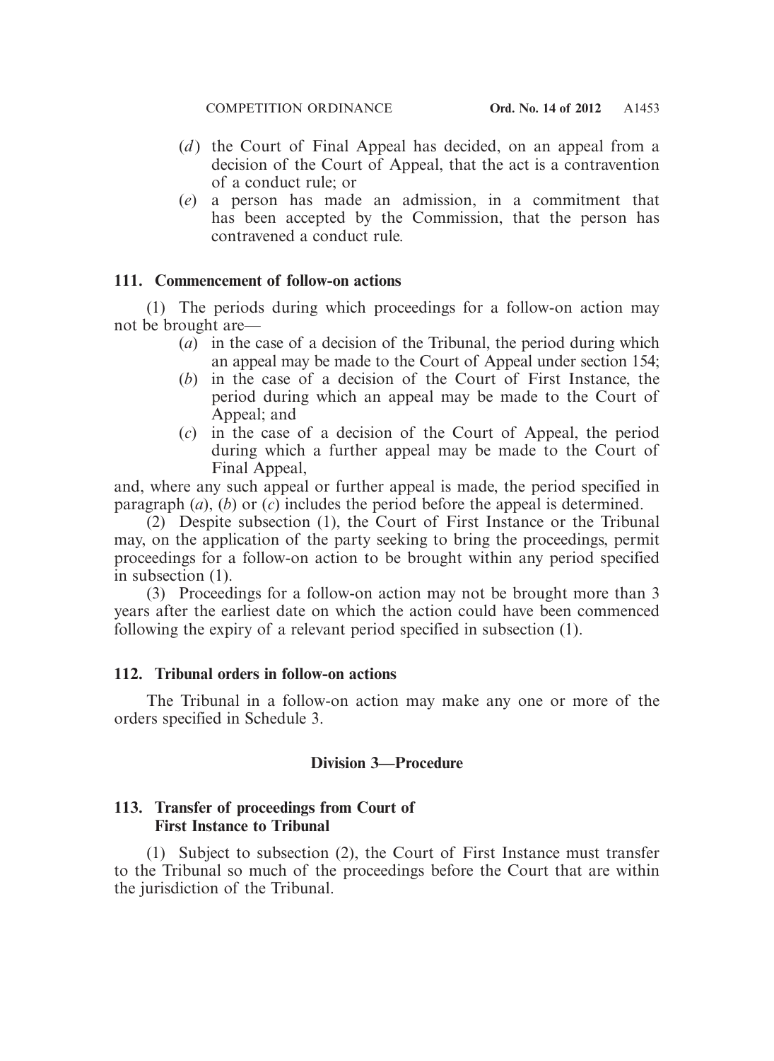(*d*) the Court of Final Appeal has decided, on an appeal from a decision of the Court of Appeal, that the act is a contravention of a conduct rule; or

(*e*) a person has made an admission, in a commitment that has been accepted by the Commission, that the person has contravened a conduct rule.

### 111. Commencement of follow-on actions

(1) The periods during which proceedings for a follow-on action may not be brought are—

(*a*) in the case of a decision of the Tribunal, the period during which an appeal may be made to the Court of Appeal under section 154;

(*b*) in the case of a decision of the Court of First Instance, the period during which an appeal may be made to the Court of Appeal; and

(*c*) in the case of a decision of the Court of Appeal, the period during which a further appeal may be made to the Court of Final Appeal,

and, where any such appeal or further appeal is made, the period specified in paragraph (*a*), (*b*) or (*c*) includes the period before the appeal is determined.

(2) Despite subsection (1), the Court of First Instance or the Tribunal may, on the application of the party seeking to bring the proceedings, permit proceedings for a follow-on action to be brought within any period specified in subsection (1).

(3) Proceedings for a follow-on action may not be brought more than 3 years after the earliest date on which the action could have been commenced following the expiry of a relevant period specified in subsection (1).

### 112. Tribunal orders in follow-on actions

The Tribunal in a follow-on action may make any one or more of the orders specified in Schedule 3.

## Division 3—Procedure

### 113. Transfer of proceedings from Court of First Instance to Tribunal

(1) Subject to subsection (2), the Court of First Instance must transfer to the Tribunal so much of the proceedings before the Court that are within the jurisdiction of the Tribunal.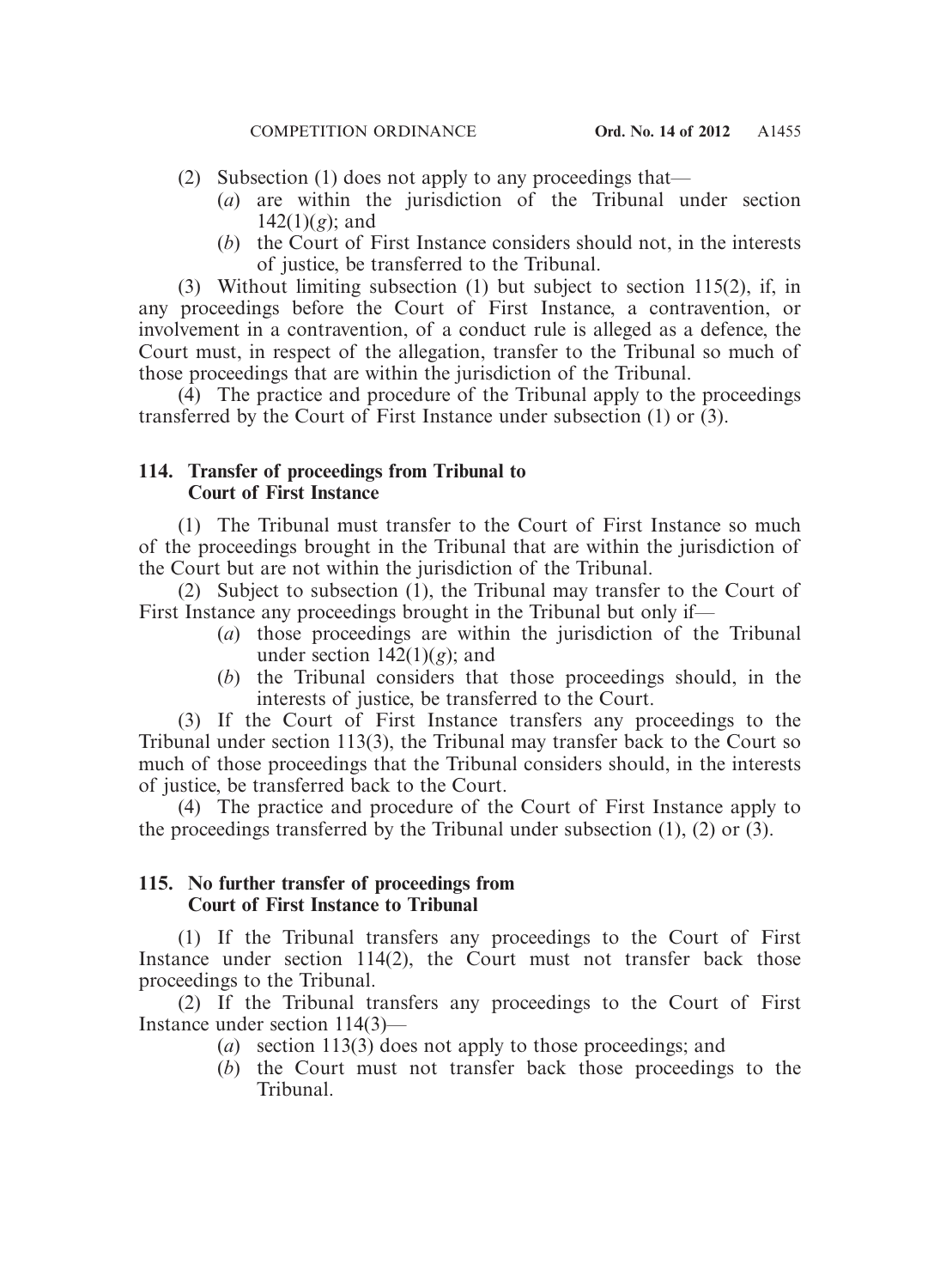(2) Subsection (1) does not apply to any proceedings that—

(*a*) are within the jurisdiction of the Tribunal under section 142(1)(*g*); and

(*b*) the Court of First Instance considers should not, in the interests of justice, be transferred to the Tribunal.

(3) Without limiting subsection (1) but subject to section 115(2), if, in any proceedings before the Court of First Instance, a contravention, or involvement in a contravention, of a conduct rule is alleged as a defence, the Court must, in respect of the allegation, transfer to the Tribunal so much of those proceedings that are within the jurisdiction of the Tribunal.

(4) The practice and procedure of the Tribunal apply to the proceedings transferred by the Court of First Instance under subsection (1) or (3).

### 114. Transfer of proceedings from Tribunal to Court of First Instance

(1) The Tribunal must transfer to the Court of First Instance so much of the proceedings brought in the Tribunal that are within the jurisdiction of the Court but are not within the jurisdiction of the Tribunal.

(2) Subject to subsection (1), the Tribunal may transfer to the Court of First Instance any proceedings brought in the Tribunal but only if—

(*a*) those proceedings are within the jurisdiction of the Tribunal under section 142(1)(*g*); and

(*b*) the Tribunal considers that those proceedings should, in the interests of justice, be transferred to the Court.

(3) If the Court of First Instance transfers any proceedings to the Tribunal under section 113(3), the Tribunal may transfer back to the Court so much of those proceedings that the Tribunal considers should, in the interests of justice, be transferred back to the Court.

(4) The practice and procedure of the Court of First Instance apply to the proceedings transferred by the Tribunal under subsection (1), (2) or (3).

### 115. No further transfer of proceedings from Court of First Instance to Tribunal

(1) If the Tribunal transfers any proceedings to the Court of First Instance under section 114(2), the Court must not transfer back those proceedings to the Tribunal.

(2) If the Tribunal transfers any proceedings to the Court of First Instance under section 114(3)—

(*a*) section 113(3) does not apply to those proceedings; and

(*b*) the Court must not transfer back those proceedings to the Tribunal.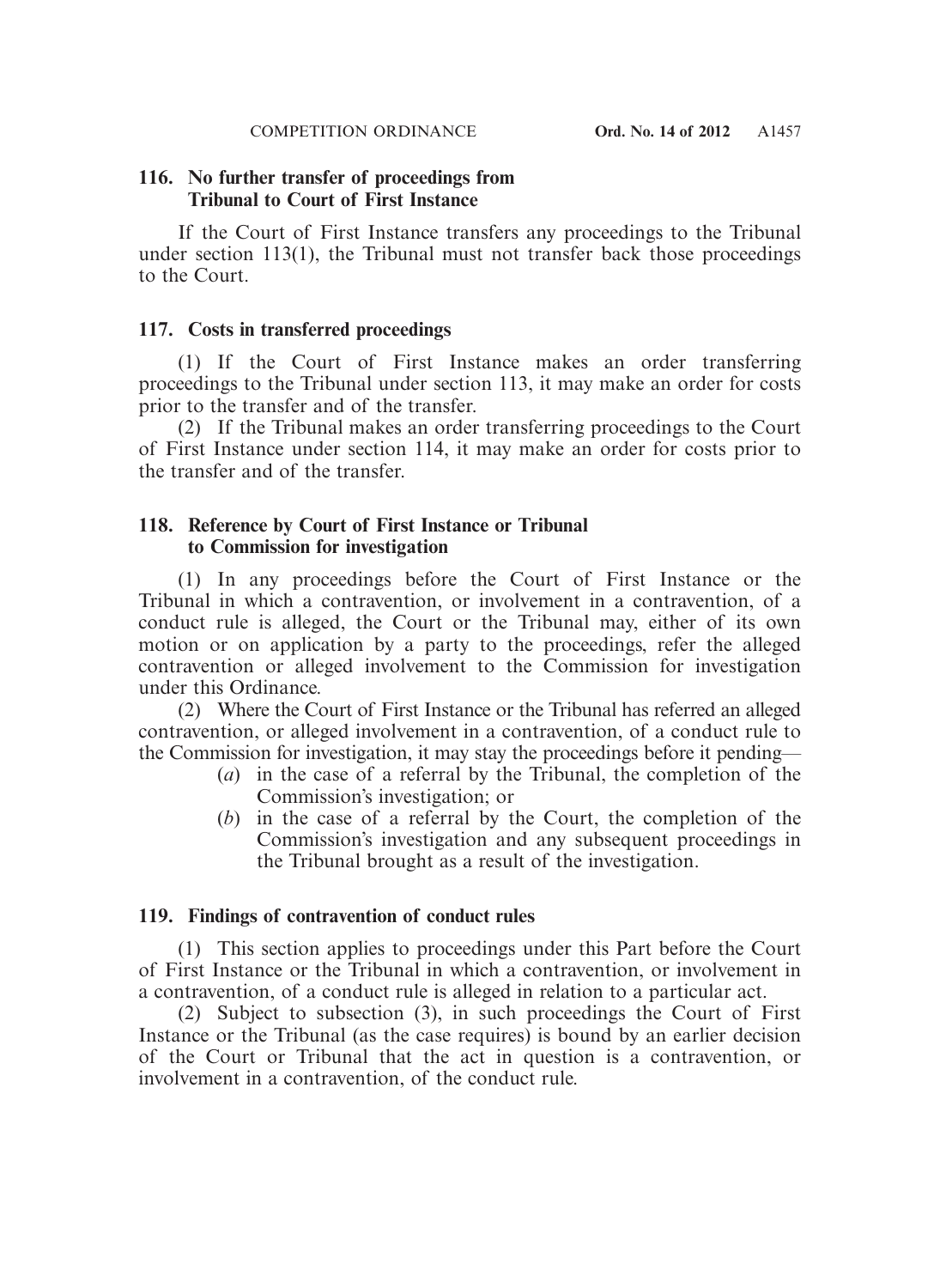### 116. No further transfer of proceedings from Tribunal to Court of First Instance

If the Court of First Instance transfers any proceedings to the Tribunal under section 113(1), the Tribunal must not transfer back those proceedings to the Court.

### 117. Costs in transferred proceedings

(1) If the Court of First Instance makes an order transferring proceedings to the Tribunal under section 113, it may make an order for costs prior to the transfer and of the transfer.

(2) If the Tribunal makes an order transferring proceedings to the Court of First Instance under section 114, it may make an order for costs prior to the transfer and of the transfer.

### 118. Reference by Court of First Instance or Tribunal to Commission for investigation

(1) In any proceedings before the Court of First Instance or the Tribunal in which a contravention, or involvement in a contravention, of a conduct rule is alleged, the Court or the Tribunal may, either of its own motion or on application by a party to the proceedings, refer the alleged contravention or alleged involvement to the Commission for investigation under this Ordinance.

(2) Where the Court of First Instance or the Tribunal has referred an alleged contravention, or alleged involvement in a contravention, of a conduct rule to the Commission for investigation, it may stay the proceedings before it pending—

(*a*) in the case of a referral by the Tribunal, the completion of the Commission's investigation; or

(*b*) in the case of a referral by the Court, the completion of the Commission's investigation and any subsequent proceedings in the Tribunal brought as a result of the investigation.

### 119. Findings of contravention of conduct rules

(1) This section applies to proceedings under this Part before the Court of First Instance or the Tribunal in which a contravention, or involvement in a contravention, of a conduct rule is alleged in relation to a particular act.

(2) Subject to subsection (3), in such proceedings the Court of First Instance or the Tribunal (as the case requires) is bound by an earlier decision of the Court or Tribunal that the act in question is a contravention, or involvement in a contravention, of the conduct rule.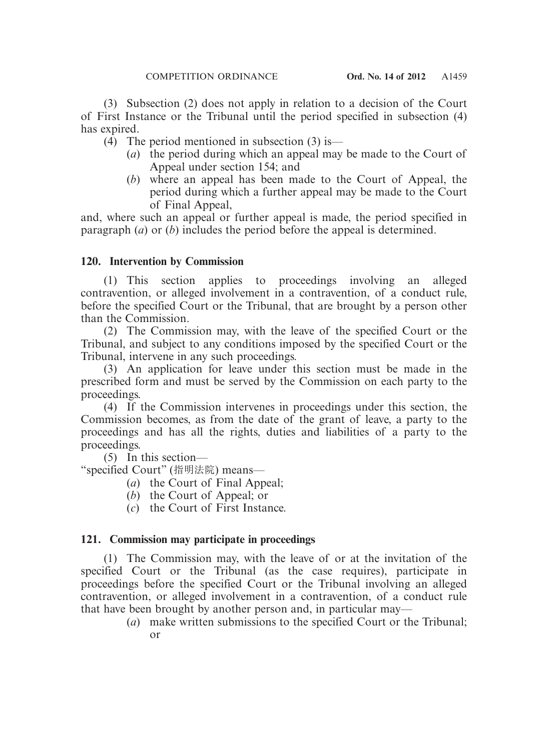(3) Subsection (2) does not apply in relation to a decision of the Court of First Instance or the Tribunal until the period specified in subsection (4) has expired.

(4) The period mentioned in subsection (3) is—

- (*a*) the period during which an appeal may be made to the Court of Appeal under section 154; and
- (*b*) where an appeal has been made to the Court of Appeal, the period during which a further appeal may be made to the Court of Final Appeal,

and, where such an appeal or further appeal is made, the period specified in paragraph (*a*) or (*b*) includes the period before the appeal is determined.

### 120. Intervention by Commission

(1) This section applies to proceedings involving an alleged contravention, or alleged involvement in a contravention, of a conduct rule, before the specified Court or the Tribunal, that are brought by a person other than the Commission.

(2) The Commission may, with the leave of the specified Court or the Tribunal, and subject to any conditions imposed by the specified Court or the Tribunal, intervene in any such proceedings.

(3) An application for leave under this section must be made in the prescribed form and must be served by the Commission on each party to the proceedings.

(4) If the Commission intervenes in proceedings under this section, the Commission becomes, as from the date of the grant of leave, a party to the proceedings and has all the rights, duties and liabilities of a party to the proceedings.

(5) In this section—

"specified Court" (指明法院) means—

- (*a*) the Court of Final Appeal;
- (*b*) the Court of Appeal; or
- (*c*) the Court of First Instance.

### 121. Commission may participate in proceedings

(1) The Commission may, with the leave of or at the invitation of the specified Court or the Tribunal (as the case requires), participate in proceedings before the specified Court or the Tribunal involving an alleged contravention, or alleged involvement in a contravention, of a conduct rule that have been brought by another person and, in particular may—

- (*a*) make written submissions to the specified Court or the Tribunal; or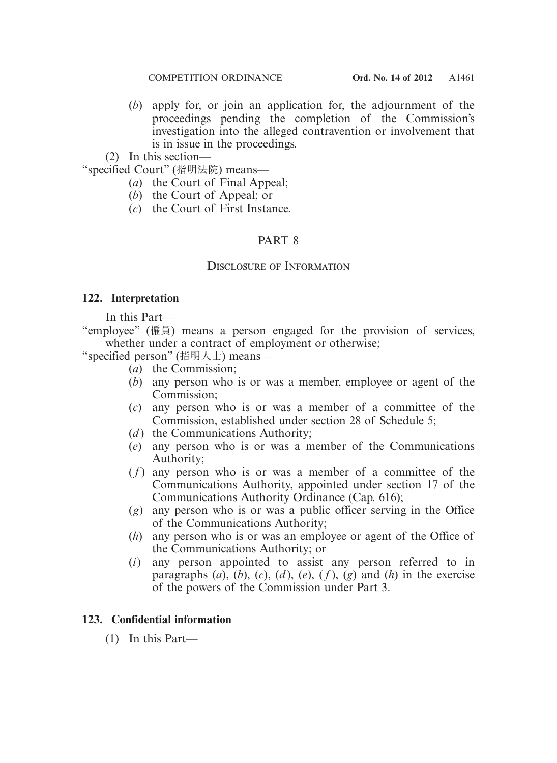(*b*) apply for, or join an application for, the adjournment of the proceedings pending the completion of the Commission's investigation into the alleged contravention or involvement that is in issue in the proceedings.

(2) In this section—

"specified Court" (指明法院) means—

(*a*) the Court of Final Appeal;

(*b*) the Court of Appeal; or

(*c*) the Court of First Instance.

## PART 8

## Disclosure of Information

### 122. Interpretation

In this Part—

"employee" (僱員) means a person engaged for the provision of services, whether under a contract of employment or otherwise;

"specified person" (指明人士) means—

(*a*) the Commission;

(*b*) any person who is or was a member, employee or agent of the Commission;

(*c*) any person who is or was a member of a committee of the Commission, established under section 28 of Schedule 5;

(*d*) the Communications Authority;

(*e*) any person who is or was a member of the Communications Authority;

(*f*) any person who is or was a member of a committee of the Communications Authority, appointed under section 17 of the Communications Authority Ordinance (Cap. 616);

(*g*) any person who is or was a public officer serving in the Office of the Communications Authority;

(*h*) any person who is or was an employee or agent of the Office of the Communications Authority; or

(*i*) any person appointed to assist any person referred to in paragraphs (*a*), (*b*), (*c*), (*d*), (*e*), (*f*), (*g*) and (*h*) in the exercise of the powers of the Commission under Part 3.

### 123. Confidential information

(1) In this Part—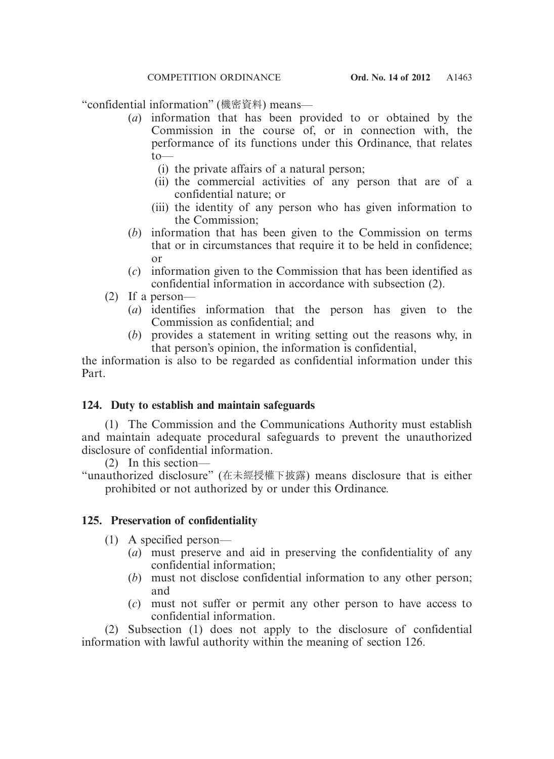"confidential information" (機密資料) means—

(*a*) information that has been provided to or obtained by the Commission in the course of, or in connection with, the performance of its functions under this Ordinance, that relates to—

(i) the private affairs of a natural person;

(ii) the commercial activities of any person that are of a confidential nature; or

(iii) the identity of any person who has given information to the Commission;

(*b*) information that has been given to the Commission on terms that or in circumstances that require it to be held in confidence; or

(*c*) information given to the Commission that has been identified as confidential information in accordance with subsection (2).

(2) If a person—

(*a*) identifies information that the person has given to the Commission as confidential; and

(*b*) provides a statement in writing setting out the reasons why, in that person's opinion, the information is confidential,

the information is also to be regarded as confidential information under this Part.

**124. Duty to establish and maintain safeguards**

(1) The Commission and the Communications Authority must establish and maintain adequate procedural safeguards to prevent the unauthorized disclosure of confidential information.

(2) In this section—

"unauthorized disclosure" (在未經授權下披露) means disclosure that is either prohibited or not authorized by or under this Ordinance.

**125. Preservation of confidentiality**

(1) A specified person—

(*a*) must preserve and aid in preserving the confidentiality of any confidential information;

(*b*) must not disclose confidential information to any other person; and

(*c*) must not suffer or permit any other person to have access to confidential information.

(2) Subsection (1) does not apply to the disclosure of confidential information with lawful authority within the meaning of section 126.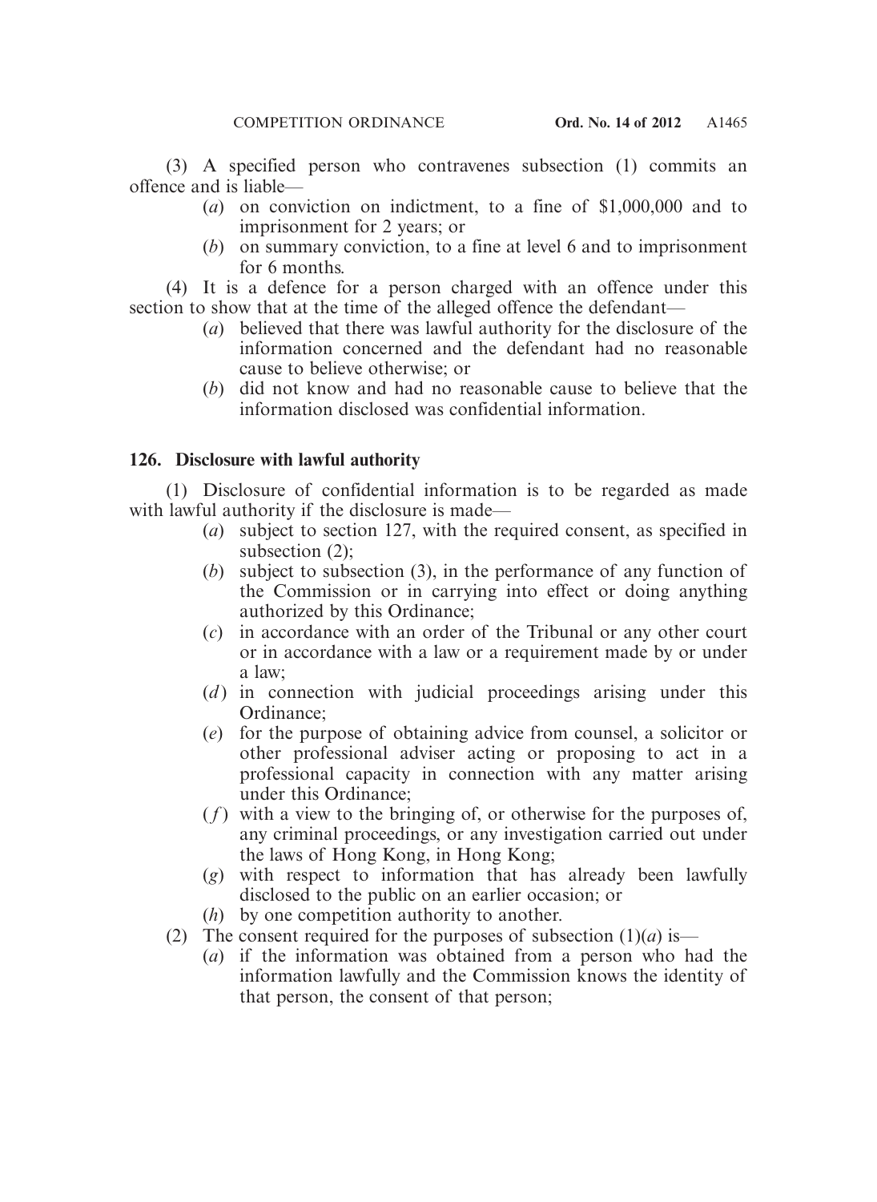(3) A specified person who contravenes subsection (1) commits an offence and is liable—

(*a*) on conviction on indictment, to a fine of $1,000,000 and to imprisonment for 2 years; or

(*b*) on summary conviction, to a fine at level 6 and to imprisonment for 6 months.

(4) It is a defence for a person charged with an offence under this section to show that at the time of the alleged offence the defendant—

(*a*) believed that there was lawful authority for the disclosure of the information concerned and the defendant had no reasonable cause to believe otherwise; or

(*b*) did not know and had no reasonable cause to believe that the information disclosed was confidential information.

**126. Disclosure with lawful authority**

(1) Disclosure of confidential information is to be regarded as made with lawful authority if the disclosure is made—

(*a*) subject to section 127, with the required consent, as specified in subsection (2);

(*b*) subject to subsection (3), in the performance of any function of the Commission or in carrying into effect or doing anything authorized by this Ordinance;

(*c*) in accordance with an order of the Tribunal or any other court or in accordance with a law or a requirement made by or under a law;

(*d*) in connection with judicial proceedings arising under this Ordinance;

(*e*) for the purpose of obtaining advice from counsel, a solicitor or other professional adviser acting or proposing to act in a professional capacity in connection with any matter arising under this Ordinance;

(*f*) with a view to the bringing of, or otherwise for the purposes of, any criminal proceedings, or any investigation carried out under the laws of Hong Kong, in Hong Kong;

(*g*) with respect to information that has already been lawfully disclosed to the public on an earlier occasion; or

(*h*) by one competition authority to another.

(2) The consent required for the purposes of subsection (1)(*a*) is—

(*a*) if the information was obtained from a person who had the information lawfully and the Commission knows the identity of that person, the consent of that person;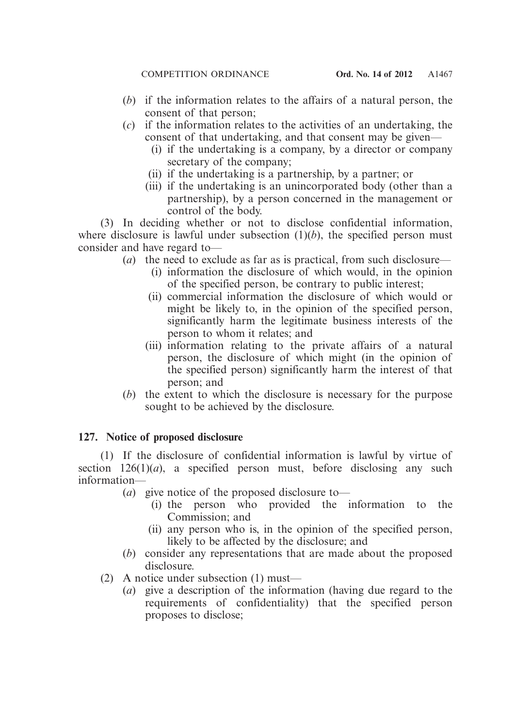(*b*) if the information relates to the affairs of a natural person, the consent of that person;

(*c*) if the information relates to the activities of an undertaking, the consent of that undertaking, and that consent may be given—

(i) if the undertaking is a company, by a director or company secretary of the company;

(ii) if the undertaking is a partnership, by a partner; or

(iii) if the undertaking is an unincorporated body (other than a partnership), by a person concerned in the management or control of the body.

(3) In deciding whether or not to disclose confidential information, where disclosure is lawful under subsection (1)(*b*), the specified person must consider and have regard to—

(*a*) the need to exclude as far as is practical, from such disclosure—

(i) information the disclosure of which would, in the opinion of the specified person, be contrary to public interest;

(ii) commercial information the disclosure of which would or might be likely to, in the opinion of the specified person, significantly harm the legitimate business interests of the person to whom it relates; and

(iii) information relating to the private affairs of a natural person, the disclosure of which might (in the opinion of the specified person) significantly harm the interest of that person; and

(*b*) the extent to which the disclosure is necessary for the purpose sought to be achieved by the disclosure.

**127. Notice of proposed disclosure**

(1) If the disclosure of confidential information is lawful by virtue of section 126(1)(*a*), a specified person must, before disclosing any such information—

(*a*) give notice of the proposed disclosure to—

(i) the person who provided the information to the Commission; and

(ii) any person who is, in the opinion of the specified person, likely to be affected by the disclosure; and

(*b*) consider any representations that are made about the proposed disclosure.

(2) A notice under subsection (1) must—

(*a*) give a description of the information (having due regard to the requirements of confidentiality) that the specified person proposes to disclose;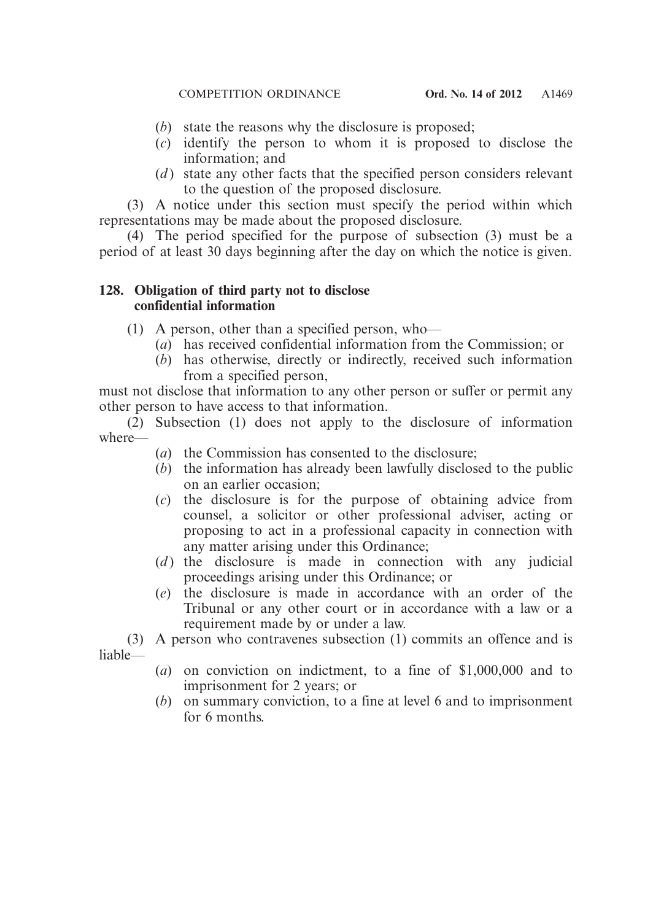(*b*) state the reasons why the disclosure is proposed;

(*c*) identify the person to whom it is proposed to disclose the information; and

(*d*) state any other facts that the specified person considers relevant to the question of the proposed disclosure.

(3) A notice under this section must specify the period within which representations may be made about the proposed disclosure.

(4) The period specified for the purpose of subsection (3) must be a period of at least 30 days beginning after the day on which the notice is given.

### 128. Obligation of third party not to disclose confidential information

(1) A person, other than a specified person, who—

(*a*) has received confidential information from the Commission; or

(*b*) has otherwise, directly or indirectly, received such information from a specified person,

must not disclose that information to any other person or suffer or permit any other person to have access to that information.

(2) Subsection (1) does not apply to the disclosure of information where—

(*a*) the Commission has consented to the disclosure;

(*b*) the information has already been lawfully disclosed to the public on an earlier occasion;

(*c*) the disclosure is for the purpose of obtaining advice from counsel, a solicitor or other professional adviser, acting or proposing to act in a professional capacity in connection with any matter arising under this Ordinance;

(*d*) the disclosure is made in connection with any judicial proceedings arising under this Ordinance; or

(*e*) the disclosure is made in accordance with an order of the Tribunal or any other court or in accordance with a law or a requirement made by or under a law.

(3) A person who contravenes subsection (1) commits an offence and is liable—

(*a*) on conviction on indictment, to a fine of $1,000,000 and to imprisonment for 2 years; or

(*b*) on summary conviction, to a fine at level 6 and to imprisonment for 6 months.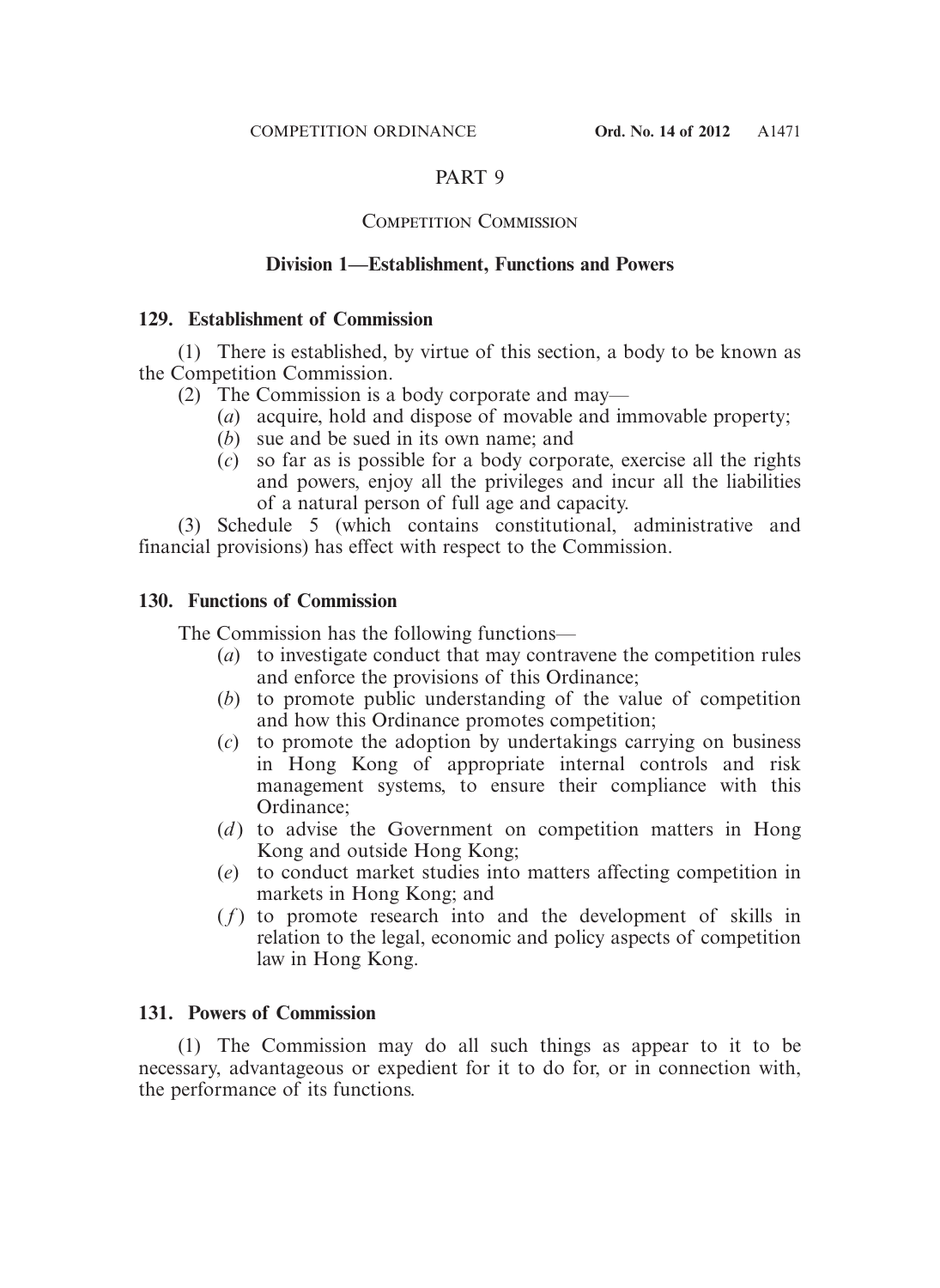# PART 9

## Competition Commission

### Division 1—Establishment, Functions and Powers

**129. Establishment of Commission**

(1) There is established, by virtue of this section, a body to be known as the Competition Commission.

(2) The Commission is a body corporate and may—

(*a*) acquire, hold and dispose of movable and immovable property;

(*b*) sue and be sued in its own name; and

(*c*) so far as is possible for a body corporate, exercise all the rights and powers, enjoy all the privileges and incur all the liabilities of a natural person of full age and capacity.

(3) Schedule 5 (which contains constitutional, administrative and financial provisions) has effect with respect to the Commission.

**130. Functions of Commission**

The Commission has the following functions—

(*a*) to investigate conduct that may contravene the competition rules and enforce the provisions of this Ordinance;

(*b*) to promote public understanding of the value of competition and how this Ordinance promotes competition;

(*c*) to promote the adoption by undertakings carrying on business in Hong Kong of appropriate internal controls and risk management systems, to ensure their compliance with this Ordinance;

(*d*) to advise the Government on competition matters in Hong Kong and outside Hong Kong;

(*e*) to conduct market studies into matters affecting competition in markets in Hong Kong; and

(*f*) to promote research into and the development of skills in relation to the legal, economic and policy aspects of competition law in Hong Kong.

**131. Powers of Commission**

(1) The Commission may do all such things as appear to it to be necessary, advantageous or expedient for it to do for, or in connection with, the performance of its functions.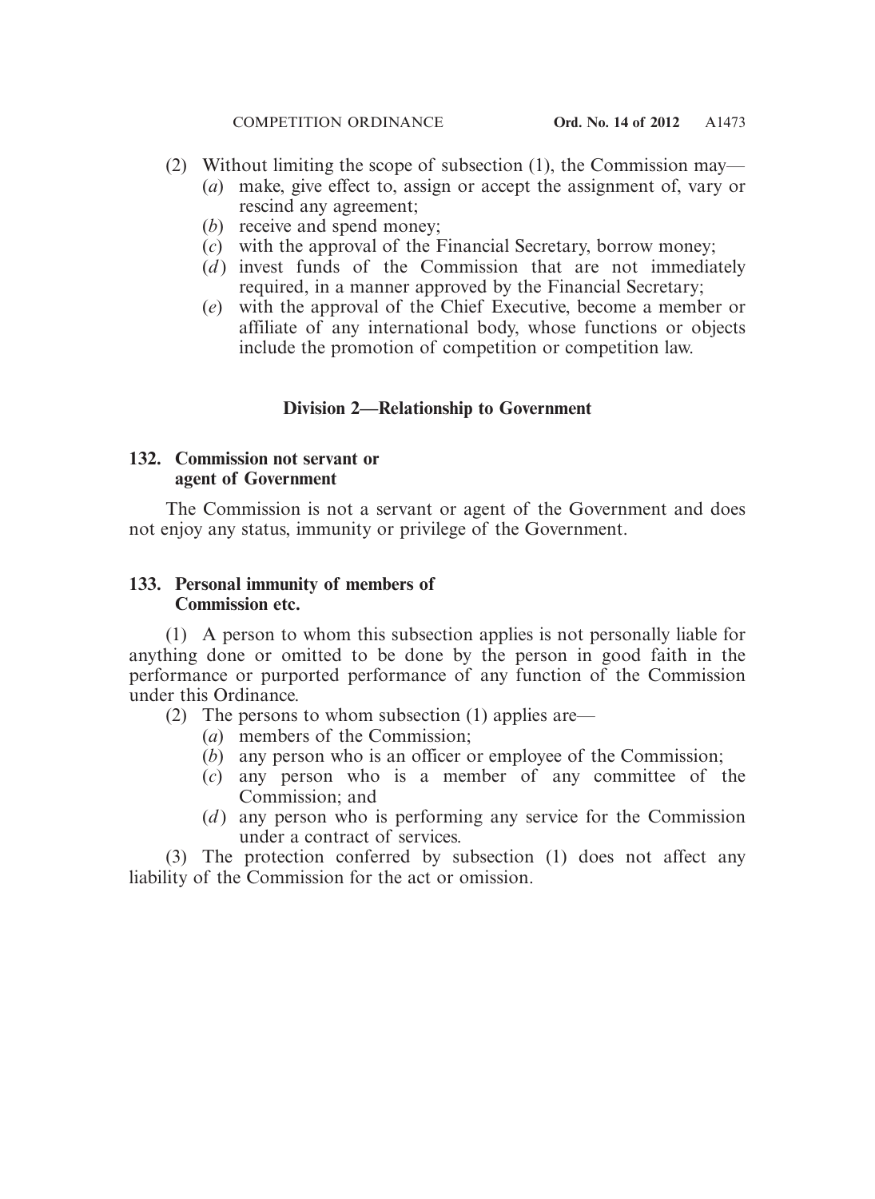(2) Without limiting the scope of subsection (1), the Commission may—

(*a*) make, give effect to, assign or accept the assignment of, vary or rescind any agreement;

(*b*) receive and spend money;

(*c*) with the approval of the Financial Secretary, borrow money;

(*d*) invest funds of the Commission that are not immediately required, in a manner approved by the Financial Secretary;

(*e*) with the approval of the Chief Executive, become a member or affiliate of any international body, whose functions or objects include the promotion of competition or competition law.

## Division 2—Relationship to Government

### 132. Commission not servant or agent of Government

The Commission is not a servant or agent of the Government and does not enjoy any status, immunity or privilege of the Government.

### 133. Personal immunity of members of Commission etc.

(1) A person to whom this subsection applies is not personally liable for anything done or omitted to be done by the person in good faith in the performance or purported performance of any function of the Commission under this Ordinance.

(2) The persons to whom subsection (1) applies are—

(*a*) members of the Commission;

(*b*) any person who is an officer or employee of the Commission;

(*c*) any person who is a member of any committee of the Commission; and

(*d*) any person who is performing any service for the Commission under a contract of services.

(3) The protection conferred by subsection (1) does not affect any liability of the Commission for the act or omission.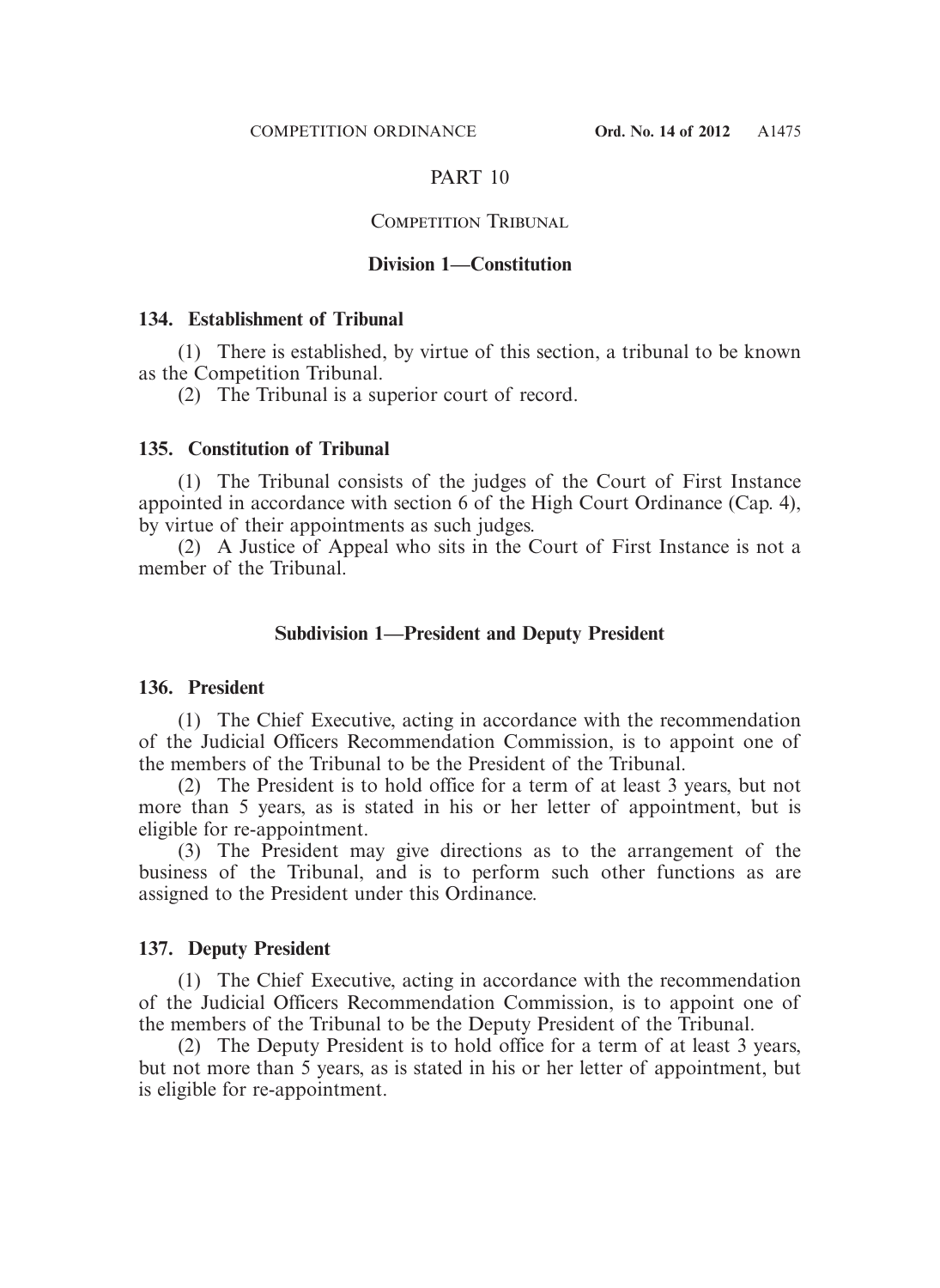# PART 10

## Competition Tribunal

### Division 1—Constitution

**134. Establishment of Tribunal**

(1) There is established, by virtue of this section, a tribunal to be known as the Competition Tribunal.

(2) The Tribunal is a superior court of record.

**135. Constitution of Tribunal**

(1) The Tribunal consists of the judges of the Court of First Instance appointed in accordance with section 6 of the High Court Ordinance (Cap. 4), by virtue of their appointments as such judges.

(2) A Justice of Appeal who sits in the Court of First Instance is not a member of the Tribunal.

#### Subdivision 1—President and Deputy President

**136. President**

(1) The Chief Executive, acting in accordance with the recommendation of the Judicial Officers Recommendation Commission, is to appoint one of the members of the Tribunal to be the President of the Tribunal.

(2) The President is to hold office for a term of at least 3 years, but not more than 5 years, as is stated in his or her letter of appointment, but is eligible for re-appointment.

(3) The President may give directions as to the arrangement of the business of the Tribunal, and is to perform such other functions as are assigned to the President under this Ordinance.

**137. Deputy President**

(1) The Chief Executive, acting in accordance with the recommendation of the Judicial Officers Recommendation Commission, is to appoint one of the members of the Tribunal to be the Deputy President of the Tribunal.

(2) The Deputy President is to hold office for a term of at least 3 years, but not more than 5 years, as is stated in his or her letter of appointment, but is eligible for re-appointment.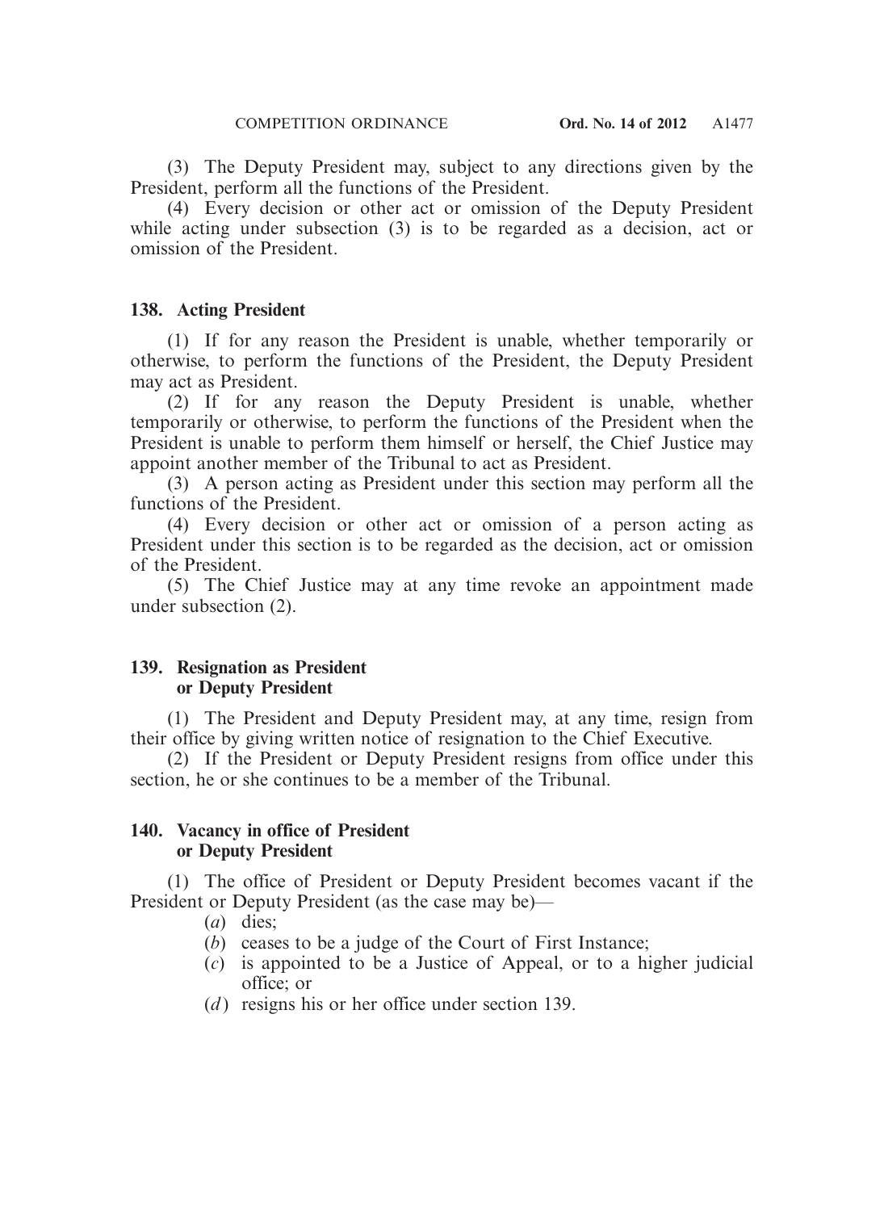(3) The Deputy President may, subject to any directions given by the President, perform all the functions of the President.

(4) Every decision or other act or omission of the Deputy President while acting under subsection (3) is to be regarded as a decision, act or omission of the President.

### 138. Acting President

(1) If for any reason the President is unable, whether temporarily or otherwise, to perform the functions of the President, the Deputy President may act as President.

(2) If for any reason the Deputy President is unable, whether temporarily or otherwise, to perform the functions of the President when the President is unable to perform them himself or herself, the Chief Justice may appoint another member of the Tribunal to act as President.

(3) A person acting as President under this section may perform all the functions of the President.

(4) Every decision or other act or omission of a person acting as President under this section is to be regarded as the decision, act or omission of the President.

(5) The Chief Justice may at any time revoke an appointment made under subsection (2).

### 139. Resignation as President or Deputy President

(1) The President and Deputy President may, at any time, resign from their office by giving written notice of resignation to the Chief Executive.

(2) If the President or Deputy President resigns from office under this section, he or she continues to be a member of the Tribunal.

### 140. Vacancy in office of President or Deputy President

(1) The office of President or Deputy President becomes vacant if the President or Deputy President (as the case may be)—

(*a*) dies;

(*b*) ceases to be a judge of the Court of First Instance;

(*c*) is appointed to be a Justice of Appeal, or to a higher judicial office; or

(*d*) resigns his or her office under section 139.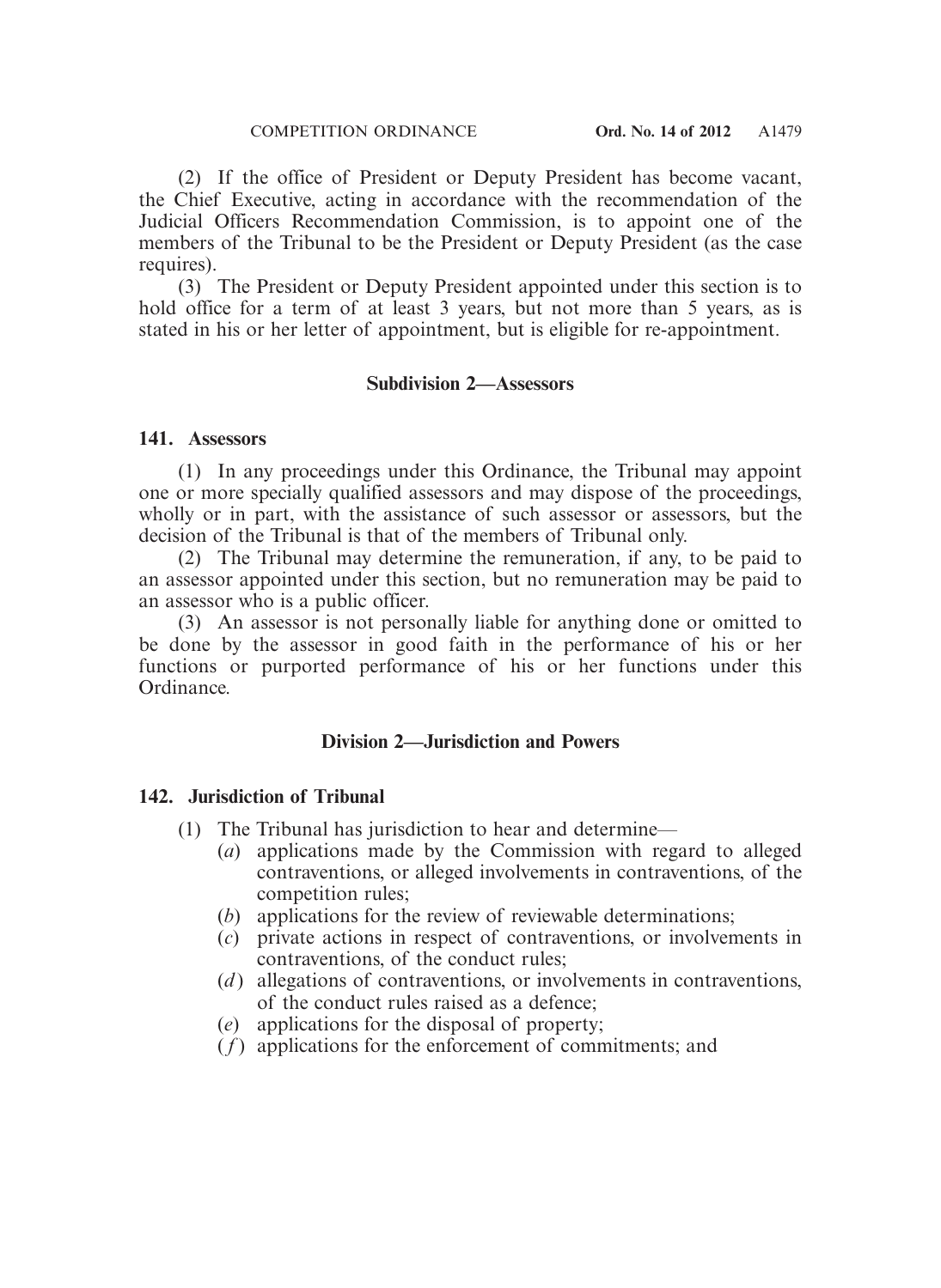(2) If the office of President or Deputy President has become vacant, the Chief Executive, acting in accordance with the recommendation of the Judicial Officers Recommendation Commission, is to appoint one of the members of the Tribunal to be the President or Deputy President (as the case requires).

(3) The President or Deputy President appointed under this section is to hold office for a term of at least 3 years, but not more than 5 years, as is stated in his or her letter of appointment, but is eligible for re-appointment.

### Subdivision 2—Assessors

**141. Assessors**

(1) In any proceedings under this Ordinance, the Tribunal may appoint one or more specially qualified assessors and may dispose of the proceedings, wholly or in part, with the assistance of such assessor or assessors, but the decision of the Tribunal is that of the members of Tribunal only.

(2) The Tribunal may determine the remuneration, if any, to be paid to an assessor appointed under this section, but no remuneration may be paid to an assessor who is a public officer.

(3) An assessor is not personally liable for anything done or omitted to be done by the assessor in good faith in the performance of his or her functions or purported performance of his or her functions under this Ordinance.

## Division 2—Jurisdiction and Powers

**142. Jurisdiction of Tribunal**

(1) The Tribunal has jurisdiction to hear and determine—

(*a*) applications made by the Commission with regard to alleged contraventions, or alleged involvements in contraventions, of the competition rules;

(*b*) applications for the review of reviewable determinations;

(*c*) private actions in respect of contraventions, or involvements in contraventions, of the conduct rules;

(*d*) allegations of contraventions, or involvements in contraventions, of the conduct rules raised as a defence;

(*e*) applications for the disposal of property;

(*f*) applications for the enforcement of commitments; and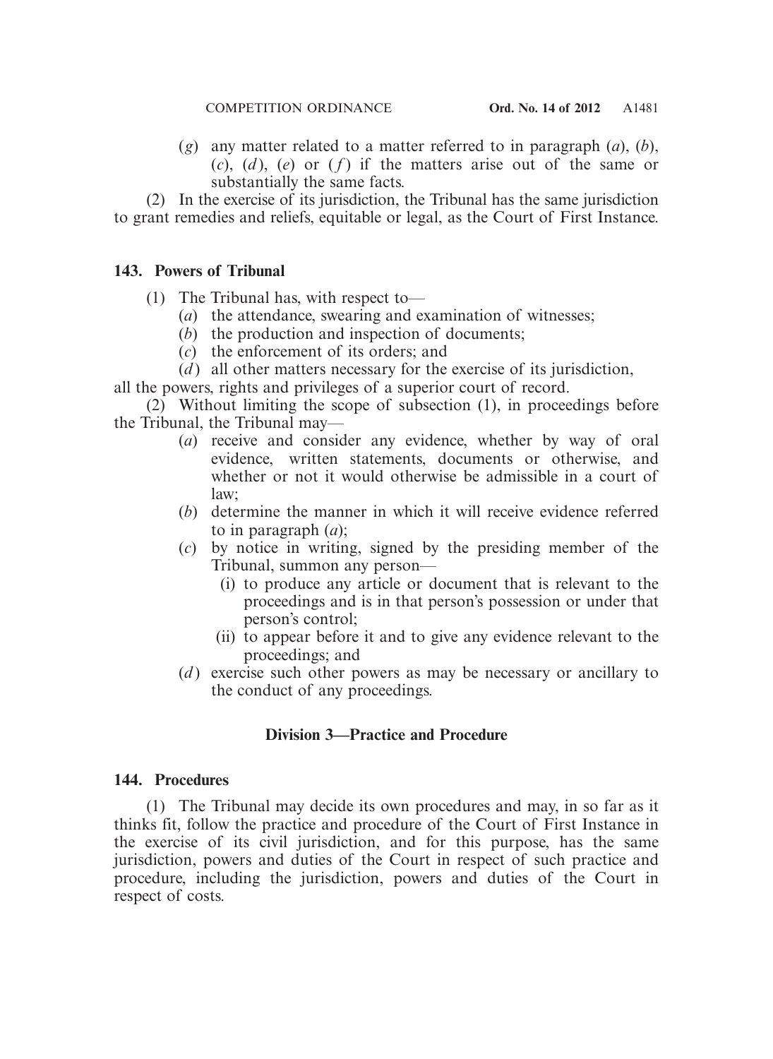(*g*) any matter related to a matter referred to in paragraph (*a*), (*b*), (*c*), (*d*), (*e*) or (*f*) if the matters arise out of the same or substantially the same facts.

(2) In the exercise of its jurisdiction, the Tribunal has the same jurisdiction to grant remedies and reliefs, equitable or legal, as the Court of First Instance.

**143. Powers of Tribunal**

(1) The Tribunal has, with respect to—

(*a*) the attendance, swearing and examination of witnesses;

(*b*) the production and inspection of documents;

(*c*) the enforcement of its orders; and

(*d*) all other matters necessary for the exercise of its jurisdiction,

all the powers, rights and privileges of a superior court of record.

(2) Without limiting the scope of subsection (1), in proceedings before the Tribunal, the Tribunal may—

(*a*) receive and consider any evidence, whether by way of oral evidence, written statements, documents or otherwise, and whether or not it would otherwise be admissible in a court of law;

(*b*) determine the manner in which it will receive evidence referred to in paragraph (*a*);

(*c*) by notice in writing, signed by the presiding member of the Tribunal, summon any person—

(i) to produce any article or document that is relevant to the proceedings and is in that person's possession or under that person's control;

(ii) to appear before it and to give any evidence relevant to the proceedings; and

(*d*) exercise such other powers as may be necessary or ancillary to the conduct of any proceedings.

## Division 3—Practice and Procedure

**144. Procedures**

(1) The Tribunal may decide its own procedures and may, in so far as it thinks fit, follow the practice and procedure of the Court of First Instance in the exercise of its civil jurisdiction, and for this purpose, has the same jurisdiction, powers and duties of the Court in respect of such practice and procedure, including the jurisdiction, powers and duties of the Court in respect of costs.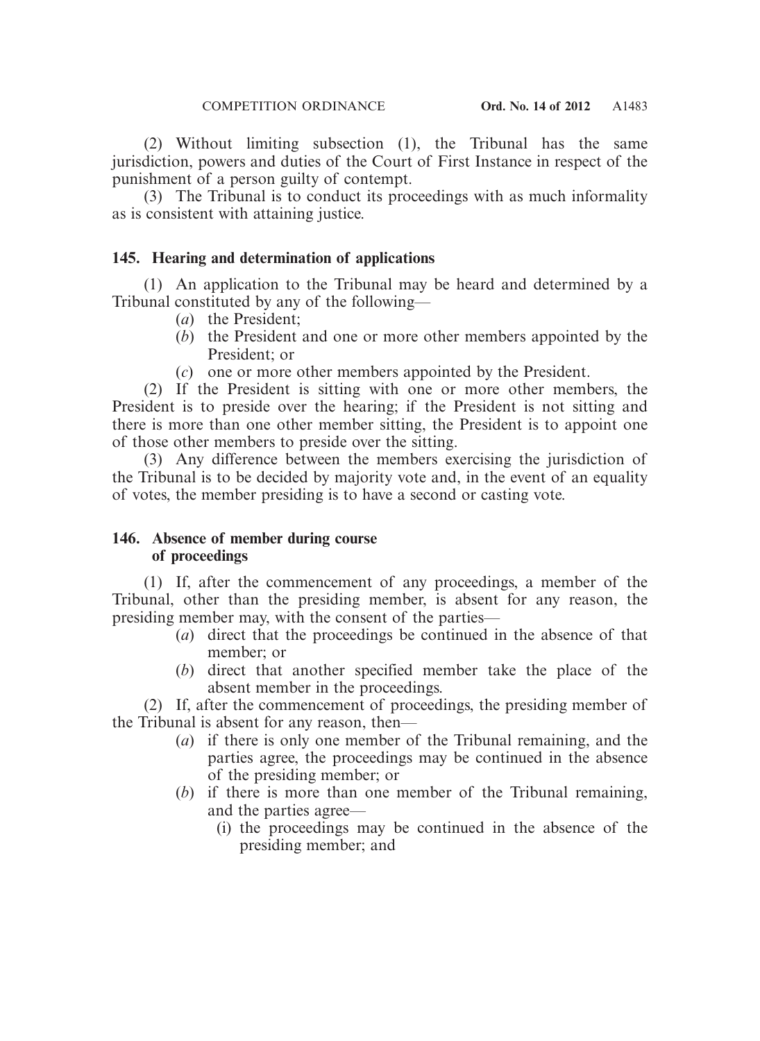(2) Without limiting subsection (1), the Tribunal has the same jurisdiction, powers and duties of the Court of First Instance in respect of the punishment of a person guilty of contempt.

(3) The Tribunal is to conduct its proceedings with as much informality as is consistent with attaining justice.

### 145. Hearing and determination of applications

(1) An application to the Tribunal may be heard and determined by a Tribunal constituted by any of the following—

- (*a*) the President;
- (*b*) the President and one or more other members appointed by the President; or
- (*c*) one or more other members appointed by the President.

(2) If the President is sitting with one or more other members, the President is to preside over the hearing; if the President is not sitting and there is more than one other member sitting, the President is to appoint one of those other members to preside over the sitting.

(3) Any difference between the members exercising the jurisdiction of the Tribunal is to be decided by majority vote and, in the event of an equality of votes, the member presiding is to have a second or casting vote.

### 146. Absence of member during course of proceedings

(1) If, after the commencement of any proceedings, a member of the Tribunal, other than the presiding member, is absent for any reason, the presiding member may, with the consent of the parties—

- (*a*) direct that the proceedings be continued in the absence of that member; or
- (*b*) direct that another specified member take the place of the absent member in the proceedings.

(2) If, after the commencement of proceedings, the presiding member of the Tribunal is absent for any reason, then—

- (*a*) if there is only one member of the Tribunal remaining, and the parties agree, the proceedings may be continued in the absence of the presiding member; or
- (*b*) if there is more than one member of the Tribunal remaining, and the parties agree—
  - (i) the proceedings may be continued in the absence of the presiding member; and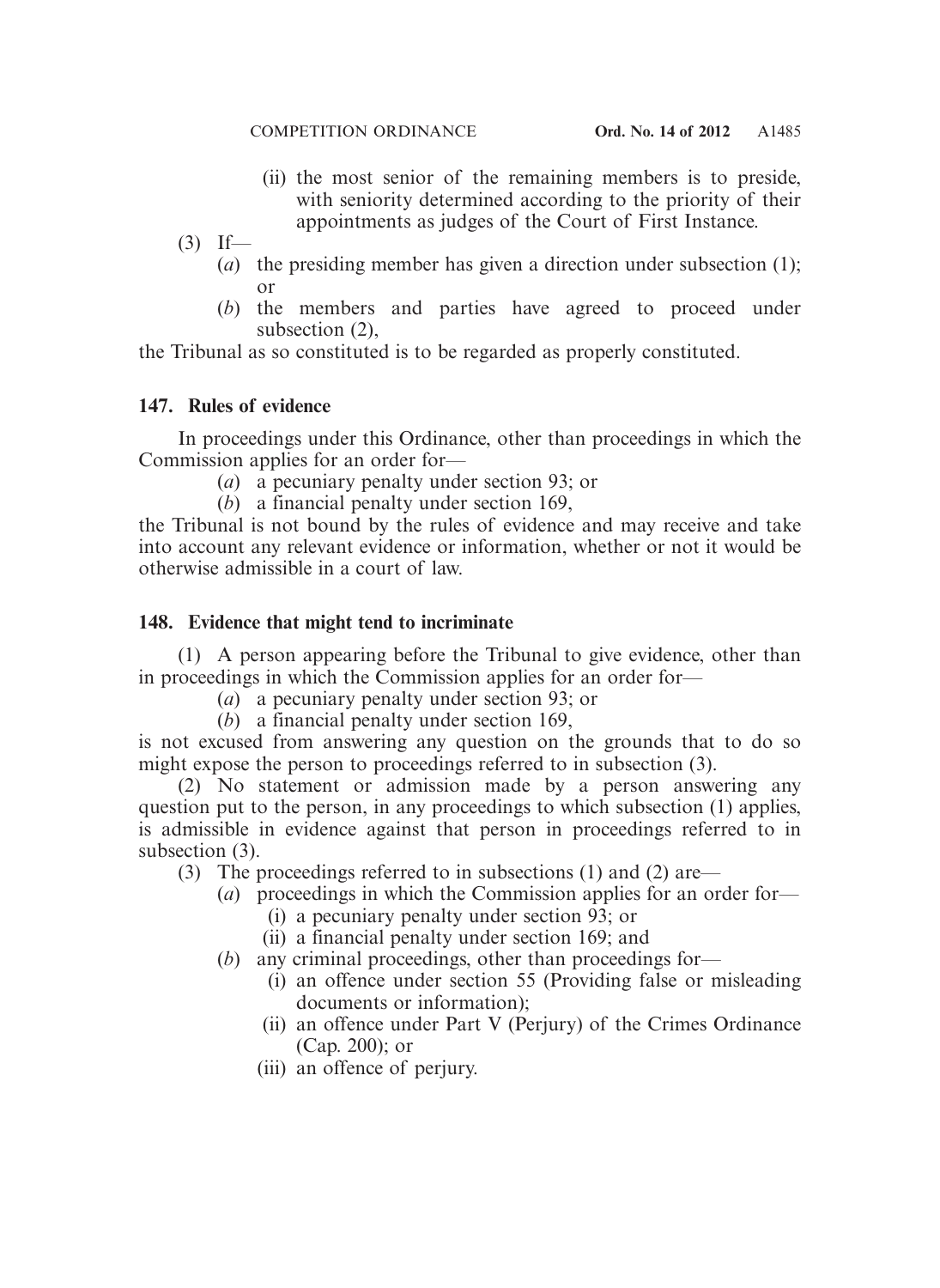(ii) the most senior of the remaining members is to preside, with seniority determined according to the priority of their appointments as judges of the Court of First Instance.

(3) If—

(*a*) the presiding member has given a direction under subsection (1); or

(*b*) the members and parties have agreed to proceed under subsection (2),

the Tribunal as so constituted is to be regarded as properly constituted.

**147. Rules of evidence**

In proceedings under this Ordinance, other than proceedings in which the Commission applies for an order for—

(*a*) a pecuniary penalty under section 93; or

(*b*) a financial penalty under section 169,

the Tribunal is not bound by the rules of evidence and may receive and take into account any relevant evidence or information, whether or not it would be otherwise admissible in a court of law.

**148. Evidence that might tend to incriminate**

(1) A person appearing before the Tribunal to give evidence, other than in proceedings in which the Commission applies for an order for—

(*a*) a pecuniary penalty under section 93; or

(*b*) a financial penalty under section 169,

is not excused from answering any question on the grounds that to do so might expose the person to proceedings referred to in subsection (3).

(2) No statement or admission made by a person answering any question put to the person, in any proceedings to which subsection (1) applies, is admissible in evidence against that person in proceedings referred to in subsection (3).

(3) The proceedings referred to in subsections (1) and (2) are—

(*a*) proceedings in which the Commission applies for an order for—

(i) a pecuniary penalty under section 93; or

(ii) a financial penalty under section 169; and

(*b*) any criminal proceedings, other than proceedings for—

(i) an offence under section 55 (Providing false or misleading documents or information);

(ii) an offence under Part V (Perjury) of the Crimes Ordinance (Cap. 200); or

(iii) an offence of perjury.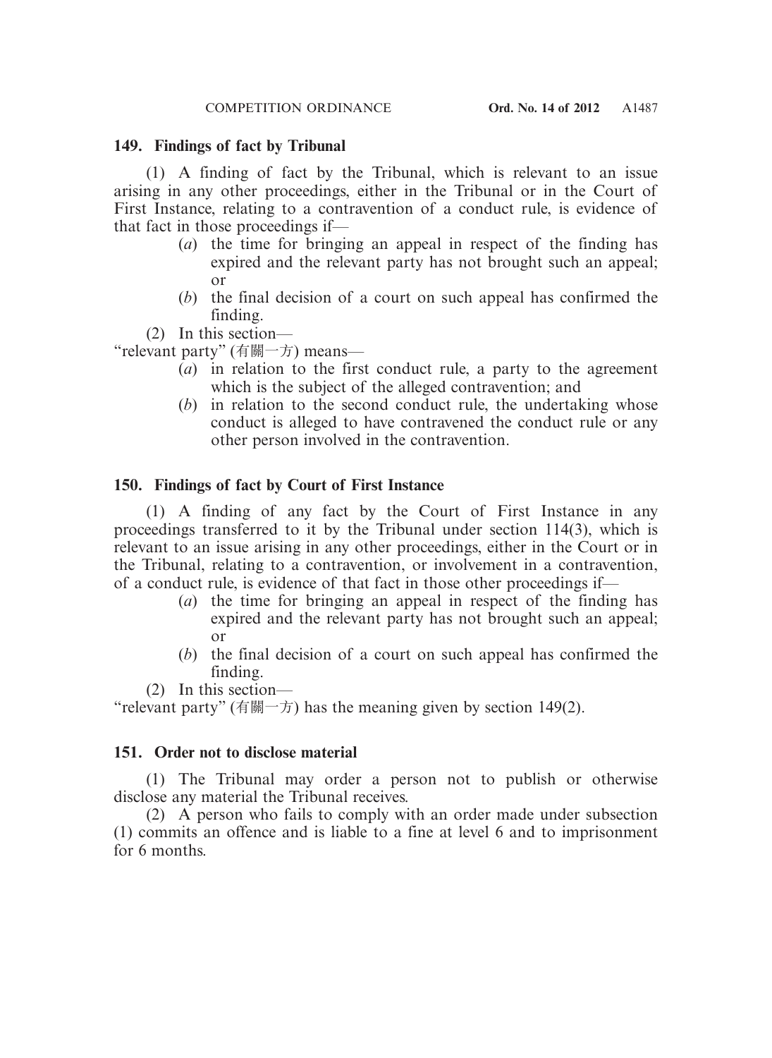**149. Findings of fact by Tribunal**

(1) A finding of fact by the Tribunal, which is relevant to an issue arising in any other proceedings, either in the Tribunal or in the Court of First Instance, relating to a contravention of a conduct rule, is evidence of that fact in those proceedings if—

- (*a*) the time for bringing an appeal in respect of the finding has expired and the relevant party has not brought such an appeal; or
- (*b*) the final decision of a court on such appeal has confirmed the finding.

(2) In this section—

"relevant party" (有關一方) means—

- (*a*) in relation to the first conduct rule, a party to the agreement which is the subject of the alleged contravention; and
- (*b*) in relation to the second conduct rule, the undertaking whose conduct is alleged to have contravened the conduct rule or any other person involved in the contravention.

**150. Findings of fact by Court of First Instance**

(1) A finding of any fact by the Court of First Instance in any proceedings transferred to it by the Tribunal under section 114(3), which is relevant to an issue arising in any other proceedings, either in the Court or in the Tribunal, relating to a contravention, or involvement in a contravention, of a conduct rule, is evidence of that fact in those other proceedings if—

- (*a*) the time for bringing an appeal in respect of the finding has expired and the relevant party has not brought such an appeal; or
- (*b*) the final decision of a court on such appeal has confirmed the finding.

(2) In this section—

"relevant party" (有關一方) has the meaning given by section 149(2).

**151. Order not to disclose material**

(1) The Tribunal may order a person not to publish or otherwise disclose any material the Tribunal receives.

(2) A person who fails to comply with an order made under subsection (1) commits an offence and is liable to a fine at level 6 and to imprisonment for 6 months.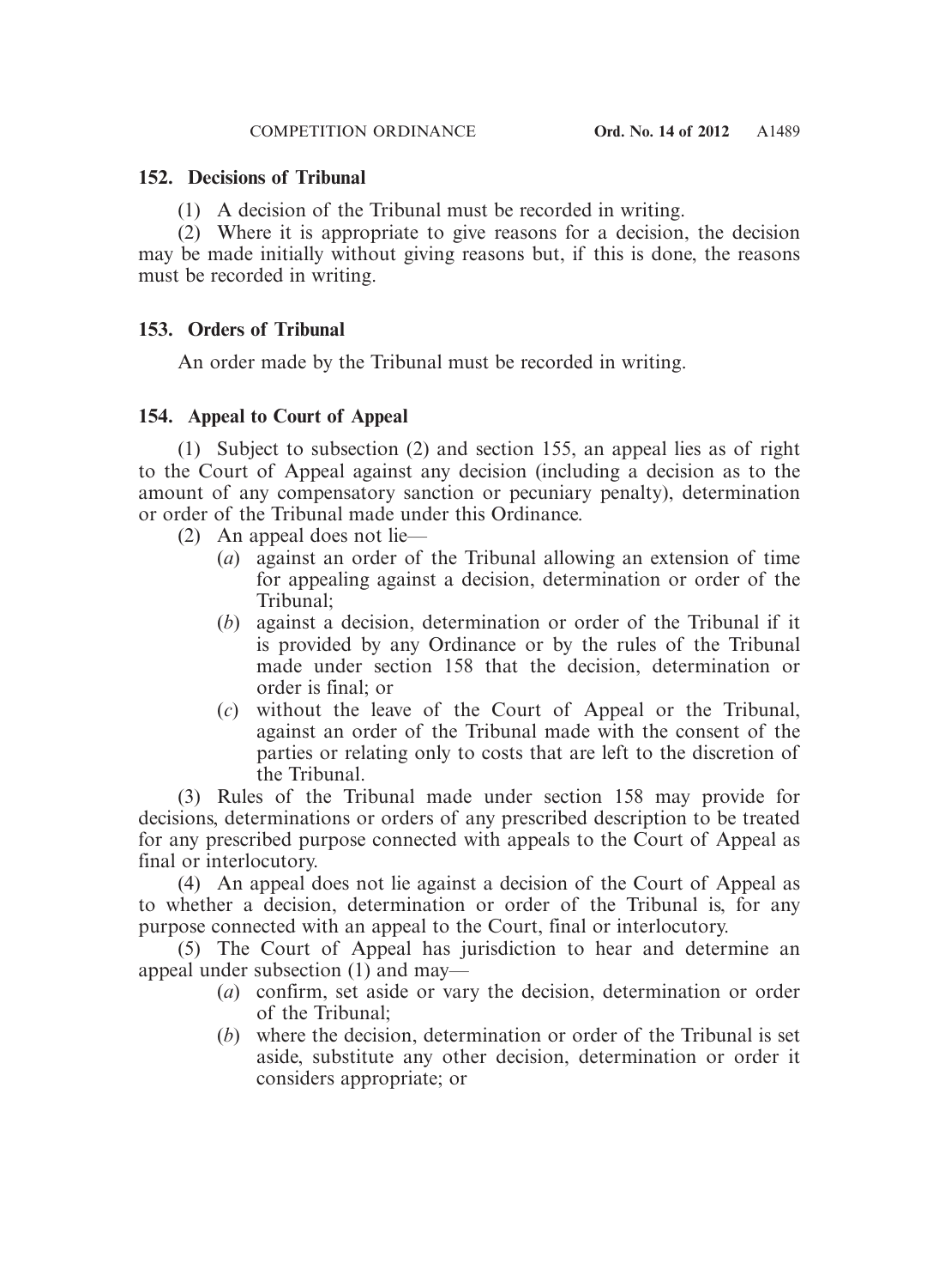### 152. Decisions of Tribunal

(1) A decision of the Tribunal must be recorded in writing.

(2) Where it is appropriate to give reasons for a decision, the decision may be made initially without giving reasons but, if this is done, the reasons must be recorded in writing.

### 153. Orders of Tribunal

An order made by the Tribunal must be recorded in writing.

### 154. Appeal to Court of Appeal

(1) Subject to subsection (2) and section 155, an appeal lies as of right to the Court of Appeal against any decision (including a decision as to the amount of any compensatory sanction or pecuniary penalty), determination or order of the Tribunal made under this Ordinance.

(2) An appeal does not lie—

(*a*) against an order of the Tribunal allowing an extension of time for appealing against a decision, determination or order of the Tribunal;

(*b*) against a decision, determination or order of the Tribunal if it is provided by any Ordinance or by the rules of the Tribunal made under section 158 that the decision, determination or order is final; or

(*c*) without the leave of the Court of Appeal or the Tribunal, against an order of the Tribunal made with the consent of the parties or relating only to costs that are left to the discretion of the Tribunal.

(3) Rules of the Tribunal made under section 158 may provide for decisions, determinations or orders of any prescribed description to be treated for any prescribed purpose connected with appeals to the Court of Appeal as final or interlocutory.

(4) An appeal does not lie against a decision of the Court of Appeal as to whether a decision, determination or order of the Tribunal is, for any purpose connected with an appeal to the Court, final or interlocutory.

(5) The Court of Appeal has jurisdiction to hear and determine an appeal under subsection (1) and may—

(*a*) confirm, set aside or vary the decision, determination or order of the Tribunal;

(*b*) where the decision, determination or order of the Tribunal is set aside, substitute any other decision, determination or order it considers appropriate; or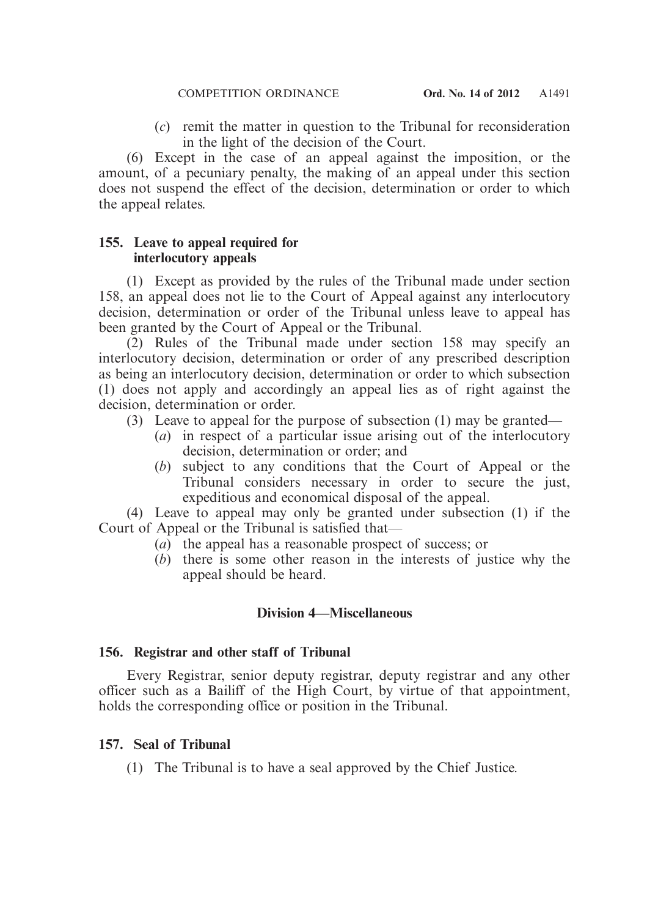(*c*) remit the matter in question to the Tribunal for reconsideration in the light of the decision of the Court.

(6) Except in the case of an appeal against the imposition, or the amount, of a pecuniary penalty, the making of an appeal under this section does not suspend the effect of the decision, determination or order to which the appeal relates.

### 155. Leave to appeal required for interlocutory appeals

(1) Except as provided by the rules of the Tribunal made under section 158, an appeal does not lie to the Court of Appeal against any interlocutory decision, determination or order of the Tribunal unless leave to appeal has been granted by the Court of Appeal or the Tribunal.

(2) Rules of the Tribunal made under section 158 may specify an interlocutory decision, determination or order of any prescribed description as being an interlocutory decision, determination or order to which subsection (1) does not apply and accordingly an appeal lies as of right against the decision, determination or order.

(3) Leave to appeal for the purpose of subsection (1) may be granted—

(*a*) in respect of a particular issue arising out of the interlocutory decision, determination or order; and

(*b*) subject to any conditions that the Court of Appeal or the Tribunal considers necessary in order to secure the just, expeditious and economical disposal of the appeal.

(4) Leave to appeal may only be granted under subsection (1) if the Court of Appeal or the Tribunal is satisfied that—

(*a*) the appeal has a reasonable prospect of success; or

(*b*) there is some other reason in the interests of justice why the appeal should be heard.

## Division 4—Miscellaneous

### 156. Registrar and other staff of Tribunal

Every Registrar, senior deputy registrar, deputy registrar and any other officer such as a Bailiff of the High Court, by virtue of that appointment, holds the corresponding office or position in the Tribunal.

### 157. Seal of Tribunal

(1) The Tribunal is to have a seal approved by the Chief Justice.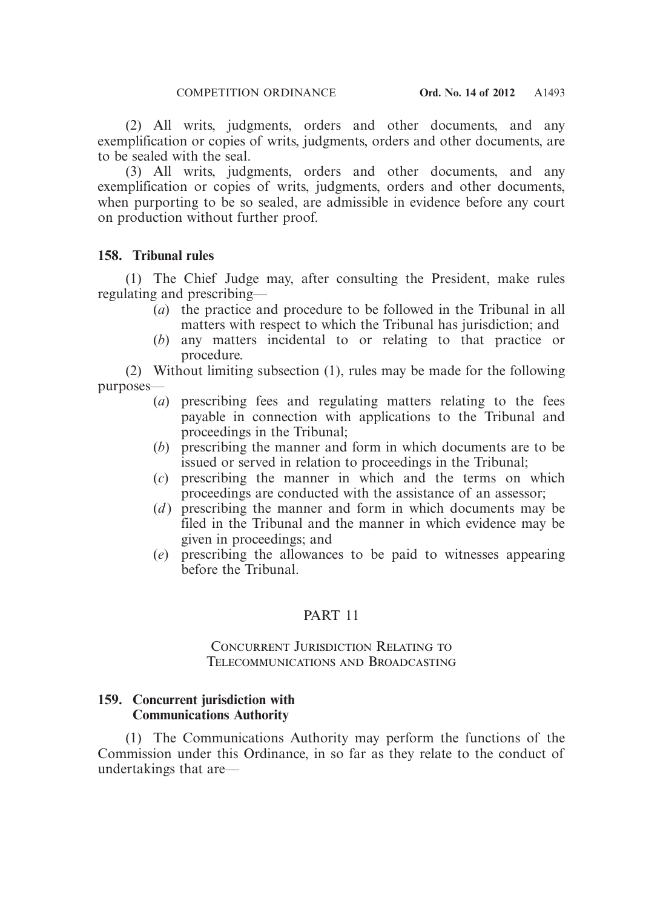(2) All writs, judgments, orders and other documents, and any exemplification or copies of writs, judgments, orders and other documents, are to be sealed with the seal.

(3) All writs, judgments, orders and other documents, and any exemplification or copies of writs, judgments, orders and other documents, when purporting to be so sealed, are admissible in evidence before any court on production without further proof.

**158. Tribunal rules**

(1) The Chief Judge may, after consulting the President, make rules regulating and prescribing—

(*a*) the practice and procedure to be followed in the Tribunal in all matters with respect to which the Tribunal has jurisdiction; and

(*b*) any matters incidental to or relating to that practice or procedure.

(2) Without limiting subsection (1), rules may be made for the following purposes—

(*a*) prescribing fees and regulating matters relating to the fees payable in connection with applications to the Tribunal and proceedings in the Tribunal;

(*b*) prescribing the manner and form in which documents are to be issued or served in relation to proceedings in the Tribunal;

(*c*) prescribing the manner in which and the terms on which proceedings are conducted with the assistance of an assessor;

(*d*) prescribing the manner and form in which documents may be filed in the Tribunal and the manner in which evidence may be given in proceedings; and

(*e*) prescribing the allowances to be paid to witnesses appearing before the Tribunal.

## PART 11

### Concurrent Jurisdiction Relating to Telecommunications and Broadcasting

**159. Concurrent jurisdiction with Communications Authority**

(1) The Communications Authority may perform the functions of the Commission under this Ordinance, in so far as they relate to the conduct of undertakings that are—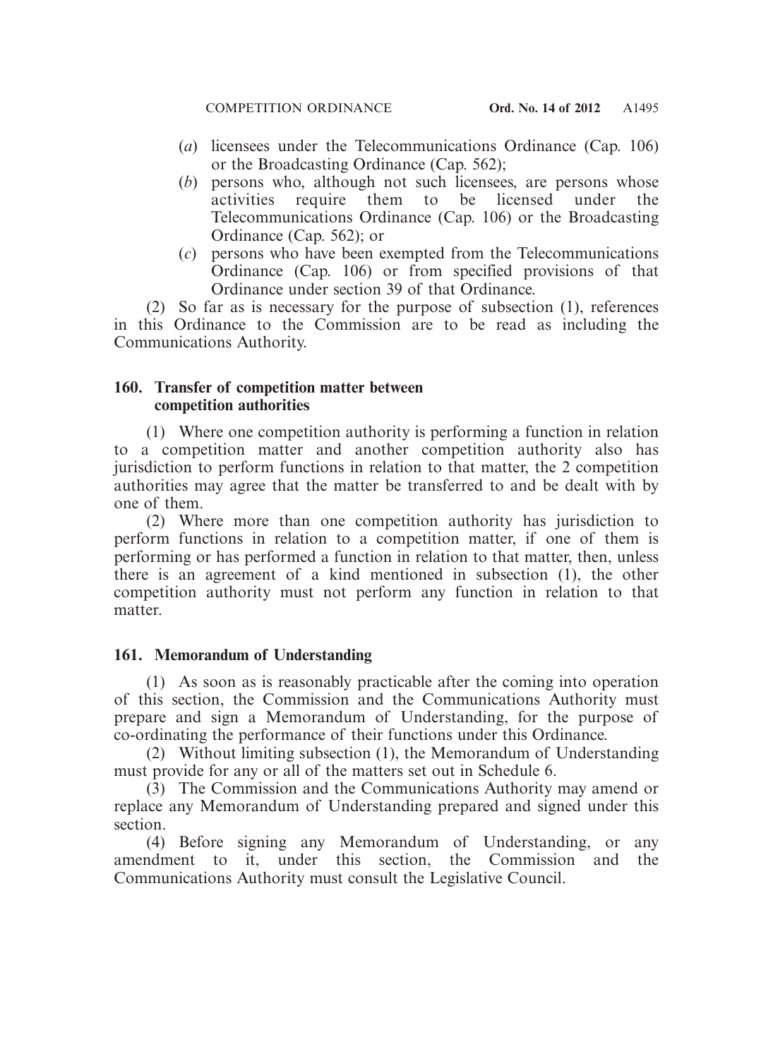(*a*) licensees under the Telecommunications Ordinance (Cap. 106) or the Broadcasting Ordinance (Cap. 562);

(*b*) persons who, although not such licensees, are persons whose activities require them to be licensed under the Telecommunications Ordinance (Cap. 106) or the Broadcasting Ordinance (Cap. 562); or

(*c*) persons who have been exempted from the Telecommunications Ordinance (Cap. 106) or from specified provisions of that Ordinance under section 39 of that Ordinance.

(2) So far as is necessary for the purpose of subsection (1), references in this Ordinance to the Commission are to be read as including the Communications Authority.

### 160. Transfer of competition matter between competition authorities

(1) Where one competition authority is performing a function in relation to a competition matter and another competition authority also has jurisdiction to perform functions in relation to that matter, the 2 competition authorities may agree that the matter be transferred to and be dealt with by one of them.

(2) Where more than one competition authority has jurisdiction to perform functions in relation to a competition matter, if one of them is performing or has performed a function in relation to that matter, then, unless there is an agreement of a kind mentioned in subsection (1), the other competition authority must not perform any function in relation to that matter.

### 161. Memorandum of Understanding

(1) As soon as is reasonably practicable after the coming into operation of this section, the Commission and the Communications Authority must prepare and sign a Memorandum of Understanding, for the purpose of co-ordinating the performance of their functions under this Ordinance.

(2) Without limiting subsection (1), the Memorandum of Understanding must provide for any or all of the matters set out in Schedule 6.

(3) The Commission and the Communications Authority may amend or replace any Memorandum of Understanding prepared and signed under this section.

(4) Before signing any Memorandum of Understanding, or any amendment to it, under this section, the Commission and the Communications Authority must consult the Legislative Council.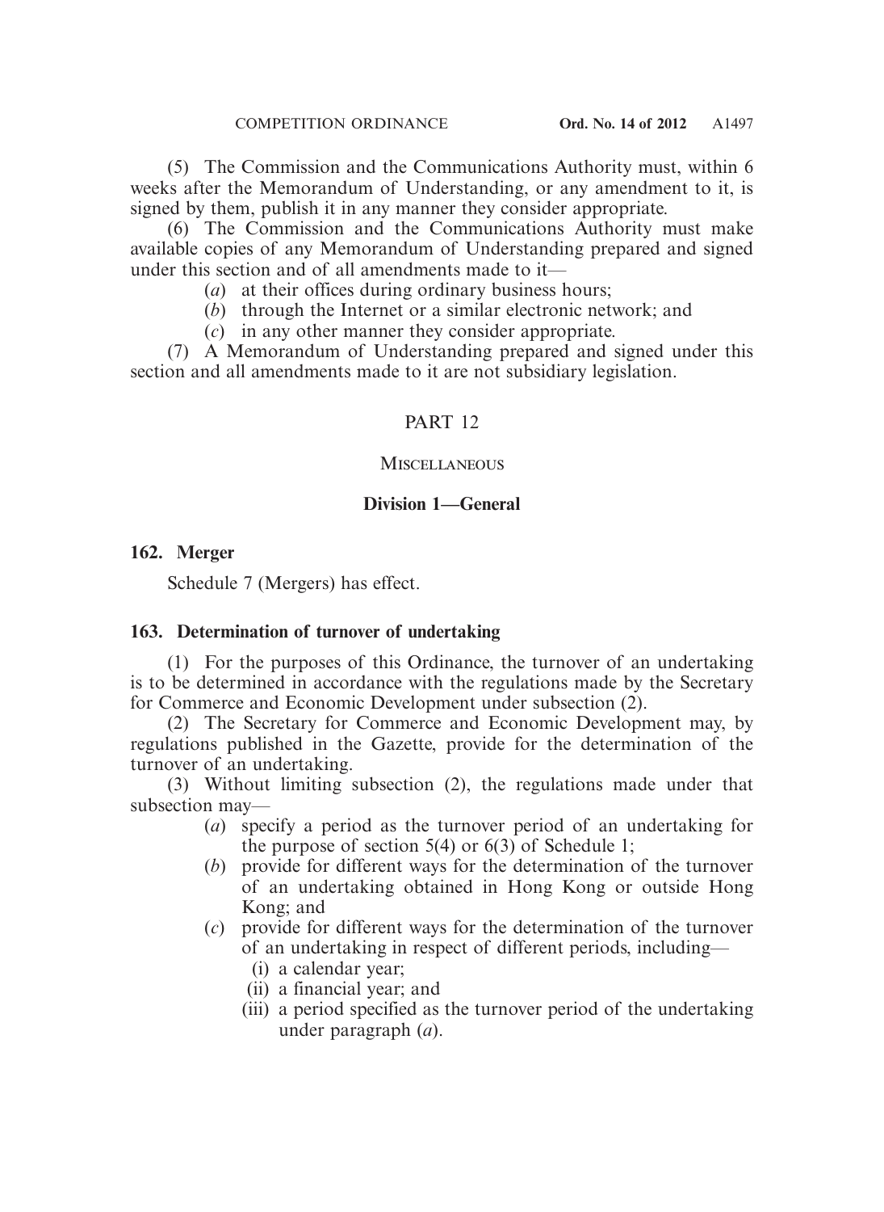(5) The Commission and the Communications Authority must, within 6 weeks after the Memorandum of Understanding, or any amendment to it, is signed by them, publish it in any manner they consider appropriate.

(6) The Commission and the Communications Authority must make available copies of any Memorandum of Understanding prepared and signed under this section and of all amendments made to it—

- (*a*) at their offices during ordinary business hours;
- (*b*) through the Internet or a similar electronic network; and
- (*c*) in any other manner they consider appropriate.

(7) A Memorandum of Understanding prepared and signed under this section and all amendments made to it are not subsidiary legislation.

## PART 12

## MISCELLANEOUS

### Division 1—General

#### 162. Merger

Schedule 7 (Mergers) has effect.

#### 163. Determination of turnover of undertaking

(1) For the purposes of this Ordinance, the turnover of an undertaking is to be determined in accordance with the regulations made by the Secretary for Commerce and Economic Development under subsection (2).

(2) The Secretary for Commerce and Economic Development may, by regulations published in the Gazette, provide for the determination of the turnover of an undertaking.

(3) Without limiting subsection (2), the regulations made under that subsection may—

- (*a*) specify a period as the turnover period of an undertaking for the purpose of section 5(4) or 6(3) of Schedule 1;
- (*b*) provide for different ways for the determination of the turnover of an undertaking obtained in Hong Kong or outside Hong Kong; and
- (*c*) provide for different ways for the determination of the turnover of an undertaking in respect of different periods, including—
  - (i) a calendar year;
  - (ii) a financial year; and
  - (iii) a period specified as the turnover period of the undertaking under paragraph (*a*).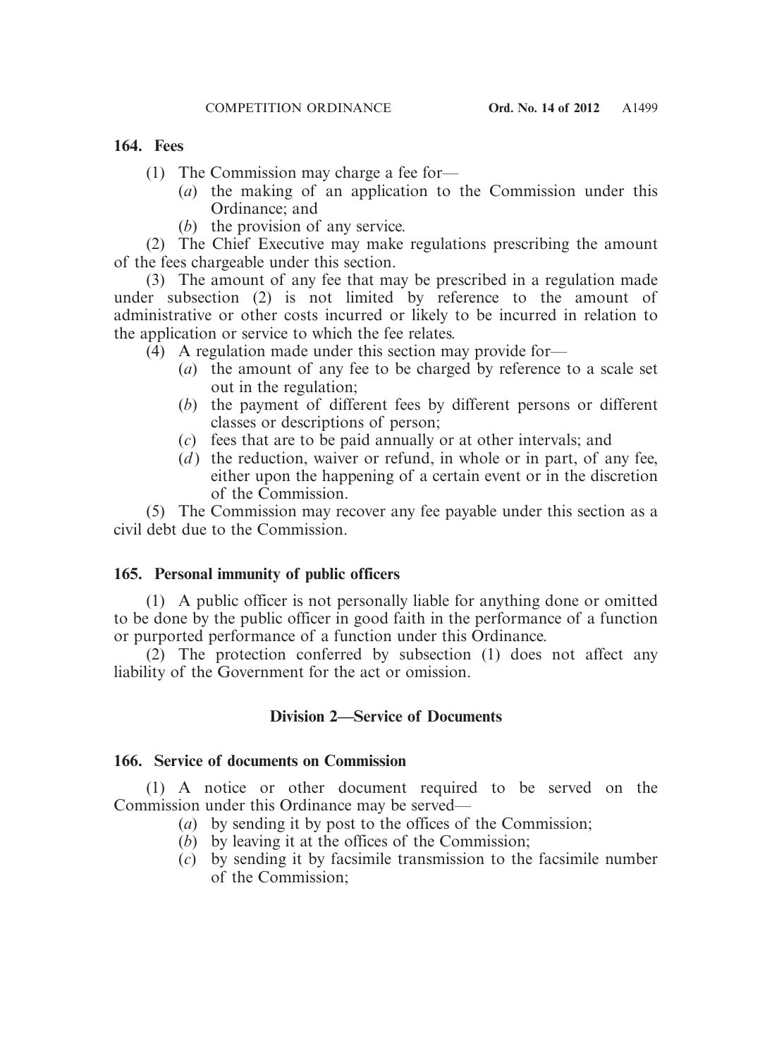**164. Fees**

(1) The Commission may charge a fee for—

(*a*) the making of an application to the Commission under this Ordinance; and

(*b*) the provision of any service.

(2) The Chief Executive may make regulations prescribing the amount of the fees chargeable under this section.

(3) The amount of any fee that may be prescribed in a regulation made under subsection (2) is not limited by reference to the amount of administrative or other costs incurred or likely to be incurred in relation to the application or service to which the fee relates.

(4) A regulation made under this section may provide for—

(*a*) the amount of any fee to be charged by reference to a scale set out in the regulation;

(*b*) the payment of different fees by different persons or different classes or descriptions of person;

(*c*) fees that are to be paid annually or at other intervals; and

(*d*) the reduction, waiver or refund, in whole or in part, of any fee, either upon the happening of a certain event or in the discretion of the Commission.

(5) The Commission may recover any fee payable under this section as a civil debt due to the Commission.

**165. Personal immunity of public officers**

(1) A public officer is not personally liable for anything done or omitted to be done by the public officer in good faith in the performance of a function or purported performance of a function under this Ordinance.

(2) The protection conferred by subsection (1) does not affect any liability of the Government for the act or omission.

## Division 2—Service of Documents

**166. Service of documents on Commission**

(1) A notice or other document required to be served on the Commission under this Ordinance may be served—

(*a*) by sending it by post to the offices of the Commission;

(*b*) by leaving it at the offices of the Commission;

(*c*) by sending it by facsimile transmission to the facsimile number of the Commission;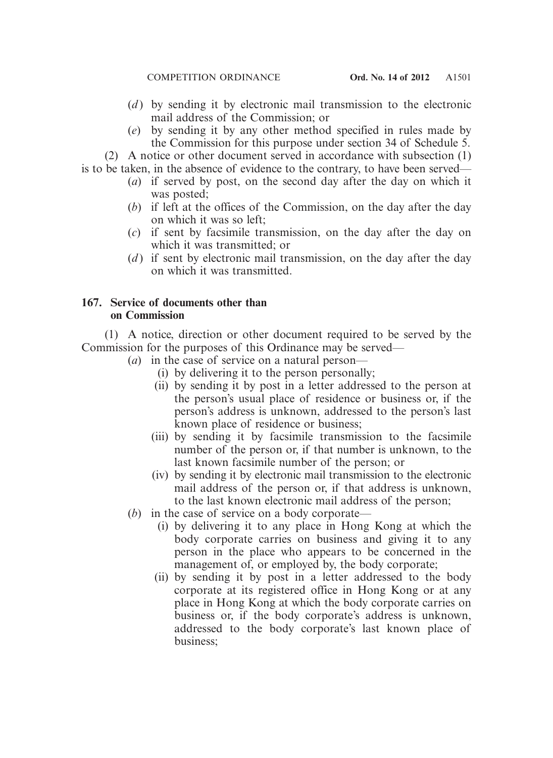(*d*) by sending it by electronic mail transmission to the electronic mail address of the Commission; or

(*e*) by sending it by any other method specified in rules made by the Commission for this purpose under section 34 of Schedule 5.

(2) A notice or other document served in accordance with subsection (1) is to be taken, in the absence of evidence to the contrary, to have been served—

(*a*) if served by post, on the second day after the day on which it was posted;

(*b*) if left at the offices of the Commission, on the day after the day on which it was so left;

(*c*) if sent by facsimile transmission, on the day after the day on which it was transmitted; or

(*d*) if sent by electronic mail transmission, on the day after the day on which it was transmitted.

### 167. Service of documents other than on Commission

(1) A notice, direction or other document required to be served by the Commission for the purposes of this Ordinance may be served—

(*a*) in the case of service on a natural person—

(i) by delivering it to the person personally;

(ii) by sending it by post in a letter addressed to the person at the person's usual place of residence or business or, if the person's address is unknown, addressed to the person's last known place of residence or business;

(iii) by sending it by facsimile transmission to the facsimile number of the person or, if that number is unknown, to the last known facsimile number of the person; or

(iv) by sending it by electronic mail transmission to the electronic mail address of the person or, if that address is unknown, to the last known electronic mail address of the person;

(*b*) in the case of service on a body corporate—

(i) by delivering it to any place in Hong Kong at which the body corporate carries on business and giving it to any person in the place who appears to be concerned in the management of, or employed by, the body corporate;

(ii) by sending it by post in a letter addressed to the body corporate at its registered office in Hong Kong or at any place in Hong Kong at which the body corporate carries on business or, if the body corporate's address is unknown, addressed to the body corporate's last known place of business;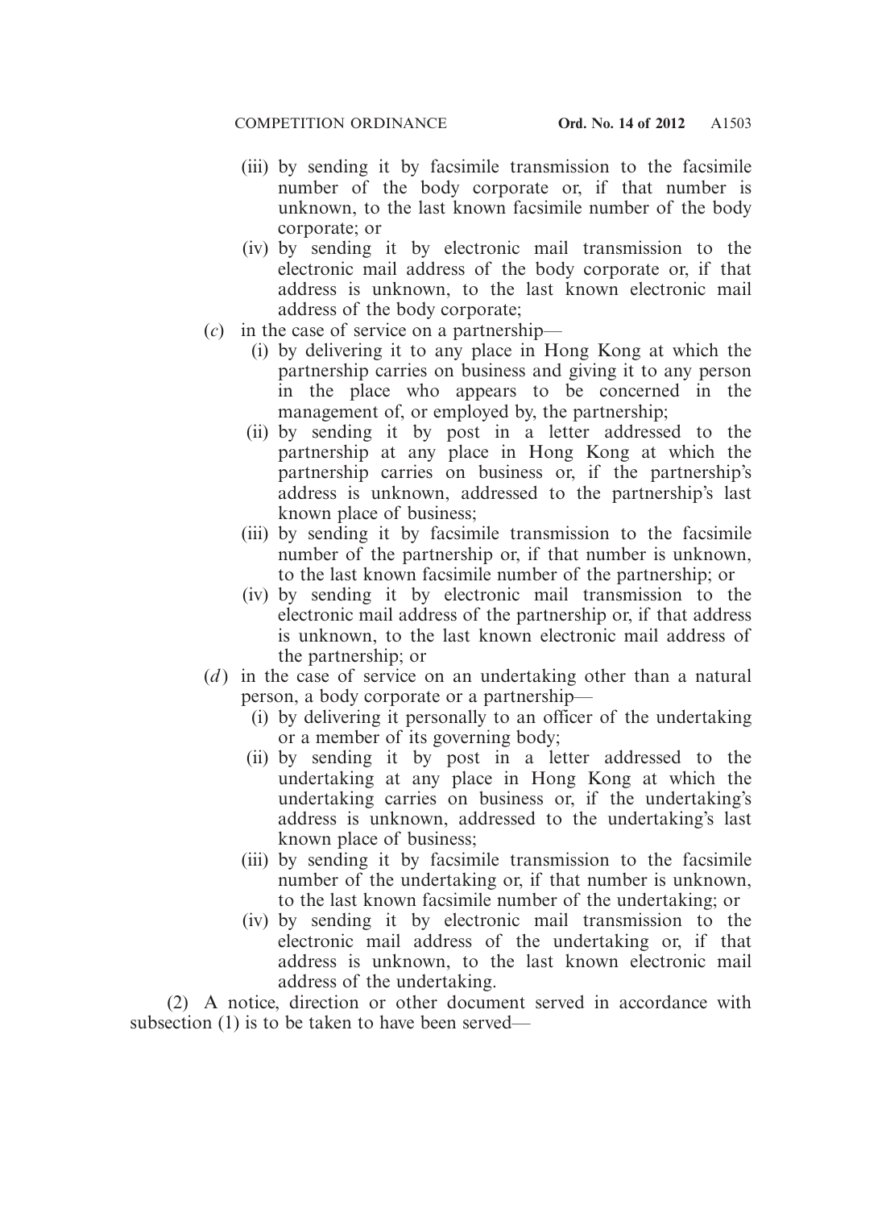- (iii) by sending it by facsimile transmission to the facsimile number of the body corporate or, if that number is unknown, to the last known facsimile number of the body corporate; or
- (iv) by sending it by electronic mail transmission to the electronic mail address of the body corporate or, if that address is unknown, to the last known electronic mail address of the body corporate;

(*c*) in the case of service on a partnership—

- (i) by delivering it to any place in Hong Kong at which the partnership carries on business and giving it to any person in the place who appears to be concerned in the management of, or employed by, the partnership;
- (ii) by sending it by post in a letter addressed to the partnership at any place in Hong Kong at which the partnership carries on business or, if the partnership's address is unknown, addressed to the partnership's last known place of business;
- (iii) by sending it by facsimile transmission to the facsimile number of the partnership or, if that number is unknown, to the last known facsimile number of the partnership; or
- (iv) by sending it by electronic mail transmission to the electronic mail address of the partnership or, if that address is unknown, to the last known electronic mail address of the partnership; or

(*d*) in the case of service on an undertaking other than a natural person, a body corporate or a partnership—

- (i) by delivering it personally to an officer of the undertaking or a member of its governing body;
- (ii) by sending it by post in a letter addressed to the undertaking at any place in Hong Kong at which the undertaking carries on business or, if the undertaking's address is unknown, addressed to the undertaking's last known place of business;
- (iii) by sending it by facsimile transmission to the facsimile number of the undertaking or, if that number is unknown, to the last known facsimile number of the undertaking; or
- (iv) by sending it by electronic mail transmission to the electronic mail address of the undertaking or, if that address is unknown, to the last known electronic mail address of the undertaking.

(2) A notice, direction or other document served in accordance with subsection (1) is to be taken to have been served—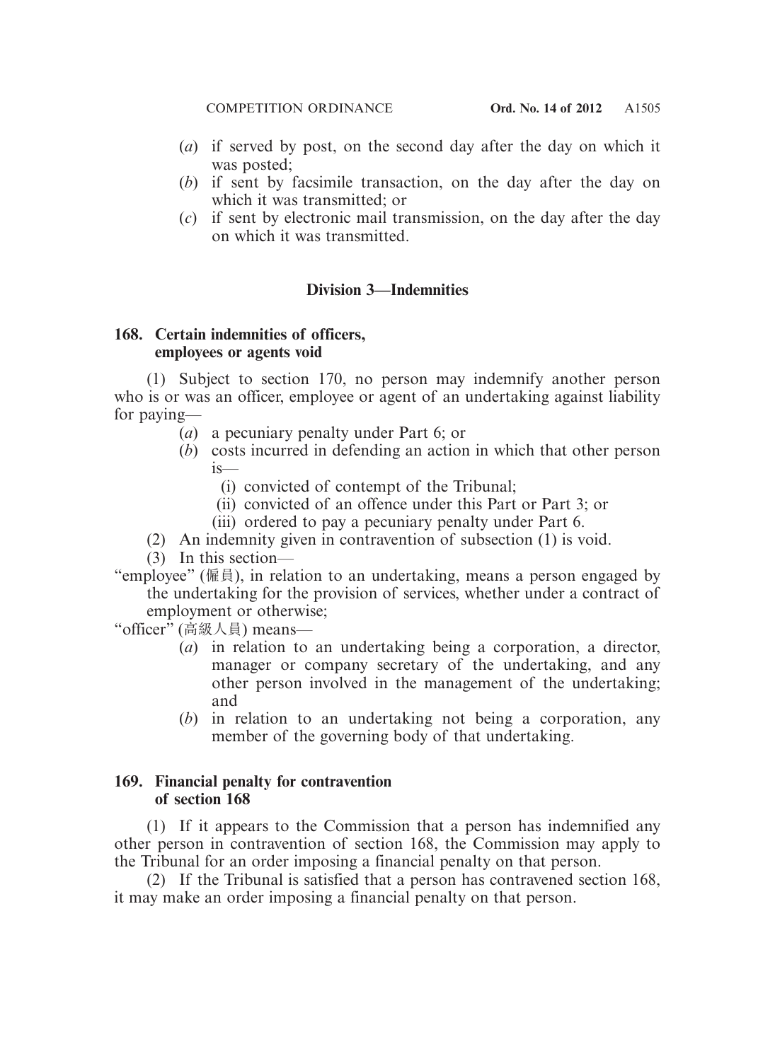(*a*) if served by post, on the second day after the day on which it was posted;

(*b*) if sent by facsimile transaction, on the day after the day on which it was transmitted; or

(*c*) if sent by electronic mail transmission, on the day after the day on which it was transmitted.

## Division 3—Indemnities

### 168. Certain indemnities of officers, employees or agents void

(1) Subject to section 170, no person may indemnify another person who is or was an officer, employee or agent of an undertaking against liability for paying—

(*a*) a pecuniary penalty under Part 6; or

(*b*) costs incurred in defending an action in which that other person is—

(i) convicted of contempt of the Tribunal;

(ii) convicted of an offence under this Part or Part 3; or

(iii) ordered to pay a pecuniary penalty under Part 6.

(2) An indemnity given in contravention of subsection (1) is void.

(3) In this section—

"employee" (僱員), in relation to an undertaking, means a person engaged by the undertaking for the provision of services, whether under a contract of employment or otherwise;

"officer" (高級人員) means—

(*a*) in relation to an undertaking being a corporation, a director, manager or company secretary of the undertaking, and any other person involved in the management of the undertaking; and

(*b*) in relation to an undertaking not being a corporation, any member of the governing body of that undertaking.

### 169. Financial penalty for contravention of section 168

(1) If it appears to the Commission that a person has indemnified any other person in contravention of section 168, the Commission may apply to the Tribunal for an order imposing a financial penalty on that person.

(2) If the Tribunal is satisfied that a person has contravened section 168, it may make an order imposing a financial penalty on that person.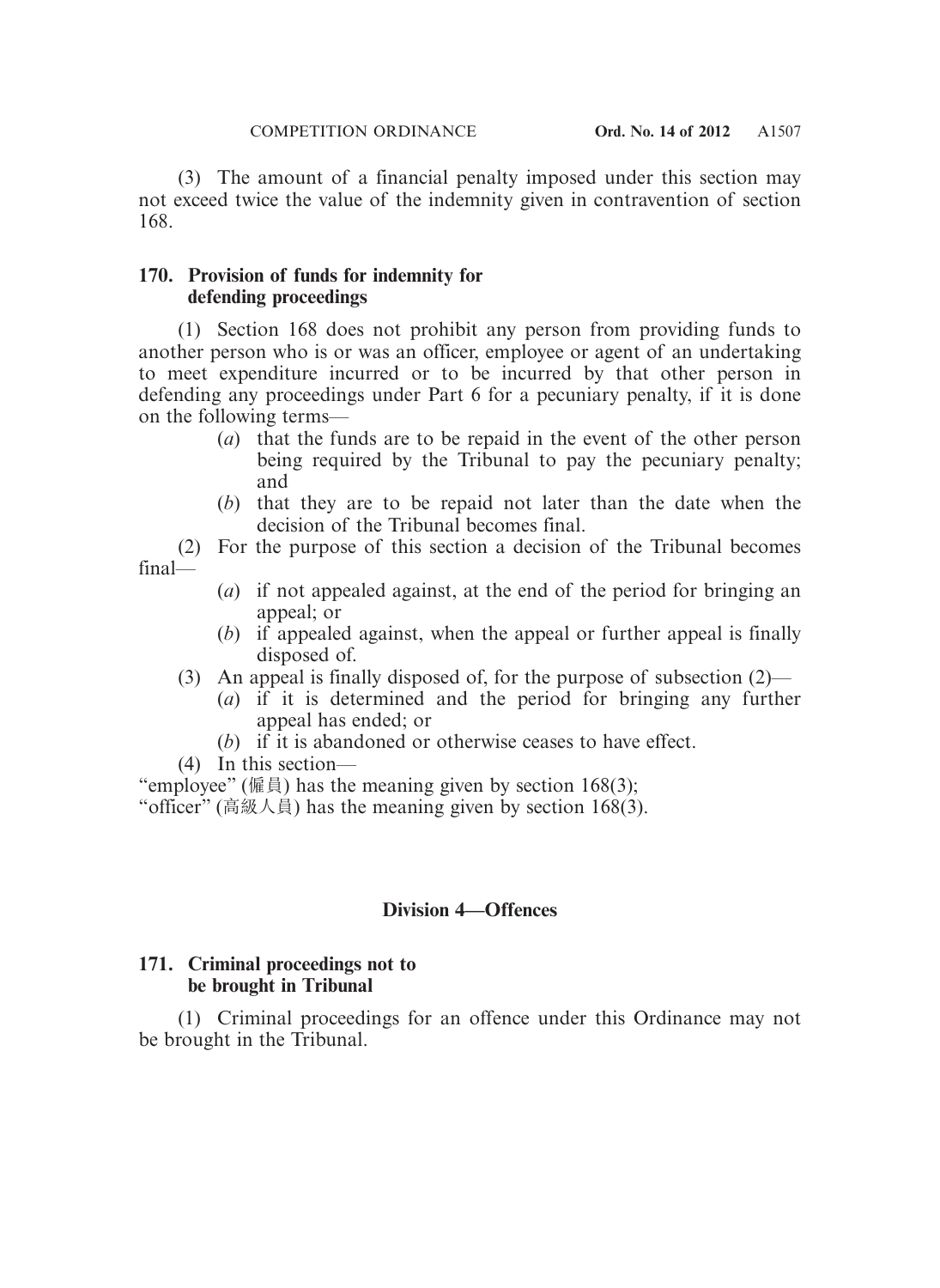(3) The amount of a financial penalty imposed under this section may not exceed twice the value of the indemnity given in contravention of section 168.

**170. Provision of funds for indemnity for defending proceedings**

(1) Section 168 does not prohibit any person from providing funds to another person who is or was an officer, employee or agent of an undertaking to meet expenditure incurred or to be incurred by that other person in defending any proceedings under Part 6 for a pecuniary penalty, if it is done on the following terms—

- (*a*) that the funds are to be repaid in the event of the other person being required by the Tribunal to pay the pecuniary penalty; and
- (*b*) that they are to be repaid not later than the date when the decision of the Tribunal becomes final.

(2) For the purpose of this section a decision of the Tribunal becomes final—

- (*a*) if not appealed against, at the end of the period for bringing an appeal; or
- (*b*) if appealed against, when the appeal or further appeal is finally disposed of.

(3) An appeal is finally disposed of, for the purpose of subsection (2)—

- (*a*) if it is determined and the period for bringing any further appeal has ended; or
- (*b*) if it is abandoned or otherwise ceases to have effect.

(4) In this section—

"employee" (僱員) has the meaning given by section 168(3);

"officer" (高級人員) has the meaning given by section 168(3).

## Division 4—Offences

**171. Criminal proceedings not to be brought in Tribunal**

(1) Criminal proceedings for an offence under this Ordinance may not be brought in the Tribunal.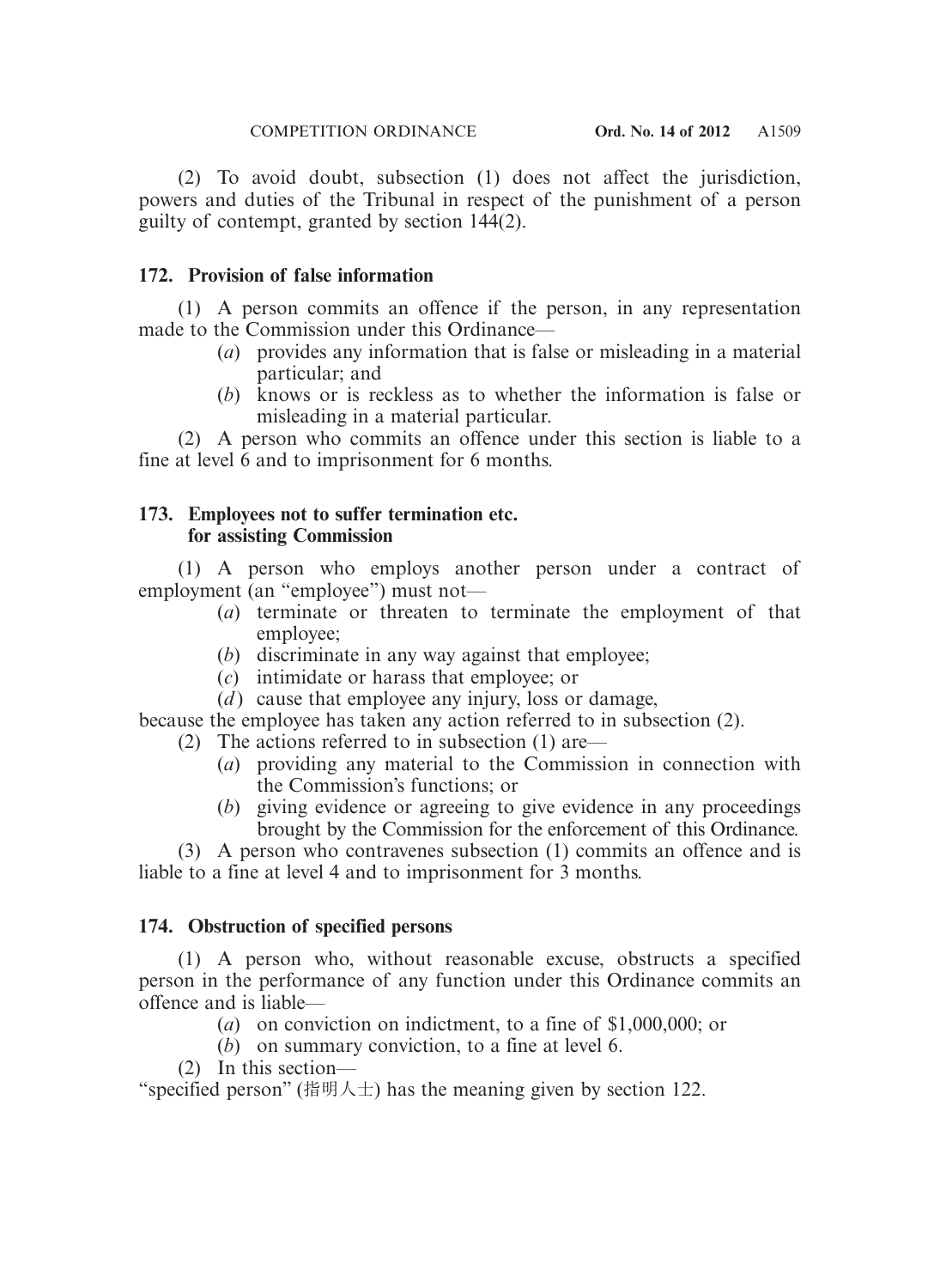(2) To avoid doubt, subsection (1) does not affect the jurisdiction, powers and duties of the Tribunal in respect of the punishment of a person guilty of contempt, granted by section 144(2).

### 172. Provision of false information

(1) A person commits an offence if the person, in any representation made to the Commission under this Ordinance—

- (*a*) provides any information that is false or misleading in a material particular; and
- (*b*) knows or is reckless as to whether the information is false or misleading in a material particular.

(2) A person who commits an offence under this section is liable to a fine at level 6 and to imprisonment for 6 months.

### 173. Employees not to suffer termination etc. for assisting Commission

(1) A person who employs another person under a contract of employment (an "employee") must not—

- (*a*) terminate or threaten to terminate the employment of that employee;
- (*b*) discriminate in any way against that employee;
- (*c*) intimidate or harass that employee; or
- (*d*) cause that employee any injury, loss or damage,

because the employee has taken any action referred to in subsection (2).

(2) The actions referred to in subsection (1) are—

- (*a*) providing any material to the Commission in connection with the Commission's functions; or
- (*b*) giving evidence or agreeing to give evidence in any proceedings brought by the Commission for the enforcement of this Ordinance.

(3) A person who contravenes subsection (1) commits an offence and is liable to a fine at level 4 and to imprisonment for 3 months.

### 174. Obstruction of specified persons

(1) A person who, without reasonable excuse, obstructs a specified person in the performance of any function under this Ordinance commits an offence and is liable—

- (*a*) on conviction on indictment, to a fine of $1,000,000; or
- (*b*) on summary conviction, to a fine at level 6.

(2) In this section—

"specified person" (指明人士) has the meaning given by section 122.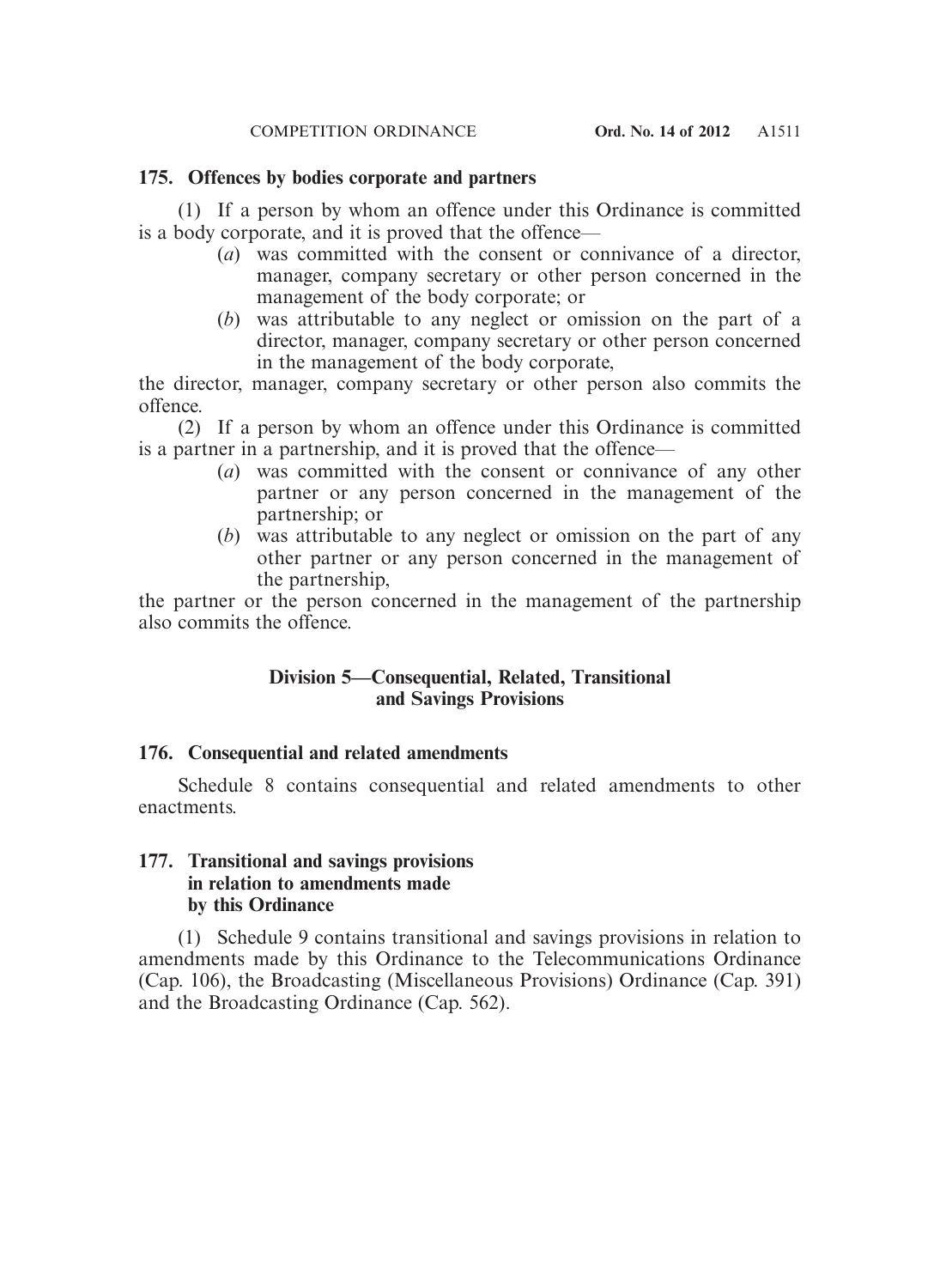### 175. Offences by bodies corporate and partners

(1) If a person by whom an offence under this Ordinance is committed is a body corporate, and it is proved that the offence—

- (*a*) was committed with the consent or connivance of a director, manager, company secretary or other person concerned in the management of the body corporate; or
- (*b*) was attributable to any neglect or omission on the part of a director, manager, company secretary or other person concerned in the management of the body corporate,

the director, manager, company secretary or other person also commits the offence.

(2) If a person by whom an offence under this Ordinance is committed is a partner in a partnership, and it is proved that the offence—

- (*a*) was committed with the consent or connivance of any other partner or any person concerned in the management of the partnership; or
- (*b*) was attributable to any neglect or omission on the part of any other partner or any person concerned in the management of the partnership,

the partner or the person concerned in the management of the partnership also commits the offence.

## Division 5—Consequential, Related, Transitional and Savings Provisions

### 176. Consequential and related amendments

Schedule 8 contains consequential and related amendments to other enactments.

### 177. Transitional and savings provisions in relation to amendments made by this Ordinance

(1) Schedule 9 contains transitional and savings provisions in relation to amendments made by this Ordinance to the Telecommunications Ordinance (Cap. 106), the Broadcasting (Miscellaneous Provisions) Ordinance (Cap. 391) and the Broadcasting Ordinance (Cap. 562).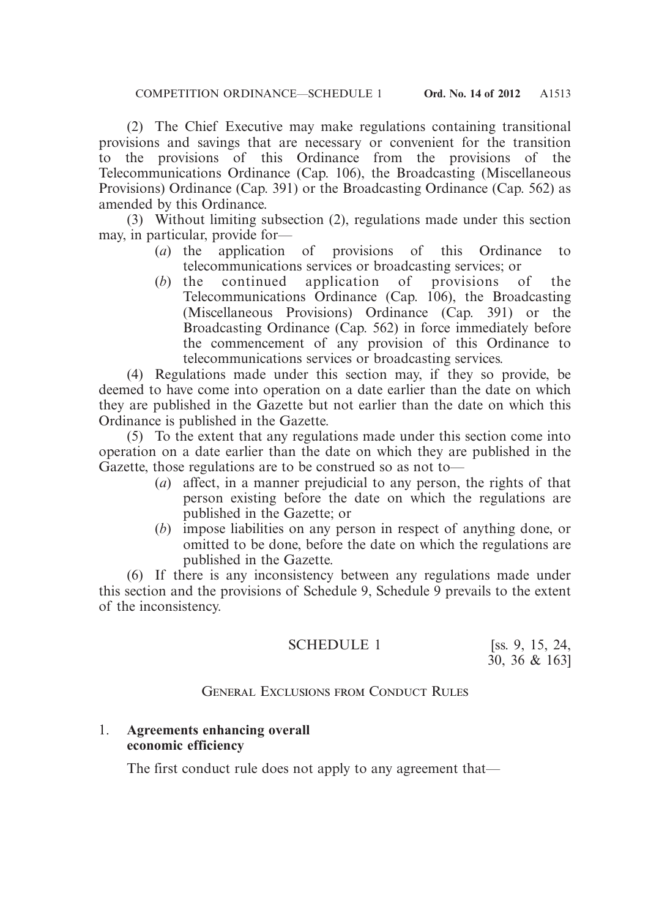(2) The Chief Executive may make regulations containing transitional provisions and savings that are necessary or convenient for the transition to the provisions of this Ordinance from the provisions of the Telecommunications Ordinance (Cap. 106), the Broadcasting (Miscellaneous Provisions) Ordinance (Cap. 391) or the Broadcasting Ordinance (Cap. 562) as amended by this Ordinance.

(3) Without limiting subsection (2), regulations made under this section may, in particular, provide for—

- (*a*) the application of provisions of this Ordinance to telecommunications services or broadcasting services; or
- (*b*) the continued application of provisions of the Telecommunications Ordinance (Cap. 106), the Broadcasting (Miscellaneous Provisions) Ordinance (Cap. 391) or the Broadcasting Ordinance (Cap. 562) in force immediately before the commencement of any provision of this Ordinance to telecommunications services or broadcasting services.

(4) Regulations made under this section may, if they so provide, be deemed to have come into operation on a date earlier than the date on which they are published in the Gazette but not earlier than the date on which this Ordinance is published in the Gazette.

(5) To the extent that any regulations made under this section come into operation on a date earlier than the date on which they are published in the Gazette, those regulations are to be construed so as not to—

- (*a*) affect, in a manner prejudicial to any person, the rights of that person existing before the date on which the regulations are published in the Gazette; or
- (*b*) impose liabilities on any person in respect of anything done, or omitted to be done, before the date on which the regulations are published in the Gazette.

(6) If there is any inconsistency between any regulations made under this section and the provisions of Schedule 9, Schedule 9 prevails to the extent of the inconsistency.

## SCHEDULE 1 [ss. 9, 15, 24, 30, 36 & 163]

### General Exclusions from Conduct Rules

**1. Agreements enhancing overall economic efficiency**

The first conduct rule does not apply to any agreement that—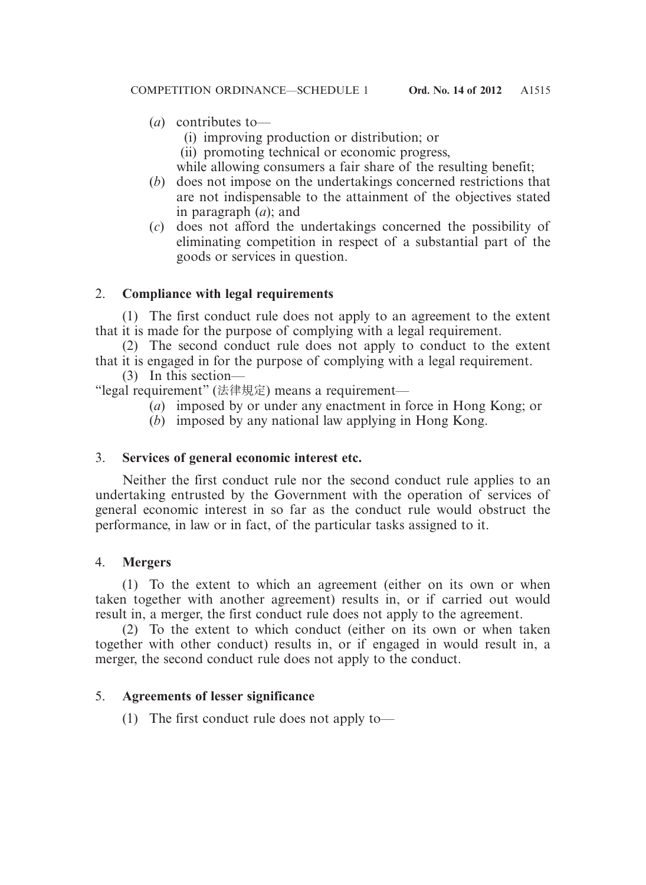(*a*) contributes to—

  (i) improving production or distribution; or

  (ii) promoting technical or economic progress,

 while allowing consumers a fair share of the resulting benefit;

(*b*) does not impose on the undertakings concerned restrictions that are not indispensable to the attainment of the objectives stated in paragraph (*a*); and

(*c*) does not afford the undertakings concerned the possibility of eliminating competition in respect of a substantial part of the goods or services in question.

### 2. **Compliance with legal requirements**

(1) The first conduct rule does not apply to an agreement to the extent that it is made for the purpose of complying with a legal requirement.

(2) The second conduct rule does not apply to conduct to the extent that it is engaged in for the purpose of complying with a legal requirement.

(3) In this section—

"legal requirement" (法律規定) means a requirement—

(*a*) imposed by or under any enactment in force in Hong Kong; or

(*b*) imposed by any national law applying in Hong Kong.

### 3. **Services of general economic interest etc.**

Neither the first conduct rule nor the second conduct rule applies to an undertaking entrusted by the Government with the operation of services of general economic interest in so far as the conduct rule would obstruct the performance, in law or in fact, of the particular tasks assigned to it.

### 4. **Mergers**

(1) To the extent to which an agreement (either on its own or when taken together with another agreement) results in, or if carried out would result in, a merger, the first conduct rule does not apply to the agreement.

(2) To the extent to which conduct (either on its own or when taken together with other conduct) results in, or if engaged in would result in, a merger, the second conduct rule does not apply to the conduct.

### 5. **Agreements of lesser significance**

(1) The first conduct rule does not apply to—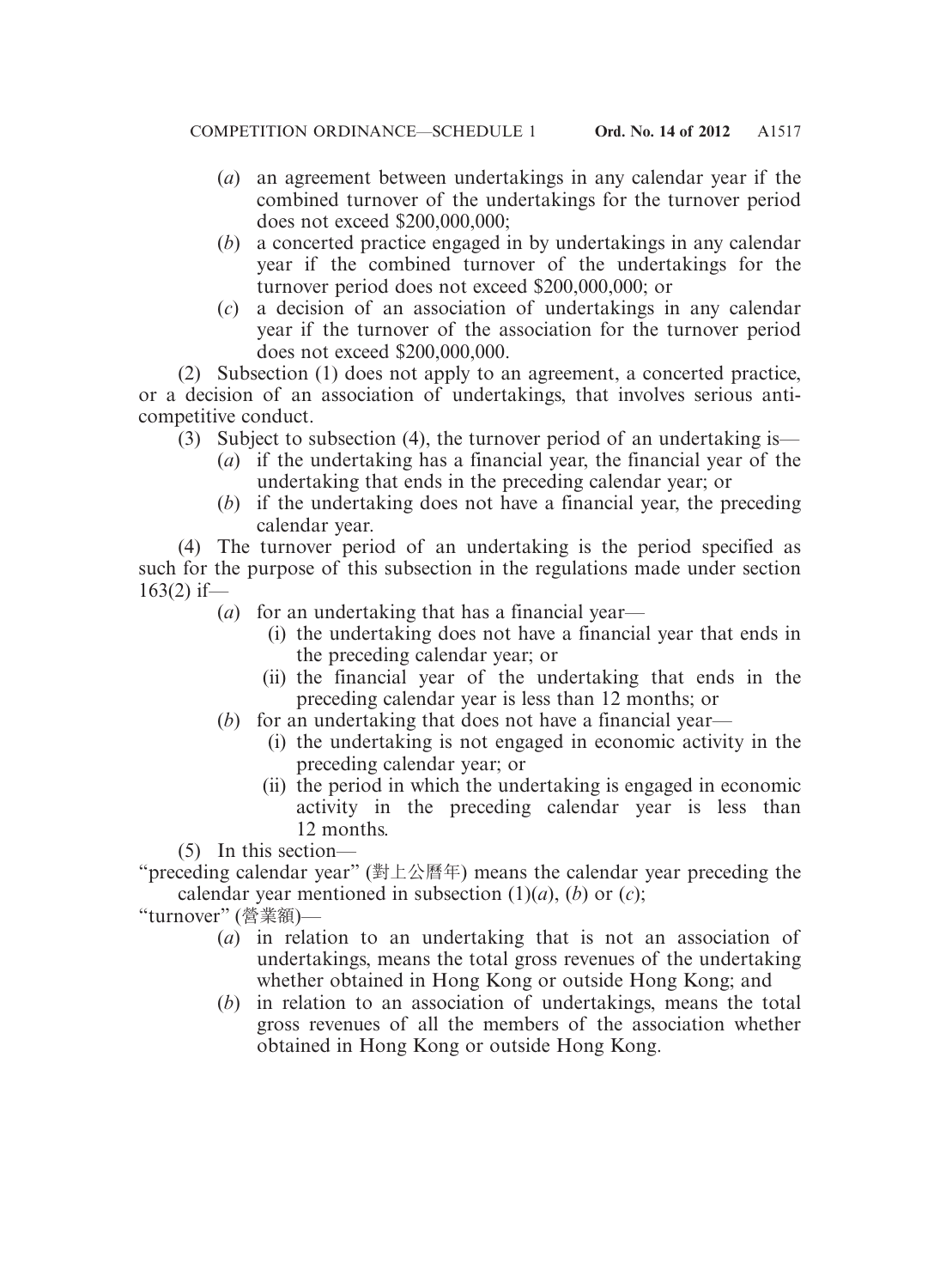(*a*) an agreement between undertakings in any calendar year if the combined turnover of the undertakings for the turnover period does not exceed $200,000,000;

(*b*) a concerted practice engaged in by undertakings in any calendar year if the combined turnover of the undertakings for the turnover period does not exceed $200,000,000; or

(*c*) a decision of an association of undertakings in any calendar year if the turnover of the association for the turnover period does not exceed $200,000,000.

(2) Subsection (1) does not apply to an agreement, a concerted practice, or a decision of an association of undertakings, that involves serious anti-competitive conduct.

(3) Subject to subsection (4), the turnover period of an undertaking is—

(*a*) if the undertaking has a financial year, the financial year of the undertaking that ends in the preceding calendar year; or

(*b*) if the undertaking does not have a financial year, the preceding calendar year.

(4) The turnover period of an undertaking is the period specified as such for the purpose of this subsection in the regulations made under section 163(2) if—

(*a*) for an undertaking that has a financial year—

(i) the undertaking does not have a financial year that ends in the preceding calendar year; or

(ii) the financial year of the undertaking that ends in the preceding calendar year is less than 12 months; or

(*b*) for an undertaking that does not have a financial year—

(i) the undertaking is not engaged in economic activity in the preceding calendar year; or

(ii) the period in which the undertaking is engaged in economic activity in the preceding calendar year is less than 12 months.

(5) In this section—

"preceding calendar year" (對上公曆年) means the calendar year preceding the calendar year mentioned in subsection (1)(*a*), (*b*) or (*c*);

"turnover" (營業額)—

(*a*) in relation to an undertaking that is not an association of undertakings, means the total gross revenues of the undertaking whether obtained in Hong Kong or outside Hong Kong; and

(*b*) in relation to an association of undertakings, means the total gross revenues of all the members of the association whether obtained in Hong Kong or outside Hong Kong.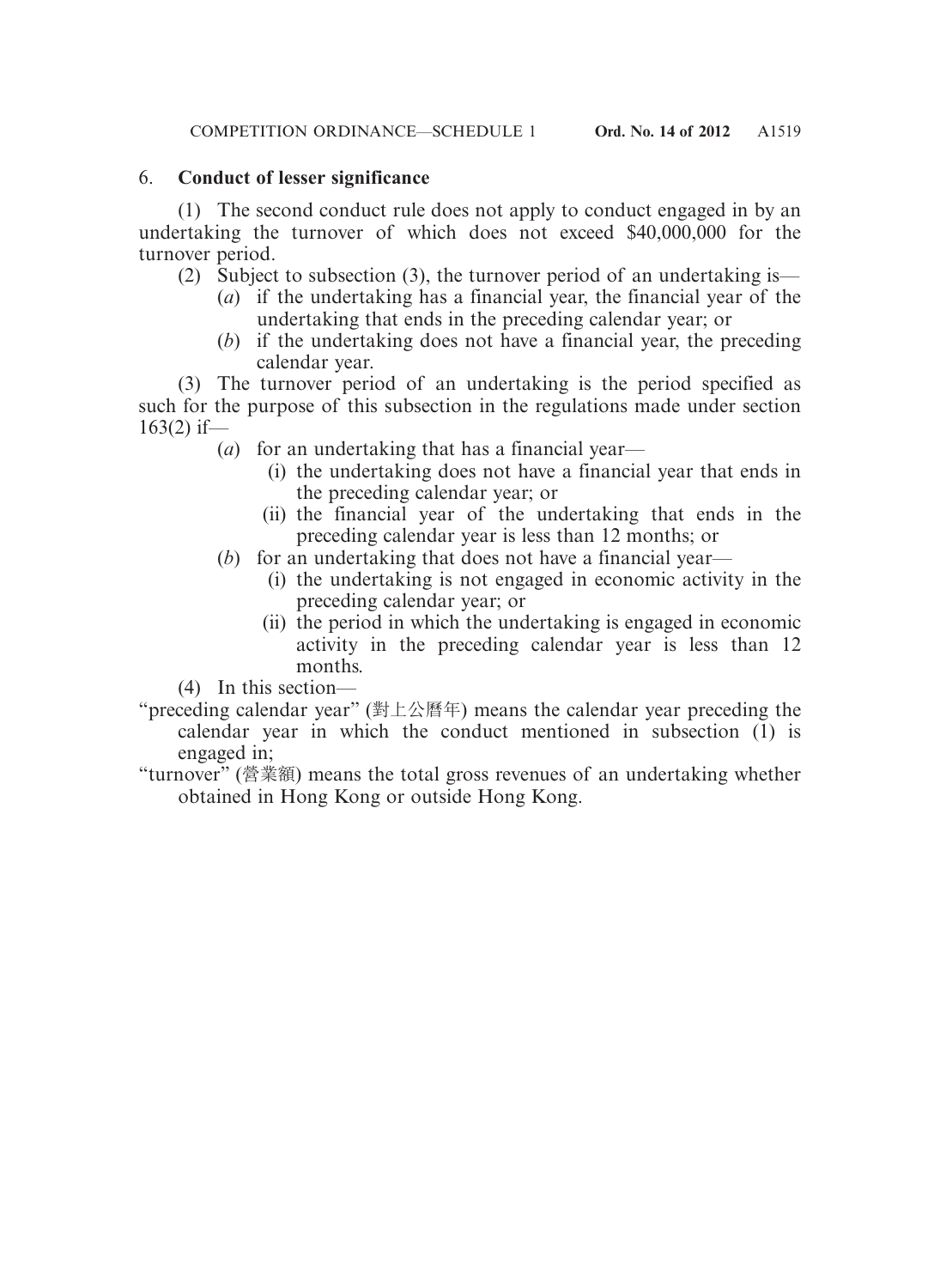### 6. **Conduct of lesser significance**

(1) The second conduct rule does not apply to conduct engaged in by an undertaking the turnover of which does not exceed $40,000,000 for the turnover period.

(2) Subject to subsection (3), the turnover period of an undertaking is—

- (*a*) if the undertaking has a financial year, the financial year of the undertaking that ends in the preceding calendar year; or
- (*b*) if the undertaking does not have a financial year, the preceding calendar year.

(3) The turnover period of an undertaking is the period specified as such for the purpose of this subsection in the regulations made under section 163(2) if—

- (*a*) for an undertaking that has a financial year—
  - (i) the undertaking does not have a financial year that ends in the preceding calendar year; or
  - (ii) the financial year of the undertaking that ends in the preceding calendar year is less than 12 months; or
- (*b*) for an undertaking that does not have a financial year—
  - (i) the undertaking is not engaged in economic activity in the preceding calendar year; or
  - (ii) the period in which the undertaking is engaged in economic activity in the preceding calendar year is less than 12 months.

(4) In this section—

"preceding calendar year" (對上公曆年) means the calendar year preceding the calendar year in which the conduct mentioned in subsection (1) is engaged in;

"turnover" (營業額) means the total gross revenues of an undertaking whether obtained in Hong Kong or outside Hong Kong.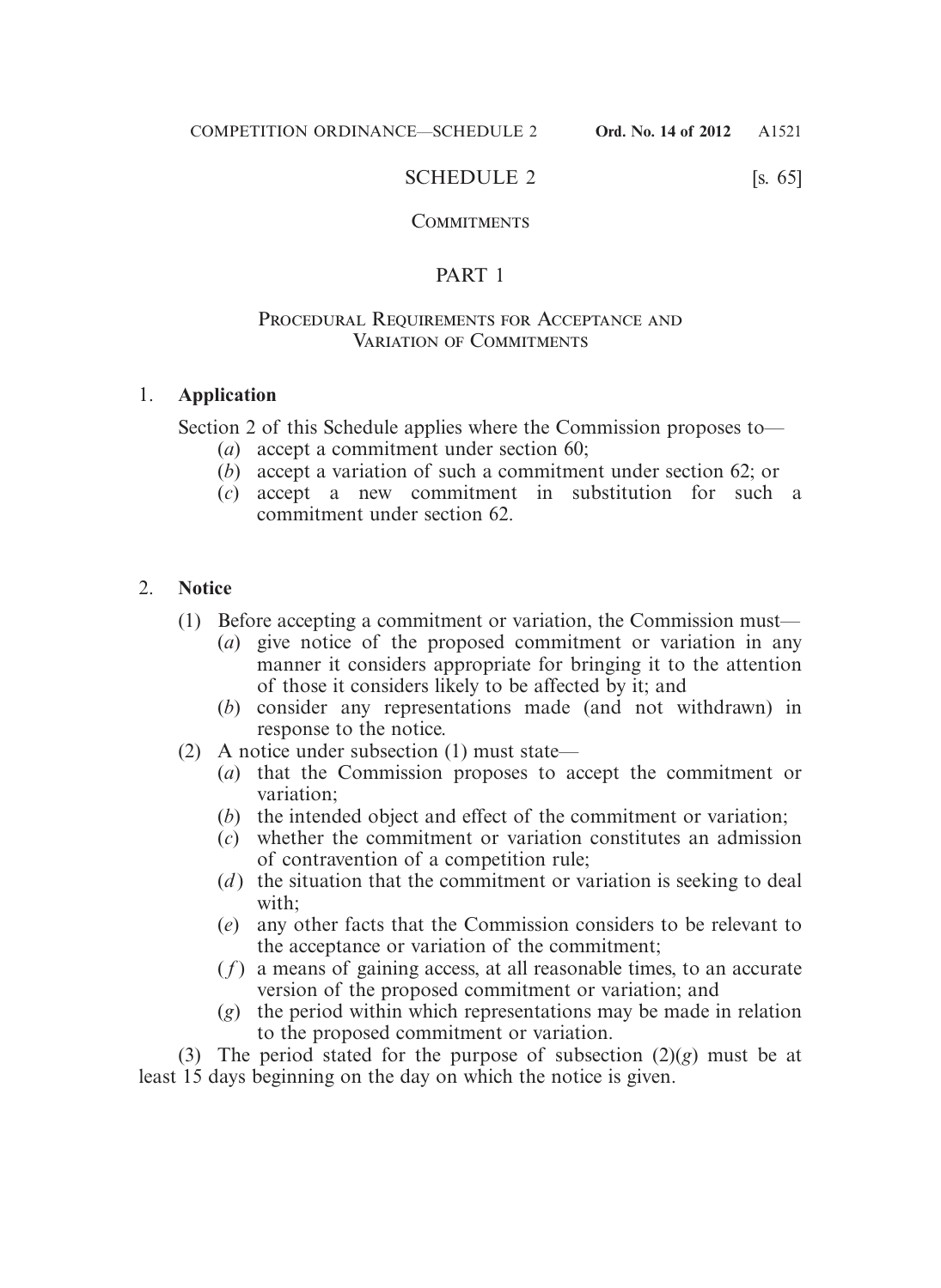# SCHEDULE 2 [s. 65]

## Commitments

## PART 1

### Procedural Requirements for Acceptance and Variation of Commitments

1. **Application**

Section 2 of this Schedule applies where the Commission proposes to—

(*a*) accept a commitment under section 60;

(*b*) accept a variation of such a commitment under section 62; or

(*c*) accept a new commitment in substitution for such a commitment under section 62.

2. **Notice**

(1) Before accepting a commitment or variation, the Commission must—

(*a*) give notice of the proposed commitment or variation in any manner it considers appropriate for bringing it to the attention of those it considers likely to be affected by it; and

(*b*) consider any representations made (and not withdrawn) in response to the notice.

(2) A notice under subsection (1) must state—

(*a*) that the Commission proposes to accept the commitment or variation;

(*b*) the intended object and effect of the commitment or variation;

(*c*) whether the commitment or variation constitutes an admission of contravention of a competition rule;

(*d*) the situation that the commitment or variation is seeking to deal with;

(*e*) any other facts that the Commission considers to be relevant to the acceptance or variation of the commitment;

(*f*) a means of gaining access, at all reasonable times, to an accurate version of the proposed commitment or variation; and

(*g*) the period within which representations may be made in relation to the proposed commitment or variation.

(3) The period stated for the purpose of subsection (2)(*g*) must be at least 15 days beginning on the day on which the notice is given.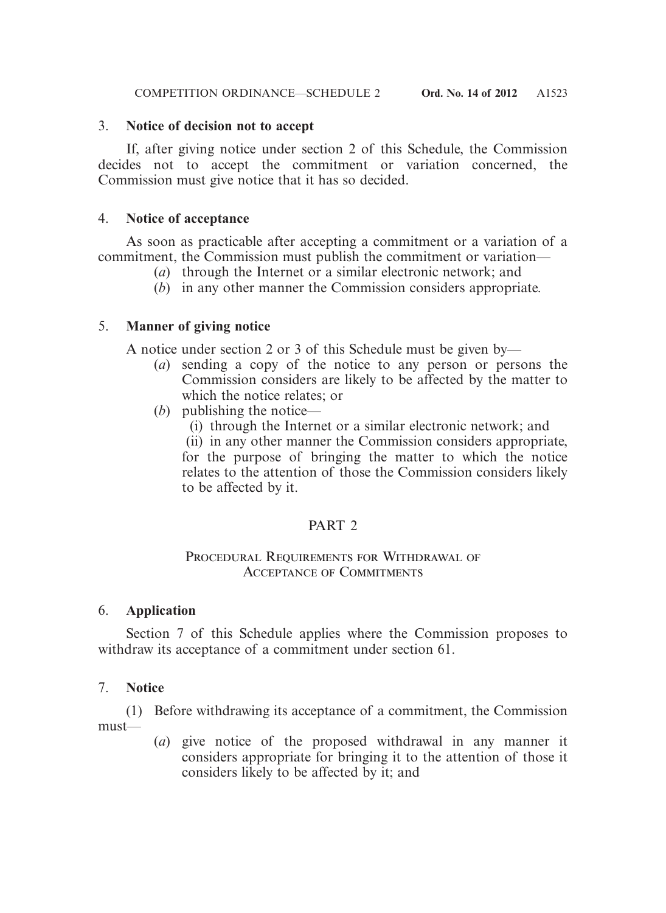### 3. Notice of decision not to accept

If, after giving notice under section 2 of this Schedule, the Commission decides not to accept the commitment or variation concerned, the Commission must give notice that it has so decided.

### 4. Notice of acceptance

As soon as practicable after accepting a commitment or a variation of a commitment, the Commission must publish the commitment or variation—

(*a*) through the Internet or a similar electronic network; and

(*b*) in any other manner the Commission considers appropriate.

### 5. Manner of giving notice

A notice under section 2 or 3 of this Schedule must be given by—

(*a*) sending a copy of the notice to any person or persons the Commission considers are likely to be affected by the matter to which the notice relates; or

(*b*) publishing the notice—

(i) through the Internet or a similar electronic network; and

(ii) in any other manner the Commission considers appropriate,

for the purpose of bringing the matter to which the notice relates to the attention of those the Commission considers likely to be affected by it.

## PART 2

## Procedural Requirements for Withdrawal of Acceptance of Commitments

### 6. Application

Section 7 of this Schedule applies where the Commission proposes to withdraw its acceptance of a commitment under section 61.

### 7. Notice

(1) Before withdrawing its acceptance of a commitment, the Commission must—

(*a*) give notice of the proposed withdrawal in any manner it considers appropriate for bringing it to the attention of those it considers likely to be affected by it; and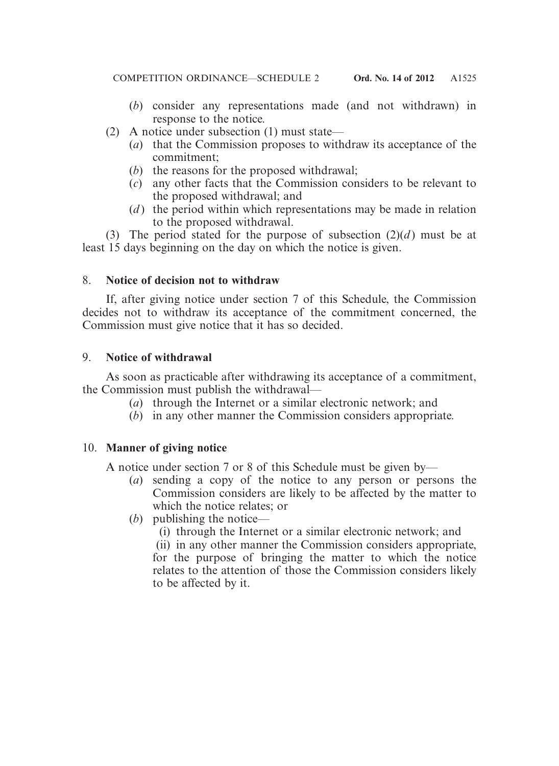(*b*) consider any representations made (and not withdrawn) in response to the notice.

(2) A notice under subsection (1) must state—

(*a*) that the Commission proposes to withdraw its acceptance of the commitment;

(*b*) the reasons for the proposed withdrawal;

(*c*) any other facts that the Commission considers to be relevant to the proposed withdrawal; and

(*d*) the period within which representations may be made in relation to the proposed withdrawal.

(3) The period stated for the purpose of subsection (2)(*d*) must be at least 15 days beginning on the day on which the notice is given.

8. **Notice of decision not to withdraw**

If, after giving notice under section 7 of this Schedule, the Commission decides not to withdraw its acceptance of the commitment concerned, the Commission must give notice that it has so decided.

9. **Notice of withdrawal**

As soon as practicable after withdrawing its acceptance of a commitment, the Commission must publish the withdrawal—

(*a*) through the Internet or a similar electronic network; and

(*b*) in any other manner the Commission considers appropriate.

10. **Manner of giving notice**

A notice under section 7 or 8 of this Schedule must be given by—

(*a*) sending a copy of the notice to any person or persons the Commission considers are likely to be affected by the matter to which the notice relates; or

(*b*) publishing the notice—

(i) through the Internet or a similar electronic network; and

(ii) in any other manner the Commission considers appropriate,

for the purpose of bringing the matter to which the notice relates to the attention of those the Commission considers likely to be affected by it.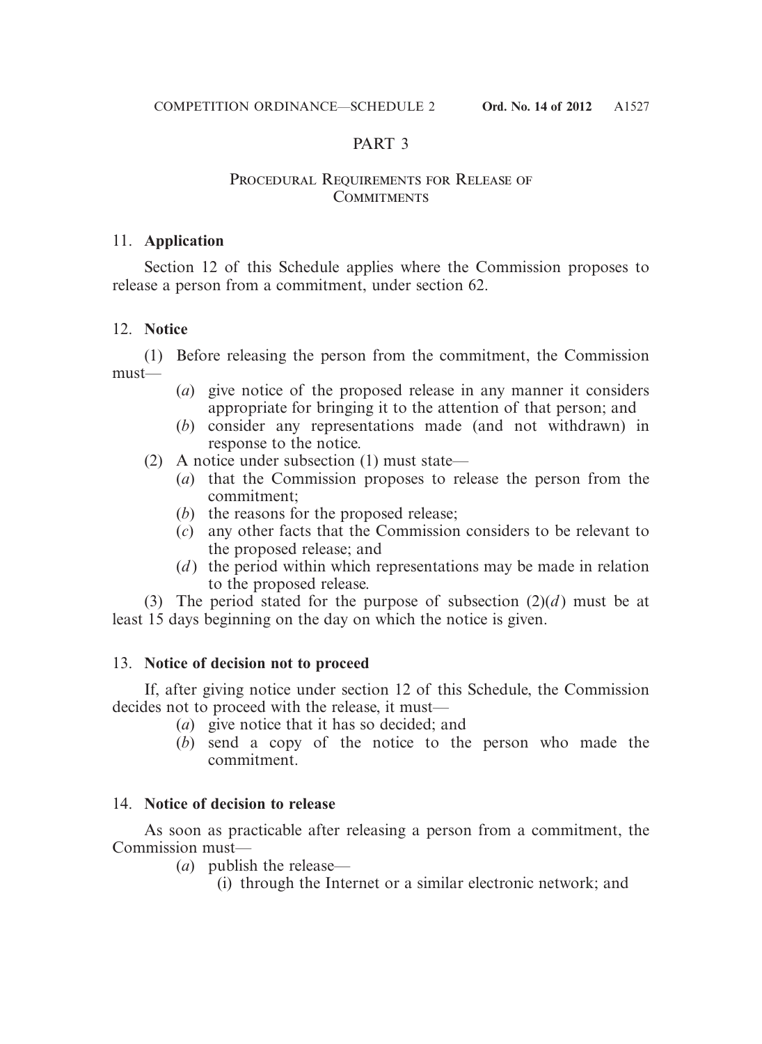## PART 3

### Procedural Requirements for Release of Commitments

11. **Application**

Section 12 of this Schedule applies where the Commission proposes to release a person from a commitment, under section 62.

12. **Notice**

(1) Before releasing the person from the commitment, the Commission must—

(*a*) give notice of the proposed release in any manner it considers appropriate for bringing it to the attention of that person; and

(*b*) consider any representations made (and not withdrawn) in response to the notice.

(2) A notice under subsection (1) must state—

(*a*) that the Commission proposes to release the person from the commitment;

(*b*) the reasons for the proposed release;

(*c*) any other facts that the Commission considers to be relevant to the proposed release; and

(*d*) the period within which representations may be made in relation to the proposed release.

(3) The period stated for the purpose of subsection (2)(*d*) must be at least 15 days beginning on the day on which the notice is given.

13. **Notice of decision not to proceed**

If, after giving notice under section 12 of this Schedule, the Commission decides not to proceed with the release, it must—

(*a*) give notice that it has so decided; and

(*b*) send a copy of the notice to the person who made the commitment.

14. **Notice of decision to release**

As soon as practicable after releasing a person from a commitment, the Commission must—

(*a*) publish the release—

(i) through the Internet or a similar electronic network; and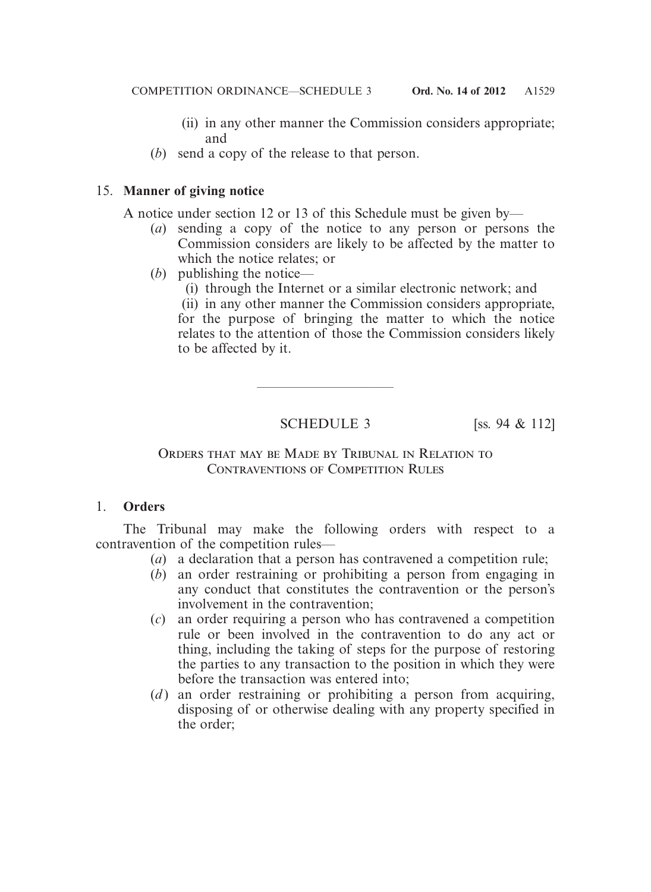(ii) in any other manner the Commission considers appropriate; and

(*b*) send a copy of the release to that person.

15. **Manner of giving notice**

A notice under section 12 or 13 of this Schedule must be given by—

(*a*) sending a copy of the notice to any person or persons the Commission considers are likely to be affected by the matter to which the notice relates; or

(*b*) publishing the notice—

(i) through the Internet or a similar electronic network; and

(ii) in any other manner the Commission considers appropriate, for the purpose of bringing the matter to which the notice relates to the attention of those the Commission considers likely to be affected by it.

---

## SCHEDULE 3 [ss. 94 & 112]

### Orders that may be Made by Tribunal in Relation to Contraventions of Competition Rules

1. **Orders**

The Tribunal may make the following orders with respect to a contravention of the competition rules—

(*a*) a declaration that a person has contravened a competition rule;

(*b*) an order restraining or prohibiting a person from engaging in any conduct that constitutes the contravention or the person's involvement in the contravention;

(*c*) an order requiring a person who has contravened a competition rule or been involved in the contravention to do any act or thing, including the taking of steps for the purpose of restoring the parties to any transaction to the position in which they were before the transaction was entered into;

(*d*) an order restraining or prohibiting a person from acquiring, disposing of or otherwise dealing with any property specified in the order;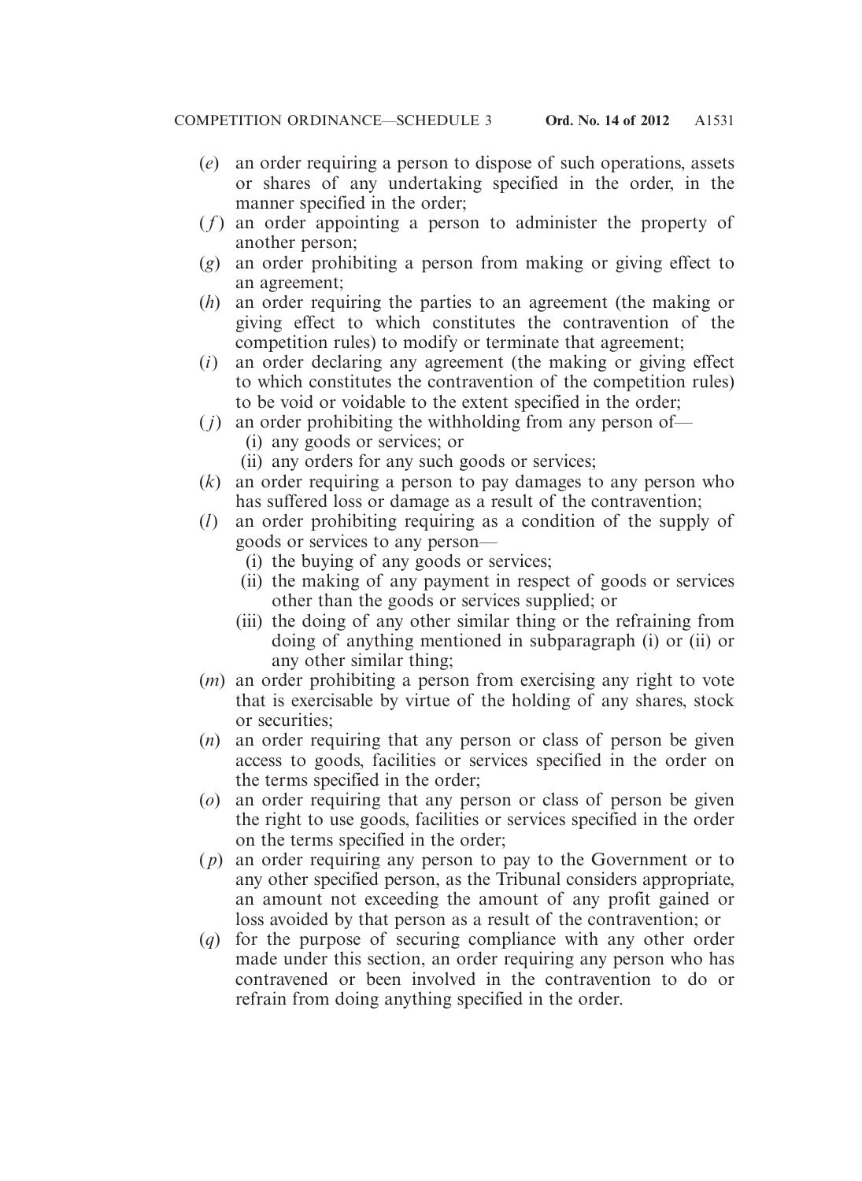(*e*) an order requiring a person to dispose of such operations, assets or shares of any undertaking specified in the order, in the manner specified in the order;

(*f*) an order appointing a person to administer the property of another person;

(*g*) an order prohibiting a person from making or giving effect to an agreement;

(*h*) an order requiring the parties to an agreement (the making or giving effect to which constitutes the contravention of the competition rules) to modify or terminate that agreement;

(*i*) an order declaring any agreement (the making or giving effect to which constitutes the contravention of the competition rules) to be void or voidable to the extent specified in the order;

(*j*) an order prohibiting the withholding from any person of—
   (i) any goods or services; or
   (ii) any orders for any such goods or services;

(*k*) an order requiring a person to pay damages to any person who has suffered loss or damage as a result of the contravention;

(*l*) an order prohibiting requiring as a condition of the supply of goods or services to any person—
   (i) the buying of any goods or services;
   (ii) the making of any payment in respect of goods or services other than the goods or services supplied; or
   (iii) the doing of any other similar thing or the refraining from doing of anything mentioned in subparagraph (i) or (ii) or any other similar thing;

(*m*) an order prohibiting a person from exercising any right to vote that is exercisable by virtue of the holding of any shares, stock or securities;

(*n*) an order requiring that any person or class of person be given access to goods, facilities or services specified in the order on the terms specified in the order;

(*o*) an order requiring that any person or class of person be given the right to use goods, facilities or services specified in the order on the terms specified in the order;

(*p*) an order requiring any person to pay to the Government or to any other specified person, as the Tribunal considers appropriate, an amount not exceeding the amount of any profit gained or loss avoided by that person as a result of the contravention; or

(*q*) for the purpose of securing compliance with any other order made under this section, an order requiring any person who has contravened or been involved in the contravention to do or refrain from doing anything specified in the order.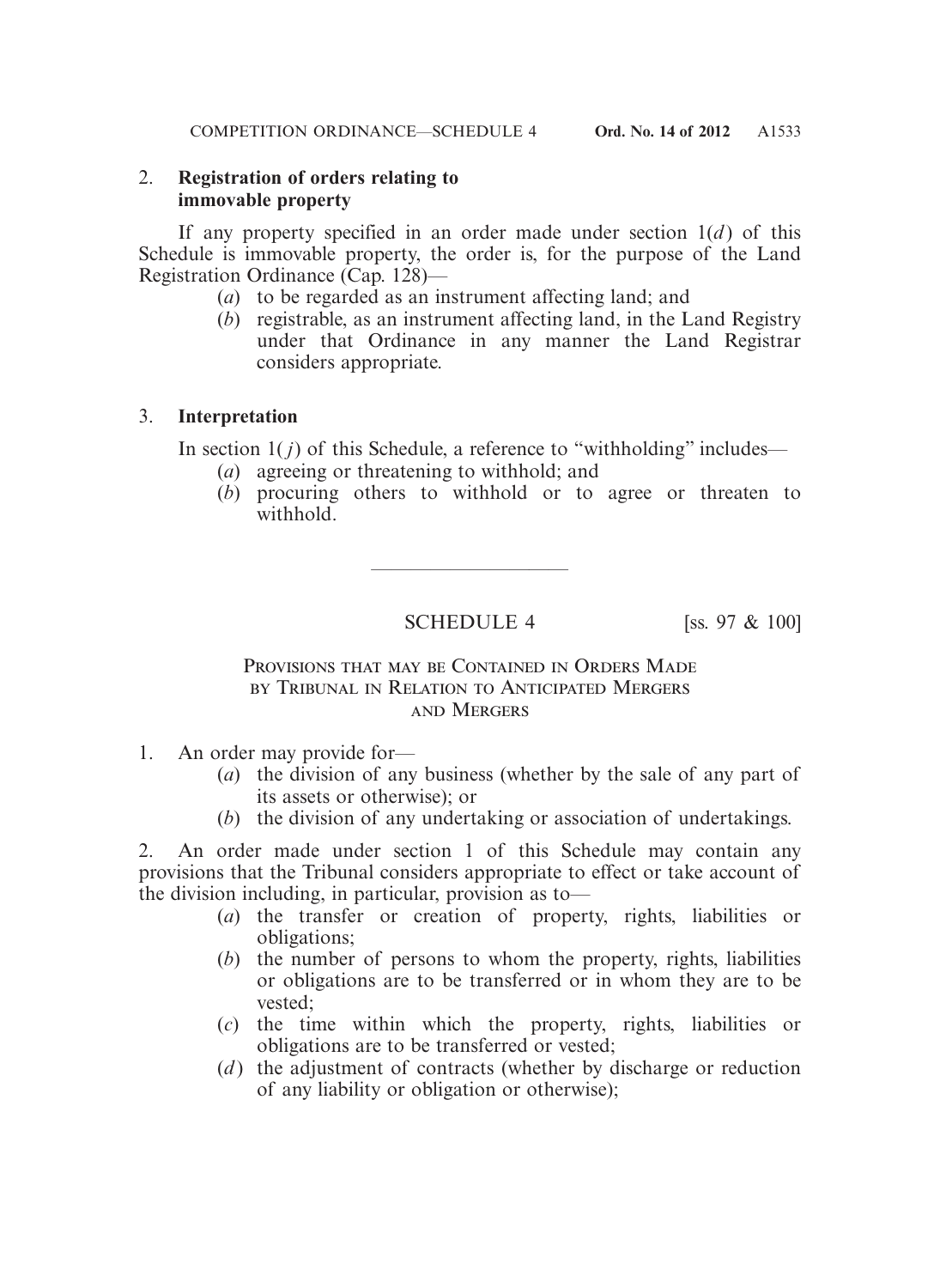### 2. Registration of orders relating to immovable property

If any property specified in an order made under section 1(*d*) of this Schedule is immovable property, the order is, for the purpose of the Land Registration Ordinance (Cap. 128)—

(*a*) to be regarded as an instrument affecting land; and

(*b*) registrable, as an instrument affecting land, in the Land Registry under that Ordinance in any manner the Land Registrar considers appropriate.

### 3. Interpretation

In section 1(*j*) of this Schedule, a reference to "withholding" includes—

(*a*) agreeing or threatening to withhold; and

(*b*) procuring others to withhold or to agree or threaten to withhold.

---

## SCHEDULE 4 [ss. 97 & 100]

### Provisions that may be Contained in Orders Made by Tribunal in Relation to Anticipated Mergers and Mergers

1. An order may provide for—

(*a*) the division of any business (whether by the sale of any part of its assets or otherwise); or

(*b*) the division of any undertaking or association of undertakings.

2. An order made under section 1 of this Schedule may contain any provisions that the Tribunal considers appropriate to effect or take account of the division including, in particular, provision as to—

(*a*) the transfer or creation of property, rights, liabilities or obligations;

(*b*) the number of persons to whom the property, rights, liabilities or obligations are to be transferred or in whom they are to be vested;

(*c*) the time within which the property, rights, liabilities or obligations are to be transferred or vested;

(*d*) the adjustment of contracts (whether by discharge or reduction of any liability or obligation or otherwise);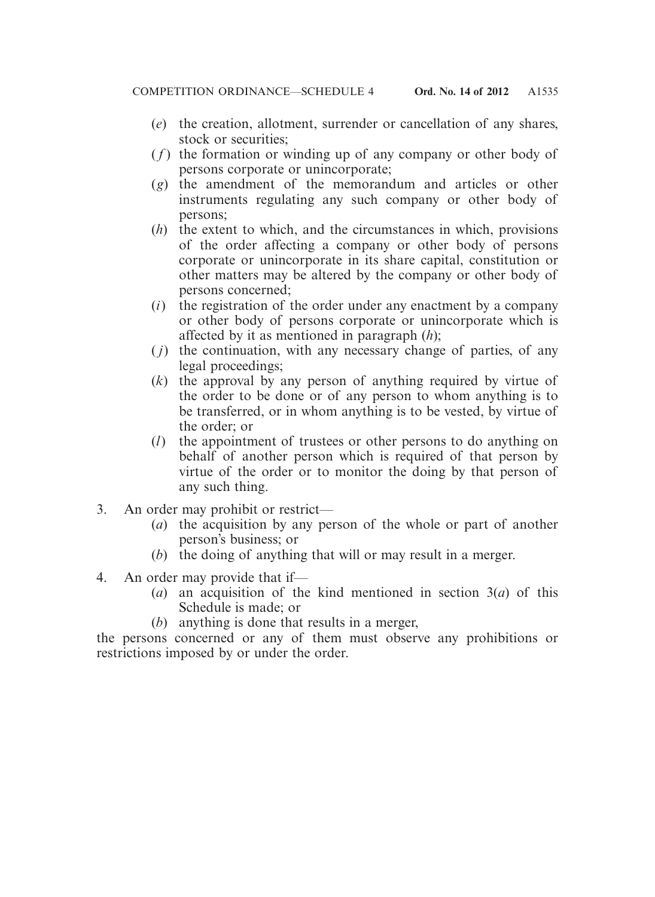(*e*) the creation, allotment, surrender or cancellation of any shares, stock or securities;

(*f*) the formation or winding up of any company or other body of persons corporate or unincorporate;

(*g*) the amendment of the memorandum and articles or other instruments regulating any such company or other body of persons;

(*h*) the extent to which, and the circumstances in which, provisions of the order affecting a company or other body of persons corporate or unincorporate in its share capital, constitution or other matters may be altered by the company or other body of persons concerned;

(*i*) the registration of the order under any enactment by a company or other body of persons corporate or unincorporate which is affected by it as mentioned in paragraph (*h*);

(*j*) the continuation, with any necessary change of parties, of any legal proceedings;

(*k*) the approval by any person of anything required by virtue of the order to be done or of any person to whom anything is to be transferred, or in whom anything is to be vested, by virtue of the order; or

(*l*) the appointment of trustees or other persons to do anything on behalf of another person which is required of that person by virtue of the order or to monitor the doing by that person of any such thing.

3. An order may prohibit or restrict—

(*a*) the acquisition by any person of the whole or part of another person's business; or

(*b*) the doing of anything that will or may result in a merger.

4. An order may provide that if—

(*a*) an acquisition of the kind mentioned in section 3(*a*) of this Schedule is made; or

(*b*) anything is done that results in a merger,

the persons concerned or any of them must observe any prohibitions or restrictions imposed by or under the order.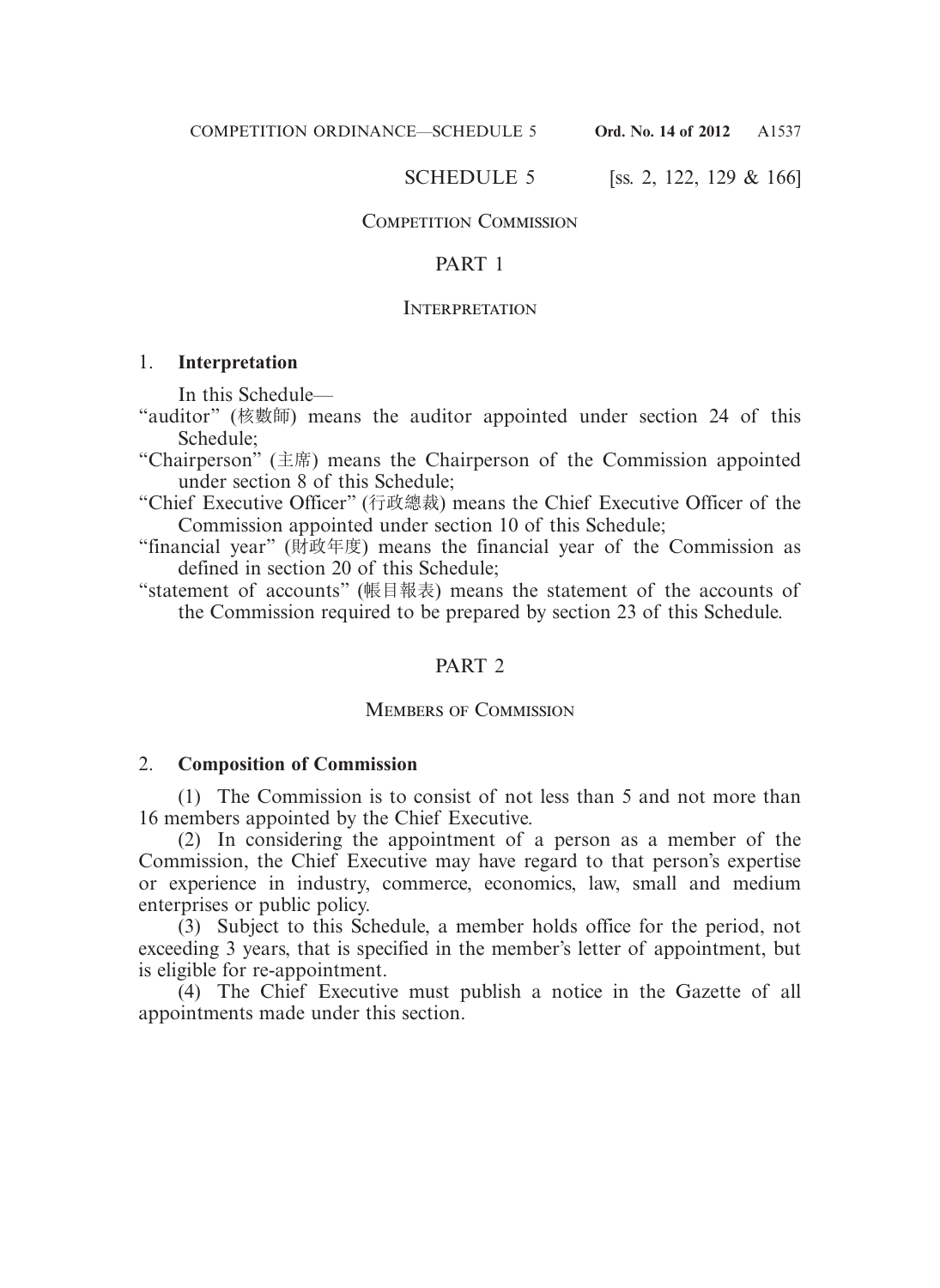# SCHEDULE 5 [ss. 2, 122, 129 & 166]

## Competition Commission

## PART 1

## Interpretation

### 1. Interpretation

In this Schedule—

"auditor" (核數師) means the auditor appointed under section 24 of this Schedule;

"Chairperson" (主席) means the Chairperson of the Commission appointed under section 8 of this Schedule;

"Chief Executive Officer" (行政總裁) means the Chief Executive Officer of the Commission appointed under section 10 of this Schedule;

"financial year" (財政年度) means the financial year of the Commission as defined in section 20 of this Schedule;

"statement of accounts" (帳目報表) means the statement of the accounts of the Commission required to be prepared by section 23 of this Schedule.

## PART 2

## Members of Commission

### 2. Composition of Commission

(1) The Commission is to consist of not less than 5 and not more than 16 members appointed by the Chief Executive.

(2) In considering the appointment of a person as a member of the Commission, the Chief Executive may have regard to that person's expertise or experience in industry, commerce, economics, law, small and medium enterprises or public policy.

(3) Subject to this Schedule, a member holds office for the period, not exceeding 3 years, that is specified in the member's letter of appointment, but is eligible for re-appointment.

(4) The Chief Executive must publish a notice in the Gazette of all appointments made under this section.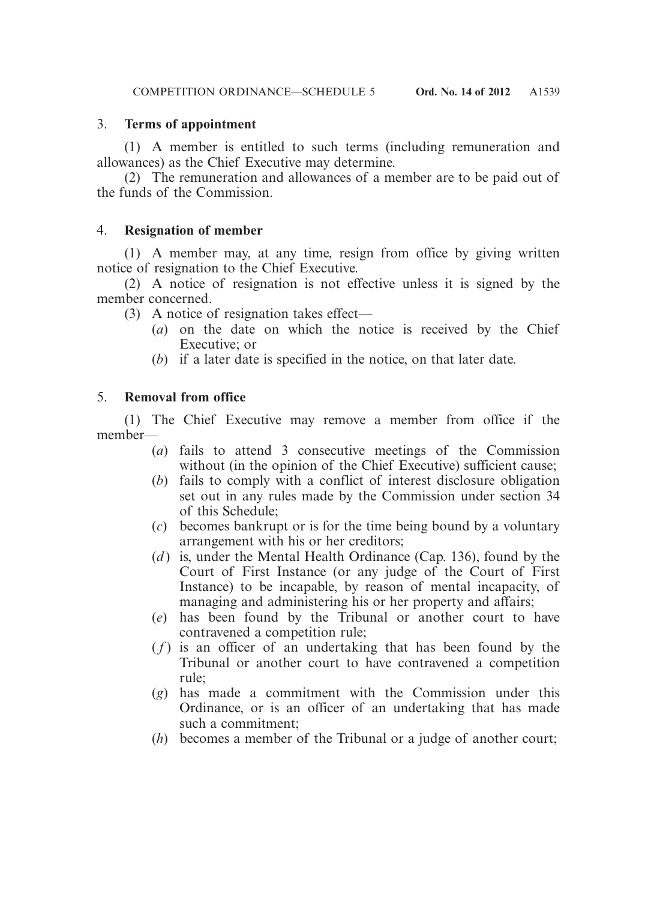### 3. **Terms of appointment**

(1) A member is entitled to such terms (including remuneration and allowances) as the Chief Executive may determine.

(2) The remuneration and allowances of a member are to be paid out of the funds of the Commission.

### 4. **Resignation of member**

(1) A member may, at any time, resign from office by giving written notice of resignation to the Chief Executive.

(2) A notice of resignation is not effective unless it is signed by the member concerned.

(3) A notice of resignation takes effect—

- (*a*) on the date on which the notice is received by the Chief Executive; or
- (*b*) if a later date is specified in the notice, on that later date.

### 5. **Removal from office**

(1) The Chief Executive may remove a member from office if the member—

- (*a*) fails to attend 3 consecutive meetings of the Commission without (in the opinion of the Chief Executive) sufficient cause;
- (*b*) fails to comply with a conflict of interest disclosure obligation set out in any rules made by the Commission under section 34 of this Schedule;
- (*c*) becomes bankrupt or is for the time being bound by a voluntary arrangement with his or her creditors;
- (*d*) is, under the Mental Health Ordinance (Cap. 136), found by the Court of First Instance (or any judge of the Court of First Instance) to be incapable, by reason of mental incapacity, of managing and administering his or her property and affairs;
- (*e*) has been found by the Tribunal or another court to have contravened a competition rule;
- (*f*) is an officer of an undertaking that has been found by the Tribunal or another court to have contravened a competition rule;
- (*g*) has made a commitment with the Commission under this Ordinance, or is an officer of an undertaking that has made such a commitment;
- (*h*) becomes a member of the Tribunal or a judge of another court;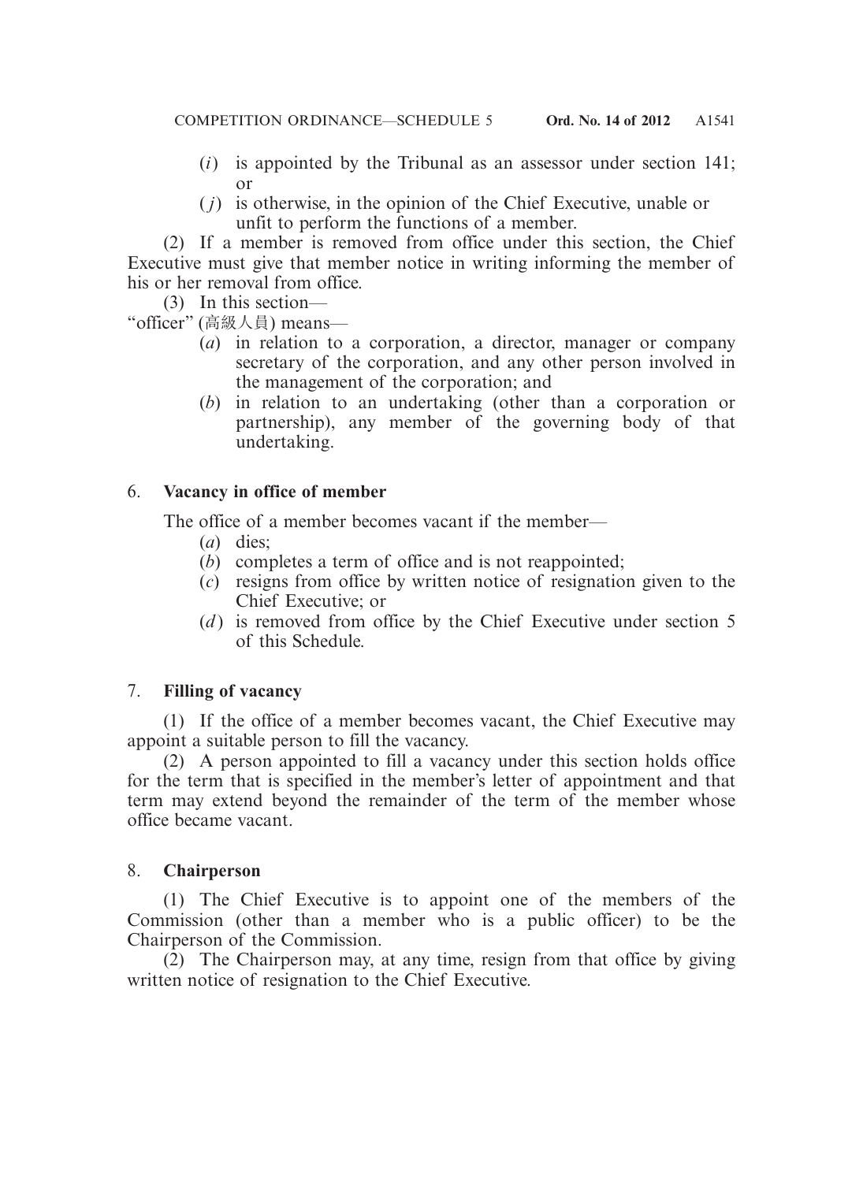(*i*) is appointed by the Tribunal as an assessor under section 141; or

(*j*) is otherwise, in the opinion of the Chief Executive, unable or unfit to perform the functions of a member.

(2) If a member is removed from office under this section, the Chief Executive must give that member notice in writing informing the member of his or her removal from office.

(3) In this section—

"officer" (高級人員) means—

(*a*) in relation to a corporation, a director, manager or company secretary of the corporation, and any other person involved in the management of the corporation; and

(*b*) in relation to an undertaking (other than a corporation or partnership), any member of the governing body of that undertaking.

### 6. Vacancy in office of member

The office of a member becomes vacant if the member—

(*a*) dies;

(*b*) completes a term of office and is not reappointed;

(*c*) resigns from office by written notice of resignation given to the Chief Executive; or

(*d*) is removed from office by the Chief Executive under section 5 of this Schedule.

### 7. Filling of vacancy

(1) If the office of a member becomes vacant, the Chief Executive may appoint a suitable person to fill the vacancy.

(2) A person appointed to fill a vacancy under this section holds office for the term that is specified in the member's letter of appointment and that term may extend beyond the remainder of the term of the member whose office became vacant.

### 8. Chairperson

(1) The Chief Executive is to appoint one of the members of the Commission (other than a member who is a public officer) to be the Chairperson of the Commission.

(2) The Chairperson may, at any time, resign from that office by giving written notice of resignation to the Chief Executive.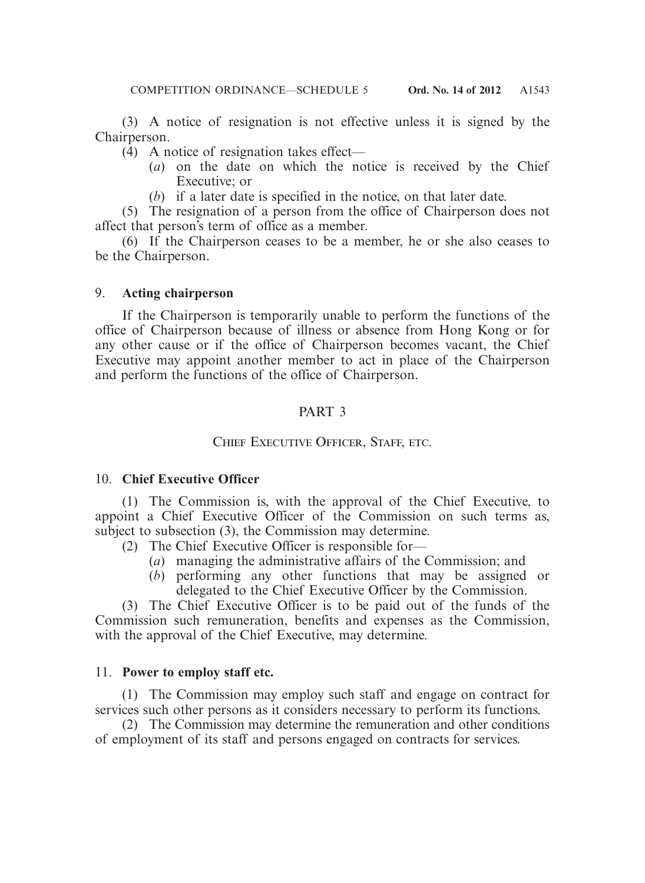(3) A notice of resignation is not effective unless it is signed by the Chairperson.

(4) A notice of resignation takes effect—

(*a*) on the date on which the notice is received by the Chief Executive; or

(*b*) if a later date is specified in the notice, on that later date.

(5) The resignation of a person from the office of Chairperson does not affect that person's term of office as a member.

(6) If the Chairperson ceases to be a member, he or she also ceases to be the Chairperson.

### 9. **Acting chairperson**

If the Chairperson is temporarily unable to perform the functions of the office of Chairperson because of illness or absence from Hong Kong or for any other cause or if the office of Chairperson becomes vacant, the Chief Executive may appoint another member to act in place of the Chairperson and perform the functions of the office of Chairperson.

## PART 3

## CHIEF EXECUTIVE OFFICER, STAFF, ETC.

### 10. **Chief Executive Officer**

(1) The Commission is, with the approval of the Chief Executive, to appoint a Chief Executive Officer of the Commission on such terms as, subject to subsection (3), the Commission may determine.

(2) The Chief Executive Officer is responsible for—

(*a*) managing the administrative affairs of the Commission; and

(*b*) performing any other functions that may be assigned or delegated to the Chief Executive Officer by the Commission.

(3) The Chief Executive Officer is to be paid out of the funds of the Commission such remuneration, benefits and expenses as the Commission, with the approval of the Chief Executive, may determine.

### 11. **Power to employ staff etc.**

(1) The Commission may employ such staff and engage on contract for services such other persons as it considers necessary to perform its functions.

(2) The Commission may determine the remuneration and other conditions of employment of its staff and persons engaged on contracts for services.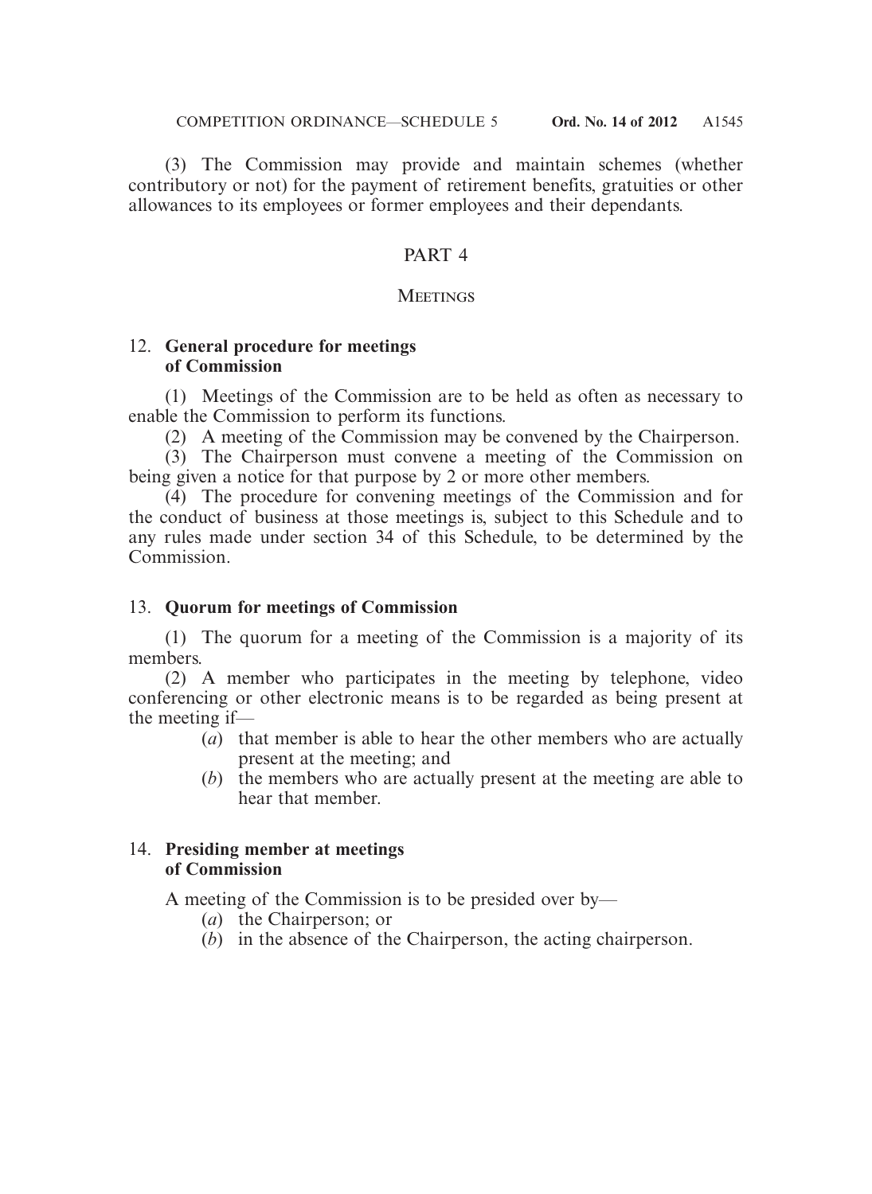(3) The Commission may provide and maintain schemes (whether contributory or not) for the payment of retirement benefits, gratuities or other allowances to its employees or former employees and their dependants.

## PART 4

### Meetings

### 12. General procedure for meetings of Commission

(1) Meetings of the Commission are to be held as often as necessary to enable the Commission to perform its functions.

(2) A meeting of the Commission may be convened by the Chairperson.

(3) The Chairperson must convene a meeting of the Commission on being given a notice for that purpose by 2 or more other members.

(4) The procedure for convening meetings of the Commission and for the conduct of business at those meetings is, subject to this Schedule and to any rules made under section 34 of this Schedule, to be determined by the Commission.

### 13. Quorum for meetings of Commission

(1) The quorum for a meeting of the Commission is a majority of its members.

(2) A member who participates in the meeting by telephone, video conferencing or other electronic means is to be regarded as being present at the meeting if—

- (*a*) that member is able to hear the other members who are actually present at the meeting; and
- (*b*) the members who are actually present at the meeting are able to hear that member.

### 14. Presiding member at meetings of Commission

A meeting of the Commission is to be presided over by—

- (*a*) the Chairperson; or
- (*b*) in the absence of the Chairperson, the acting chairperson.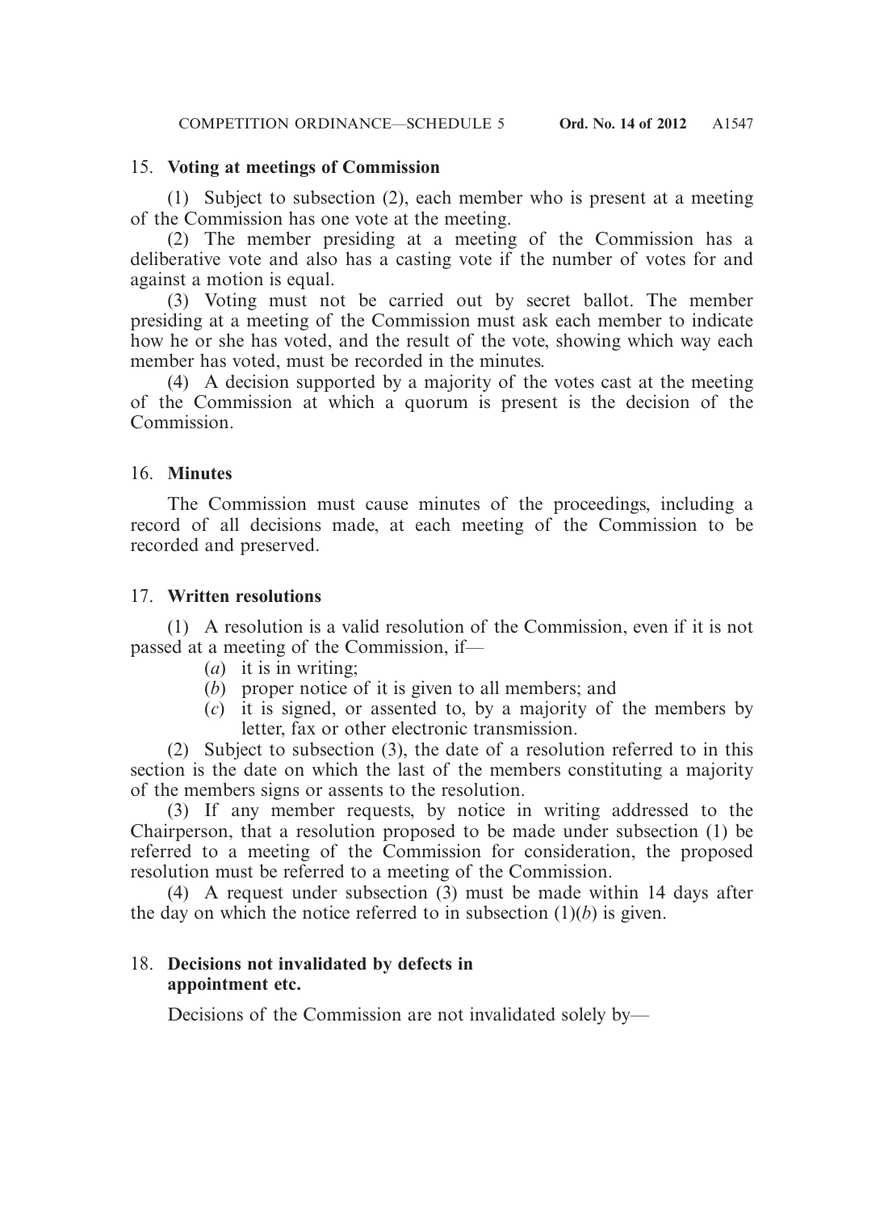### 15. **Voting at meetings of Commission**

(1) Subject to subsection (2), each member who is present at a meeting of the Commission has one vote at the meeting.

(2) The member presiding at a meeting of the Commission has a deliberative vote and also has a casting vote if the number of votes for and against a motion is equal.

(3) Voting must not be carried out by secret ballot. The member presiding at a meeting of the Commission must ask each member to indicate how he or she has voted, and the result of the vote, showing which way each member has voted, must be recorded in the minutes.

(4) A decision supported by a majority of the votes cast at the meeting of the Commission at which a quorum is present is the decision of the Commission.

### 16. **Minutes**

The Commission must cause minutes of the proceedings, including a record of all decisions made, at each meeting of the Commission to be recorded and preserved.

### 17. **Written resolutions**

(1) A resolution is a valid resolution of the Commission, even if it is not passed at a meeting of the Commission, if—

- (*a*) it is in writing;
- (*b*) proper notice of it is given to all members; and
- (*c*) it is signed, or assented to, by a majority of the members by letter, fax or other electronic transmission.

(2) Subject to subsection (3), the date of a resolution referred to in this section is the date on which the last of the members constituting a majority of the members signs or assents to the resolution.

(3) If any member requests, by notice in writing addressed to the Chairperson, that a resolution proposed to be made under subsection (1) be referred to a meeting of the Commission for consideration, the proposed resolution must be referred to a meeting of the Commission.

(4) A request under subsection (3) must be made within 14 days after the day on which the notice referred to in subsection (1)(*b*) is given.

### 18. **Decisions not invalidated by defects in appointment etc.**

Decisions of the Commission are not invalidated solely by—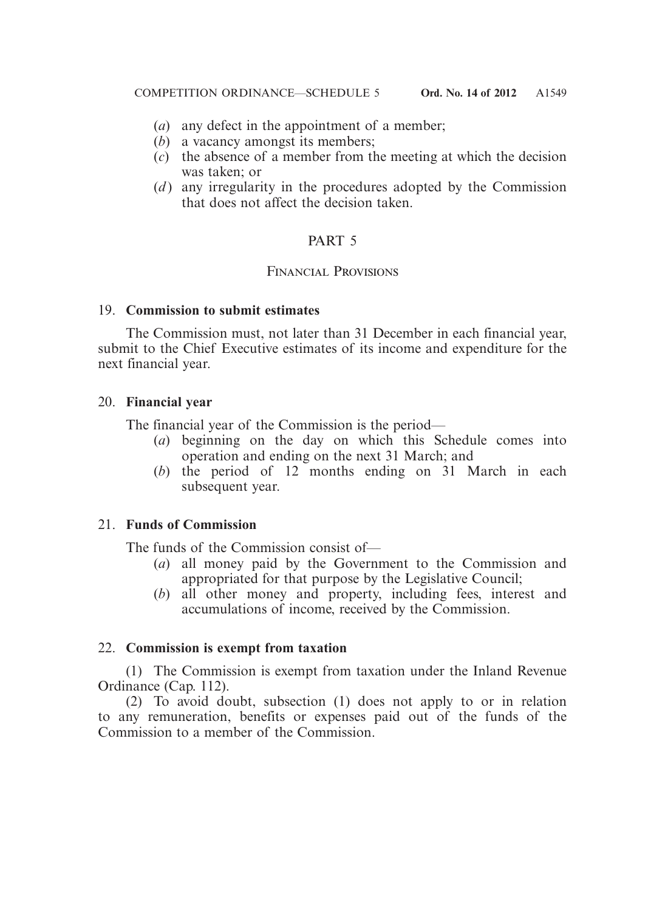(*a*) any defect in the appointment of a member;

(*b*) a vacancy amongst its members;

(*c*) the absence of a member from the meeting at which the decision was taken; or

(*d*) any irregularity in the procedures adopted by the Commission that does not affect the decision taken.

## PART 5

### Financial Provisions

#### 19. **Commission to submit estimates**

The Commission must, not later than 31 December in each financial year, submit to the Chief Executive estimates of its income and expenditure for the next financial year.

#### 20. **Financial year**

The financial year of the Commission is the period—

(*a*) beginning on the day on which this Schedule comes into operation and ending on the next 31 March; and

(*b*) the period of 12 months ending on 31 March in each subsequent year.

#### 21. **Funds of Commission**

The funds of the Commission consist of—

(*a*) all money paid by the Government to the Commission and appropriated for that purpose by the Legislative Council;

(*b*) all other money and property, including fees, interest and accumulations of income, received by the Commission.

#### 22. **Commission is exempt from taxation**

(1) The Commission is exempt from taxation under the Inland Revenue Ordinance (Cap. 112).

(2) To avoid doubt, subsection (1) does not apply to or in relation to any remuneration, benefits or expenses paid out of the funds of the Commission to a member of the Commission.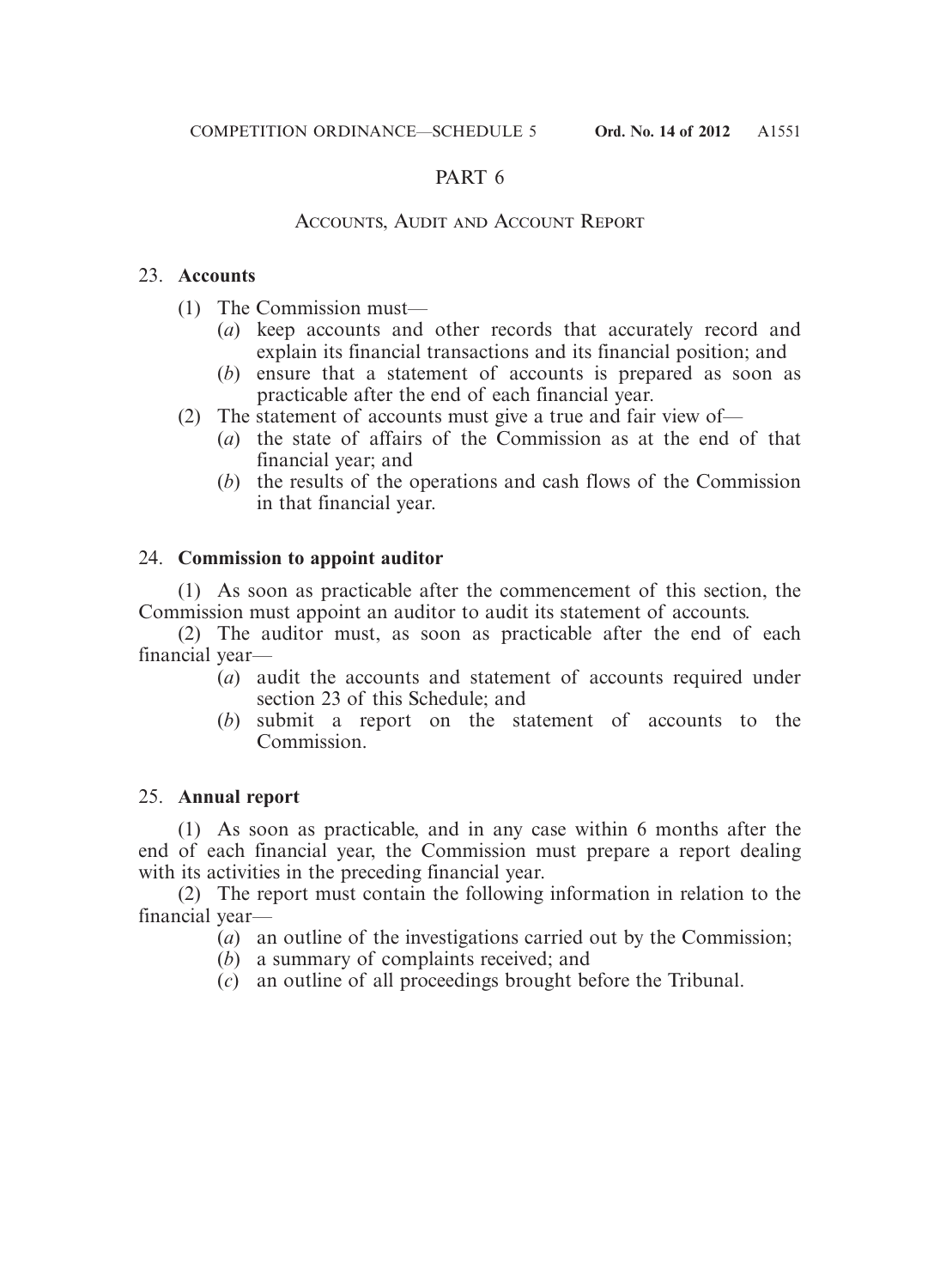## PART 6

### Accounts, Audit and Account Report

**23. Accounts**

(1) The Commission must—

(*a*) keep accounts and other records that accurately record and explain its financial transactions and its financial position; and

(*b*) ensure that a statement of accounts is prepared as soon as practicable after the end of each financial year.

(2) The statement of accounts must give a true and fair view of—

(*a*) the state of affairs of the Commission as at the end of that financial year; and

(*b*) the results of the operations and cash flows of the Commission in that financial year.

**24. Commission to appoint auditor**

(1) As soon as practicable after the commencement of this section, the Commission must appoint an auditor to audit its statement of accounts.

(2) The auditor must, as soon as practicable after the end of each financial year—

(*a*) audit the accounts and statement of accounts required under section 23 of this Schedule; and

(*b*) submit a report on the statement of accounts to the Commission.

**25. Annual report**

(1) As soon as practicable, and in any case within 6 months after the end of each financial year, the Commission must prepare a report dealing with its activities in the preceding financial year.

(2) The report must contain the following information in relation to the financial year—

(*a*) an outline of the investigations carried out by the Commission;

(*b*) a summary of complaints received; and

(*c*) an outline of all proceedings brought before the Tribunal.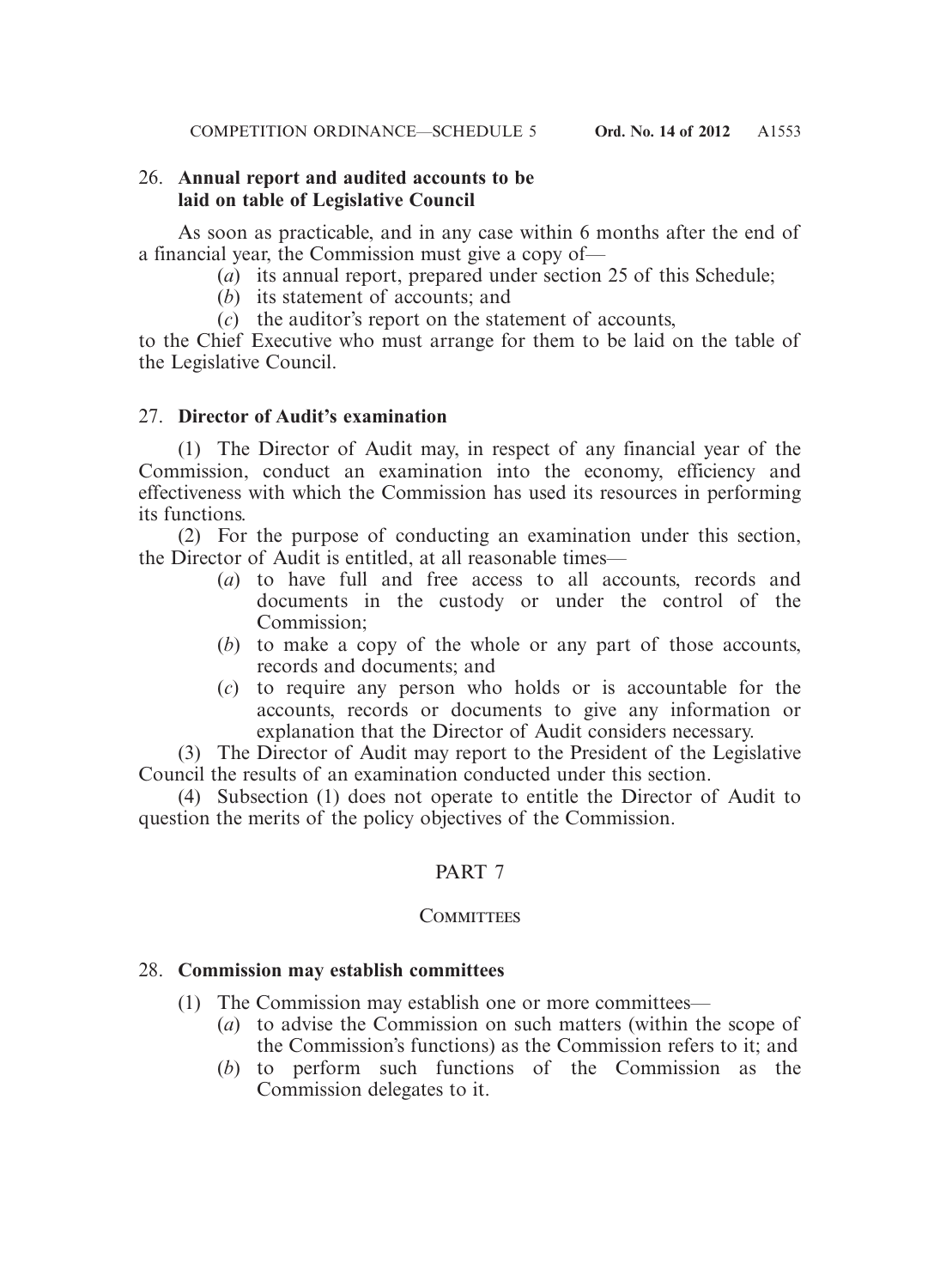### 26. Annual report and audited accounts to be laid on table of Legislative Council

As soon as practicable, and in any case within 6 months after the end of a financial year, the Commission must give a copy of—

(*a*) its annual report, prepared under section 25 of this Schedule;

(*b*) its statement of accounts; and

(*c*) the auditor's report on the statement of accounts,

to the Chief Executive who must arrange for them to be laid on the table of the Legislative Council.

### 27. Director of Audit's examination

(1) The Director of Audit may, in respect of any financial year of the Commission, conduct an examination into the economy, efficiency and effectiveness with which the Commission has used its resources in performing its functions.

(2) For the purpose of conducting an examination under this section, the Director of Audit is entitled, at all reasonable times—

(*a*) to have full and free access to all accounts, records and documents in the custody or under the control of the Commission;

(*b*) to make a copy of the whole or any part of those accounts, records and documents; and

(*c*) to require any person who holds or is accountable for the accounts, records or documents to give any information or explanation that the Director of Audit considers necessary.

(3) The Director of Audit may report to the President of the Legislative Council the results of an examination conducted under this section.

(4) Subsection (1) does not operate to entitle the Director of Audit to question the merits of the policy objectives of the Commission.

## PART 7

## COMMITTEES

### 28. Commission may establish committees

(1) The Commission may establish one or more committees—

(*a*) to advise the Commission on such matters (within the scope of the Commission's functions) as the Commission refers to it; and

(*b*) to perform such functions of the Commission as the Commission delegates to it.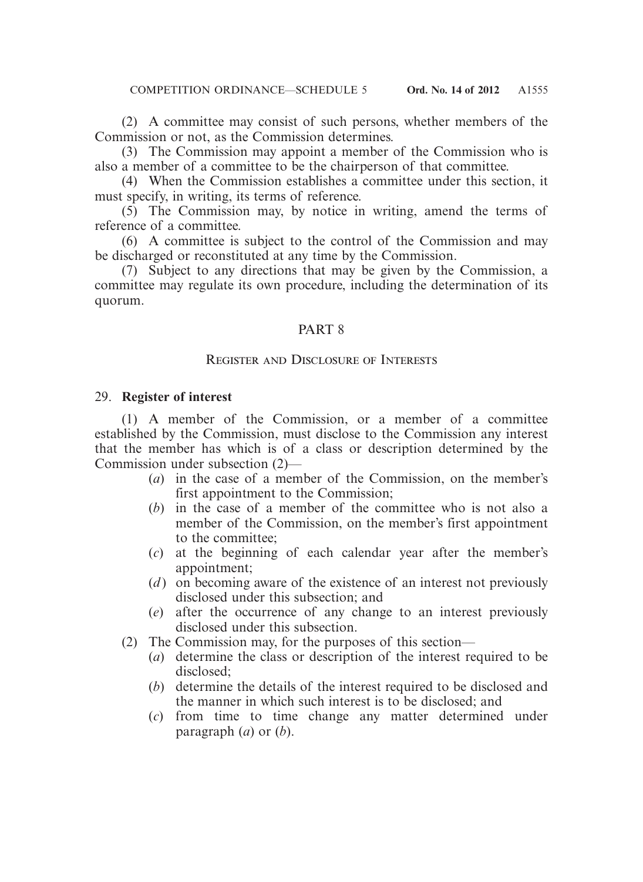(2) A committee may consist of such persons, whether members of the Commission or not, as the Commission determines.

(3) The Commission may appoint a member of the Commission who is also a member of a committee to be the chairperson of that committee.

(4) When the Commission establishes a committee under this section, it must specify, in writing, its terms of reference.

(5) The Commission may, by notice in writing, amend the terms of reference of a committee.

(6) A committee is subject to the control of the Commission and may be discharged or reconstituted at any time by the Commission.

(7) Subject to any directions that may be given by the Commission, a committee may regulate its own procedure, including the determination of its quorum.

## PART 8

### Register and Disclosure of Interests

#### 29. **Register of interest**

(1) A member of the Commission, or a member of a committee established by the Commission, must disclose to the Commission any interest that the member has which is of a class or description determined by the Commission under subsection (2)—

- (*a*) in the case of a member of the Commission, on the member's first appointment to the Commission;
- (*b*) in the case of a member of the committee who is not also a member of the Commission, on the member's first appointment to the committee;
- (*c*) at the beginning of each calendar year after the member's appointment;
- (*d*) on becoming aware of the existence of an interest not previously disclosed under this subsection; and
- (*e*) after the occurrence of any change to an interest previously disclosed under this subsection.

(2) The Commission may, for the purposes of this section—

- (*a*) determine the class or description of the interest required to be disclosed;
- (*b*) determine the details of the interest required to be disclosed and the manner in which such interest is to be disclosed; and
- (*c*) from time to time change any matter determined under paragraph (*a*) or (*b*).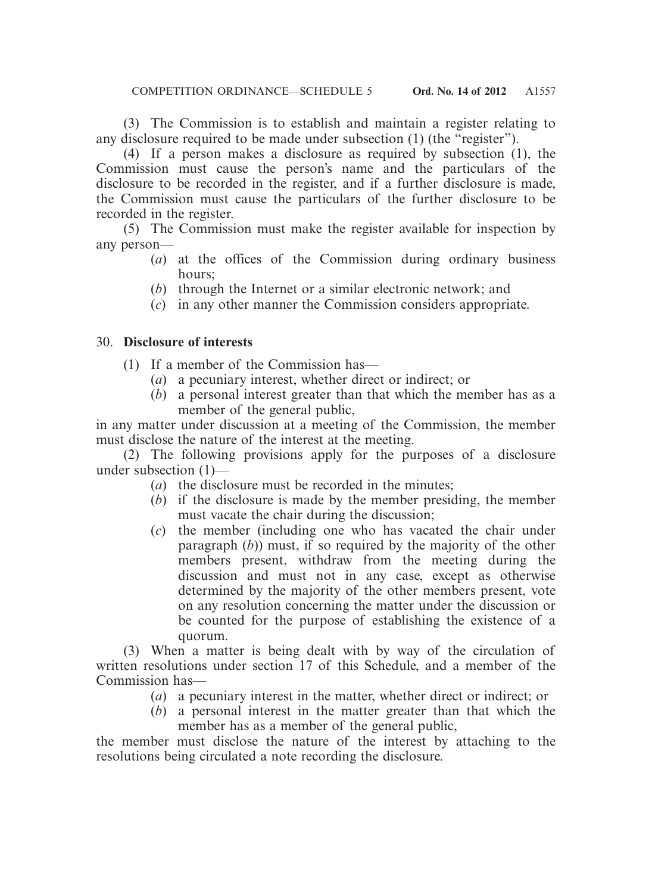(3) The Commission is to establish and maintain a register relating to any disclosure required to be made under subsection (1) (the "register").

(4) If a person makes a disclosure as required by subsection (1), the Commission must cause the person's name and the particulars of the disclosure to be recorded in the register, and if a further disclosure is made, the Commission must cause the particulars of the further disclosure to be recorded in the register.

(5) The Commission must make the register available for inspection by any person—

(*a*) at the offices of the Commission during ordinary business hours;

(*b*) through the Internet or a similar electronic network; and

(*c*) in any other manner the Commission considers appropriate.

30. **Disclosure of interests**

(1) If a member of the Commission has—

(*a*) a pecuniary interest, whether direct or indirect; or

(*b*) a personal interest greater than that which the member has as a member of the general public,

in any matter under discussion at a meeting of the Commission, the member must disclose the nature of the interest at the meeting.

(2) The following provisions apply for the purposes of a disclosure under subsection (1)—

(*a*) the disclosure must be recorded in the minutes;

(*b*) if the disclosure is made by the member presiding, the member must vacate the chair during the discussion;

(*c*) the member (including one who has vacated the chair under paragraph (*b*)) must, if so required by the majority of the other members present, withdraw from the meeting during the discussion and must not in any case, except as otherwise determined by the majority of the other members present, vote on any resolution concerning the matter under the discussion or be counted for the purpose of establishing the existence of a quorum.

(3) When a matter is being dealt with by way of the circulation of written resolutions under section 17 of this Schedule, and a member of the Commission has—

(*a*) a pecuniary interest in the matter, whether direct or indirect; or

(*b*) a personal interest in the matter greater than that which the member has as a member of the general public,

the member must disclose the nature of the interest by attaching to the resolutions being circulated a note recording the disclosure.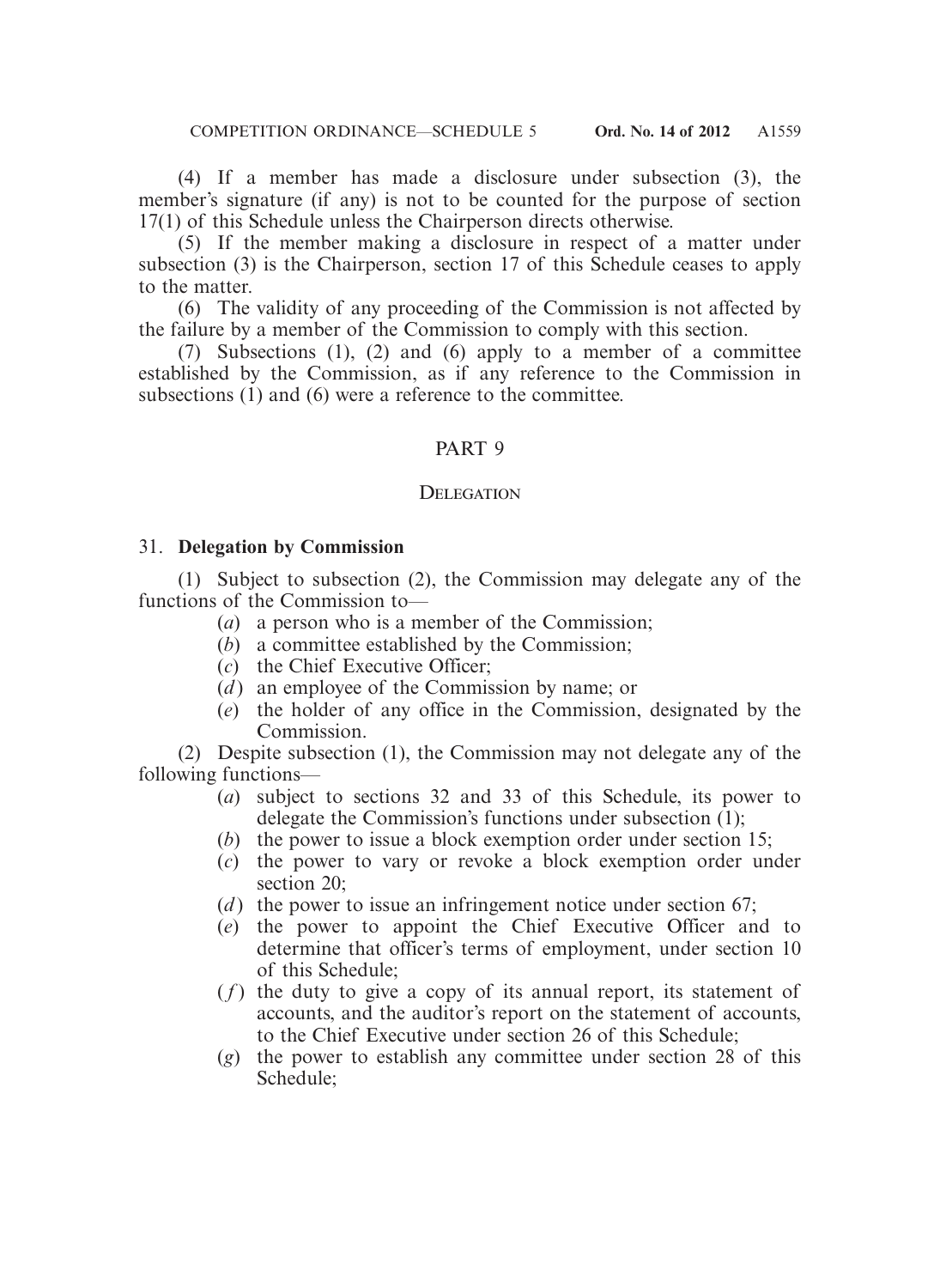(4) If a member has made a disclosure under subsection (3), the member's signature (if any) is not to be counted for the purpose of section 17(1) of this Schedule unless the Chairperson directs otherwise.

(5) If the member making a disclosure in respect of a matter under subsection (3) is the Chairperson, section 17 of this Schedule ceases to apply to the matter.

(6) The validity of any proceeding of the Commission is not affected by the failure by a member of the Commission to comply with this section.

(7) Subsections (1), (2) and (6) apply to a member of a committee established by the Commission, as if any reference to the Commission in subsections (1) and (6) were a reference to the committee.

## PART 9

### DELEGATION

31. **Delegation by Commission**

(1) Subject to subsection (2), the Commission may delegate any of the functions of the Commission to—

- (*a*) a person who is a member of the Commission;
- (*b*) a committee established by the Commission;
- (*c*) the Chief Executive Officer;
- (*d*) an employee of the Commission by name; or
- (*e*) the holder of any office in the Commission, designated by the Commission.

(2) Despite subsection (1), the Commission may not delegate any of the following functions—

- (*a*) subject to sections 32 and 33 of this Schedule, its power to delegate the Commission's functions under subsection (1);
- (*b*) the power to issue a block exemption order under section 15;
- (*c*) the power to vary or revoke a block exemption order under section 20;
- (*d*) the power to issue an infringement notice under section 67;
- (*e*) the power to appoint the Chief Executive Officer and to determine that officer's terms of employment, under section 10 of this Schedule;
- (*f*) the duty to give a copy of its annual report, its statement of accounts, and the auditor's report on the statement of accounts, to the Chief Executive under section 26 of this Schedule;
- (*g*) the power to establish any committee under section 28 of this Schedule;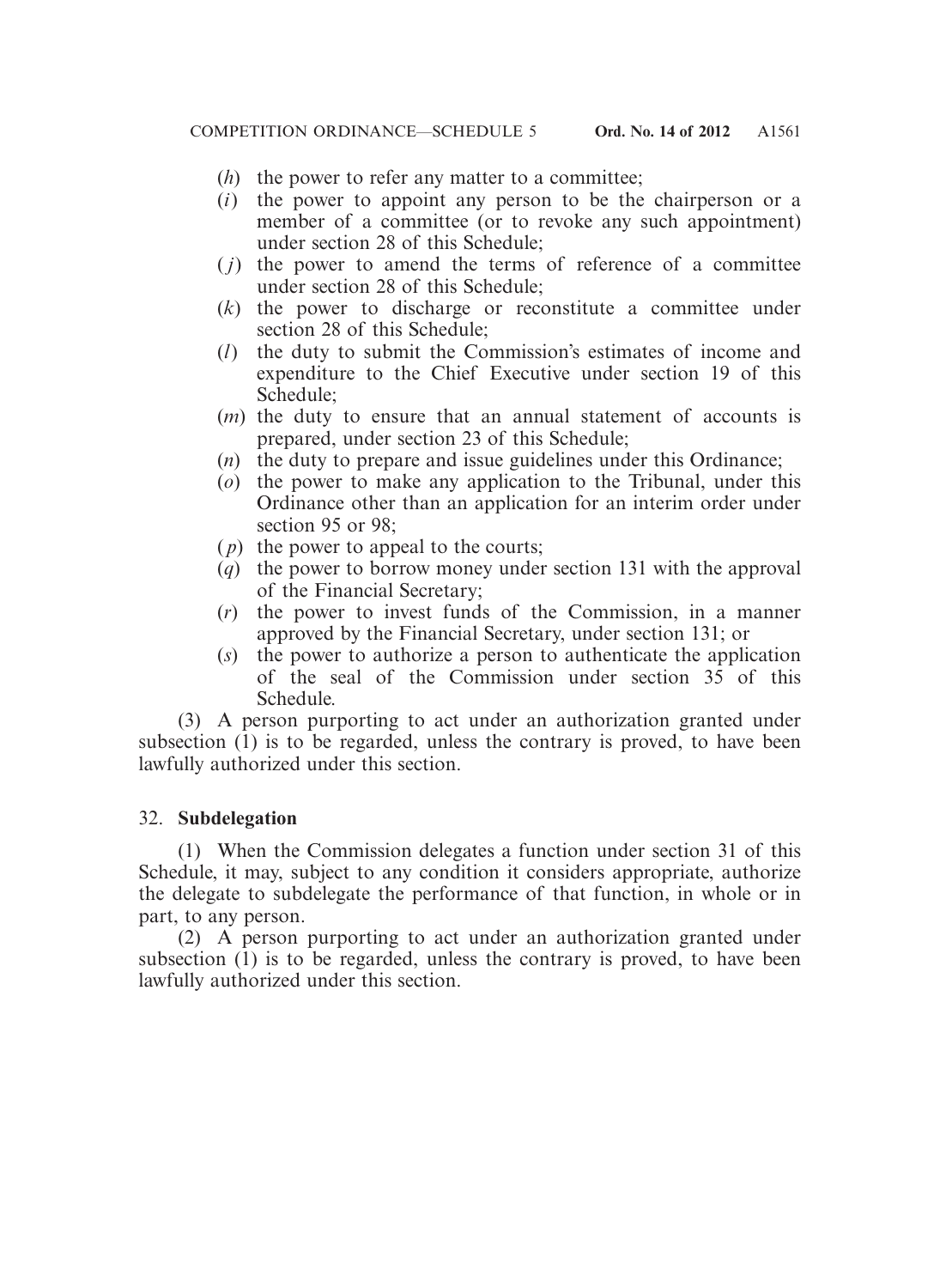(*h*) the power to refer any matter to a committee;

(*i*) the power to appoint any person to be the chairperson or a member of a committee (or to revoke any such appointment) under section 28 of this Schedule;

(*j*) the power to amend the terms of reference of a committee under section 28 of this Schedule;

(*k*) the power to discharge or reconstitute a committee under section 28 of this Schedule;

(*l*) the duty to submit the Commission's estimates of income and expenditure to the Chief Executive under section 19 of this Schedule;

(*m*) the duty to ensure that an annual statement of accounts is prepared, under section 23 of this Schedule;

(*n*) the duty to prepare and issue guidelines under this Ordinance;

(*o*) the power to make any application to the Tribunal, under this Ordinance other than an application for an interim order under section 95 or 98;

(*p*) the power to appeal to the courts;

(*q*) the power to borrow money under section 131 with the approval of the Financial Secretary;

(*r*) the power to invest funds of the Commission, in a manner approved by the Financial Secretary, under section 131; or

(*s*) the power to authorize a person to authenticate the application of the seal of the Commission under section 35 of this Schedule.

(3) A person purporting to act under an authorization granted under subsection (1) is to be regarded, unless the contrary is proved, to have been lawfully authorized under this section.

32. **Subdelegation**

(1) When the Commission delegates a function under section 31 of this Schedule, it may, subject to any condition it considers appropriate, authorize the delegate to subdelegate the performance of that function, in whole or in part, to any person.

(2) A person purporting to act under an authorization granted under subsection (1) is to be regarded, unless the contrary is proved, to have been lawfully authorized under this section.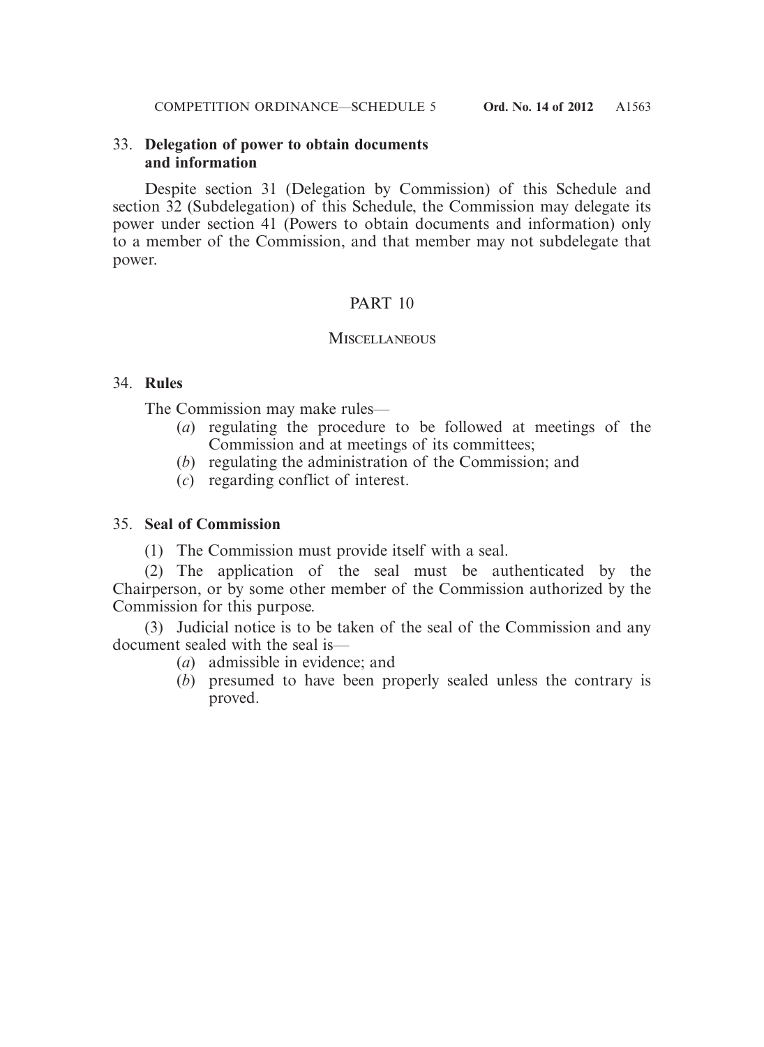### 33. **Delegation of power to obtain documents and information**

Despite section 31 (Delegation by Commission) of this Schedule and section 32 (Subdelegation) of this Schedule, the Commission may delegate its power under section 41 (Powers to obtain documents and information) only to a member of the Commission, and that member may not subdelegate that power.

## PART 10

## MISCELLANEOUS

### 34. **Rules**

The Commission may make rules—

- (*a*) regulating the procedure to be followed at meetings of the Commission and at meetings of its committees;
- (*b*) regulating the administration of the Commission; and
- (*c*) regarding conflict of interest.

### 35. **Seal of Commission**

(1) The Commission must provide itself with a seal.

(2) The application of the seal must be authenticated by the Chairperson, or by some other member of the Commission authorized by the Commission for this purpose.

(3) Judicial notice is to be taken of the seal of the Commission and any document sealed with the seal is—

- (*a*) admissible in evidence; and
- (*b*) presumed to have been properly sealed unless the contrary is proved.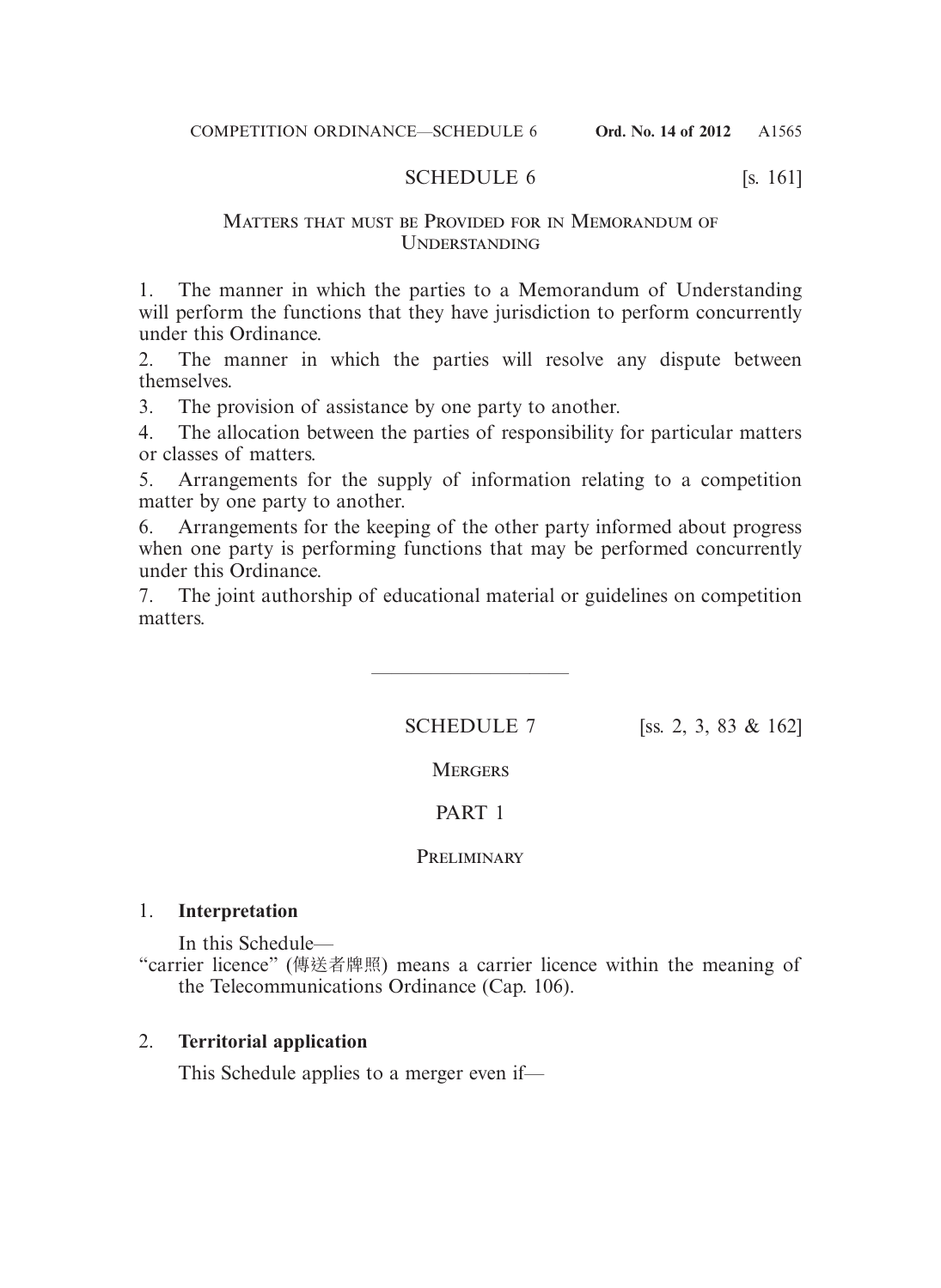## SCHEDULE 6 [s. 161]

### Matters that must be Provided for in Memorandum of Understanding

1. The manner in which the parties to a Memorandum of Understanding will perform the functions that they have jurisdiction to perform concurrently under this Ordinance.
2. The manner in which the parties will resolve any dispute between themselves.
3. The provision of assistance by one party to another.
4. The allocation between the parties of responsibility for particular matters or classes of matters.
5. Arrangements for the supply of information relating to a competition matter by one party to another.
6. Arrangements for the keeping of the other party informed about progress when one party is performing functions that may be performed concurrently under this Ordinance.
7. The joint authorship of educational material or guidelines on competition matters.

---

## SCHEDULE 7 [ss. 2, 3, 83 & 162]

### Mergers

### PART 1

### Preliminary

1. **Interpretation**

   In this Schedule—

   "carrier licence" (傳送者牌照) means a carrier licence within the meaning of the Telecommunications Ordinance (Cap. 106).

2. **Territorial application**

   This Schedule applies to a merger even if—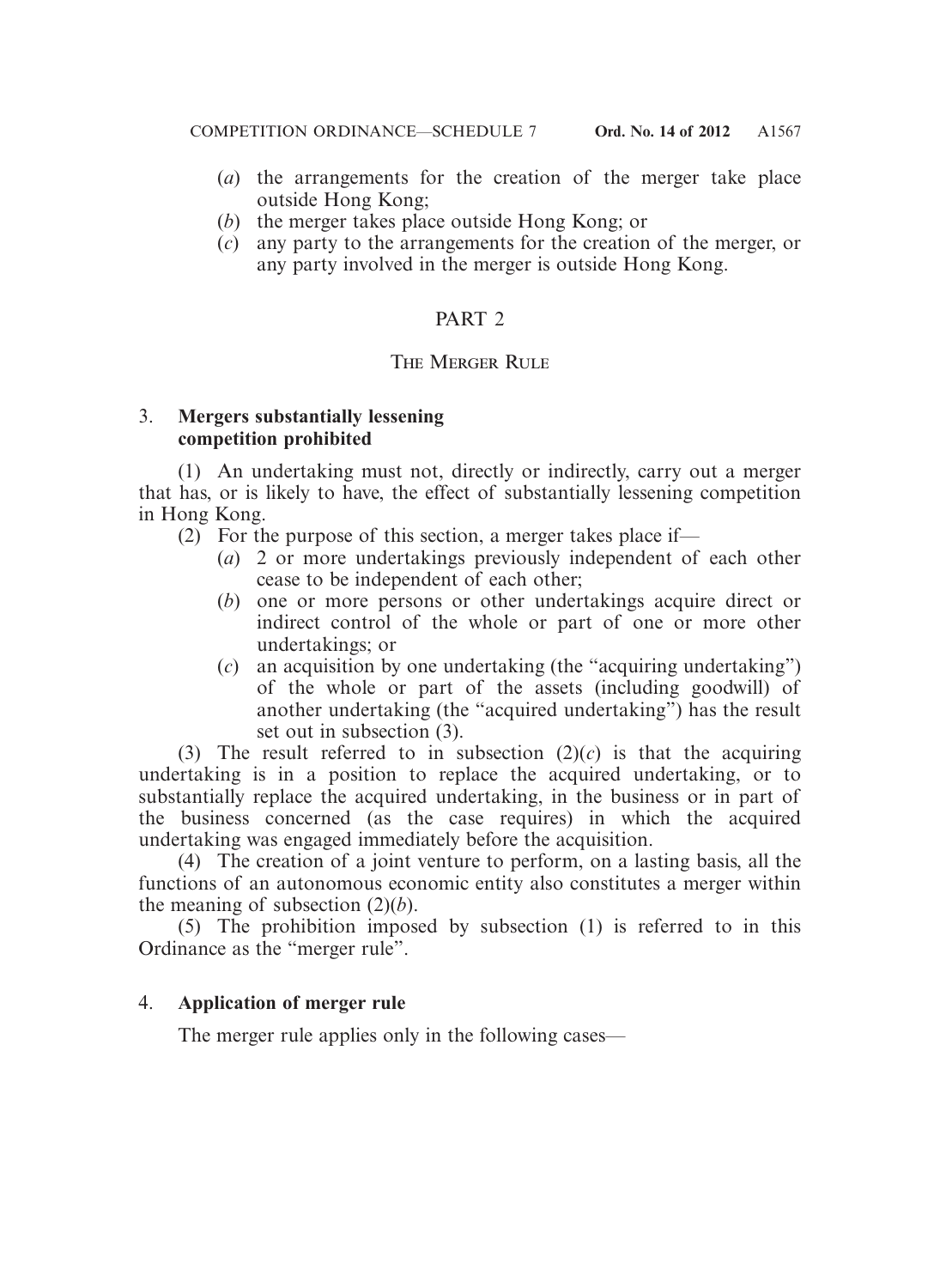(*a*) the arrangements for the creation of the merger take place outside Hong Kong;

(*b*) the merger takes place outside Hong Kong; or

(*c*) any party to the arrangements for the creation of the merger, or any party involved in the merger is outside Hong Kong.

## PART 2

### THE MERGER RULE

**3. Mergers substantially lessening competition prohibited**

(1) An undertaking must not, directly or indirectly, carry out a merger that has, or is likely to have, the effect of substantially lessening competition in Hong Kong.

(2) For the purpose of this section, a merger takes place if—

(*a*) 2 or more undertakings previously independent of each other cease to be independent of each other;

(*b*) one or more persons or other undertakings acquire direct or indirect control of the whole or part of one or more other undertakings; or

(*c*) an acquisition by one undertaking (the "acquiring undertaking") of the whole or part of the assets (including goodwill) of another undertaking (the "acquired undertaking") has the result set out in subsection (3).

(3) The result referred to in subsection (2)(*c*) is that the acquiring undertaking is in a position to replace the acquired undertaking, or to substantially replace the acquired undertaking, in the business or in part of the business concerned (as the case requires) in which the acquired undertaking was engaged immediately before the acquisition.

(4) The creation of a joint venture to perform, on a lasting basis, all the functions of an autonomous economic entity also constitutes a merger within the meaning of subsection (2)(*b*).

(5) The prohibition imposed by subsection (1) is referred to in this Ordinance as the "merger rule".

**4. Application of merger rule**

The merger rule applies only in the following cases—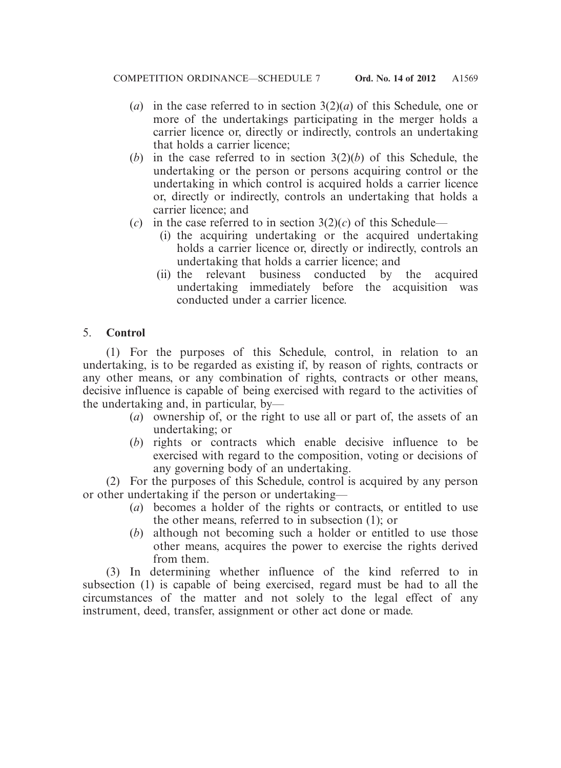(*a*) in the case referred to in section 3(2)(*a*) of this Schedule, one or more of the undertakings participating in the merger holds a carrier licence or, directly or indirectly, controls an undertaking that holds a carrier licence;

(*b*) in the case referred to in section 3(2)(*b*) of this Schedule, the undertaking or the person or persons acquiring control or the undertaking in which control is acquired holds a carrier licence or, directly or indirectly, controls an undertaking that holds a carrier licence; and

(*c*) in the case referred to in section 3(2)(*c*) of this Schedule—

(i) the acquiring undertaking or the acquired undertaking holds a carrier licence or, directly or indirectly, controls an undertaking that holds a carrier licence; and

(ii) the relevant business conducted by the acquired undertaking immediately before the acquisition was conducted under a carrier licence.

5. **Control**

(1) For the purposes of this Schedule, control, in relation to an undertaking, is to be regarded as existing if, by reason of rights, contracts or any other means, or any combination of rights, contracts or other means, decisive influence is capable of being exercised with regard to the activities of the undertaking and, in particular, by—

(*a*) ownership of, or the right to use all or part of, the assets of an undertaking; or

(*b*) rights or contracts which enable decisive influence to be exercised with regard to the composition, voting or decisions of any governing body of an undertaking.

(2) For the purposes of this Schedule, control is acquired by any person or other undertaking if the person or undertaking—

(*a*) becomes a holder of the rights or contracts, or entitled to use the other means, referred to in subsection (1); or

(*b*) although not becoming such a holder or entitled to use those other means, acquires the power to exercise the rights derived from them.

(3) In determining whether influence of the kind referred to in subsection (1) is capable of being exercised, regard must be had to all the circumstances of the matter and not solely to the legal effect of any instrument, deed, transfer, assignment or other act done or made.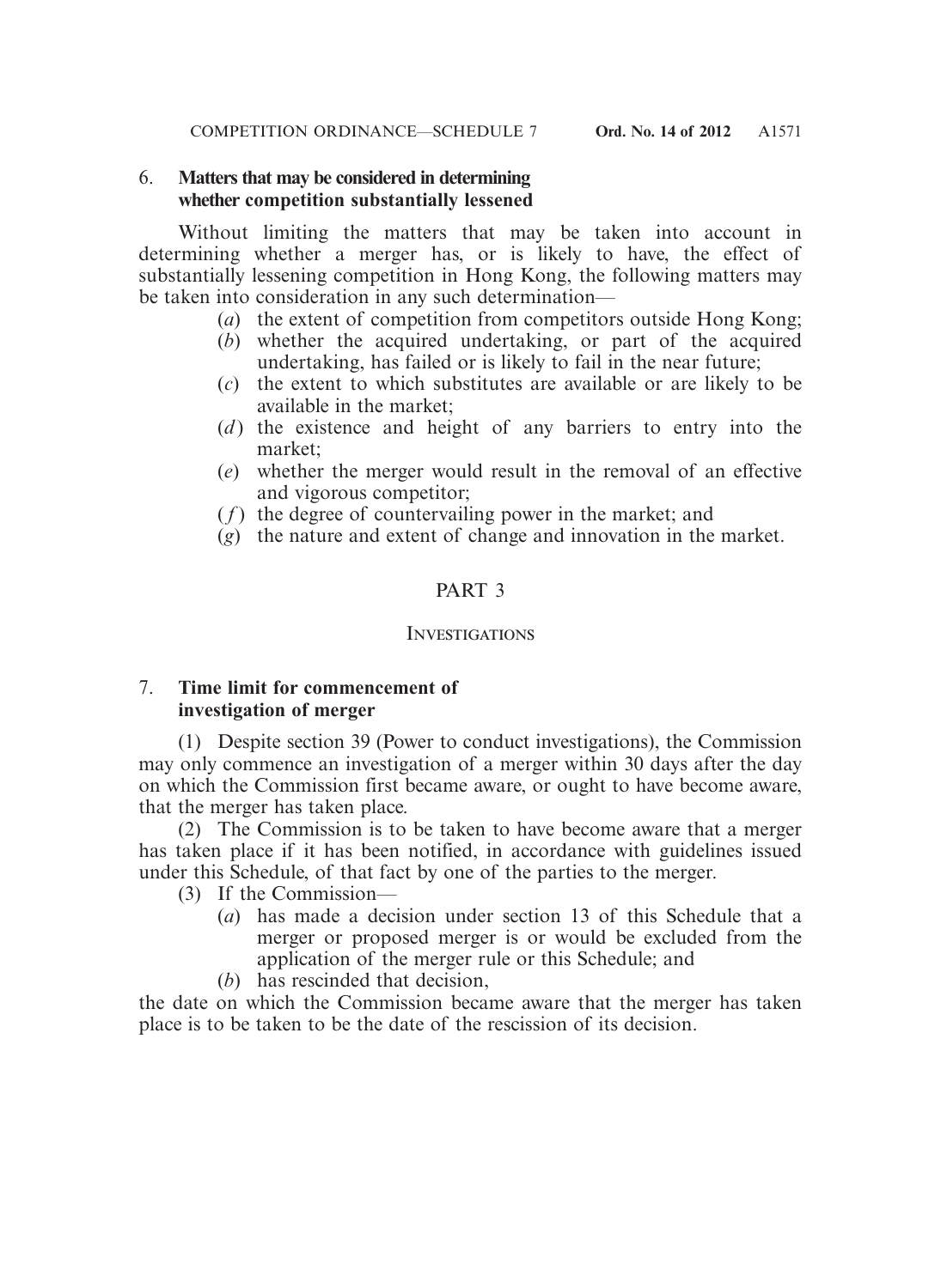### 6. **Matters that may be considered in determining whether competition substantially lessened**

Without limiting the matters that may be taken into account in determining whether a merger has, or is likely to have, the effect of substantially lessening competition in Hong Kong, the following matters may be taken into consideration in any such determination—

- (*a*) the extent of competition from competitors outside Hong Kong;
- (*b*) whether the acquired undertaking, or part of the acquired undertaking, has failed or is likely to fail in the near future;
- (*c*) the extent to which substitutes are available or are likely to be available in the market;
- (*d*) the existence and height of any barriers to entry into the market;
- (*e*) whether the merger would result in the removal of an effective and vigorous competitor;
- (*f*) the degree of countervailing power in the market; and
- (*g*) the nature and extent of change and innovation in the market.

## PART 3

## INVESTIGATIONS

### 7. **Time limit for commencement of investigation of merger**

(1) Despite section 39 (Power to conduct investigations), the Commission may only commence an investigation of a merger within 30 days after the day on which the Commission first became aware, or ought to have become aware, that the merger has taken place.

(2) The Commission is to be taken to have become aware that a merger has taken place if it has been notified, in accordance with guidelines issued under this Schedule, of that fact by one of the parties to the merger.

(3) If the Commission—

- (*a*) has made a decision under section 13 of this Schedule that a merger or proposed merger is or would be excluded from the application of the merger rule or this Schedule; and
- (*b*) has rescinded that decision,

the date on which the Commission became aware that the merger has taken place is to be taken to be the date of the rescission of its decision.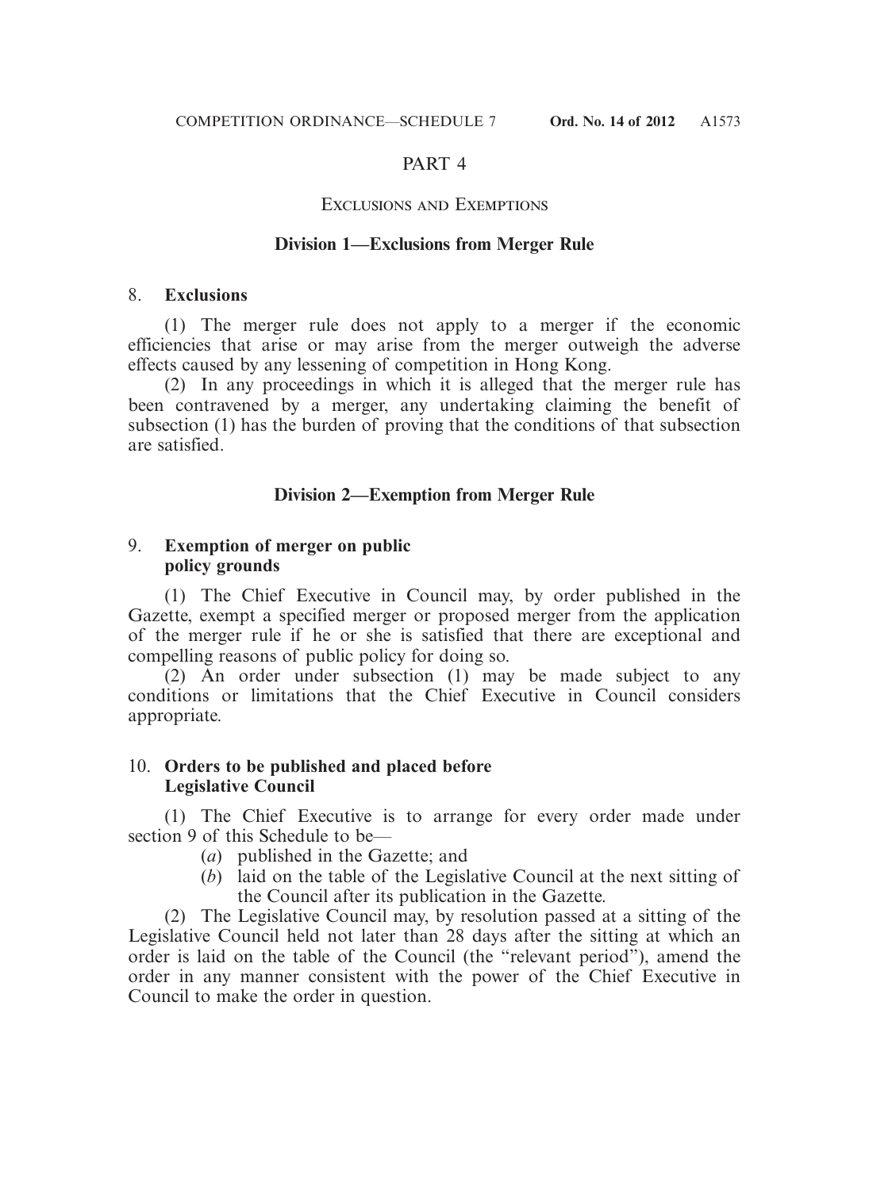# PART 4

## EXCLUSIONS AND EXEMPTIONS

### Division 1—Exclusions from Merger Rule

8. **Exclusions**

(1) The merger rule does not apply to a merger if the economic efficiencies that arise or may arise from the merger outweigh the adverse effects caused by any lessening of competition in Hong Kong.

(2) In any proceedings in which it is alleged that the merger rule has been contravened by a merger, any undertaking claiming the benefit of subsection (1) has the burden of proving that the conditions of that subsection are satisfied.

### Division 2—Exemption from Merger Rule

9. **Exemption of merger on public policy grounds**

(1) The Chief Executive in Council may, by order published in the Gazette, exempt a specified merger or proposed merger from the application of the merger rule if he or she is satisfied that there are exceptional and compelling reasons of public policy for doing so.

(2) An order under subsection (1) may be made subject to any conditions or limitations that the Chief Executive in Council considers appropriate.

10. **Orders to be published and placed before Legislative Council**

(1) The Chief Executive is to arrange for every order made under section 9 of this Schedule to be—

- (*a*) published in the Gazette; and
- (*b*) laid on the table of the Legislative Council at the next sitting of the Council after its publication in the Gazette.

(2) The Legislative Council may, by resolution passed at a sitting of the Legislative Council held not later than 28 days after the sitting at which an order is laid on the table of the Council (the "relevant period"), amend the order in any manner consistent with the power of the Chief Executive in Council to make the order in question.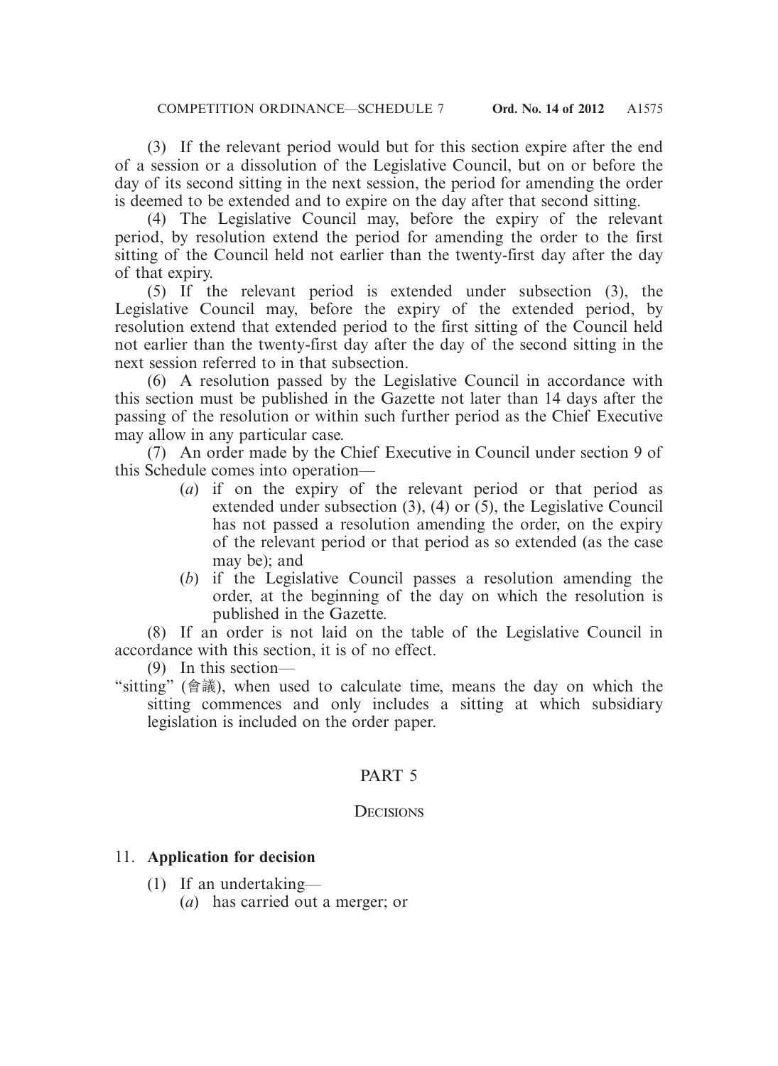(3) If the relevant period would but for this section expire after the end of a session or a dissolution of the Legislative Council, but on or before the day of its second sitting in the next session, the period for amending the order is deemed to be extended and to expire on the day after that second sitting.

(4) The Legislative Council may, before the expiry of the relevant period, by resolution extend the period for amending the order to the first sitting of the Council held not earlier than the twenty-first day after the day of that expiry.

(5) If the relevant period is extended under subsection (3), the Legislative Council may, before the expiry of the extended period, by resolution extend that extended period to the first sitting of the Council held not earlier than the twenty-first day after the day of the second sitting in the next session referred to in that subsection.

(6) A resolution passed by the Legislative Council in accordance with this section must be published in the Gazette not later than 14 days after the passing of the resolution or within such further period as the Chief Executive may allow in any particular case.

(7) An order made by the Chief Executive in Council under section 9 of this Schedule comes into operation—

- (*a*) if on the expiry of the relevant period or that period as extended under subsection (3), (4) or (5), the Legislative Council has not passed a resolution amending the order, on the expiry of the relevant period or that period as so extended (as the case may be); and
- (*b*) if the Legislative Council passes a resolution amending the order, at the beginning of the day on which the resolution is published in the Gazette.

(8) If an order is not laid on the table of the Legislative Council in accordance with this section, it is of no effect.

(9) In this section—

"sitting" (會議), when used to calculate time, means the day on which the sitting commences and only includes a sitting at which subsidiary legislation is included on the order paper.

## PART 5

### DECISIONS

#### 11. Application for decision

(1) If an undertaking—

- (*a*) has carried out a merger; or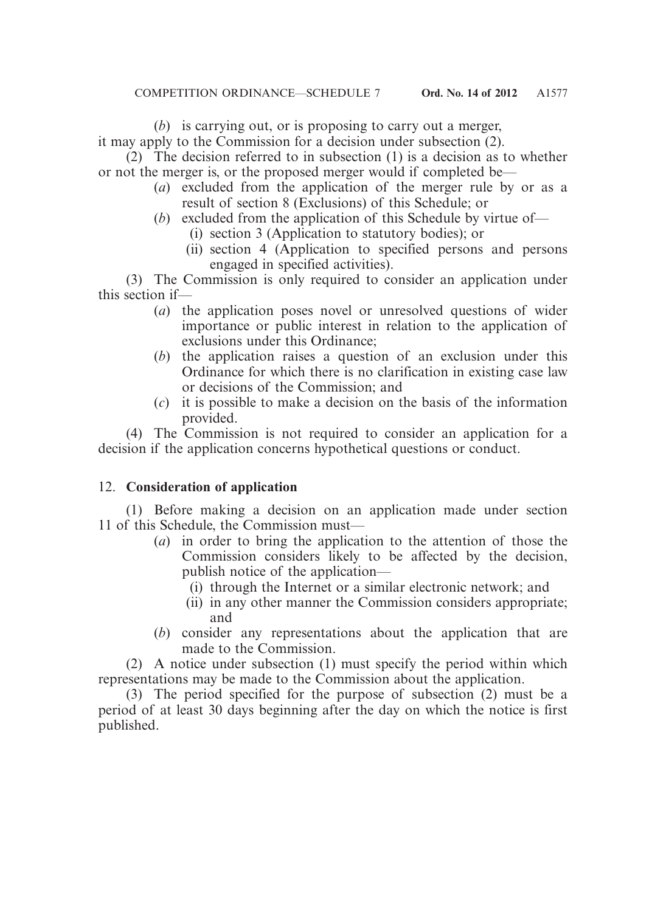(*b*) is carrying out, or is proposing to carry out a merger,

it may apply to the Commission for a decision under subsection (2).

(2) The decision referred to in subsection (1) is a decision as to whether or not the merger is, or the proposed merger would if completed be—

- (*a*) excluded from the application of the merger rule by or as a result of section 8 (Exclusions) of this Schedule; or
- (*b*) excluded from the application of this Schedule by virtue of—
  - (i) section 3 (Application to statutory bodies); or
  - (ii) section 4 (Application to specified persons and persons engaged in specified activities).

(3) The Commission is only required to consider an application under this section if—

- (*a*) the application poses novel or unresolved questions of wider importance or public interest in relation to the application of exclusions under this Ordinance;
- (*b*) the application raises a question of an exclusion under this Ordinance for which there is no clarification in existing case law or decisions of the Commission; and
- (*c*) it is possible to make a decision on the basis of the information provided.

(4) The Commission is not required to consider an application for a decision if the application concerns hypothetical questions or conduct.

### 12. **Consideration of application**

(1) Before making a decision on an application made under section 11 of this Schedule, the Commission must—

- (*a*) in order to bring the application to the attention of those the Commission considers likely to be affected by the decision, publish notice of the application—
  - (i) through the Internet or a similar electronic network; and
  - (ii) in any other manner the Commission considers appropriate; and
- (*b*) consider any representations about the application that are made to the Commission.

(2) A notice under subsection (1) must specify the period within which representations may be made to the Commission about the application.

(3) The period specified for the purpose of subsection (2) must be a period of at least 30 days beginning after the day on which the notice is first published.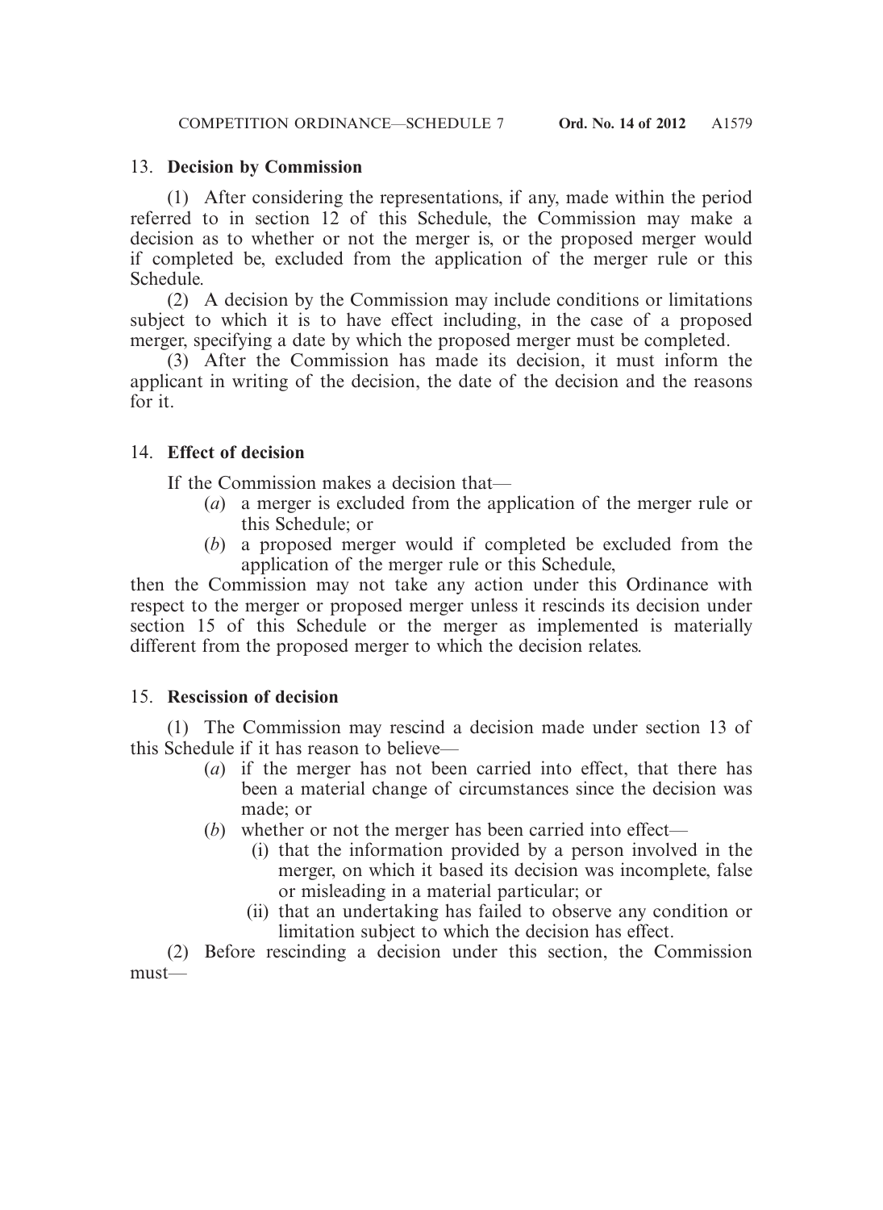### 13. **Decision by Commission**

(1) After considering the representations, if any, made within the period referred to in section 12 of this Schedule, the Commission may make a decision as to whether or not the merger is, or the proposed merger would if completed be, excluded from the application of the merger rule or this Schedule.

(2) A decision by the Commission may include conditions or limitations subject to which it is to have effect including, in the case of a proposed merger, specifying a date by which the proposed merger must be completed.

(3) After the Commission has made its decision, it must inform the applicant in writing of the decision, the date of the decision and the reasons for it.

### 14. **Effect of decision**

If the Commission makes a decision that—

- (*a*) a merger is excluded from the application of the merger rule or this Schedule; or
- (*b*) a proposed merger would if completed be excluded from the application of the merger rule or this Schedule,

then the Commission may not take any action under this Ordinance with respect to the merger or proposed merger unless it rescinds its decision under section 15 of this Schedule or the merger as implemented is materially different from the proposed merger to which the decision relates.

### 15. **Rescission of decision**

(1) The Commission may rescind a decision made under section 13 of this Schedule if it has reason to believe—

- (*a*) if the merger has not been carried into effect, that there has been a material change of circumstances since the decision was made; or
- (*b*) whether or not the merger has been carried into effect—
  - (i) that the information provided by a person involved in the merger, on which it based its decision was incomplete, false or misleading in a material particular; or
  - (ii) that an undertaking has failed to observe any condition or limitation subject to which the decision has effect.

(2) Before rescinding a decision under this section, the Commission must—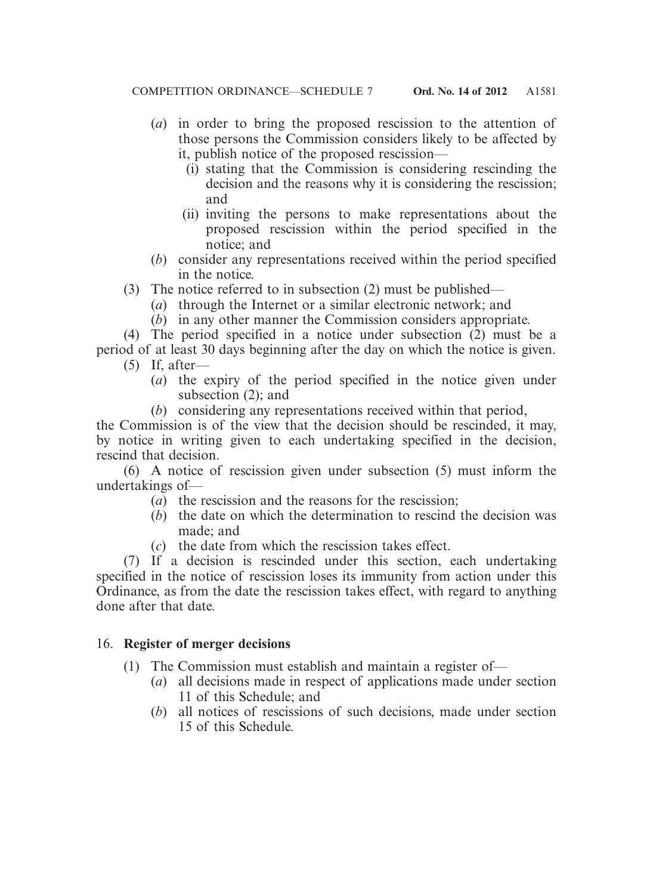(*a*) in order to bring the proposed rescission to the attention of those persons the Commission considers likely to be affected by it, publish notice of the proposed rescission—

(i) stating that the Commission is considering rescinding the decision and the reasons why it is considering the rescission; and

(ii) inviting the persons to make representations about the proposed rescission within the period specified in the notice; and

(*b*) consider any representations received within the period specified in the notice.

(3) The notice referred to in subsection (2) must be published—

(*a*) through the Internet or a similar electronic network; and

(*b*) in any other manner the Commission considers appropriate.

(4) The period specified in a notice under subsection (2) must be a period of at least 30 days beginning after the day on which the notice is given.

(5) If, after—

(*a*) the expiry of the period specified in the notice given under subsection (2); and

(*b*) considering any representations received within that period,

the Commission is of the view that the decision should be rescinded, it may, by notice in writing given to each undertaking specified in the decision, rescind that decision.

(6) A notice of rescission given under subsection (5) must inform the undertakings of—

(*a*) the rescission and the reasons for the rescission;

(*b*) the date on which the determination to rescind the decision was made; and

(*c*) the date from which the rescission takes effect.

(7) If a decision is rescinded under this section, each undertaking specified in the notice of rescission loses its immunity from action under this Ordinance, as from the date the rescission takes effect, with regard to anything done after that date.

16. **Register of merger decisions**

(1) The Commission must establish and maintain a register of—

(*a*) all decisions made in respect of applications made under section 11 of this Schedule; and

(*b*) all notices of rescissions of such decisions, made under section 15 of this Schedule.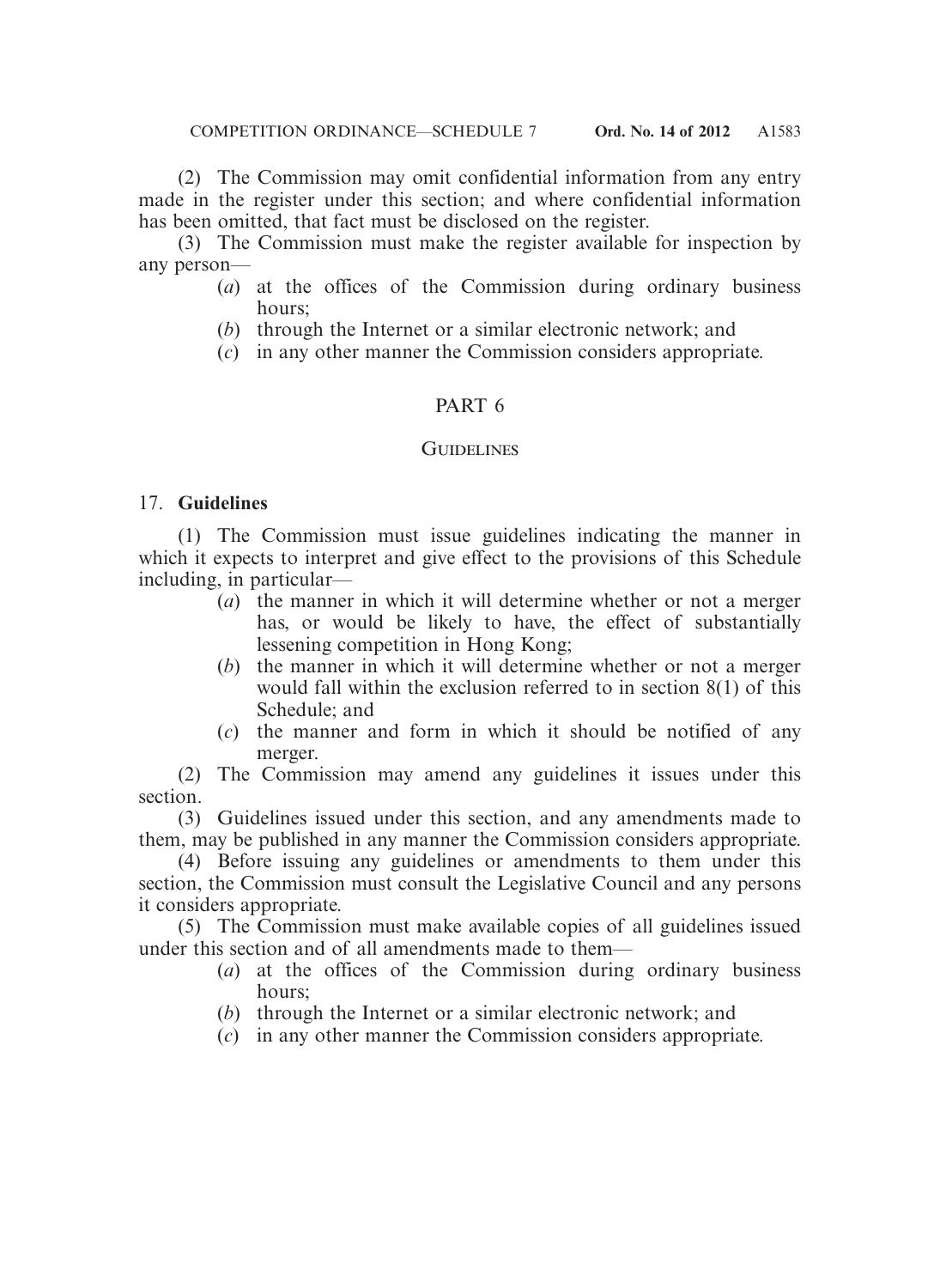(2) The Commission may omit confidential information from any entry made in the register under this section; and where confidential information has been omitted, that fact must be disclosed on the register.

(3) The Commission must make the register available for inspection by any person—

(*a*) at the offices of the Commission during ordinary business hours;

(*b*) through the Internet or a similar electronic network; and

(*c*) in any other manner the Commission considers appropriate.

## PART 6

## GUIDELINES

### 17. **Guidelines**

(1) The Commission must issue guidelines indicating the manner in which it expects to interpret and give effect to the provisions of this Schedule including, in particular—

(*a*) the manner in which it will determine whether or not a merger has, or would be likely to have, the effect of substantially lessening competition in Hong Kong;

(*b*) the manner in which it will determine whether or not a merger would fall within the exclusion referred to in section 8(1) of this Schedule; and

(*c*) the manner and form in which it should be notified of any merger.

(2) The Commission may amend any guidelines it issues under this section.

(3) Guidelines issued under this section, and any amendments made to them, may be published in any manner the Commission considers appropriate.

(4) Before issuing any guidelines or amendments to them under this section, the Commission must consult the Legislative Council and any persons it considers appropriate.

(5) The Commission must make available copies of all guidelines issued under this section and of all amendments made to them—

(*a*) at the offices of the Commission during ordinary business hours;

(*b*) through the Internet or a similar electronic network; and

(*c*) in any other manner the Commission considers appropriate.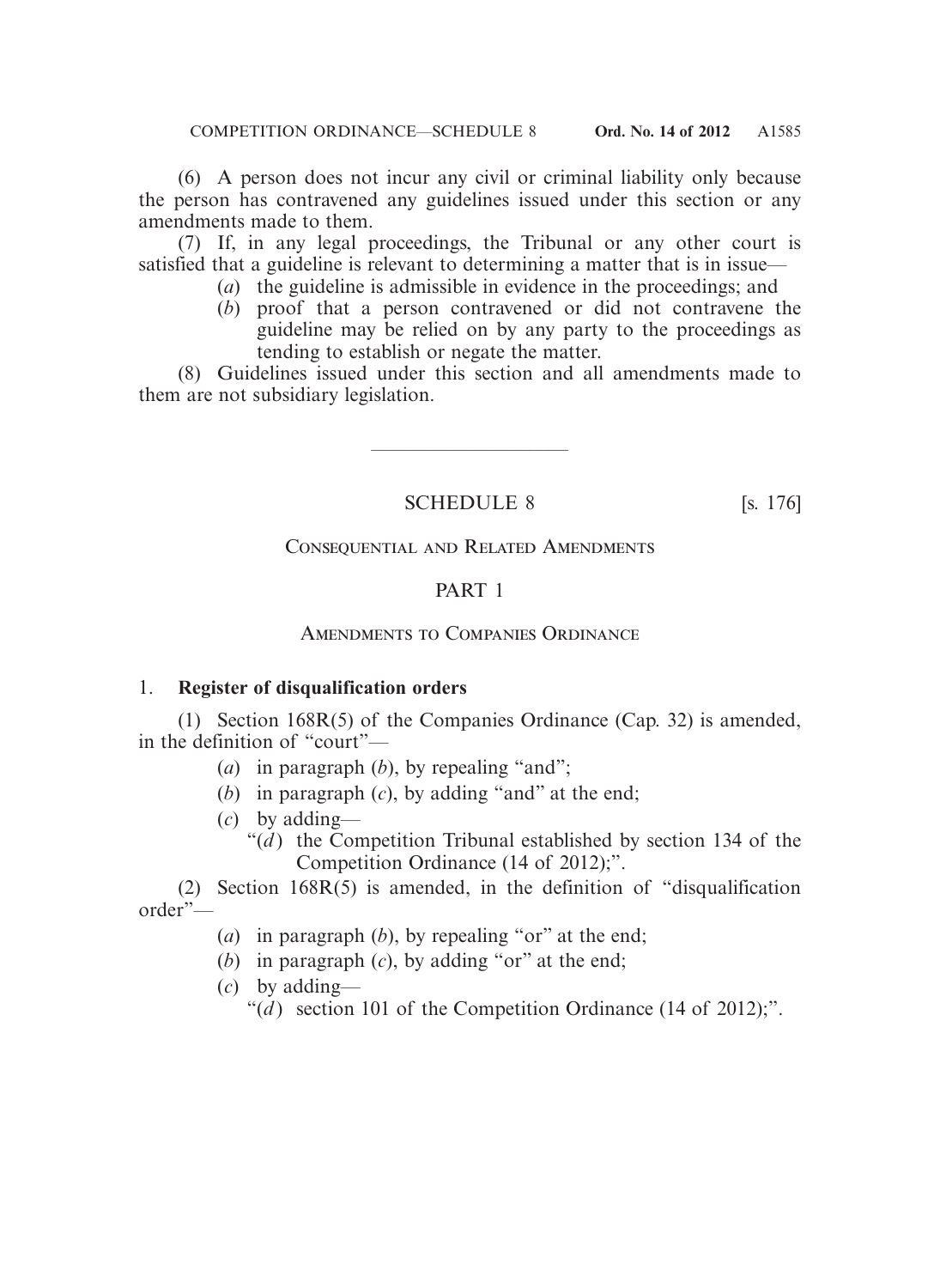(6) A person does not incur any civil or criminal liability only because the person has contravened any guidelines issued under this section or any amendments made to them.

(7) If, in any legal proceedings, the Tribunal or any other court is satisfied that a guideline is relevant to determining a matter that is in issue—

(*a*) the guideline is admissible in evidence in the proceedings; and

(*b*) proof that a person contravened or did not contravene the guideline may be relied on by any party to the proceedings as tending to establish or negate the matter.

(8) Guidelines issued under this section and all amendments made to them are not subsidiary legislation.

---

## SCHEDULE 8 [s. 176]

### Consequential and Related Amendments

### PART 1

### Amendments to Companies Ordinance

1. **Register of disqualification orders**

(1) Section 168R(5) of the Companies Ordinance (Cap. 32) is amended, in the definition of "court"—

(*a*) in paragraph (*b*), by repealing "and";

(*b*) in paragraph (*c*), by adding "and" at the end;

(*c*) by adding—

"(*d*) the Competition Tribunal established by section 134 of the Competition Ordinance (14 of 2012);".

(2) Section 168R(5) is amended, in the definition of "disqualification order"—

(*a*) in paragraph (*b*), by repealing "or" at the end;

(*b*) in paragraph (*c*), by adding "or" at the end;

(*c*) by adding—

"(*d*) section 101 of the Competition Ordinance (14 of 2012);".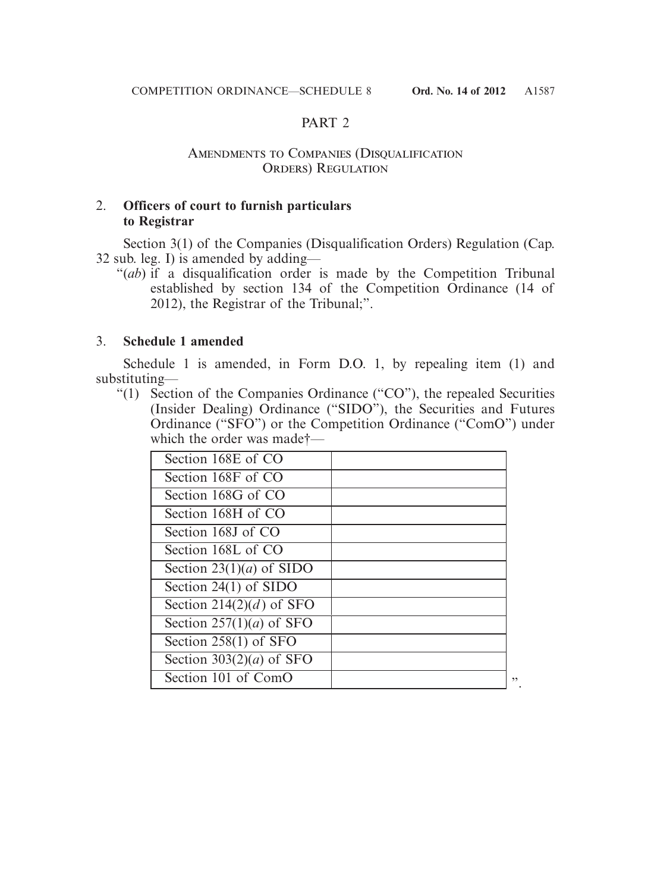## PART 2

### Amendments to Companies (Disqualification Orders) Regulation

2. **Officers of court to furnish particulars to Registrar**

Section 3(1) of the Companies (Disqualification Orders) Regulation (Cap. 32 sub. leg. I) is amended by adding—

"(*ab*) if a disqualification order is made by the Competition Tribunal established by section 134 of the Competition Ordinance (14 of 2012), the Registrar of the Tribunal;".

3. **Schedule 1 amended**

Schedule 1 is amended, in Form D.O. 1, by repealing item (1) and substituting—

"(1) Section of the Companies Ordinance ("CO"), the repealed Securities (Insider Dealing) Ordinance ("SIDO"), the Securities and Futures Ordinance ("SFO") or the Competition Ordinance ("ComO") under which the order was made†—

| | |
|---|---|
| Section 168E of CO | |
| Section 168F of CO | |
| Section 168G of CO | |
| Section 168H of CO | |
| Section 168J of CO | |
| Section 168L of CO | |
| Section 23(1)(*a*) of SIDO | |
| Section 24(1) of SIDO | |
| Section 214(2)(*d*) of SFO | |
| Section 257(1)(*a*) of SFO | |
| Section 258(1) of SFO | |
| Section 303(2)(*a*) of SFO | |
| Section 101 of ComO | |

".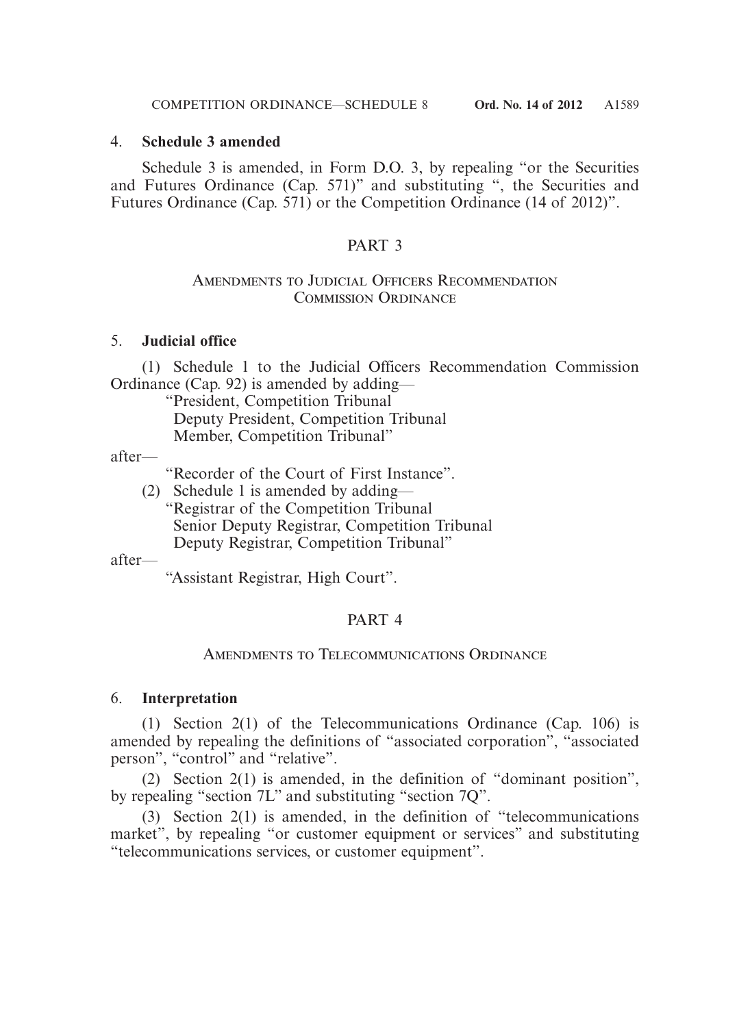#### 4. **Schedule 3 amended**

Schedule 3 is amended, in Form D.O. 3, by repealing "or the Securities and Futures Ordinance (Cap. 571)" and substituting ", the Securities and Futures Ordinance (Cap. 571) or the Competition Ordinance (14 of 2012)".

## PART 3

### Amendments to Judicial Officers Recommendation Commission Ordinance

#### 5. **Judicial office**

(1) Schedule 1 to the Judicial Officers Recommendation Commission Ordinance (Cap. 92) is amended by adding—

"President, Competition Tribunal
Deputy President, Competition Tribunal
Member, Competition Tribunal"

after—

"Recorder of the Court of First Instance".

(2) Schedule 1 is amended by adding—

"Registrar of the Competition Tribunal
Senior Deputy Registrar, Competition Tribunal
Deputy Registrar, Competition Tribunal"

after—

"Assistant Registrar, High Court".

## PART 4

### Amendments to Telecommunications Ordinance

#### 6. **Interpretation**

(1) Section 2(1) of the Telecommunications Ordinance (Cap. 106) is amended by repealing the definitions of "associated corporation", "associated person", "control" and "relative".

(2) Section 2(1) is amended, in the definition of "dominant position", by repealing "section 7L" and substituting "section 7Q".

(3) Section 2(1) is amended, in the definition of "telecommunications market", by repealing "or customer equipment or services" and substituting "telecommunications services, or customer equipment".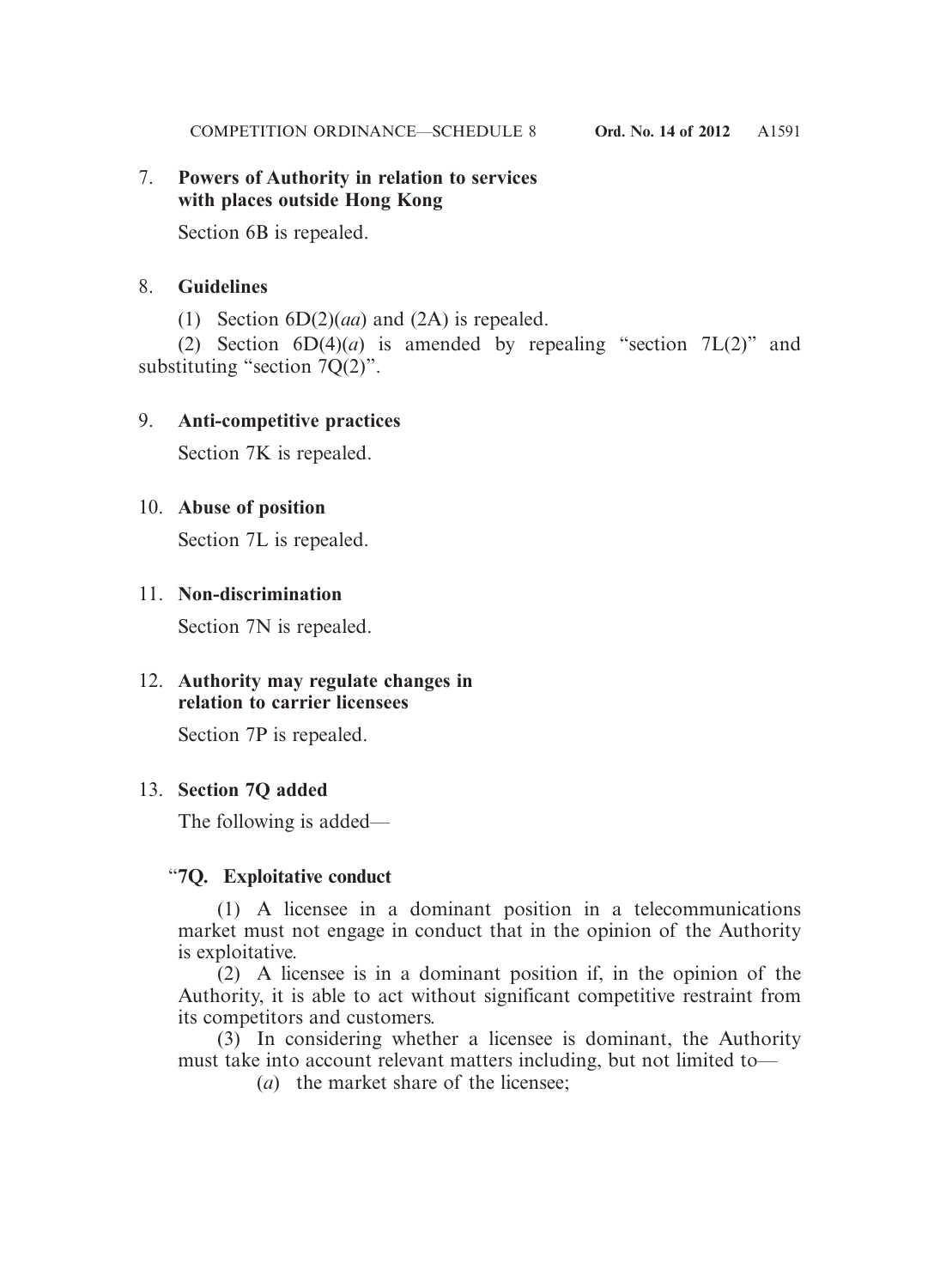7. **Powers of Authority in relation to services with places outside Hong Kong**

Section 6B is repealed.

8. **Guidelines**

(1) Section 6D(2)(*aa*) and (2A) is repealed.

(2) Section 6D(4)(*a*) is amended by repealing "section 7L(2)" and substituting "section 7Q(2)".

9. **Anti-competitive practices**

Section 7K is repealed.

10. **Abuse of position**

Section 7L is repealed.

11. **Non-discrimination**

Section 7N is repealed.

12. **Authority may regulate changes in relation to carrier licensees**

Section 7P is repealed.

13. **Section 7Q added**

The following is added—

"**7Q. Exploitative conduct**

(1) A licensee in a dominant position in a telecommunications market must not engage in conduct that in the opinion of the Authority is exploitative.

(2) A licensee is in a dominant position if, in the opinion of the Authority, it is able to act without significant competitive restraint from its competitors and customers.

(3) In considering whether a licensee is dominant, the Authority must take into account relevant matters including, but not limited to—

(*a*) the market share of the licensee;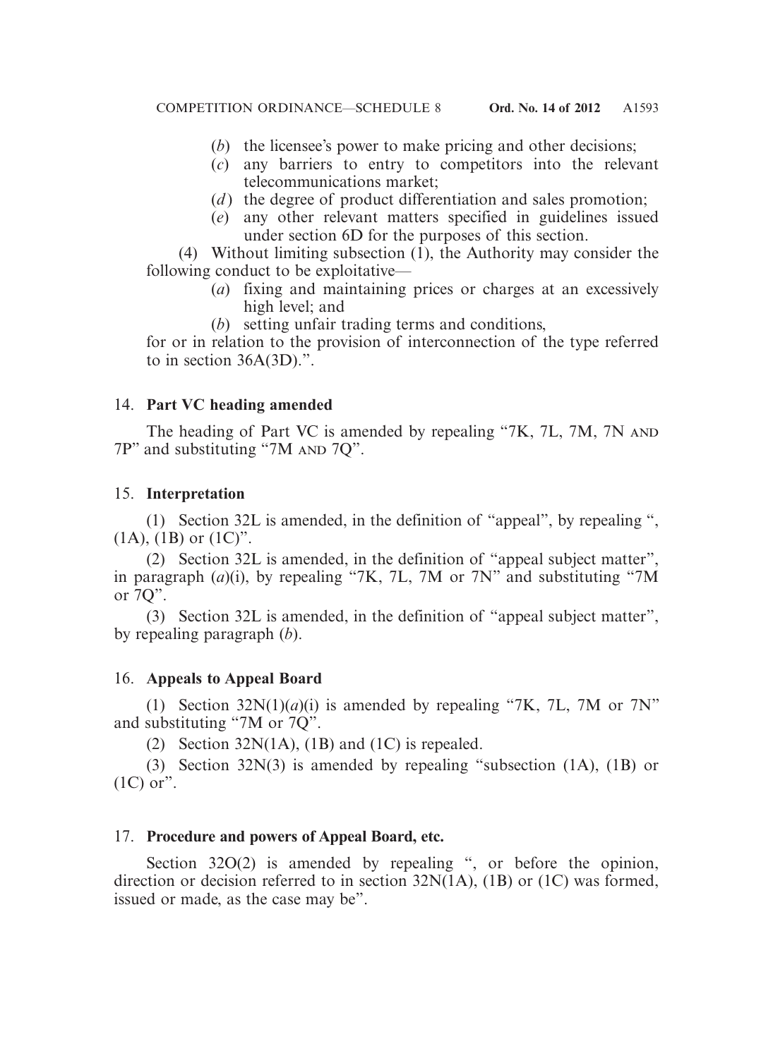(*b*) the licensee's power to make pricing and other decisions;

(*c*) any barriers to entry to competitors into the relevant telecommunications market;

(*d*) the degree of product differentiation and sales promotion;

(*e*) any other relevant matters specified in guidelines issued under section 6D for the purposes of this section.

(4) Without limiting subsection (1), the Authority may consider the following conduct to be exploitative—

(*a*) fixing and maintaining prices or charges at an excessively high level; and

(*b*) setting unfair trading terms and conditions,

for or in relation to the provision of interconnection of the type referred to in section 36A(3D).".

14. **Part VC heading amended**

The heading of Part VC is amended by repealing "7K, 7L, 7M, 7N AND 7P" and substituting "7M AND 7Q".

15. **Interpretation**

(1) Section 32L is amended, in the definition of "appeal", by repealing ", (1A), (1B) or (1C)".

(2) Section 32L is amended, in the definition of "appeal subject matter", in paragraph (*a*)(i), by repealing "7K, 7L, 7M or 7N" and substituting "7M or 7Q".

(3) Section 32L is amended, in the definition of "appeal subject matter", by repealing paragraph (*b*).

16. **Appeals to Appeal Board**

(1) Section 32N(1)(*a*)(i) is amended by repealing "7K, 7L, 7M or 7N" and substituting "7M or 7Q".

(2) Section 32N(1A), (1B) and (1C) is repealed.

(3) Section 32N(3) is amended by repealing "subsection (1A), (1B) or (1C) or".

17. **Procedure and powers of Appeal Board, etc.**

Section 32O(2) is amended by repealing ", or before the opinion, direction or decision referred to in section 32N(1A), (1B) or (1C) was formed, issued or made, as the case may be".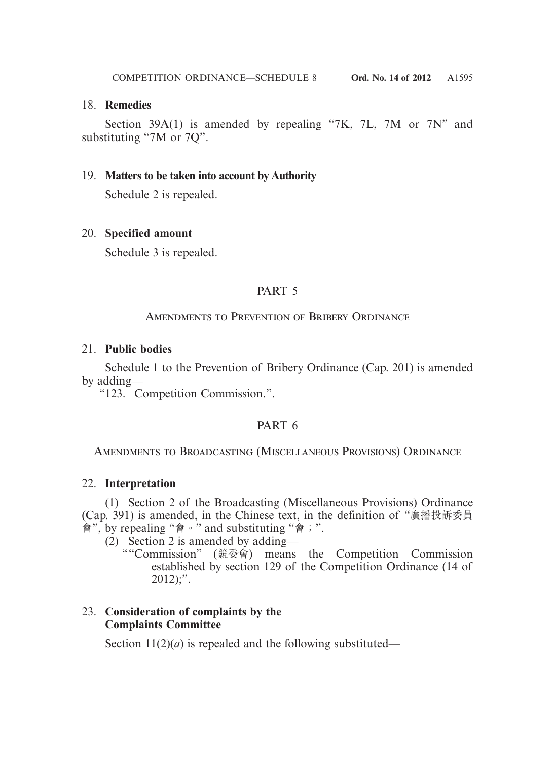18. **Remedies**

Section 39A(1) is amended by repealing "7K, 7L, 7M or 7N" and substituting "7M or 7Q".

19. **Matters to be taken into account by Authority**

Schedule 2 is repealed.

20. **Specified amount**

Schedule 3 is repealed.

## PART 5

### Amendments to Prevention of Bribery Ordinance

21. **Public bodies**

Schedule 1 to the Prevention of Bribery Ordinance (Cap. 201) is amended by adding—

"123. Competition Commission.".

## PART 6

### Amendments to Broadcasting (Miscellaneous Provisions) Ordinance

22. **Interpretation**

(1) Section 2 of the Broadcasting (Miscellaneous Provisions) Ordinance (Cap. 391) is amended, in the Chinese text, in the definition of "廣播投訴委員會", by repealing "會。" and substituting "會；".

(2) Section 2 is amended by adding—

""Commission" (競委會) means the Competition Commission established by section 129 of the Competition Ordinance (14 of 2012);".

23. **Consideration of complaints by the Complaints Committee**

Section 11(2)(*a*) is repealed and the following substituted—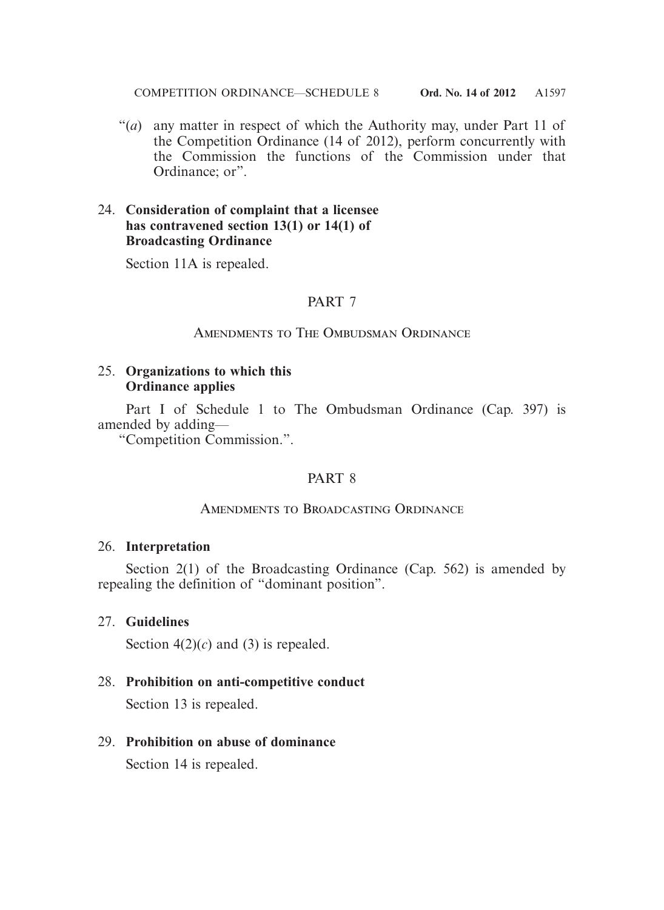"(*a*) any matter in respect of which the Authority may, under Part 11 of the Competition Ordinance (14 of 2012), perform concurrently with the Commission the functions of the Commission under that Ordinance; or".

24. **Consideration of complaint that a licensee has contravened section 13(1) or 14(1) of Broadcasting Ordinance**

Section 11A is repealed.

## PART 7

### Amendments to The Ombudsman Ordinance

25. **Organizations to which this Ordinance applies**

Part I of Schedule 1 to The Ombudsman Ordinance (Cap. 397) is amended by adding—

"Competition Commission.".

## PART 8

### Amendments to Broadcasting Ordinance

26. **Interpretation**

Section 2(1) of the Broadcasting Ordinance (Cap. 562) is amended by repealing the definition of "dominant position".

27. **Guidelines**

Section 4(2)(*c*) and (3) is repealed.

28. **Prohibition on anti-competitive conduct**

Section 13 is repealed.

29. **Prohibition on abuse of dominance**

Section 14 is repealed.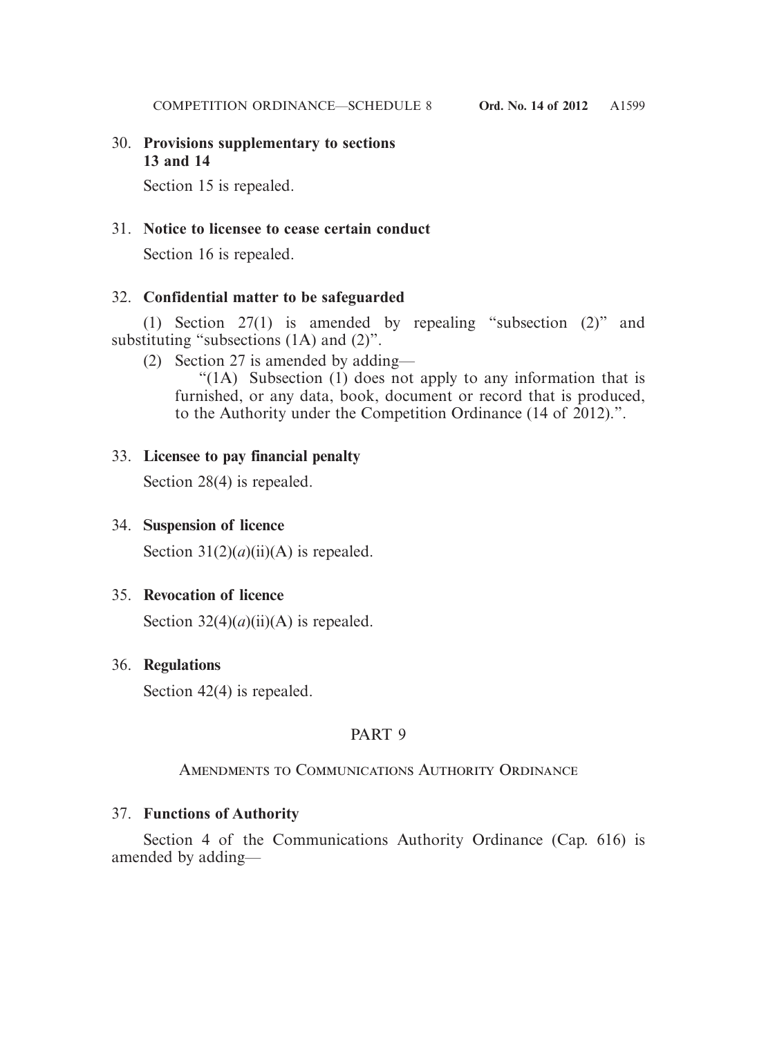30. **Provisions supplementary to sections 13 and 14**

Section 15 is repealed.

31. **Notice to licensee to cease certain conduct**

Section 16 is repealed.

32. **Confidential matter to be safeguarded**

(1) Section 27(1) is amended by repealing "subsection (2)" and substituting "subsections (1A) and (2)".

(2) Section 27 is amended by adding—

"(1A) Subsection (1) does not apply to any information that is furnished, or any data, book, document or record that is produced, to the Authority under the Competition Ordinance (14 of 2012).".

33. **Licensee to pay financial penalty**

Section 28(4) is repealed.

34. **Suspension of licence**

Section 31(2)(*a*)(ii)(A) is repealed.

35. **Revocation of licence**

Section 32(4)(*a*)(ii)(A) is repealed.

36. **Regulations**

Section 42(4) is repealed.

## PART 9

### Amendments to Communications Authority Ordinance

37. **Functions of Authority**

Section 4 of the Communications Authority Ordinance (Cap. 616) is amended by adding—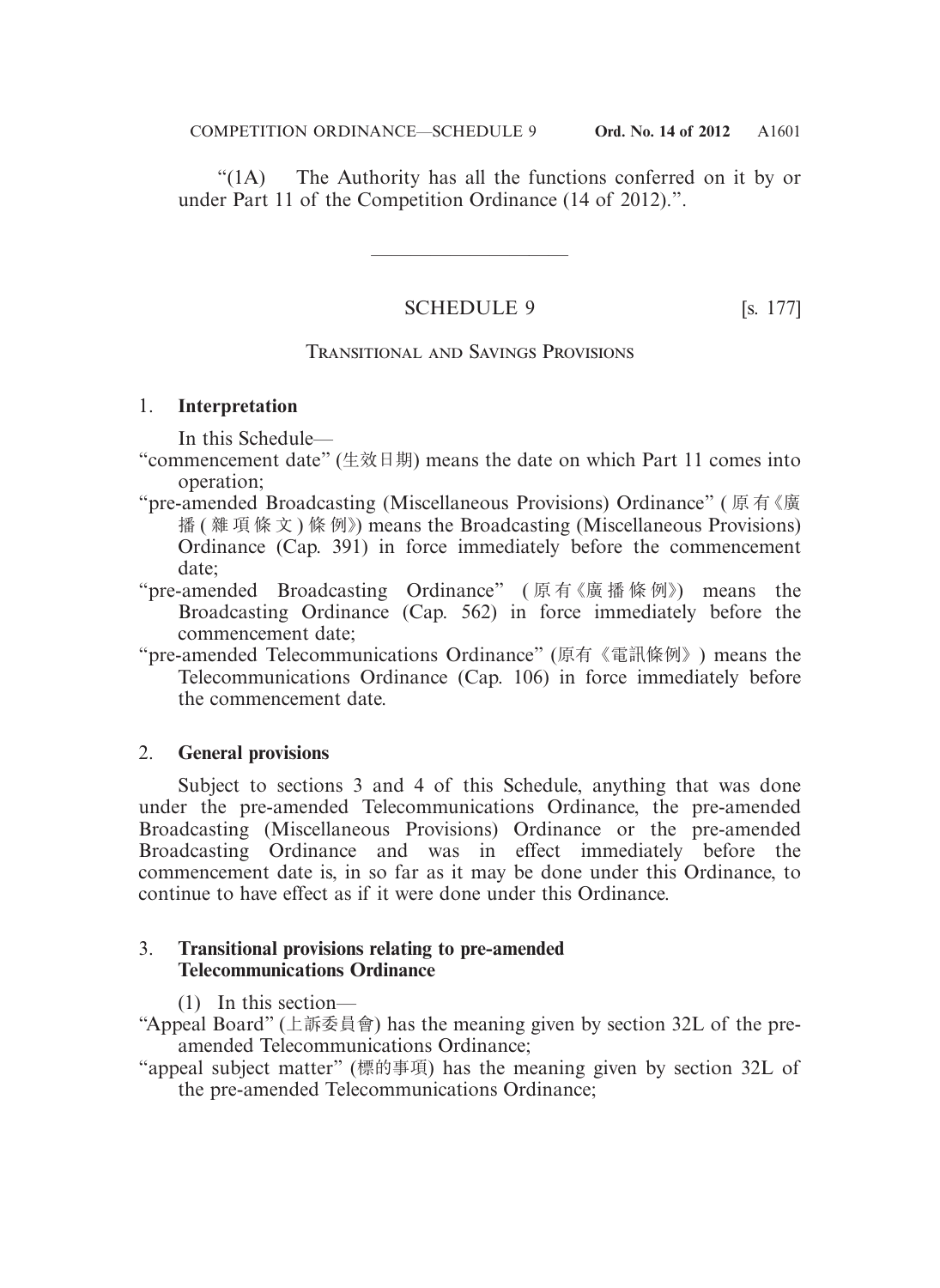"(1A) The Authority has all the functions conferred on it by or under Part 11 of the Competition Ordinance (14 of 2012).".

---

## SCHEDULE 9 [s. 177]

### Transitional and Savings Provisions

#### 1. Interpretation

In this Schedule—

"commencement date" (生效日期) means the date on which Part 11 comes into operation;

"pre-amended Broadcasting (Miscellaneous Provisions) Ordinance" (原有《廣播(雜項條文)條例》) means the Broadcasting (Miscellaneous Provisions) Ordinance (Cap. 391) in force immediately before the commencement date;

"pre-amended Broadcasting Ordinance" (原有《廣播條例》) means the Broadcasting Ordinance (Cap. 562) in force immediately before the commencement date;

"pre-amended Telecommunications Ordinance" (原有《電訊條例》) means the Telecommunications Ordinance (Cap. 106) in force immediately before the commencement date.

#### 2. General provisions

Subject to sections 3 and 4 of this Schedule, anything that was done under the pre-amended Telecommunications Ordinance, the pre-amended Broadcasting (Miscellaneous Provisions) Ordinance or the pre-amended Broadcasting Ordinance and was in effect immediately before the commencement date is, in so far as it may be done under this Ordinance, to continue to have effect as if it were done under this Ordinance.

#### 3. Transitional provisions relating to pre-amended Telecommunications Ordinance

(1) In this section—

"Appeal Board" (上訴委員會) has the meaning given by section 32L of the pre-amended Telecommunications Ordinance;

"appeal subject matter" (標的事項) has the meaning given by section 32L of the pre-amended Telecommunications Ordinance;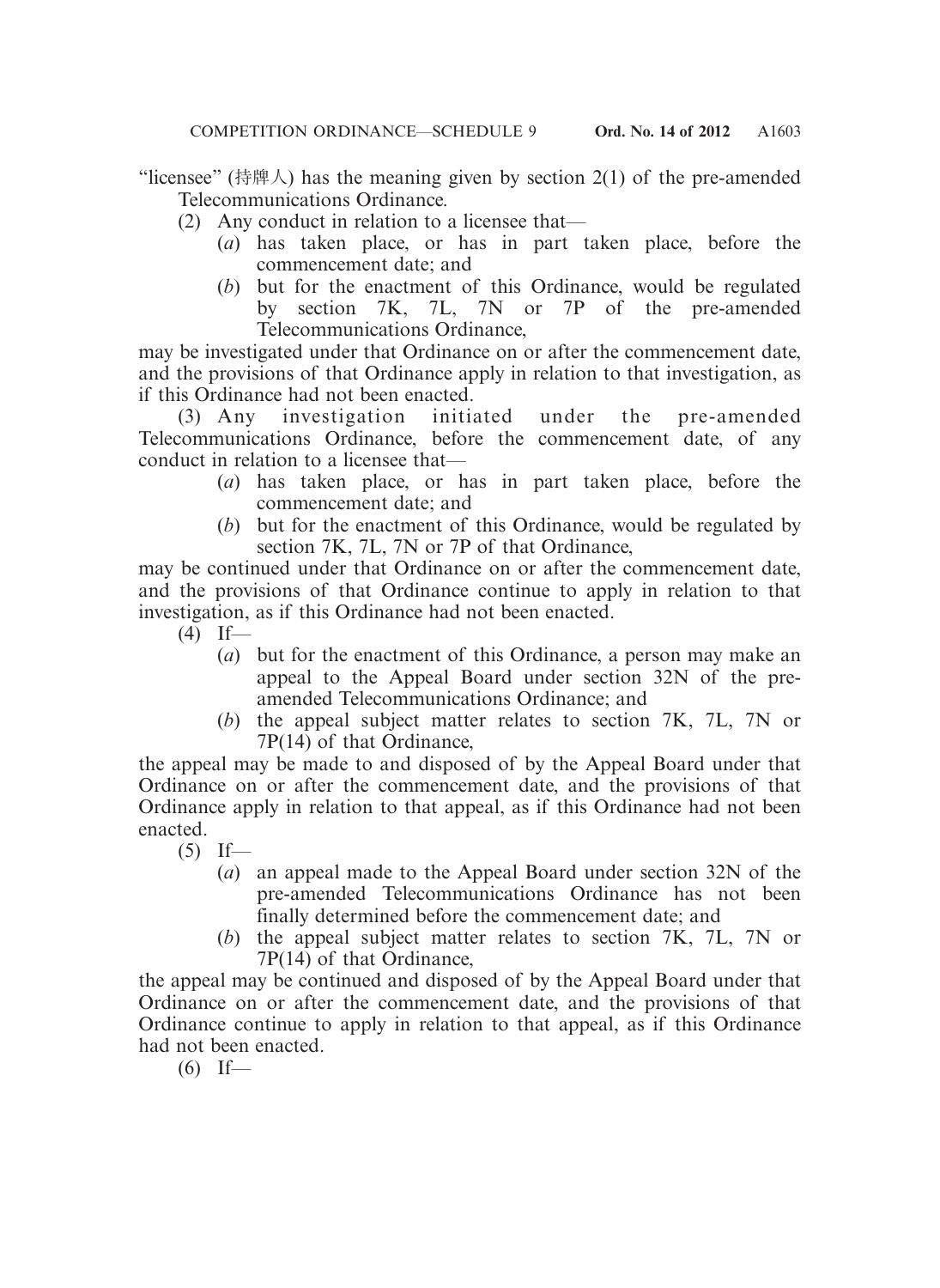"licensee" (持牌人) has the meaning given by section 2(1) of the pre-amended Telecommunications Ordinance.

(2) Any conduct in relation to a licensee that—

(*a*) has taken place, or has in part taken place, before the commencement date; and

(*b*) but for the enactment of this Ordinance, would be regulated by section 7K, 7L, 7N or 7P of the pre-amended Telecommunications Ordinance,

may be investigated under that Ordinance on or after the commencement date, and the provisions of that Ordinance apply in relation to that investigation, as if this Ordinance had not been enacted.

(3) Any investigation initiated under the pre-amended Telecommunications Ordinance, before the commencement date, of any conduct in relation to a licensee that—

(*a*) has taken place, or has in part taken place, before the commencement date; and

(*b*) but for the enactment of this Ordinance, would be regulated by section 7K, 7L, 7N or 7P of that Ordinance,

may be continued under that Ordinance on or after the commencement date, and the provisions of that Ordinance continue to apply in relation to that investigation, as if this Ordinance had not been enacted.

(4) If—

(*a*) but for the enactment of this Ordinance, a person may make an appeal to the Appeal Board under section 32N of the pre-amended Telecommunications Ordinance; and

(*b*) the appeal subject matter relates to section 7K, 7L, 7N or 7P(14) of that Ordinance,

the appeal may be made to and disposed of by the Appeal Board under that Ordinance on or after the commencement date, and the provisions of that Ordinance apply in relation to that appeal, as if this Ordinance had not been enacted.

(5) If—

(*a*) an appeal made to the Appeal Board under section 32N of the pre-amended Telecommunications Ordinance has not been finally determined before the commencement date; and

(*b*) the appeal subject matter relates to section 7K, 7L, 7N or 7P(14) of that Ordinance,

the appeal may be continued and disposed of by the Appeal Board under that Ordinance on or after the commencement date, and the provisions of that Ordinance continue to apply in relation to that appeal, as if this Ordinance had not been enacted.

(6) If—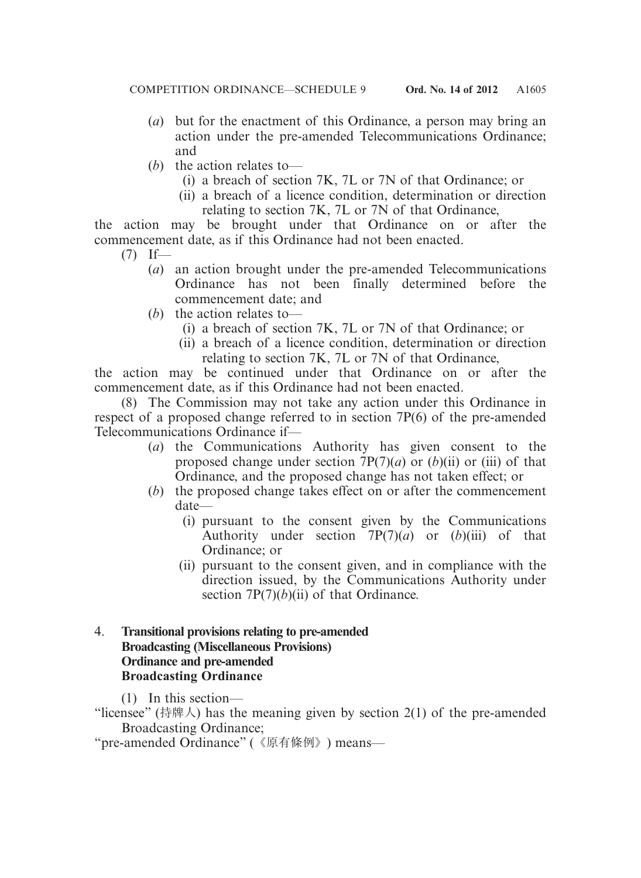(*a*) but for the enactment of this Ordinance, a person may bring an action under the pre-amended Telecommunications Ordinance; and

(*b*) the action relates to—

(i) a breach of section 7K, 7L or 7N of that Ordinance; or

(ii) a breach of a licence condition, determination or direction relating to section 7K, 7L or 7N of that Ordinance,

the action may be brought under that Ordinance on or after the commencement date, as if this Ordinance had not been enacted.

(7) If—

(*a*) an action brought under the pre-amended Telecommunications Ordinance has not been finally determined before the commencement date; and

(*b*) the action relates to—

(i) a breach of section 7K, 7L or 7N of that Ordinance; or

(ii) a breach of a licence condition, determination or direction relating to section 7K, 7L or 7N of that Ordinance,

the action may be continued under that Ordinance on or after the commencement date, as if this Ordinance had not been enacted.

(8) The Commission may not take any action under this Ordinance in respect of a proposed change referred to in section 7P(6) of the pre-amended Telecommunications Ordinance if—

(*a*) the Communications Authority has given consent to the proposed change under section 7P(7)(*a*) or (*b*)(ii) or (iii) of that Ordinance, and the proposed change has not taken effect; or

(*b*) the proposed change takes effect on or after the commencement date—

(i) pursuant to the consent given by the Communications Authority under section 7P(7)(*a*) or (*b*)(iii) of that Ordinance; or

(ii) pursuant to the consent given, and in compliance with the direction issued, by the Communications Authority under section 7P(7)(*b*)(ii) of that Ordinance.

### 4. Transitional provisions relating to pre-amended Broadcasting (Miscellaneous Provisions) Ordinance and pre-amended Broadcasting Ordinance

(1) In this section—

"licensee" (持牌人) has the meaning given by section 2(1) of the pre-amended Broadcasting Ordinance;

"pre-amended Ordinance" (《原有條例》) means—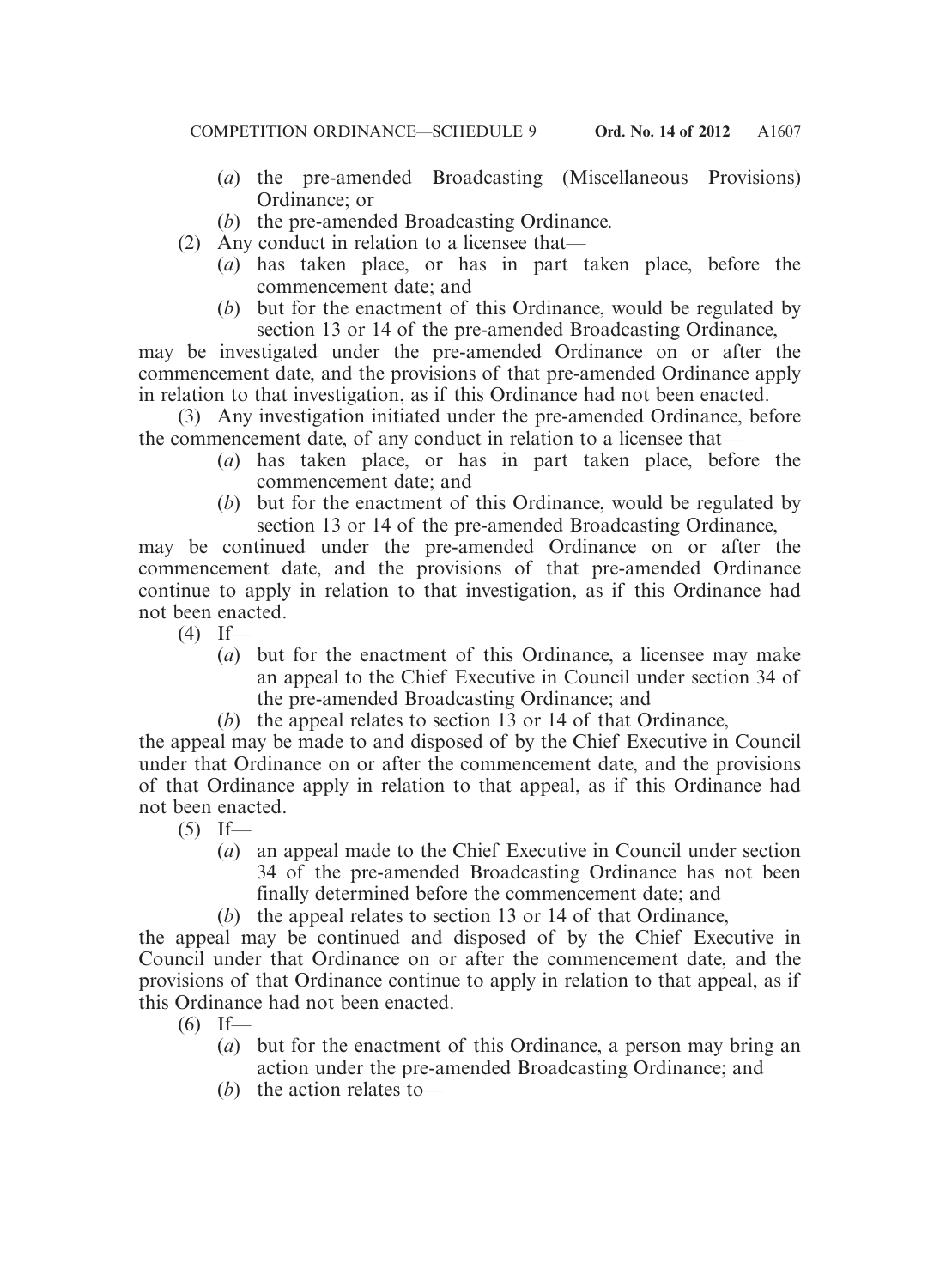(*a*) the pre-amended Broadcasting (Miscellaneous Provisions) Ordinance; or

(*b*) the pre-amended Broadcasting Ordinance.

(2) Any conduct in relation to a licensee that—

(*a*) has taken place, or has in part taken place, before the commencement date; and

(*b*) but for the enactment of this Ordinance, would be regulated by section 13 or 14 of the pre-amended Broadcasting Ordinance,

may be investigated under the pre-amended Ordinance on or after the commencement date, and the provisions of that pre-amended Ordinance apply in relation to that investigation, as if this Ordinance had not been enacted.

(3) Any investigation initiated under the pre-amended Ordinance, before the commencement date, of any conduct in relation to a licensee that—

(*a*) has taken place, or has in part taken place, before the commencement date; and

(*b*) but for the enactment of this Ordinance, would be regulated by section 13 or 14 of the pre-amended Broadcasting Ordinance,

may be continued under the pre-amended Ordinance on or after the commencement date, and the provisions of that pre-amended Ordinance continue to apply in relation to that investigation, as if this Ordinance had not been enacted.

(4) If—

(*a*) but for the enactment of this Ordinance, a licensee may make an appeal to the Chief Executive in Council under section 34 of the pre-amended Broadcasting Ordinance; and

(*b*) the appeal relates to section 13 or 14 of that Ordinance,

the appeal may be made to and disposed of by the Chief Executive in Council under that Ordinance on or after the commencement date, and the provisions of that Ordinance apply in relation to that appeal, as if this Ordinance had not been enacted.

(5) If—

(*a*) an appeal made to the Chief Executive in Council under section 34 of the pre-amended Broadcasting Ordinance has not been finally determined before the commencement date; and

(*b*) the appeal relates to section 13 or 14 of that Ordinance,

the appeal may be continued and disposed of by the Chief Executive in Council under that Ordinance on or after the commencement date, and the provisions of that Ordinance continue to apply in relation to that appeal, as if this Ordinance had not been enacted.

(6) If—

(*a*) but for the enactment of this Ordinance, a person may bring an action under the pre-amended Broadcasting Ordinance; and

(*b*) the action relates to—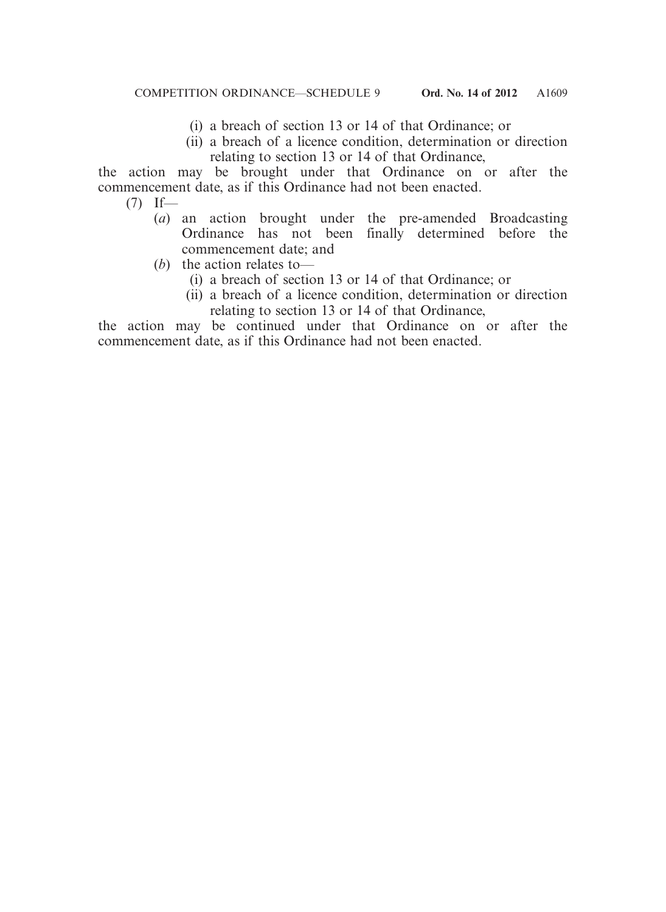(i) a breach of section 13 or 14 of that Ordinance; or

(ii) a breach of a licence condition, determination or direction relating to section 13 or 14 of that Ordinance,

the action may be brought under that Ordinance on or after the commencement date, as if this Ordinance had not been enacted.

(7) If—

(*a*) an action brought under the pre-amended Broadcasting Ordinance has not been finally determined before the commencement date; and

(*b*) the action relates to—

(i) a breach of section 13 or 14 of that Ordinance; or

(ii) a breach of a licence condition, determination or direction relating to section 13 or 14 of that Ordinance,

the action may be continued under that Ordinance on or after the commencement date, as if this Ordinance had not been enacted.